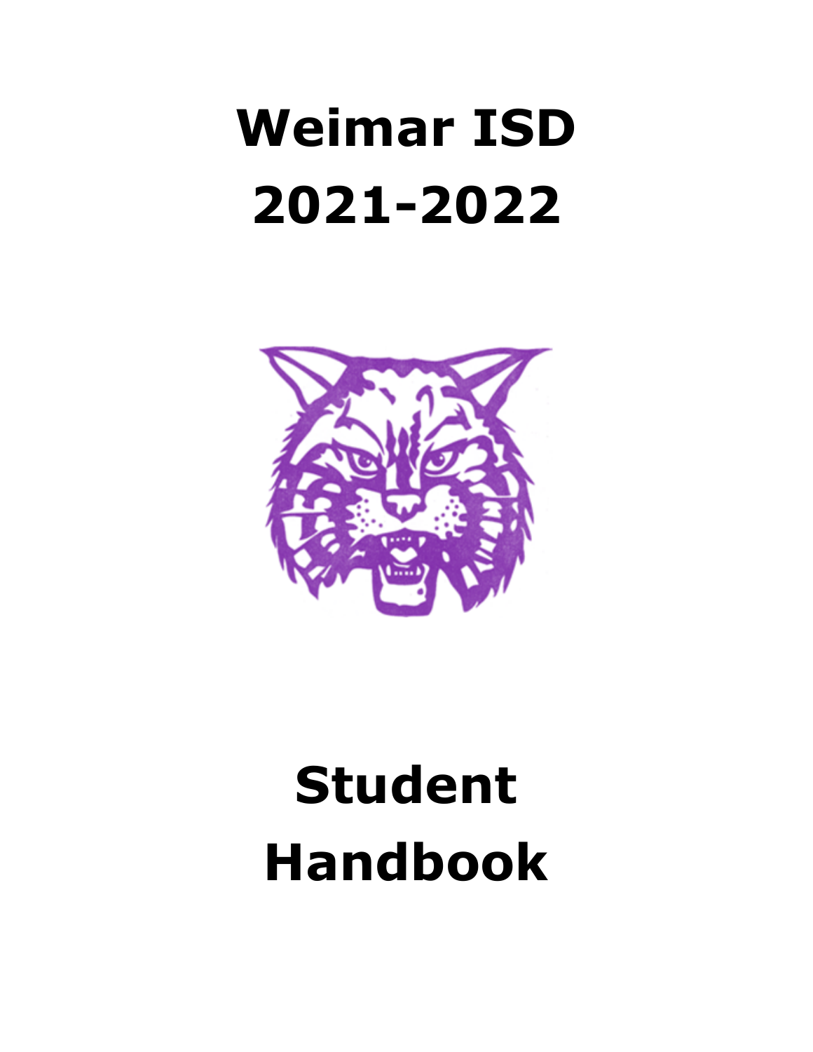# Weimar ISD
# 2021-2022

# Student Handbook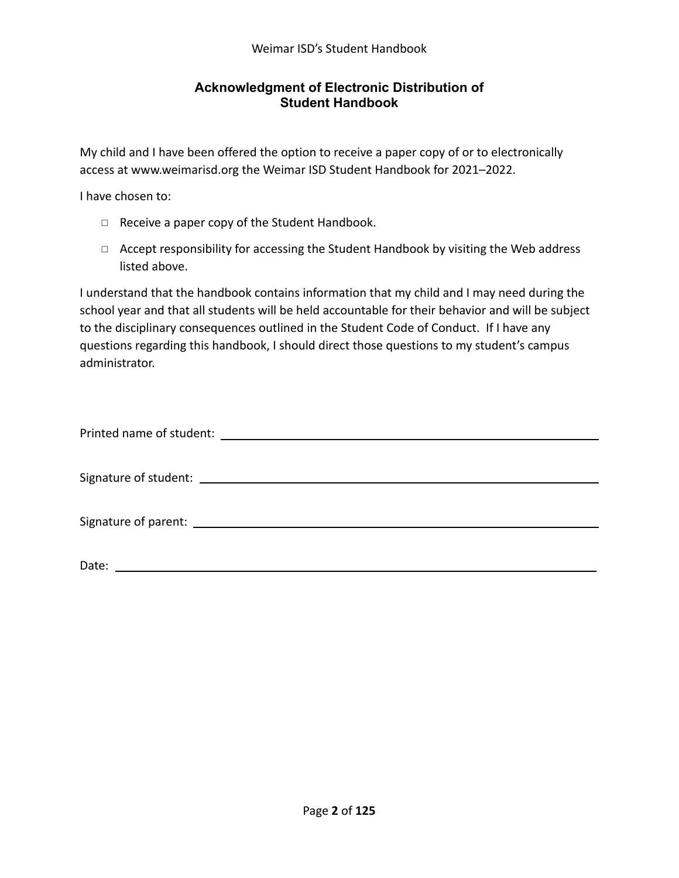## Acknowledgment of Electronic Distribution of Student Handbook

My child and I have been offered the option to receive a paper copy of or to electronically access at www.weimarisd.org the Weimar ISD Student Handbook for 2021–2022.

I have chosen to:

- □ Receive a paper copy of the Student Handbook.
- □ Accept responsibility for accessing the Student Handbook by visiting the Web address listed above.

I understand that the handbook contains information that my child and I may need during the school year and that all students will be held accountable for their behavior and will be subject to the disciplinary consequences outlined in the Student Code of Conduct. If I have any questions regarding this handbook, I should direct those questions to my student's campus administrator.

Printed name of student: ______________________________________________

Signature of student: ______________________________________________

Signature of parent: ______________________________________________

Date: ______________________________________________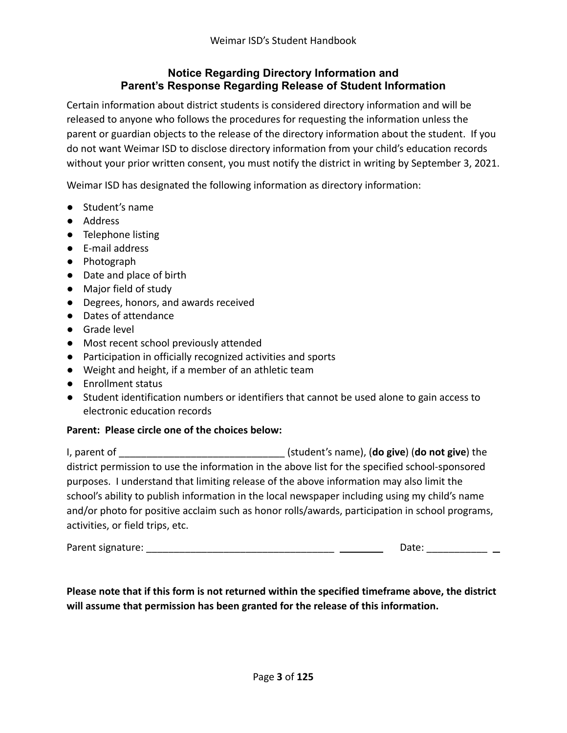## Notice Regarding Directory Information and Parent's Response Regarding Release of Student Information

Certain information about district students is considered directory information and will be released to anyone who follows the procedures for requesting the information unless the parent or guardian objects to the release of the directory information about the student. If you do not want Weimar ISD to disclose directory information from your child's education records without your prior written consent, you must notify the district in writing by September 3, 2021.

Weimar ISD has designated the following information as directory information:

- Student's name
- Address
- Telephone listing
- E-mail address
- Photograph
- Date and place of birth
- Major field of study
- Degrees, honors, and awards received
- Dates of attendance
- Grade level
- Most recent school previously attended
- Participation in officially recognized activities and sports
- Weight and height, if a member of an athletic team
- Enrollment status
- Student identification numbers or identifiers that cannot be used alone to gain access to electronic education records

**Parent: Please circle one of the choices below:**

I, parent of ______________________________ (student's name), (**do give**) (**do not give**) the district permission to use the information in the above list for the specified school-sponsored purposes. I understand that limiting release of the above information may also limit the school's ability to publish information in the local newspaper including using my child's name and/or photo for positive acclaim such as honor rolls/awards, participation in school programs, activities, or field trips, etc.

Parent signature: __________________________________________ Date: ____________

**Please note that if this form is not returned within the specified timeframe above, the district will assume that permission has been granted for the release of this information.**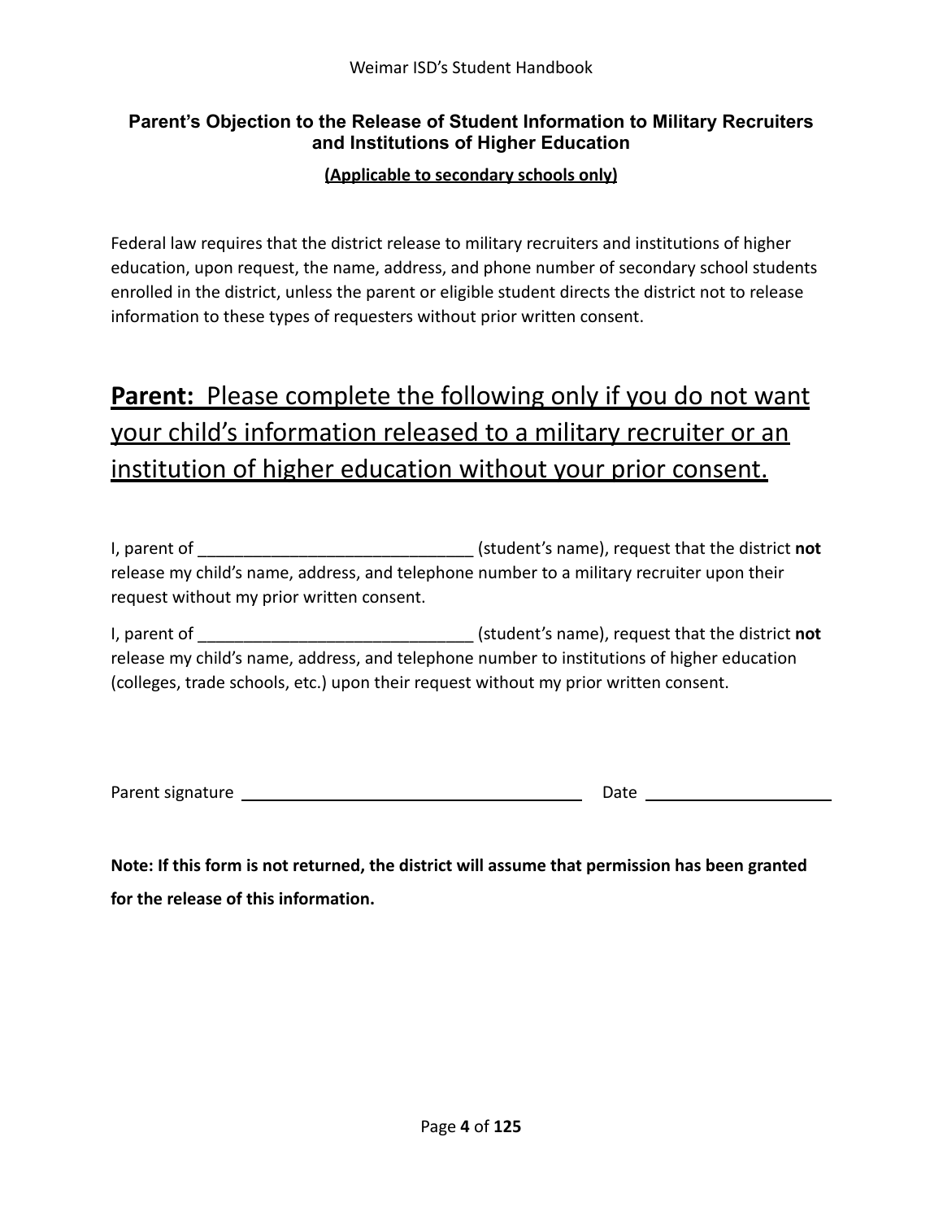## Parent's Objection to the Release of Student Information to Military Recruiters and Institutions of Higher Education

**(Applicable to secondary schools only)**

Federal law requires that the district release to military recruiters and institutions of higher education, upon request, the name, address, and phone number of secondary school students enrolled in the district, unless the parent or eligible student directs the district not to release information to these types of requesters without prior written consent.

**Parent:** Please complete the following only if you do not want your child's information released to a military recruiter or an institution of higher education without your prior consent.

I, parent of ______________________________ (student's name), request that the district **not** release my child's name, address, and telephone number to a military recruiter upon their request without my prior written consent.

I, parent of ______________________________ (student's name), request that the district **not** release my child's name, address, and telephone number to institutions of higher education (colleges, trade schools, etc.) upon their request without my prior written consent.

Parent signature ______________________________ Date ____________________

**Note: If this form is not returned, the district will assume that permission has been granted for the release of this information.**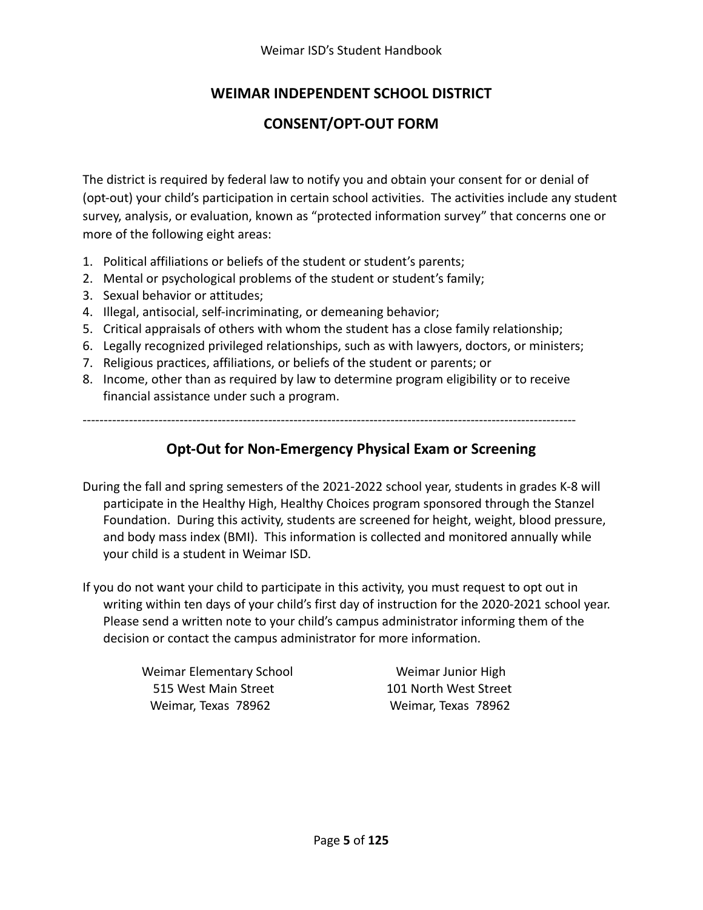# WEIMAR INDEPENDENT SCHOOL DISTRICT

# CONSENT/OPT-OUT FORM

The district is required by federal law to notify you and obtain your consent for or denial of (opt-out) your child's participation in certain school activities. The activities include any student survey, analysis, or evaluation, known as "protected information survey" that concerns one or more of the following eight areas:

1. Political affiliations or beliefs of the student or student's parents;
2. Mental or psychological problems of the student or student's family;
3. Sexual behavior or attitudes;
4. Illegal, antisocial, self-incriminating, or demeaning behavior;
5. Critical appraisals of others with whom the student has a close family relationship;
6. Legally recognized privileged relationships, such as with lawyers, doctors, or ministers;
7. Religious practices, affiliations, or beliefs of the student or parents; or
8. Income, other than as required by law to determine program eligibility or to receive financial assistance under such a program.

---

## Opt-Out for Non-Emergency Physical Exam or Screening

During the fall and spring semesters of the 2021-2022 school year, students in grades K-8 will participate in the Healthy High, Healthy Choices program sponsored through the Stanzel Foundation. During this activity, students are screened for height, weight, blood pressure, and body mass index (BMI). This information is collected and monitored annually while your child is a student in Weimar ISD.

If you do not want your child to participate in this activity, you must request to opt out in writing within ten days of your child's first day of instruction for the 2020-2021 school year. Please send a written note to your child's campus administrator informing them of the decision or contact the campus administrator for more information.

Weimar Elementary School
515 West Main Street
Weimar, Texas 78962

Weimar Junior High
101 North West Street
Weimar, Texas 78962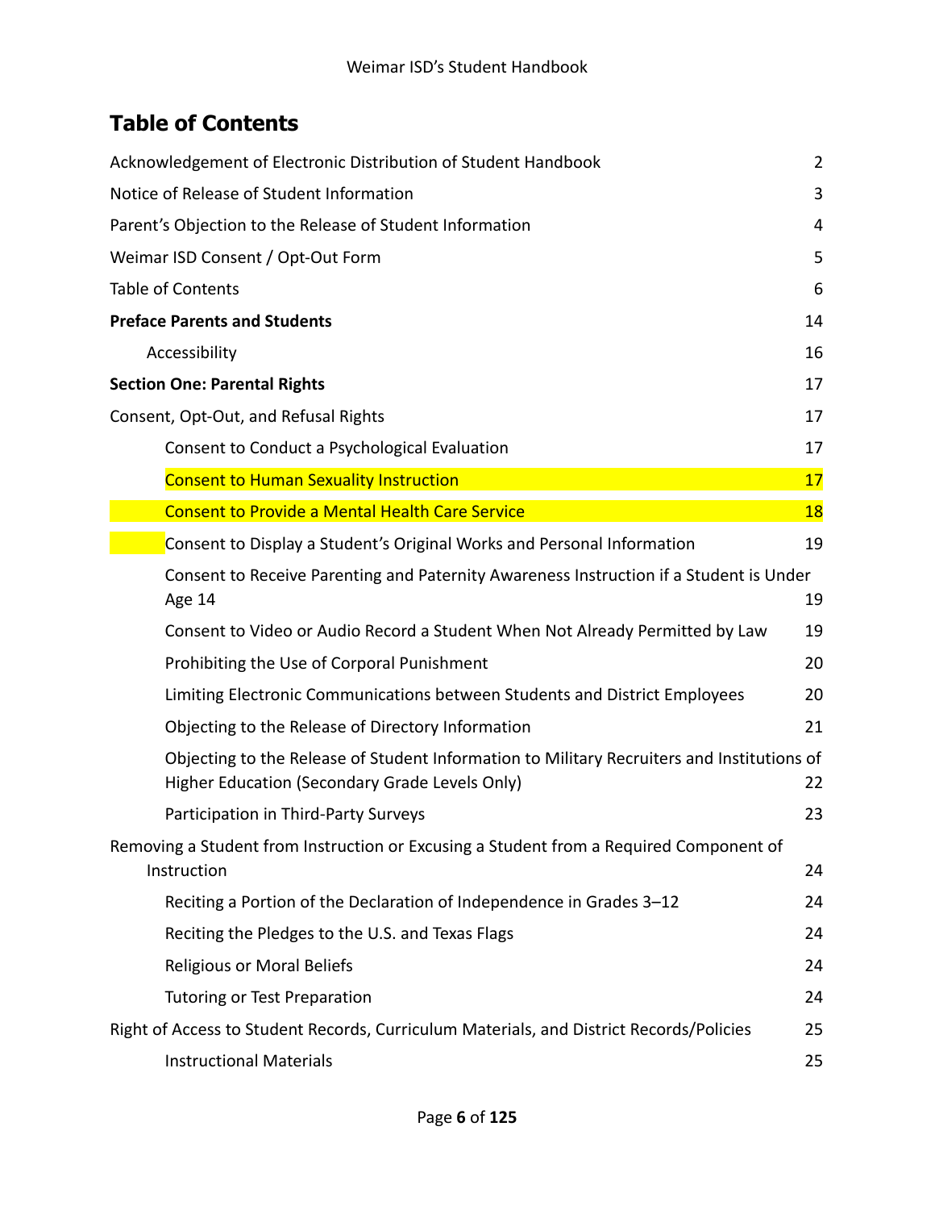## Table of Contents

| | |
|---|---|
| Acknowledgement of Electronic Distribution of Student Handbook | 2 |
| Notice of Release of Student Information | 3 |
| Parent's Objection to the Release of Student Information | 4 |
| Weimar ISD Consent / Opt-Out Form | 5 |
| Table of Contents | 6 |
| **Preface Parents and Students** | 14 |
| Accessibility | 16 |
| **Section One: Parental Rights** | 17 |
| Consent, Opt-Out, and Refusal Rights | 17 |
| Consent to Conduct a Psychological Evaluation | 17 |
| Consent to Human Sexuality Instruction | 17 |
| Consent to Provide a Mental Health Care Service | 18 |
| Consent to Display a Student's Original Works and Personal Information | 19 |
| Consent to Receive Parenting and Paternity Awareness Instruction if a Student is Under Age 14 | 19 |
| Consent to Video or Audio Record a Student When Not Already Permitted by Law | 19 |
| Prohibiting the Use of Corporal Punishment | 20 |
| Limiting Electronic Communications between Students and District Employees | 20 |
| Objecting to the Release of Directory Information | 21 |
| Objecting to the Release of Student Information to Military Recruiters and Institutions of Higher Education (Secondary Grade Levels Only) | 22 |
| Participation in Third-Party Surveys | 23 |
| Removing a Student from Instruction or Excusing a Student from a Required Component of Instruction | 24 |
| Reciting a Portion of the Declaration of Independence in Grades 3–12 | 24 |
| Reciting the Pledges to the U.S. and Texas Flags | 24 |
| Religious or Moral Beliefs | 24 |
| Tutoring or Test Preparation | 24 |
| Right of Access to Student Records, Curriculum Materials, and District Records/Policies | 25 |
| Instructional Materials | 25 |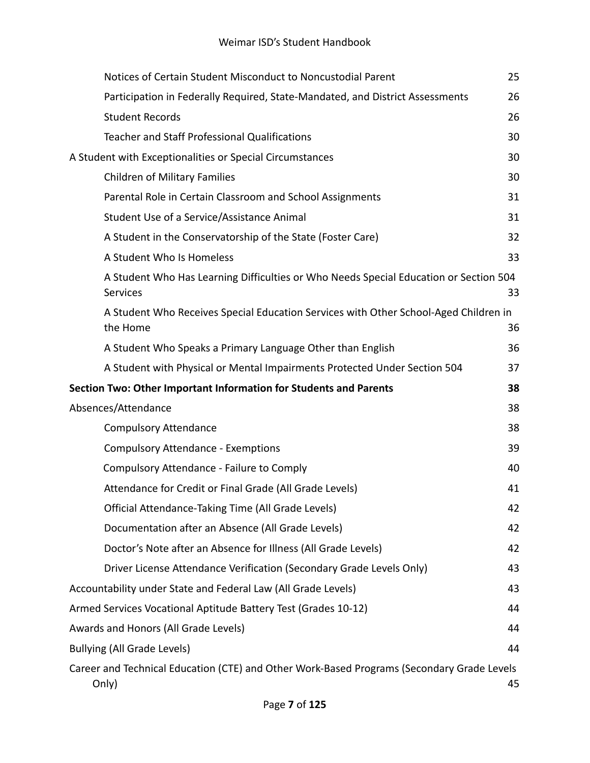| | |
|---|---|
| Notices of Certain Student Misconduct to Noncustodial Parent | 25 |
| Participation in Federally Required, State-Mandated, and District Assessments | 26 |
| Student Records | 26 |
| Teacher and Staff Professional Qualifications | 30 |
| A Student with Exceptionalities or Special Circumstances | 30 |
| Children of Military Families | 30 |
| Parental Role in Certain Classroom and School Assignments | 31 |
| Student Use of a Service/Assistance Animal | 31 |
| A Student in the Conservatorship of the State (Foster Care) | 32 |
| A Student Who Is Homeless | 33 |
| A Student Who Has Learning Difficulties or Who Needs Special Education or Section 504 Services | 33 |
| A Student Who Receives Special Education Services with Other School-Aged Children in the Home | 36 |
| A Student Who Speaks a Primary Language Other than English | 36 |
| A Student with Physical or Mental Impairments Protected Under Section 504 | 37 |
| **Section Two: Other Important Information for Students and Parents** | **38** |
| Absences/Attendance | 38 |
| Compulsory Attendance | 38 |
| Compulsory Attendance - Exemptions | 39 |
| Compulsory Attendance - Failure to Comply | 40 |
| Attendance for Credit or Final Grade (All Grade Levels) | 41 |
| Official Attendance-Taking Time (All Grade Levels) | 42 |
| Documentation after an Absence (All Grade Levels) | 42 |
| Doctor's Note after an Absence for Illness (All Grade Levels) | 42 |
| Driver License Attendance Verification (Secondary Grade Levels Only) | 43 |
| Accountability under State and Federal Law (All Grade Levels) | 43 |
| Armed Services Vocational Aptitude Battery Test (Grades 10-12) | 44 |
| Awards and Honors (All Grade Levels) | 44 |
| Bullying (All Grade Levels) | 44 |
| Career and Technical Education (CTE) and Other Work-Based Programs (Secondary Grade Levels Only) | 45 |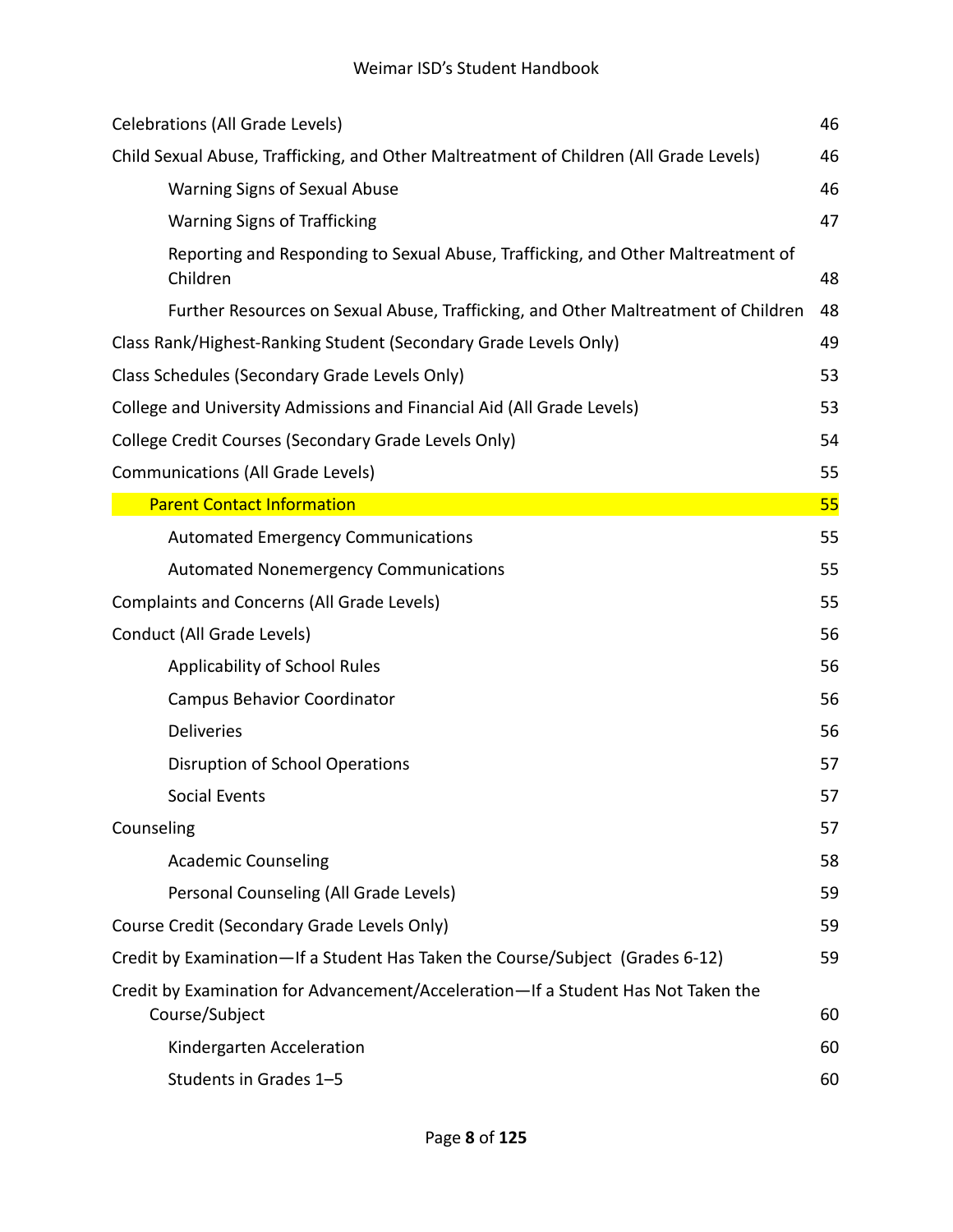| | |
|---|---|
| Celebrations (All Grade Levels) | 46 |
| Child Sexual Abuse, Trafficking, and Other Maltreatment of Children (All Grade Levels) | 46 |
| Warning Signs of Sexual Abuse | 46 |
| Warning Signs of Trafficking | 47 |
| Reporting and Responding to Sexual Abuse, Trafficking, and Other Maltreatment of Children | 48 |
| Further Resources on Sexual Abuse, Trafficking, and Other Maltreatment of Children | 48 |
| Class Rank/Highest-Ranking Student (Secondary Grade Levels Only) | 49 |
| Class Schedules (Secondary Grade Levels Only) | 53 |
| College and University Admissions and Financial Aid (All Grade Levels) | 53 |
| College Credit Courses (Secondary Grade Levels Only) | 54 |
| Communications (All Grade Levels) | 55 |
| Parent Contact Information | 55 |
| Automated Emergency Communications | 55 |
| Automated Nonemergency Communications | 55 |
| Complaints and Concerns (All Grade Levels) | 55 |
| Conduct (All Grade Levels) | 56 |
| Applicability of School Rules | 56 |
| Campus Behavior Coordinator | 56 |
| Deliveries | 56 |
| Disruption of School Operations | 57 |
| Social Events | 57 |
| Counseling | 57 |
| Academic Counseling | 58 |
| Personal Counseling (All Grade Levels) | 59 |
| Course Credit (Secondary Grade Levels Only) | 59 |
| Credit by Examination—If a Student Has Taken the Course/Subject (Grades 6-12) | 59 |
| Credit by Examination for Advancement/Acceleration—If a Student Has Not Taken the Course/Subject | 60 |
| Kindergarten Acceleration | 60 |
| Students in Grades 1–5 | 60 |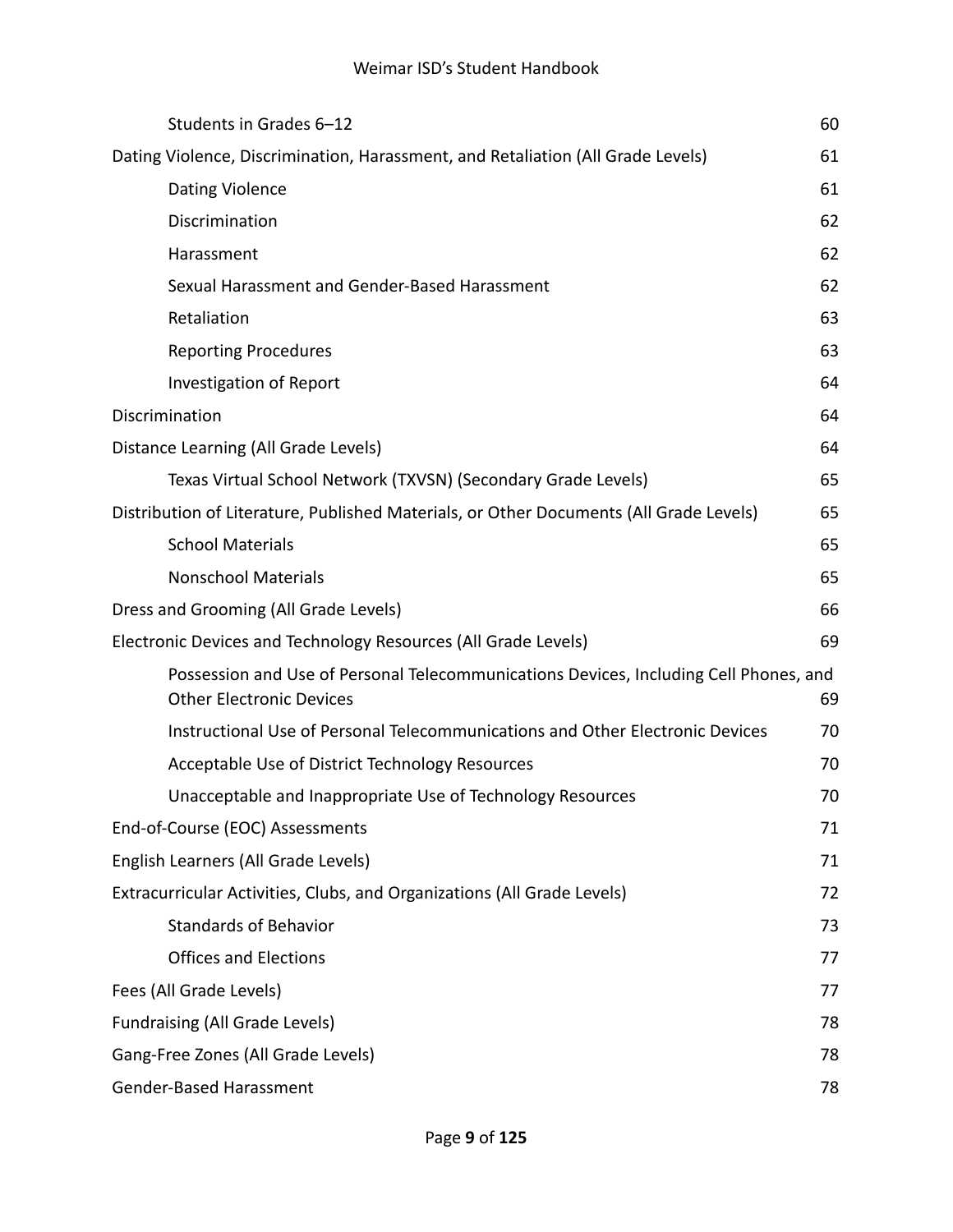| | |
|---|---|
| Students in Grades 6–12 | 60 |
| Dating Violence, Discrimination, Harassment, and Retaliation (All Grade Levels) | 61 |
| Dating Violence | 61 |
| Discrimination | 62 |
| Harassment | 62 |
| Sexual Harassment and Gender-Based Harassment | 62 |
| Retaliation | 63 |
| Reporting Procedures | 63 |
| Investigation of Report | 64 |
| Discrimination | 64 |
| Distance Learning (All Grade Levels) | 64 |
| Texas Virtual School Network (TXVSN) (Secondary Grade Levels) | 65 |
| Distribution of Literature, Published Materials, or Other Documents (All Grade Levels) | 65 |
| School Materials | 65 |
| Nonschool Materials | 65 |
| Dress and Grooming (All Grade Levels) | 66 |
| Electronic Devices and Technology Resources (All Grade Levels) | 69 |
| Possession and Use of Personal Telecommunications Devices, Including Cell Phones, and Other Electronic Devices | 69 |
| Instructional Use of Personal Telecommunications and Other Electronic Devices | 70 |
| Acceptable Use of District Technology Resources | 70 |
| Unacceptable and Inappropriate Use of Technology Resources | 70 |
| End-of-Course (EOC) Assessments | 71 |
| English Learners (All Grade Levels) | 71 |
| Extracurricular Activities, Clubs, and Organizations (All Grade Levels) | 72 |
| Standards of Behavior | 73 |
| Offices and Elections | 77 |
| Fees (All Grade Levels) | 77 |
| Fundraising (All Grade Levels) | 78 |
| Gang-Free Zones (All Grade Levels) | 78 |
| Gender-Based Harassment | 78 |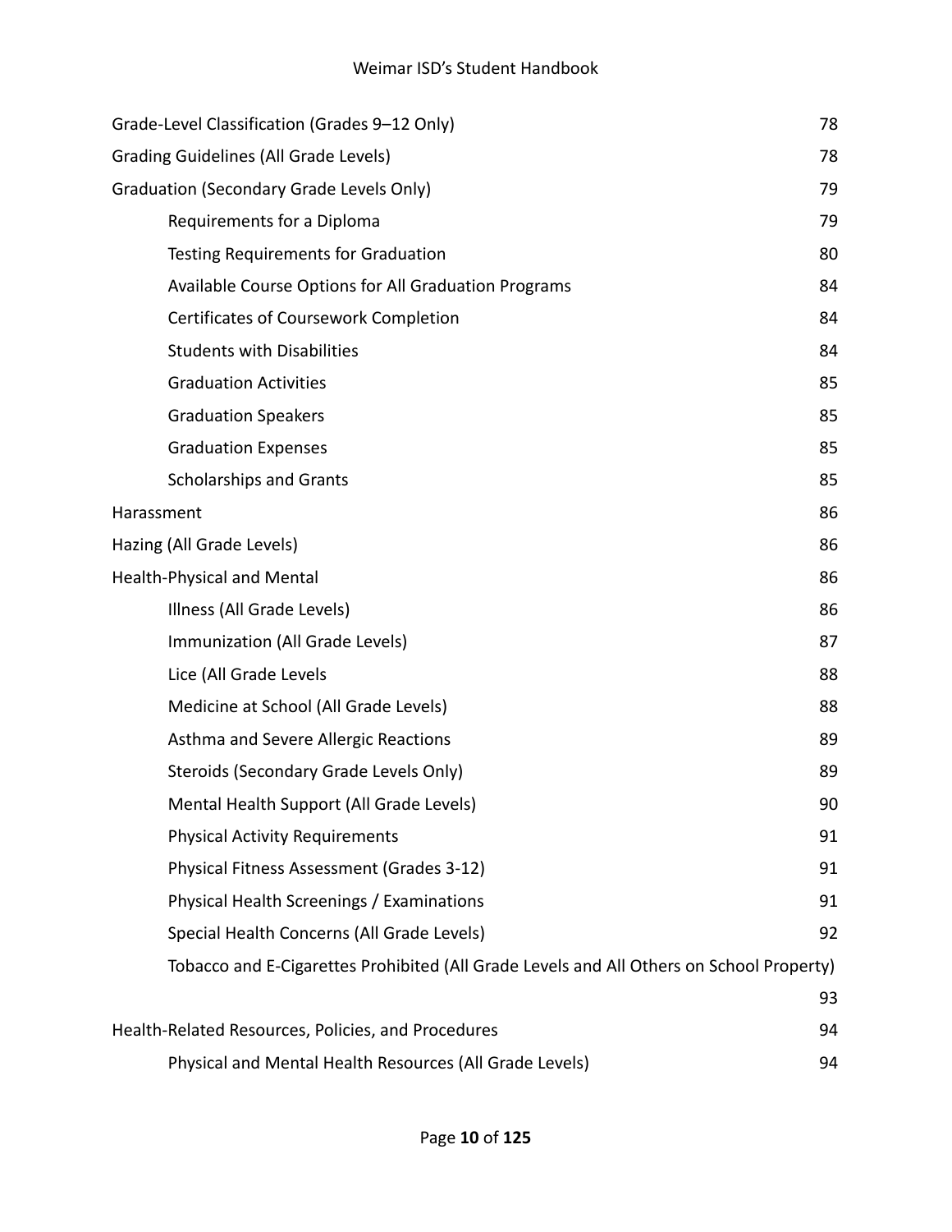| | |
|---|---|
| Grade-Level Classification (Grades 9–12 Only) | 78 |
| Grading Guidelines (All Grade Levels) | 78 |
| Graduation (Secondary Grade Levels Only) | 79 |
| &nbsp;&nbsp;&nbsp;&nbsp;Requirements for a Diploma | 79 |
| &nbsp;&nbsp;&nbsp;&nbsp;Testing Requirements for Graduation | 80 |
| &nbsp;&nbsp;&nbsp;&nbsp;Available Course Options for All Graduation Programs | 84 |
| &nbsp;&nbsp;&nbsp;&nbsp;Certificates of Coursework Completion | 84 |
| &nbsp;&nbsp;&nbsp;&nbsp;Students with Disabilities | 84 |
| &nbsp;&nbsp;&nbsp;&nbsp;Graduation Activities | 85 |
| &nbsp;&nbsp;&nbsp;&nbsp;Graduation Speakers | 85 |
| &nbsp;&nbsp;&nbsp;&nbsp;Graduation Expenses | 85 |
| &nbsp;&nbsp;&nbsp;&nbsp;Scholarships and Grants | 85 |
| Harassment | 86 |
| Hazing (All Grade Levels) | 86 |
| Health-Physical and Mental | 86 |
| &nbsp;&nbsp;&nbsp;&nbsp;Illness (All Grade Levels) | 86 |
| &nbsp;&nbsp;&nbsp;&nbsp;Immunization (All Grade Levels) | 87 |
| &nbsp;&nbsp;&nbsp;&nbsp;Lice (All Grade Levels | 88 |
| &nbsp;&nbsp;&nbsp;&nbsp;Medicine at School (All Grade Levels) | 88 |
| &nbsp;&nbsp;&nbsp;&nbsp;Asthma and Severe Allergic Reactions | 89 |
| &nbsp;&nbsp;&nbsp;&nbsp;Steroids (Secondary Grade Levels Only) | 89 |
| &nbsp;&nbsp;&nbsp;&nbsp;Mental Health Support (All Grade Levels) | 90 |
| &nbsp;&nbsp;&nbsp;&nbsp;Physical Activity Requirements | 91 |
| &nbsp;&nbsp;&nbsp;&nbsp;Physical Fitness Assessment (Grades 3-12) | 91 |
| &nbsp;&nbsp;&nbsp;&nbsp;Physical Health Screenings / Examinations | 91 |
| &nbsp;&nbsp;&nbsp;&nbsp;Special Health Concerns (All Grade Levels) | 92 |
| &nbsp;&nbsp;&nbsp;&nbsp;Tobacco and E-Cigarettes Prohibited (All Grade Levels and All Others on School Property) | 93 |
| Health-Related Resources, Policies, and Procedures | 94 |
| &nbsp;&nbsp;&nbsp;&nbsp;Physical and Mental Health Resources (All Grade Levels) | 94 |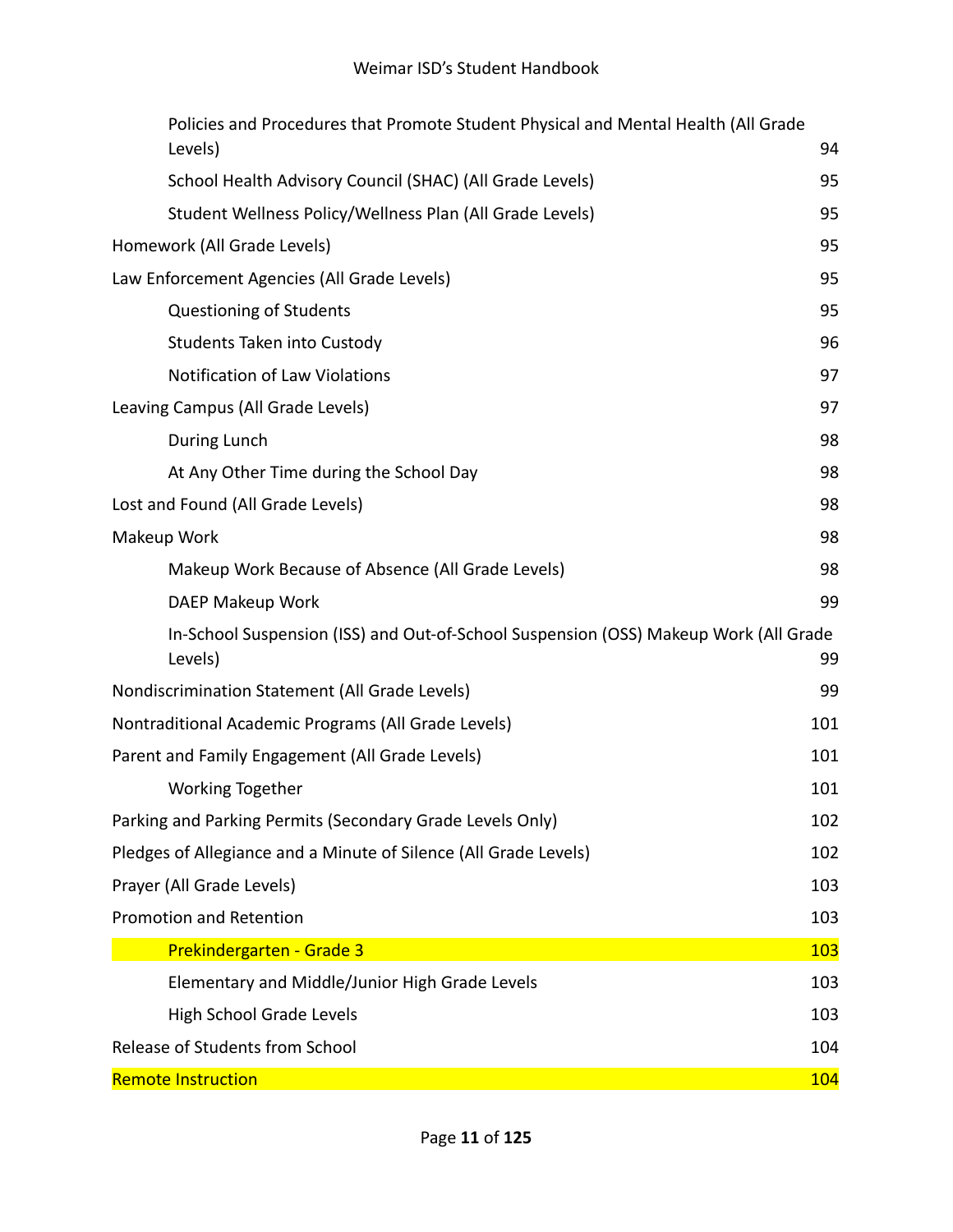| | |
|---|---|
| Policies and Procedures that Promote Student Physical and Mental Health (All Grade Levels) | 94 |
| School Health Advisory Council (SHAC) (All Grade Levels) | 95 |
| Student Wellness Policy/Wellness Plan (All Grade Levels) | 95 |
| Homework (All Grade Levels) | 95 |
| Law Enforcement Agencies (All Grade Levels) | 95 |
| Questioning of Students | 95 |
| Students Taken into Custody | 96 |
| Notification of Law Violations | 97 |
| Leaving Campus (All Grade Levels) | 97 |
| During Lunch | 98 |
| At Any Other Time during the School Day | 98 |
| Lost and Found (All Grade Levels) | 98 |
| Makeup Work | 98 |
| Makeup Work Because of Absence (All Grade Levels) | 98 |
| DAEP Makeup Work | 99 |
| In-School Suspension (ISS) and Out-of-School Suspension (OSS) Makeup Work (All Grade Levels) | 99 |
| Nondiscrimination Statement (All Grade Levels) | 99 |
| Nontraditional Academic Programs (All Grade Levels) | 101 |
| Parent and Family Engagement (All Grade Levels) | 101 |
| Working Together | 101 |
| Parking and Parking Permits (Secondary Grade Levels Only) | 102 |
| Pledges of Allegiance and a Minute of Silence (All Grade Levels) | 102 |
| Prayer (All Grade Levels) | 103 |
| Promotion and Retention | 103 |
| Prekindergarten - Grade 3 | 103 |
| Elementary and Middle/Junior High Grade Levels | 103 |
| High School Grade Levels | 103 |
| Release of Students from School | 104 |
| Remote Instruction | 104 |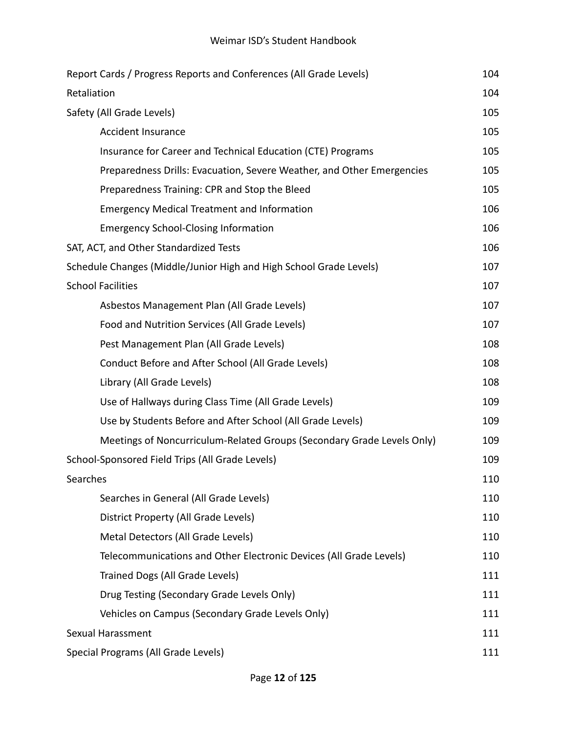- Report Cards / Progress Reports and Conferences (All Grade Levels) 104
- Retaliation 104
- Safety (All Grade Levels) 105
    - Accident Insurance 105
    - Insurance for Career and Technical Education (CTE) Programs 105
    - Preparedness Drills: Evacuation, Severe Weather, and Other Emergencies 105
    - Preparedness Training: CPR and Stop the Bleed 105
    - Emergency Medical Treatment and Information 106
    - Emergency School-Closing Information 106
- SAT, ACT, and Other Standardized Tests 106
- Schedule Changes (Middle/Junior High and High School Grade Levels) 107
- School Facilities 107
    - Asbestos Management Plan (All Grade Levels) 107
    - Food and Nutrition Services (All Grade Levels) 107
    - Pest Management Plan (All Grade Levels) 108
    - Conduct Before and After School (All Grade Levels) 108
    - Library (All Grade Levels) 108
    - Use of Hallways during Class Time (All Grade Levels) 109
    - Use by Students Before and After School (All Grade Levels) 109
    - Meetings of Noncurriculum-Related Groups (Secondary Grade Levels Only) 109
- School-Sponsored Field Trips (All Grade Levels) 109
- Searches 110
    - Searches in General (All Grade Levels) 110
    - District Property (All Grade Levels) 110
    - Metal Detectors (All Grade Levels) 110
    - Telecommunications and Other Electronic Devices (All Grade Levels) 110
    - Trained Dogs (All Grade Levels) 111
    - Drug Testing (Secondary Grade Levels Only) 111
    - Vehicles on Campus (Secondary Grade Levels Only) 111
- Sexual Harassment 111
- Special Programs (All Grade Levels) 111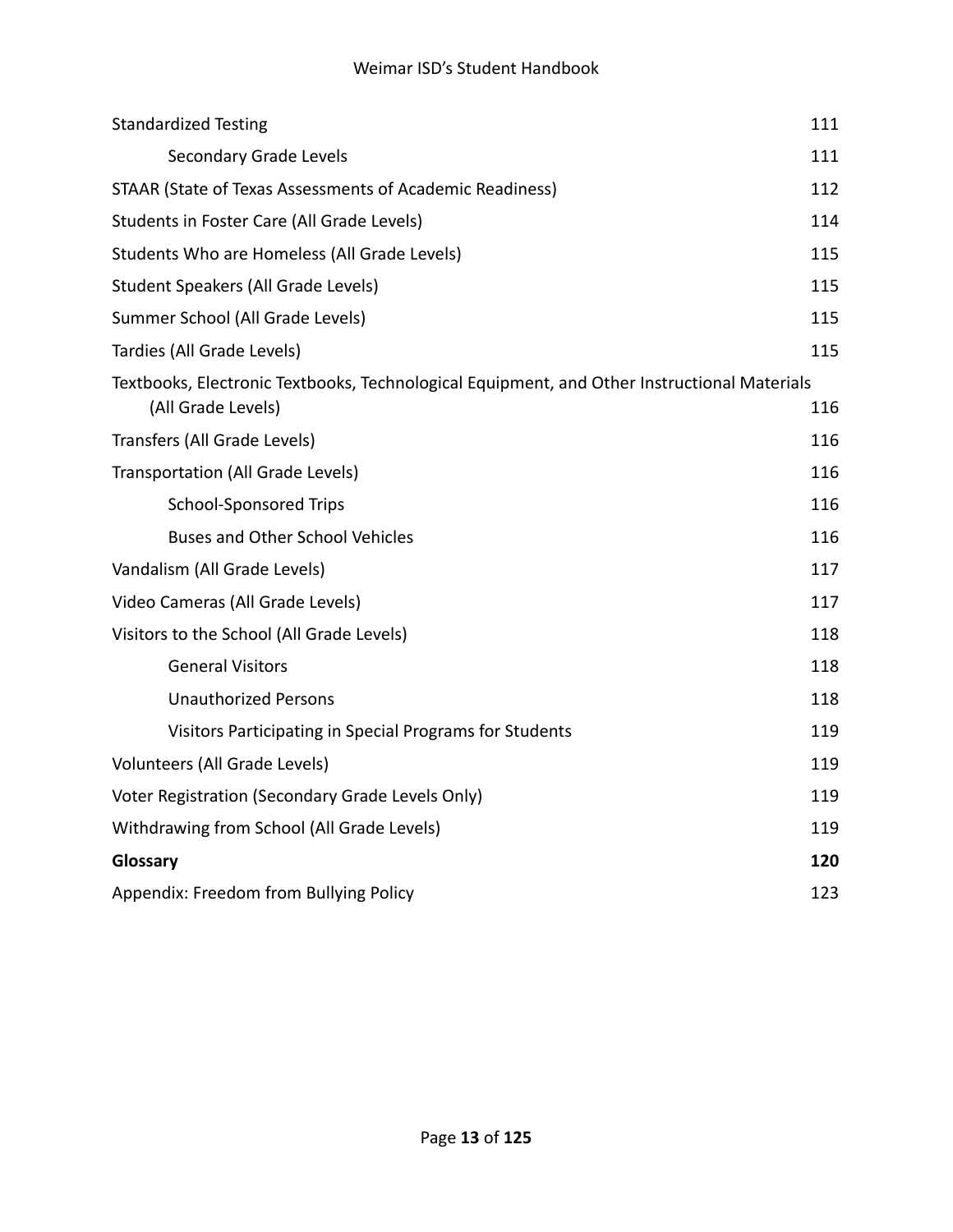| | |
|---|---|
| Standardized Testing | 111 |
| &nbsp;&nbsp;&nbsp;&nbsp;Secondary Grade Levels | 111 |
| STAAR (State of Texas Assessments of Academic Readiness) | 112 |
| Students in Foster Care (All Grade Levels) | 114 |
| Students Who are Homeless (All Grade Levels) | 115 |
| Student Speakers (All Grade Levels) | 115 |
| Summer School (All Grade Levels) | 115 |
| Tardies (All Grade Levels) | 115 |
| Textbooks, Electronic Textbooks, Technological Equipment, and Other Instructional Materials (All Grade Levels) | 116 |
| Transfers (All Grade Levels) | 116 |
| Transportation (All Grade Levels) | 116 |
| &nbsp;&nbsp;&nbsp;&nbsp;School-Sponsored Trips | 116 |
| &nbsp;&nbsp;&nbsp;&nbsp;Buses and Other School Vehicles | 116 |
| Vandalism (All Grade Levels) | 117 |
| Video Cameras (All Grade Levels) | 117 |
| Visitors to the School (All Grade Levels) | 118 |
| &nbsp;&nbsp;&nbsp;&nbsp;General Visitors | 118 |
| &nbsp;&nbsp;&nbsp;&nbsp;Unauthorized Persons | 118 |
| &nbsp;&nbsp;&nbsp;&nbsp;Visitors Participating in Special Programs for Students | 119 |
| Volunteers (All Grade Levels) | 119 |
| Voter Registration (Secondary Grade Levels Only) | 119 |
| Withdrawing from School (All Grade Levels) | 119 |
| **Glossary** | **120** |
| Appendix: Freedom from Bullying Policy | 123 |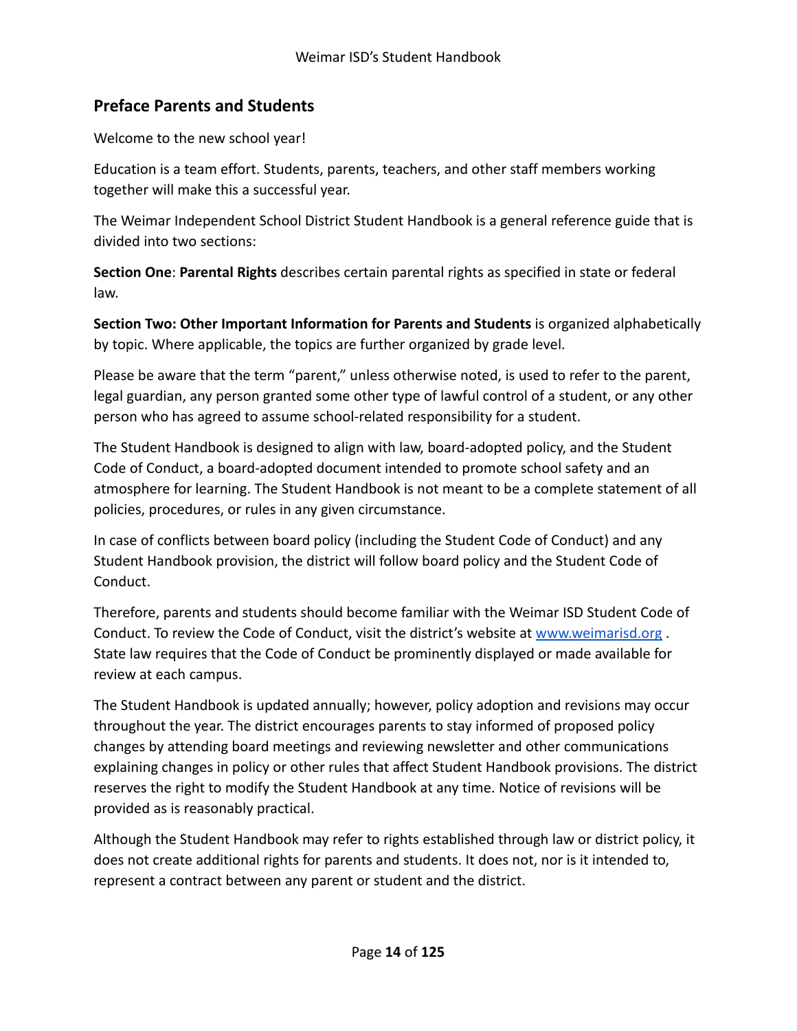## Preface Parents and Students

Welcome to the new school year!

Education is a team effort. Students, parents, teachers, and other staff members working together will make this a successful year.

The Weimar Independent School District Student Handbook is a general reference guide that is divided into two sections:

**Section One**: **Parental Rights** describes certain parental rights as specified in state or federal law.

**Section Two: Other Important Information for Parents and Students** is organized alphabetically by topic. Where applicable, the topics are further organized by grade level.

Please be aware that the term "parent," unless otherwise noted, is used to refer to the parent, legal guardian, any person granted some other type of lawful control of a student, or any other person who has agreed to assume school-related responsibility for a student.

The Student Handbook is designed to align with law, board-adopted policy, and the Student Code of Conduct, a board-adopted document intended to promote school safety and an atmosphere for learning. The Student Handbook is not meant to be a complete statement of all policies, procedures, or rules in any given circumstance.

In case of conflicts between board policy (including the Student Code of Conduct) and any Student Handbook provision, the district will follow board policy and the Student Code of Conduct.

Therefore, parents and students should become familiar with the Weimar ISD Student Code of Conduct. To review the Code of Conduct, visit the district's website at [www.weimarisd.org](http://www.weimarisd.org) . State law requires that the Code of Conduct be prominently displayed or made available for review at each campus.

The Student Handbook is updated annually; however, policy adoption and revisions may occur throughout the year. The district encourages parents to stay informed of proposed policy changes by attending board meetings and reviewing newsletter and other communications explaining changes in policy or other rules that affect Student Handbook provisions. The district reserves the right to modify the Student Handbook at any time. Notice of revisions will be provided as is reasonably practical.

Although the Student Handbook may refer to rights established through law or district policy, it does not create additional rights for parents and students. It does not, nor is it intended to, represent a contract between any parent or student and the district.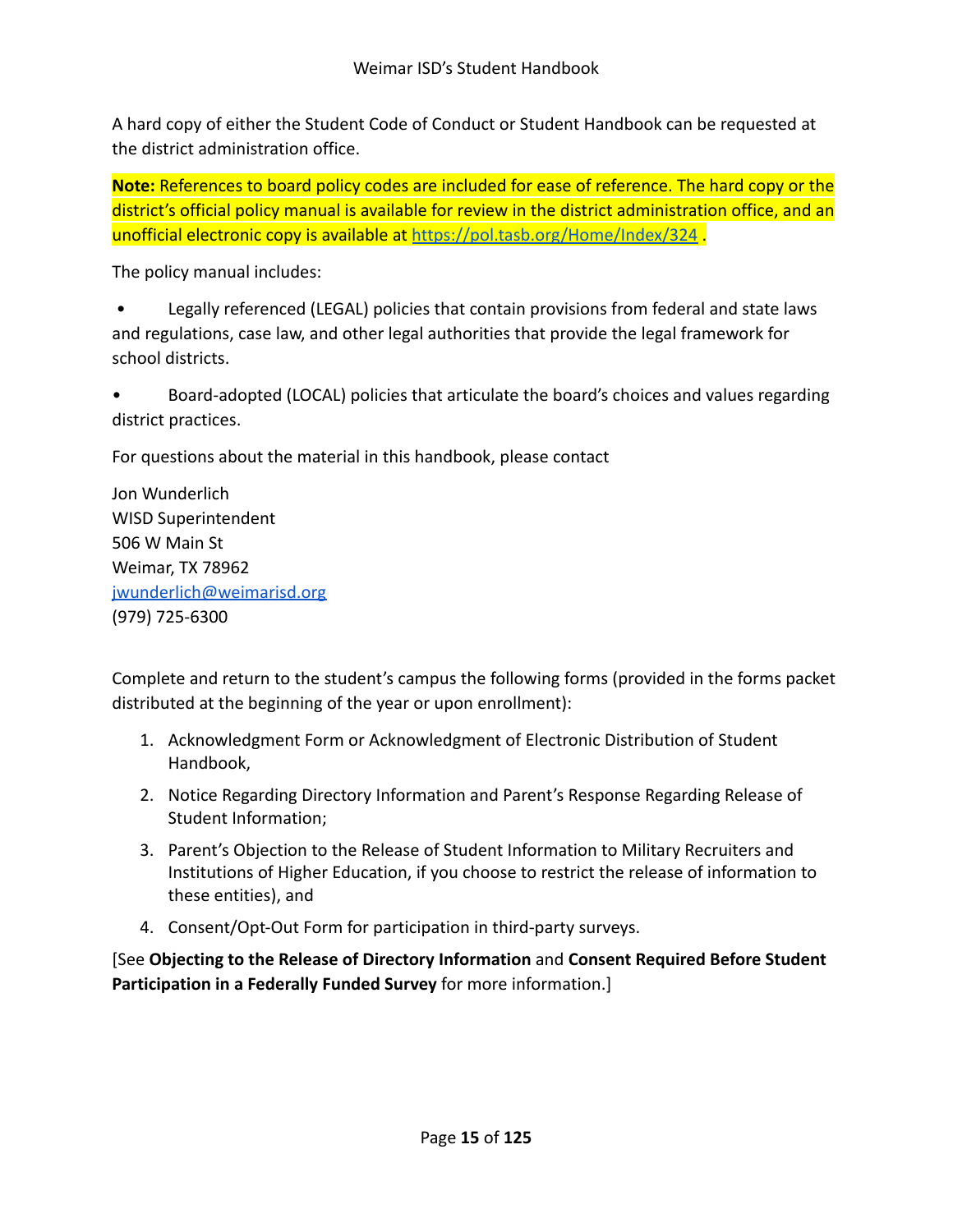A hard copy of either the Student Code of Conduct or Student Handbook can be requested at the district administration office.

**Note:** References to board policy codes are included for ease of reference. The hard copy or the district's official policy manual is available for review in the district administration office, and an unofficial electronic copy is available at https://pol.tasb.org/Home/Index/324 .

The policy manual includes:

- Legally referenced (LEGAL) policies that contain provisions from federal and state laws and regulations, case law, and other legal authorities that provide the legal framework for school districts.
- Board-adopted (LOCAL) policies that articulate the board's choices and values regarding district practices.

For questions about the material in this handbook, please contact

Jon Wunderlich
WISD Superintendent
506 W Main St
Weimar, TX 78962
jwunderlich@weimarisd.org
(979) 725-6300

Complete and return to the student's campus the following forms (provided in the forms packet distributed at the beginning of the year or upon enrollment):

1. Acknowledgment Form or Acknowledgment of Electronic Distribution of Student Handbook,
2. Notice Regarding Directory Information and Parent's Response Regarding Release of Student Information;
3. Parent's Objection to the Release of Student Information to Military Recruiters and Institutions of Higher Education, if you choose to restrict the release of information to these entities), and
4. Consent/Opt-Out Form for participation in third-party surveys.

[See **Objecting to the Release of Directory Information** and **Consent Required Before Student Participation in a Federally Funded Survey** for more information.]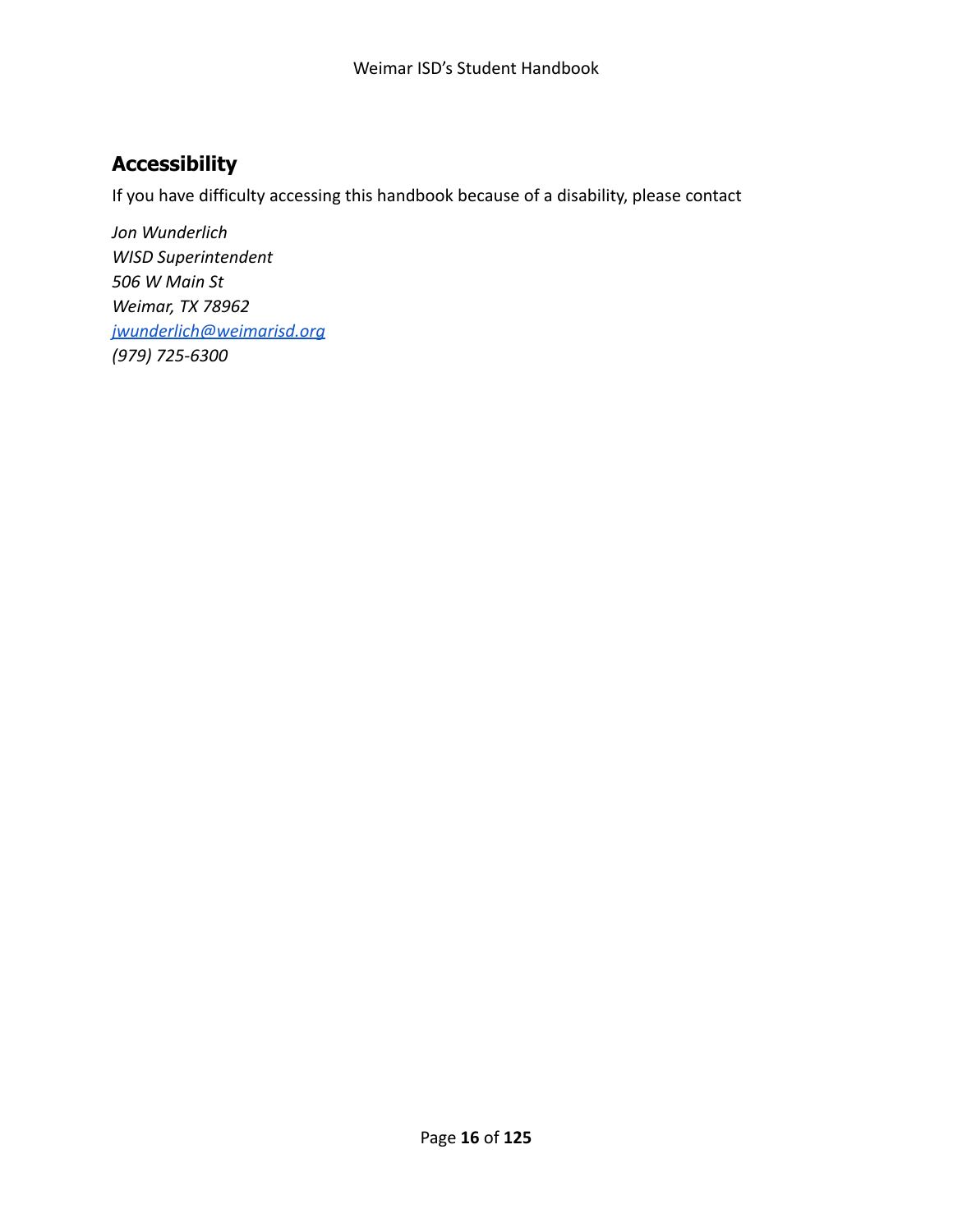## Accessibility

If you have difficulty accessing this handbook because of a disability, please contact

*Jon Wunderlich*
*WISD Superintendent*
*506 W Main St*
*Weimar, TX 78962*
*[jwunderlich@weimarisd.org](mailto:jwunderlich@weimarisd.org)*
*(979) 725-6300*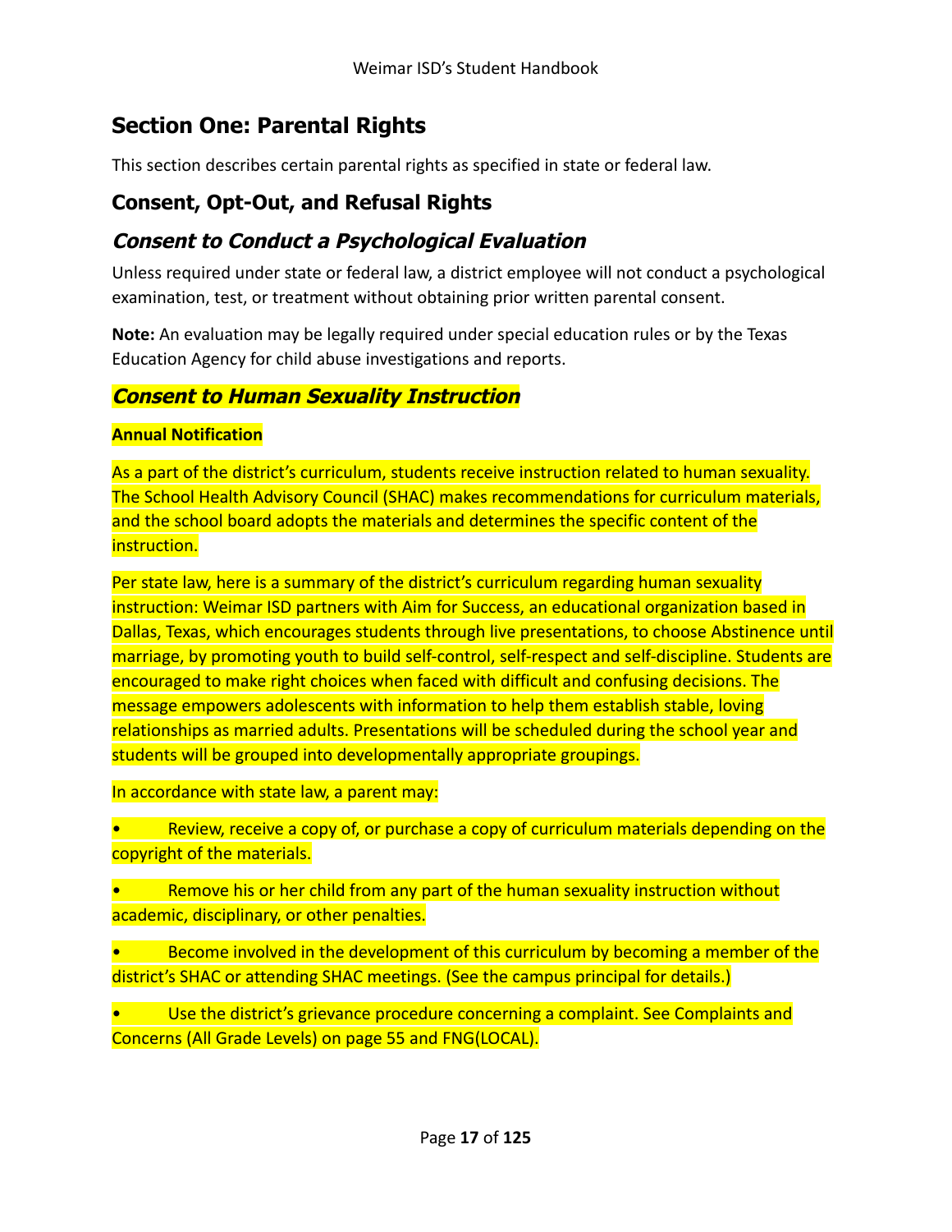## Section One: Parental Rights

This section describes certain parental rights as specified in state or federal law.

### Consent, Opt-Out, and Refusal Rights

### *Consent to Conduct a Psychological Evaluation*

Unless required under state or federal law, a district employee will not conduct a psychological examination, test, or treatment without obtaining prior written parental consent.

**Note:** An evaluation may be legally required under special education rules or by the Texas Education Agency for child abuse investigations and reports.

### *Consent to Human Sexuality Instruction*

**Annual Notification**

As a part of the district's curriculum, students receive instruction related to human sexuality. The School Health Advisory Council (SHAC) makes recommendations for curriculum materials, and the school board adopts the materials and determines the specific content of the instruction.

Per state law, here is a summary of the district's curriculum regarding human sexuality instruction: Weimar ISD partners with Aim for Success, an educational organization based in Dallas, Texas, which encourages students through live presentations, to choose Abstinence until marriage, by promoting youth to build self-control, self-respect and self-discipline. Students are encouraged to make right choices when faced with difficult and confusing decisions. The message empowers adolescents with information to help them establish stable, loving relationships as married adults. Presentations will be scheduled during the school year and students will be grouped into developmentally appropriate groupings.

In accordance with state law, a parent may:

- Review, receive a copy of, or purchase a copy of curriculum materials depending on the copyright of the materials.
- Remove his or her child from any part of the human sexuality instruction without academic, disciplinary, or other penalties.
- Become involved in the development of this curriculum by becoming a member of the district's SHAC or attending SHAC meetings. (See the campus principal for details.)
- Use the district's grievance procedure concerning a complaint. See Complaints and Concerns (All Grade Levels) on page 55 and FNG(LOCAL).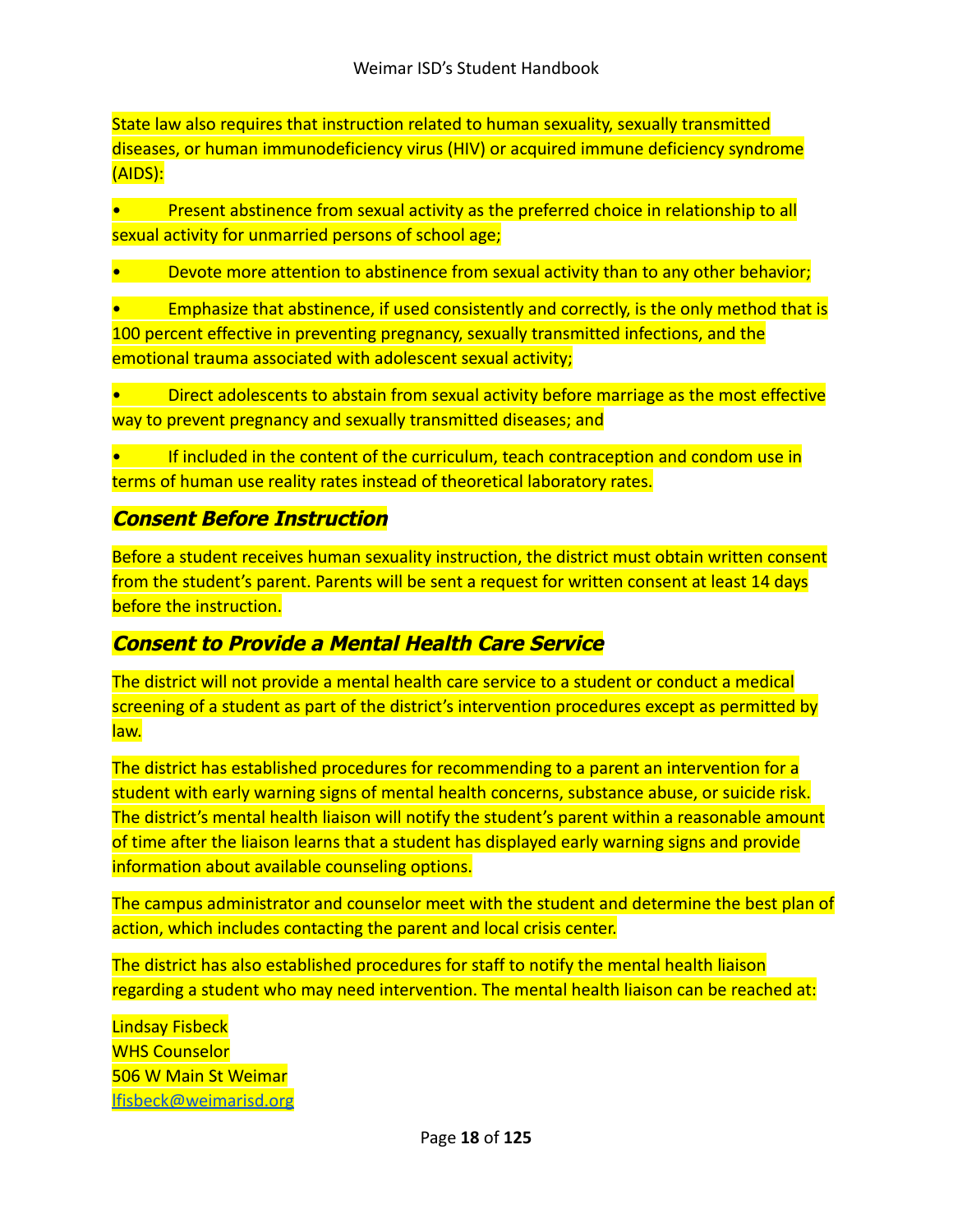State law also requires that instruction related to human sexuality, sexually transmitted diseases, or human immunodeficiency virus (HIV) or acquired immune deficiency syndrome (AIDS):

- Present abstinence from sexual activity as the preferred choice in relationship to all sexual activity for unmarried persons of school age;
- Devote more attention to abstinence from sexual activity than to any other behavior;
- Emphasize that abstinence, if used consistently and correctly, is the only method that is 100 percent effective in preventing pregnancy, sexually transmitted infections, and the emotional trauma associated with adolescent sexual activity;
- Direct adolescents to abstain from sexual activity before marriage as the most effective way to prevent pregnancy and sexually transmitted diseases; and
- If included in the content of the curriculum, teach contraception and condom use in terms of human use reality rates instead of theoretical laboratory rates.

### *Consent Before Instruction*

Before a student receives human sexuality instruction, the district must obtain written consent from the student's parent. Parents will be sent a request for written consent at least 14 days before the instruction.

### *Consent to Provide a Mental Health Care Service*

The district will not provide a mental health care service to a student or conduct a medical screening of a student as part of the district's intervention procedures except as permitted by law.

The district has established procedures for recommending to a parent an intervention for a student with early warning signs of mental health concerns, substance abuse, or suicide risk. The district's mental health liaison will notify the student's parent within a reasonable amount of time after the liaison learns that a student has displayed early warning signs and provide information about available counseling options.

The campus administrator and counselor meet with the student and determine the best plan of action, which includes contacting the parent and local crisis center.

The district has also established procedures for staff to notify the mental health liaison regarding a student who may need intervention. The mental health liaison can be reached at:

Lindsay Fisbeck  
WHS Counselor  
506 W Main St Weimar  
lfisbeck@weimarisd.org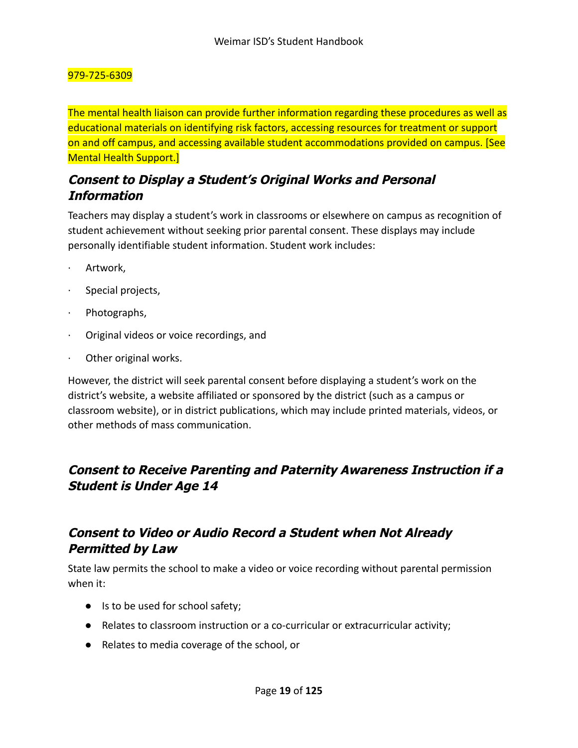979-725-6309

The mental health liaison can provide further information regarding these procedures as well as educational materials on identifying risk factors, accessing resources for treatment or support on and off campus, and accessing available student accommodations provided on campus. [See Mental Health Support.]

### Consent to Display a Student's Original Works and Personal Information

Teachers may display a student's work in classrooms or elsewhere on campus as recognition of student achievement without seeking prior parental consent. These displays may include personally identifiable student information. Student work includes:

- Artwork,
- Special projects,
- Photographs,
- Original videos or voice recordings, and
- Other original works.

However, the district will seek parental consent before displaying a student's work on the district's website, a website affiliated or sponsored by the district (such as a campus or classroom website), or in district publications, which may include printed materials, videos, or other methods of mass communication.

### Consent to Receive Parenting and Paternity Awareness Instruction if a Student is Under Age 14

### Consent to Video or Audio Record a Student when Not Already Permitted by Law

State law permits the school to make a video or voice recording without parental permission when it:

- Is to be used for school safety;
- Relates to classroom instruction or a co-curricular or extracurricular activity;
- Relates to media coverage of the school, or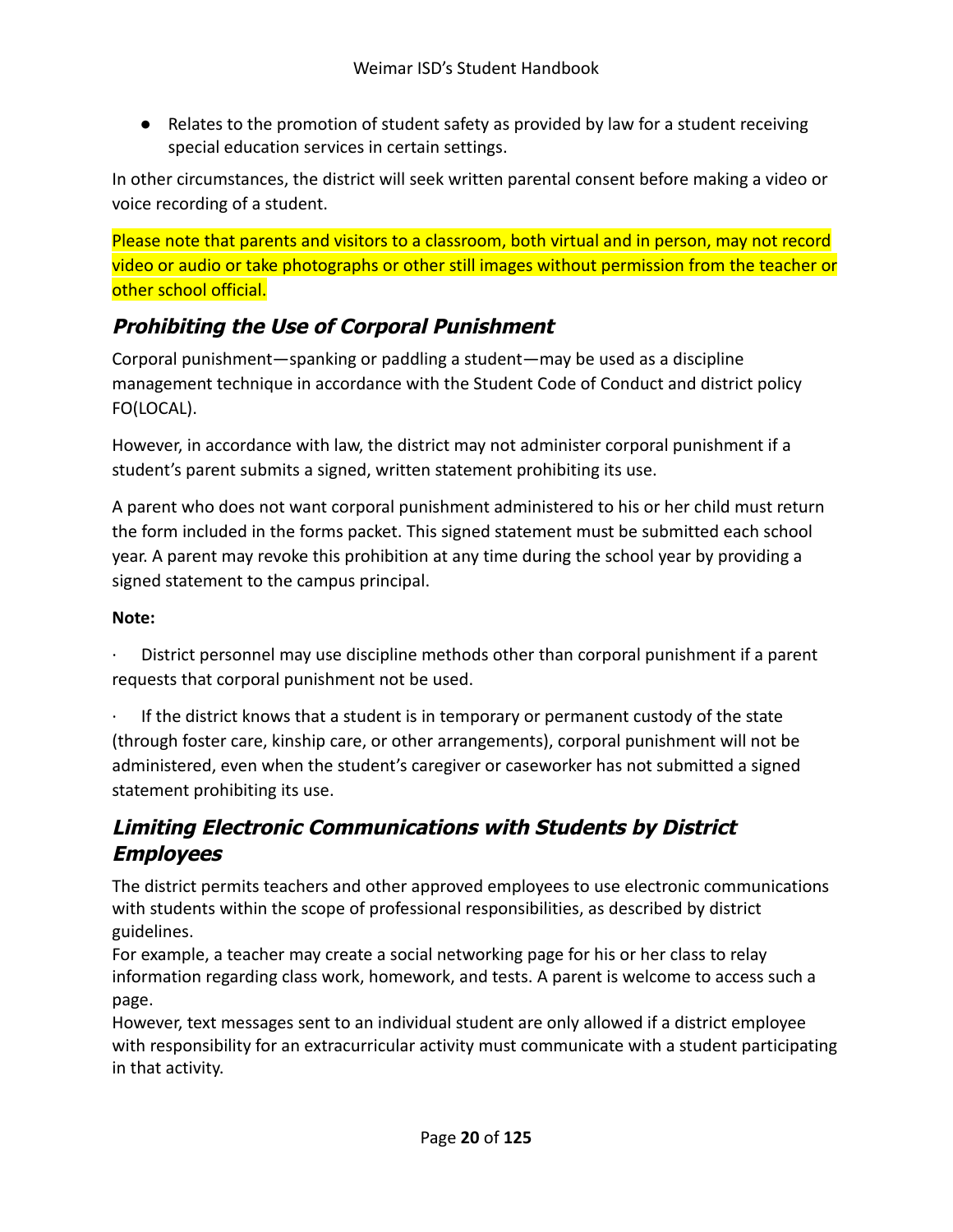- Relates to the promotion of student safety as provided by law for a student receiving special education services in certain settings.

In other circumstances, the district will seek written parental consent before making a video or voice recording of a student.

Please note that parents and visitors to a classroom, both virtual and in person, may not record video or audio or take photographs or other still images without permission from the teacher or other school official.

## ***Prohibiting the Use of Corporal Punishment***

Corporal punishment—spanking or paddling a student—may be used as a discipline management technique in accordance with the Student Code of Conduct and district policy FO(LOCAL).

However, in accordance with law, the district may not administer corporal punishment if a student's parent submits a signed, written statement prohibiting its use.

A parent who does not want corporal punishment administered to his or her child must return the form included in the forms packet. This signed statement must be submitted each school year. A parent may revoke this prohibition at any time during the school year by providing a signed statement to the campus principal.

**Note:**

- District personnel may use discipline methods other than corporal punishment if a parent requests that corporal punishment not be used.
- If the district knows that a student is in temporary or permanent custody of the state (through foster care, kinship care, or other arrangements), corporal punishment will not be administered, even when the student's caregiver or caseworker has not submitted a signed statement prohibiting its use.

## ***Limiting Electronic Communications with Students by District Employees***

The district permits teachers and other approved employees to use electronic communications with students within the scope of professional responsibilities, as described by district guidelines.

For example, a teacher may create a social networking page for his or her class to relay information regarding class work, homework, and tests. A parent is welcome to access such a page.

However, text messages sent to an individual student are only allowed if a district employee with responsibility for an extracurricular activity must communicate with a student participating in that activity.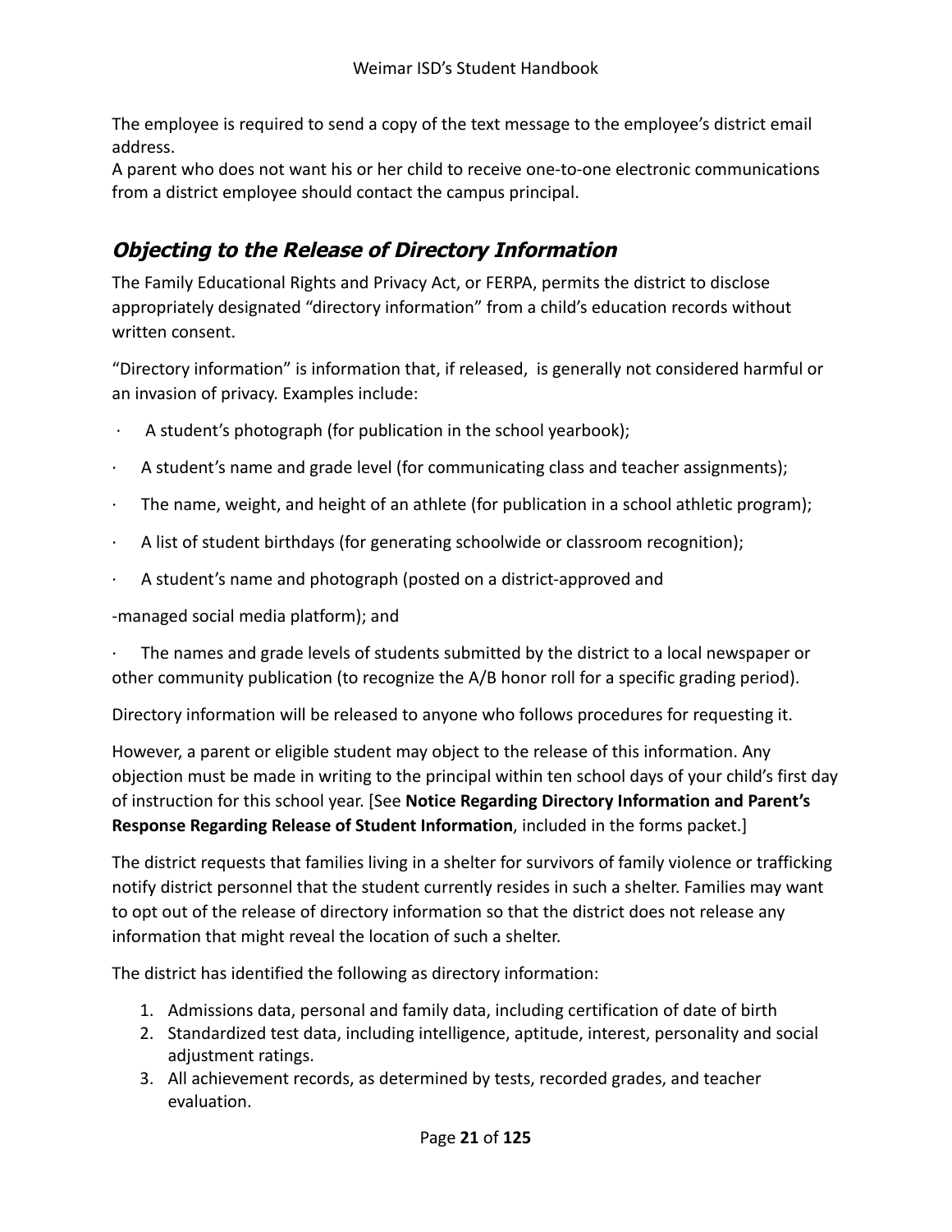The employee is required to send a copy of the text message to the employee's district email address.

A parent who does not want his or her child to receive one-to-one electronic communications from a district employee should contact the campus principal.

## *Objecting to the Release of Directory Information*

The Family Educational Rights and Privacy Act, or FERPA, permits the district to disclose appropriately designated "directory information" from a child's education records without written consent.

"Directory information" is information that, if released, is generally not considered harmful or an invasion of privacy. Examples include:

- A student's photograph (for publication in the school yearbook);
- A student's name and grade level (for communicating class and teacher assignments);
- The name, weight, and height of an athlete (for publication in a school athletic program);
- A list of student birthdays (for generating schoolwide or classroom recognition);
- A student's name and photograph (posted on a district-approved and

-managed social media platform); and

- The names and grade levels of students submitted by the district to a local newspaper or other community publication (to recognize the A/B honor roll for a specific grading period).

Directory information will be released to anyone who follows procedures for requesting it.

However, a parent or eligible student may object to the release of this information. Any objection must be made in writing to the principal within ten school days of your child's first day of instruction for this school year. [See **Notice Regarding Directory Information and Parent's Response Regarding Release of Student Information**, included in the forms packet.]

The district requests that families living in a shelter for survivors of family violence or trafficking notify district personnel that the student currently resides in such a shelter. Families may want to opt out of the release of directory information so that the district does not release any information that might reveal the location of such a shelter.

The district has identified the following as directory information:

1. Admissions data, personal and family data, including certification of date of birth
2. Standardized test data, including intelligence, aptitude, interest, personality and social adjustment ratings.
3. All achievement records, as determined by tests, recorded grades, and teacher evaluation.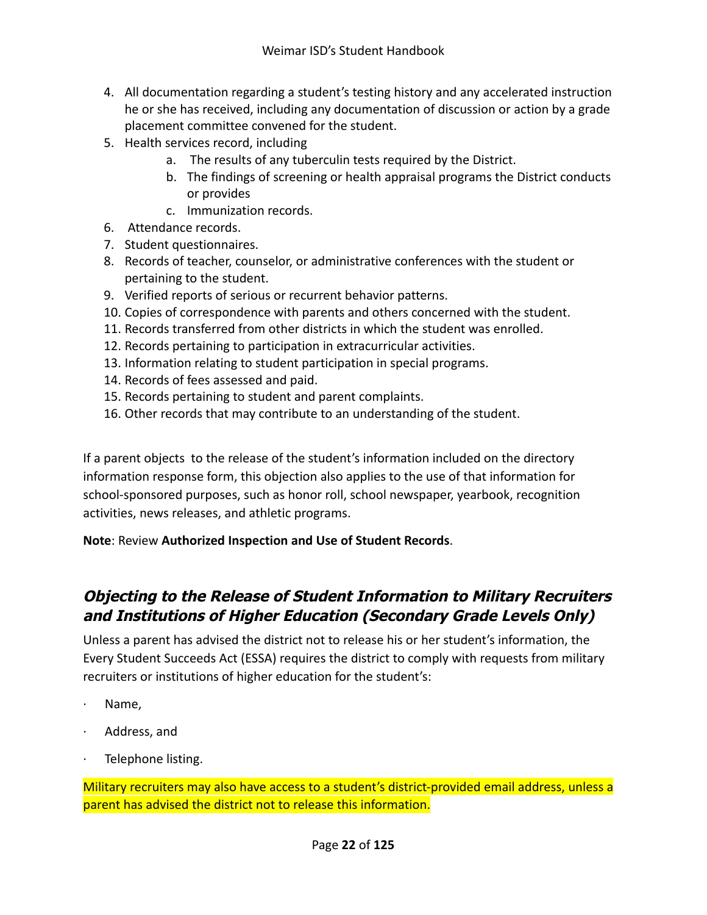4. All documentation regarding a student's testing history and any accelerated instruction he or she has received, including any documentation of discussion or action by a grade placement committee convened for the student.
5. Health services record, including
   a. The results of any tuberculin tests required by the District.
   b. The findings of screening or health appraisal programs the District conducts or provides
   c. Immunization records.
6. Attendance records.
7. Student questionnaires.
8. Records of teacher, counselor, or administrative conferences with the student or pertaining to the student.
9. Verified reports of serious or recurrent behavior patterns.
10. Copies of correspondence with parents and others concerned with the student.
11. Records transferred from other districts in which the student was enrolled.
12. Records pertaining to participation in extracurricular activities.
13. Information relating to student participation in special programs.
14. Records of fees assessed and paid.
15. Records pertaining to student and parent complaints.
16. Other records that may contribute to an understanding of the student.

If a parent objects to the release of the student's information included on the directory information response form, this objection also applies to the use of that information for school-sponsored purposes, such as honor roll, school newspaper, yearbook, recognition activities, news releases, and athletic programs.

**Note**: Review **Authorized Inspection and Use of Student Records**.

## *Objecting to the Release of Student Information to Military Recruiters and Institutions of Higher Education (Secondary Grade Levels Only)*

Unless a parent has advised the district not to release his or her student's information, the Every Student Succeeds Act (ESSA) requires the district to comply with requests from military recruiters or institutions of higher education for the student's:

- Name,
- Address, and
- Telephone listing.

Military recruiters may also have access to a student's district-provided email address, unless a parent has advised the district not to release this information.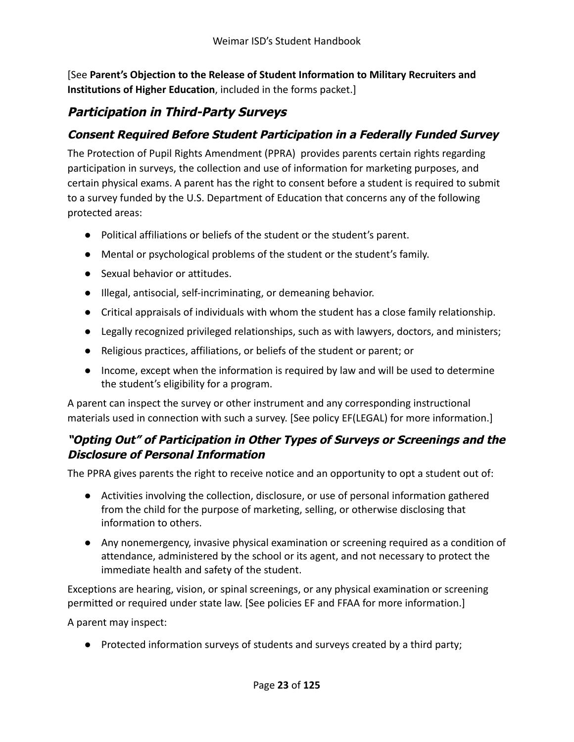[See **Parent's Objection to the Release of Student Information to Military Recruiters and Institutions of Higher Education**, included in the forms packet.]

## *Participation in Third-Party Surveys*

### *Consent Required Before Student Participation in a Federally Funded Survey*

The Protection of Pupil Rights Amendment (PPRA) provides parents certain rights regarding participation in surveys, the collection and use of information for marketing purposes, and certain physical exams. A parent has the right to consent before a student is required to submit to a survey funded by the U.S. Department of Education that concerns any of the following protected areas:

- Political affiliations or beliefs of the student or the student's parent.
- Mental or psychological problems of the student or the student's family.
- Sexual behavior or attitudes.
- Illegal, antisocial, self-incriminating, or demeaning behavior.
- Critical appraisals of individuals with whom the student has a close family relationship.
- Legally recognized privileged relationships, such as with lawyers, doctors, and ministers;
- Religious practices, affiliations, or beliefs of the student or parent; or
- Income, except when the information is required by law and will be used to determine the student's eligibility for a program.

A parent can inspect the survey or other instrument and any corresponding instructional materials used in connection with such a survey. [See policy EF(LEGAL) for more information.]

### *"Opting Out" of Participation in Other Types of Surveys or Screenings and the Disclosure of Personal Information*

The PPRA gives parents the right to receive notice and an opportunity to opt a student out of:

- Activities involving the collection, disclosure, or use of personal information gathered from the child for the purpose of marketing, selling, or otherwise disclosing that information to others.
- Any nonemergency, invasive physical examination or screening required as a condition of attendance, administered by the school or its agent, and not necessary to protect the immediate health and safety of the student.

Exceptions are hearing, vision, or spinal screenings, or any physical examination or screening permitted or required under state law. [See policies EF and FFAA for more information.]

A parent may inspect:

- Protected information surveys of students and surveys created by a third party;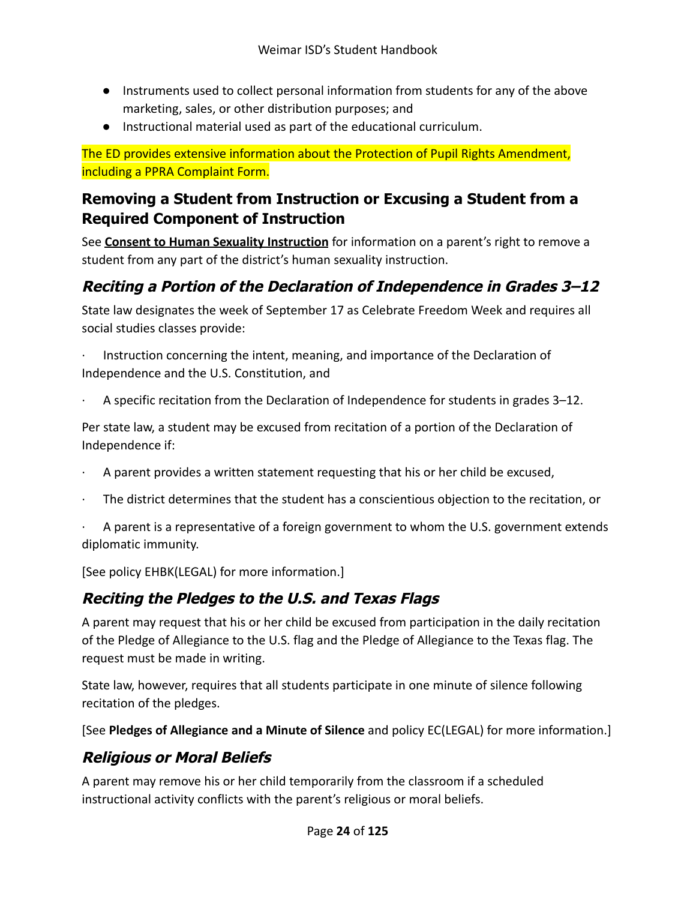- Instruments used to collect personal information from students for any of the above marketing, sales, or other distribution purposes; and
- Instructional material used as part of the educational curriculum.

The ED provides extensive information about the Protection of Pupil Rights Amendment, including a PPRA Complaint Form.

## Removing a Student from Instruction or Excusing a Student from a Required Component of Instruction

See **Consent to Human Sexuality Instruction** for information on a parent's right to remove a student from any part of the district's human sexuality instruction.

### *Reciting a Portion of the Declaration of Independence in Grades 3–12*

State law designates the week of September 17 as Celebrate Freedom Week and requires all social studies classes provide:

- Instruction concerning the intent, meaning, and importance of the Declaration of Independence and the U.S. Constitution, and
- A specific recitation from the Declaration of Independence for students in grades 3–12.

Per state law, a student may be excused from recitation of a portion of the Declaration of Independence if:

- A parent provides a written statement requesting that his or her child be excused,
- The district determines that the student has a conscientious objection to the recitation, or
- A parent is a representative of a foreign government to whom the U.S. government extends diplomatic immunity.

[See policy EHBK(LEGAL) for more information.]

### *Reciting the Pledges to the U.S. and Texas Flags*

A parent may request that his or her child be excused from participation in the daily recitation of the Pledge of Allegiance to the U.S. flag and the Pledge of Allegiance to the Texas flag. The request must be made in writing.

State law, however, requires that all students participate in one minute of silence following recitation of the pledges.

[See **Pledges of Allegiance and a Minute of Silence** and policy EC(LEGAL) for more information.]

### *Religious or Moral Beliefs*

A parent may remove his or her child temporarily from the classroom if a scheduled instructional activity conflicts with the parent's religious or moral beliefs.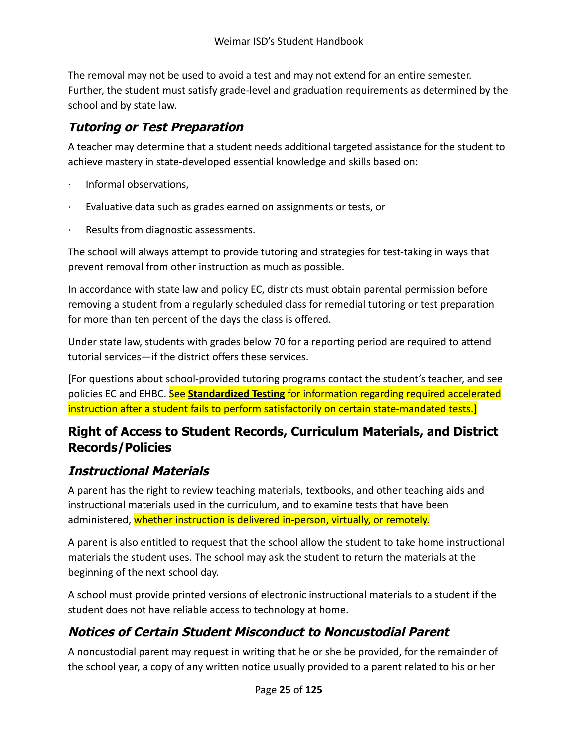The removal may not be used to avoid a test and may not extend for an entire semester. Further, the student must satisfy grade-level and graduation requirements as determined by the school and by state law.

### *Tutoring or Test Preparation*

A teacher may determine that a student needs additional targeted assistance for the student to achieve mastery in state-developed essential knowledge and skills based on:

- Informal observations,
- Evaluative data such as grades earned on assignments or tests, or
- Results from diagnostic assessments.

The school will always attempt to provide tutoring and strategies for test-taking in ways that prevent removal from other instruction as much as possible.

In accordance with state law and policy EC, districts must obtain parental permission before removing a student from a regularly scheduled class for remedial tutoring or test preparation for more than ten percent of the days the class is offered.

Under state law, students with grades below 70 for a reporting period are required to attend tutorial services—if the district offers these services.

[For questions about school-provided tutoring programs contact the student's teacher, and see policies EC and EHBC. See **Standardized Testing** for information regarding required accelerated instruction after a student fails to perform satisfactorily on certain state-mandated tests.]

## Right of Access to Student Records, Curriculum Materials, and District Records/Policies

### *Instructional Materials*

A parent has the right to review teaching materials, textbooks, and other teaching aids and instructional materials used in the curriculum, and to examine tests that have been administered, whether instruction is delivered in-person, virtually, or remotely.

A parent is also entitled to request that the school allow the student to take home instructional materials the student uses. The school may ask the student to return the materials at the beginning of the next school day.

A school must provide printed versions of electronic instructional materials to a student if the student does not have reliable access to technology at home.

### *Notices of Certain Student Misconduct to Noncustodial Parent*

A noncustodial parent may request in writing that he or she be provided, for the remainder of the school year, a copy of any written notice usually provided to a parent related to his or her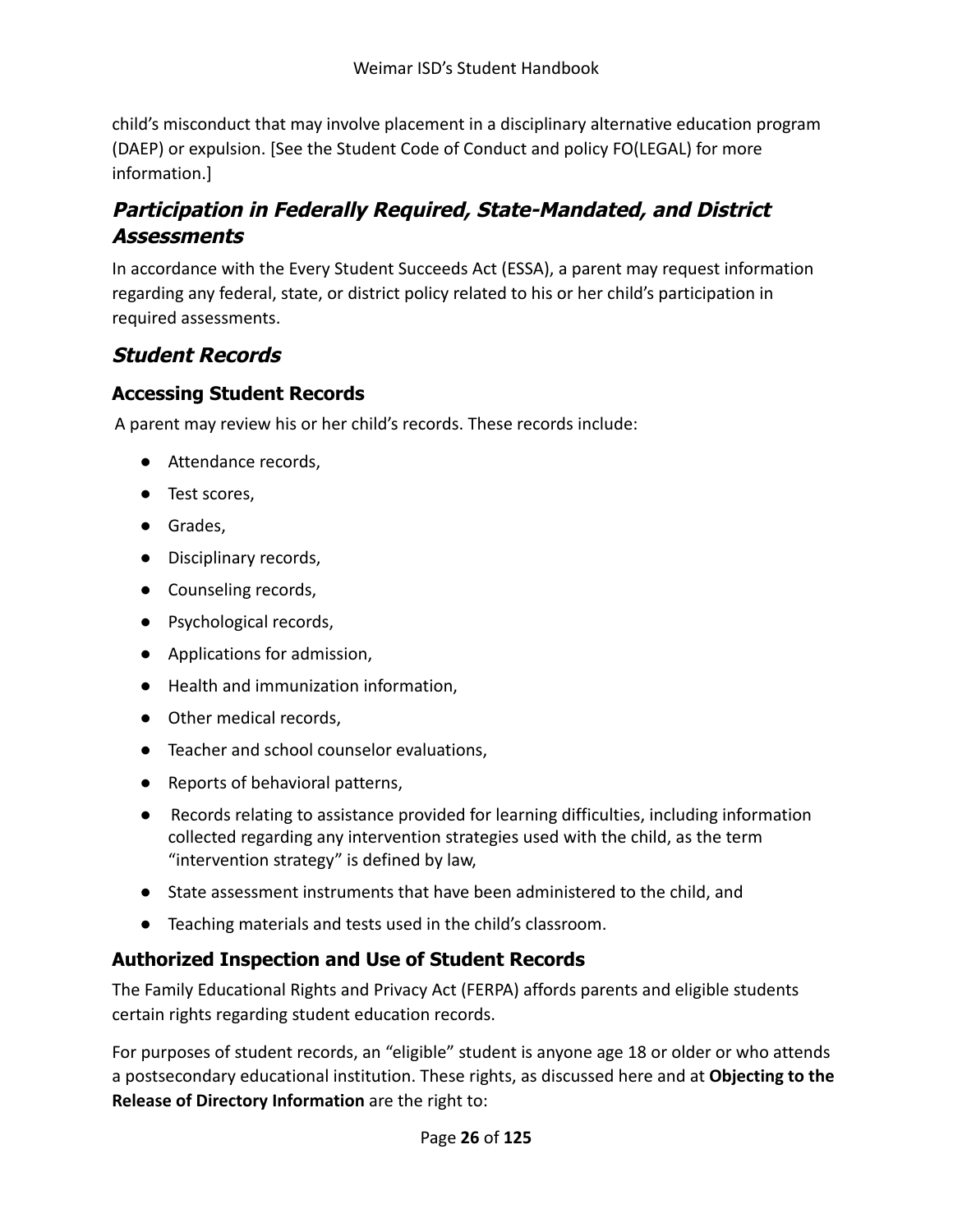child's misconduct that may involve placement in a disciplinary alternative education program (DAEP) or expulsion. [See the Student Code of Conduct and policy FO(LEGAL) for more information.]

## *Participation in Federally Required, State-Mandated, and District Assessments*

In accordance with the Every Student Succeeds Act (ESSA), a parent may request information regarding any federal, state, or district policy related to his or her child's participation in required assessments.

## *Student Records*

### Accessing Student Records

A parent may review his or her child's records. These records include:

- Attendance records,
- Test scores,
- Grades,
- Disciplinary records,
- Counseling records,
- Psychological records,
- Applications for admission,
- Health and immunization information,
- Other medical records,
- Teacher and school counselor evaluations,
- Reports of behavioral patterns,
- Records relating to assistance provided for learning difficulties, including information collected regarding any intervention strategies used with the child, as the term "intervention strategy" is defined by law,
- State assessment instruments that have been administered to the child, and
- Teaching materials and tests used in the child's classroom.

### Authorized Inspection and Use of Student Records

The Family Educational Rights and Privacy Act (FERPA) affords parents and eligible students certain rights regarding student education records.

For purposes of student records, an "eligible" student is anyone age 18 or older or who attends a postsecondary educational institution. These rights, as discussed here and at **Objecting to the Release of Directory Information** are the right to: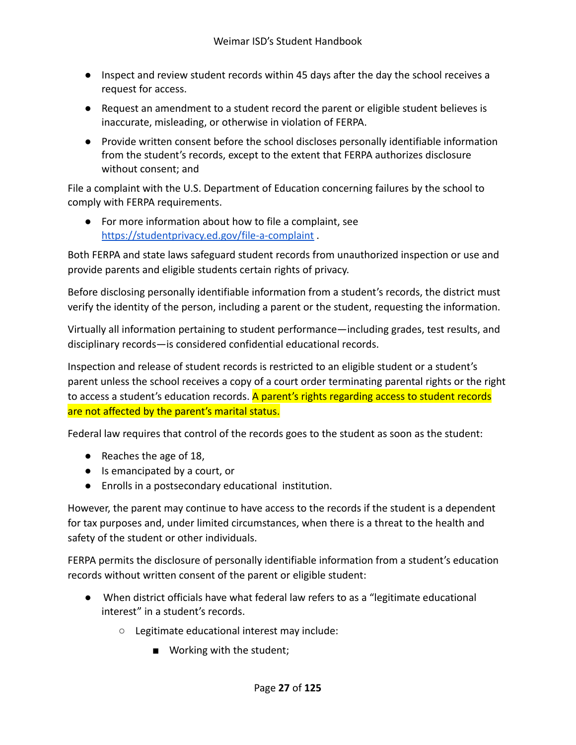- Inspect and review student records within 45 days after the day the school receives a request for access.
- Request an amendment to a student record the parent or eligible student believes is inaccurate, misleading, or otherwise in violation of FERPA.
- Provide written consent before the school discloses personally identifiable information from the student's records, except to the extent that FERPA authorizes disclosure without consent; and

File a complaint with the U.S. Department of Education concerning failures by the school to comply with FERPA requirements.

- For more information about how to file a complaint, see [https://studentprivacy.ed.gov/file-a-complaint](https://studentprivacy.ed.gov/file-a-complaint) .

Both FERPA and state laws safeguard student records from unauthorized inspection or use and provide parents and eligible students certain rights of privacy.

Before disclosing personally identifiable information from a student's records, the district must verify the identity of the person, including a parent or the student, requesting the information.

Virtually all information pertaining to student performance—including grades, test results, and disciplinary records—is considered confidential educational records.

Inspection and release of student records is restricted to an eligible student or a student's parent unless the school receives a copy of a court order terminating parental rights or the right to access a student's education records. A parent's rights regarding access to student records are not affected by the parent's marital status.

Federal law requires that control of the records goes to the student as soon as the student:

- Reaches the age of 18,
- Is emancipated by a court, or
- Enrolls in a postsecondary educational institution.

However, the parent may continue to have access to the records if the student is a dependent for tax purposes and, under limited circumstances, when there is a threat to the health and safety of the student or other individuals.

FERPA permits the disclosure of personally identifiable information from a student's education records without written consent of the parent or eligible student:

- When district officials have what federal law refers to as a "legitimate educational interest" in a student's records.
  - Legitimate educational interest may include:
    - Working with the student;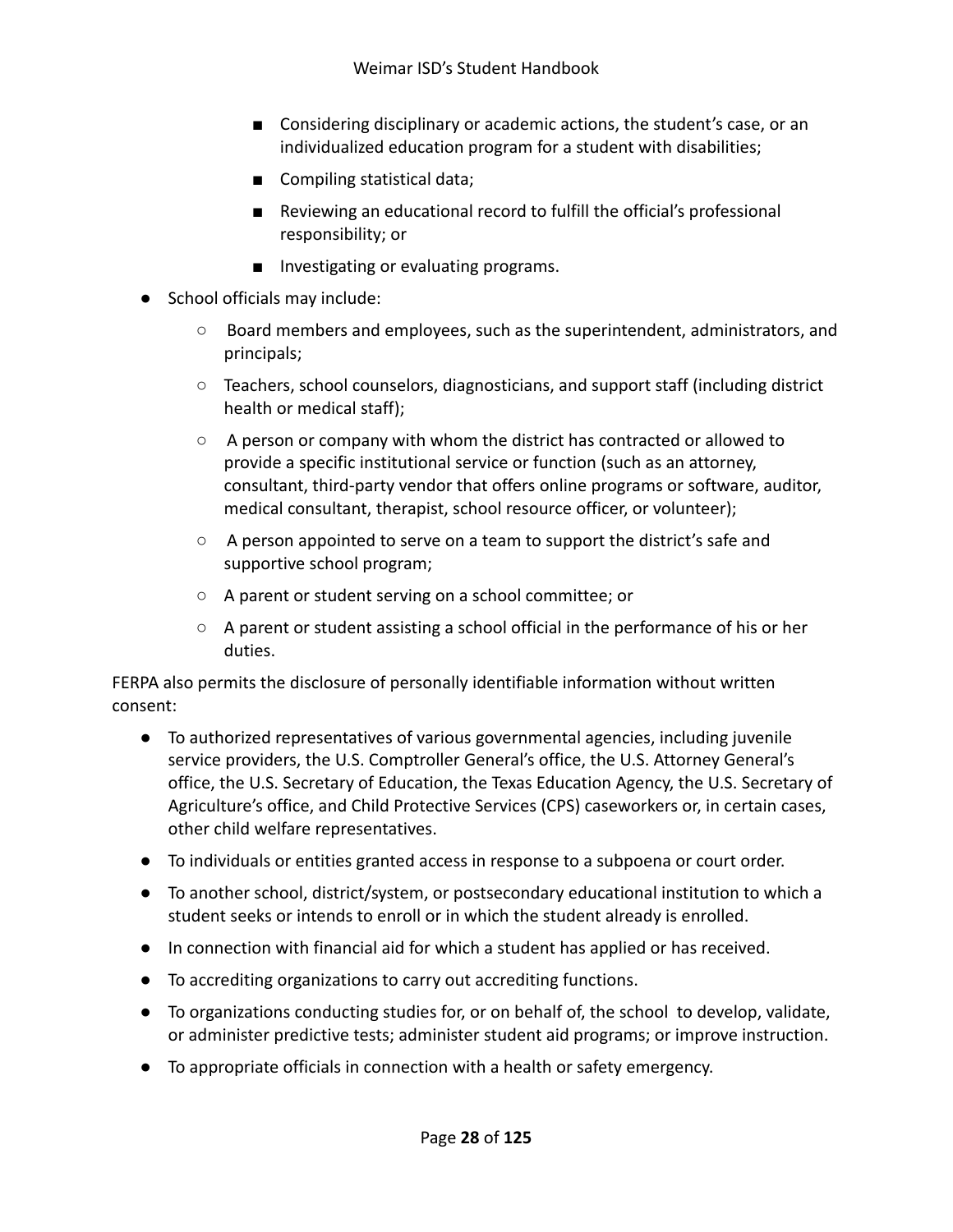- Considering disciplinary or academic actions, the student's case, or an individualized education program for a student with disabilities;
        - Compiling statistical data;
        - Reviewing an educational record to fulfill the official's professional responsibility; or
        - Investigating or evaluating programs.
- School officials may include:
    - Board members and employees, such as the superintendent, administrators, and principals;
    - Teachers, school counselors, diagnosticians, and support staff (including district health or medical staff);
    - A person or company with whom the district has contracted or allowed to provide a specific institutional service or function (such as an attorney, consultant, third-party vendor that offers online programs or software, auditor, medical consultant, therapist, school resource officer, or volunteer);
    - A person appointed to serve on a team to support the district's safe and supportive school program;
    - A parent or student serving on a school committee; or
    - A parent or student assisting a school official in the performance of his or her duties.

FERPA also permits the disclosure of personally identifiable information without written consent:

- To authorized representatives of various governmental agencies, including juvenile service providers, the U.S. Comptroller General's office, the U.S. Attorney General's office, the U.S. Secretary of Education, the Texas Education Agency, the U.S. Secretary of Agriculture's office, and Child Protective Services (CPS) caseworkers or, in certain cases, other child welfare representatives.
- To individuals or entities granted access in response to a subpoena or court order.
- To another school, district/system, or postsecondary educational institution to which a student seeks or intends to enroll or in which the student already is enrolled.
- In connection with financial aid for which a student has applied or has received.
- To accrediting organizations to carry out accrediting functions.
- To organizations conducting studies for, or on behalf of, the school to develop, validate, or administer predictive tests; administer student aid programs; or improve instruction.
- To appropriate officials in connection with a health or safety emergency.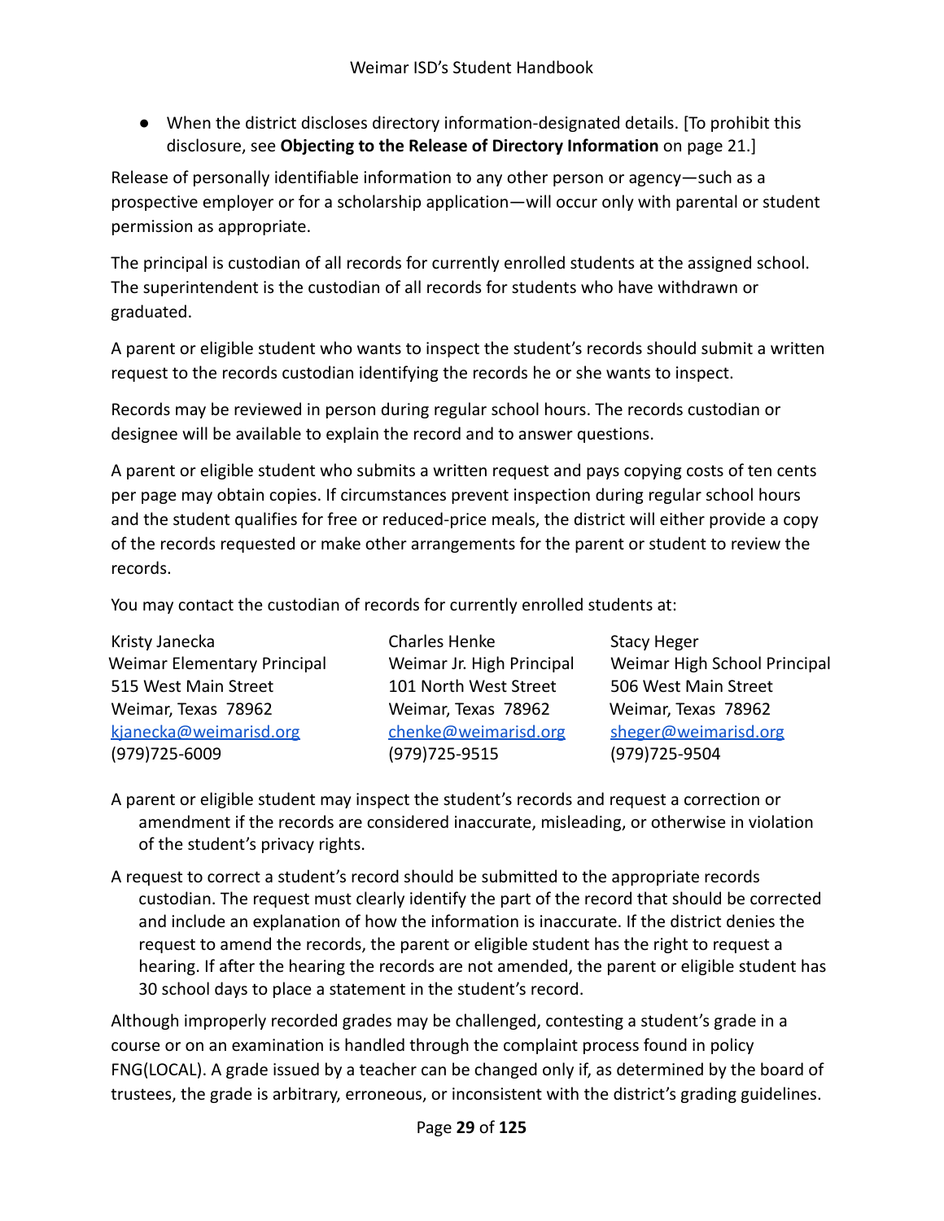- When the district discloses directory information-designated details. [To prohibit this disclosure, see **Objecting to the Release of Directory Information** on page 21.]

Release of personally identifiable information to any other person or agency—such as a prospective employer or for a scholarship application—will occur only with parental or student permission as appropriate.

The principal is custodian of all records for currently enrolled students at the assigned school. The superintendent is the custodian of all records for students who have withdrawn or graduated.

A parent or eligible student who wants to inspect the student's records should submit a written request to the records custodian identifying the records he or she wants to inspect.

Records may be reviewed in person during regular school hours. The records custodian or designee will be available to explain the record and to answer questions.

A parent or eligible student who submits a written request and pays copying costs of ten cents per page may obtain copies. If circumstances prevent inspection during regular school hours and the student qualifies for free or reduced-price meals, the district will either provide a copy of the records requested or make other arrangements for the parent or student to review the records.

You may contact the custodian of records for currently enrolled students at:

Kristy Janecka
Weimar Elementary Principal
515 West Main Street
Weimar, Texas 78962
kjanecka@weimarisd.org
(979)725-6009

Charles Henke
Weimar Jr. High Principal
101 North West Street
Weimar, Texas 78962
chenke@weimarisd.org
(979)725-9515

Stacy Heger
Weimar High School Principal
506 West Main Street
Weimar, Texas 78962
sheger@weimarisd.org
(979)725-9504

A parent or eligible student may inspect the student's records and request a correction or amendment if the records are considered inaccurate, misleading, or otherwise in violation of the student's privacy rights.

A request to correct a student's record should be submitted to the appropriate records custodian. The request must clearly identify the part of the record that should be corrected and include an explanation of how the information is inaccurate. If the district denies the request to amend the records, the parent or eligible student has the right to request a hearing. If after the hearing the records are not amended, the parent or eligible student has 30 school days to place a statement in the student's record.

Although improperly recorded grades may be challenged, contesting a student's grade in a course or on an examination is handled through the complaint process found in policy FNG(LOCAL). A grade issued by a teacher can be changed only if, as determined by the board of trustees, the grade is arbitrary, erroneous, or inconsistent with the district's grading guidelines.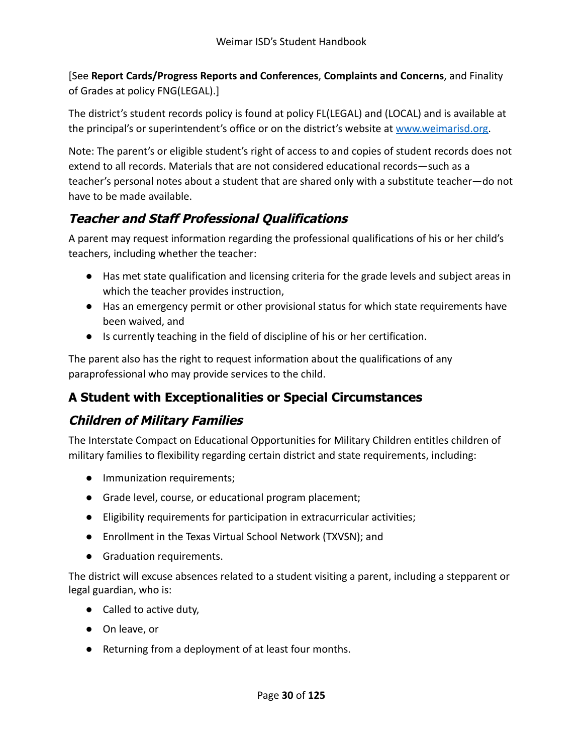[See **Report Cards/Progress Reports and Conferences**, **Complaints and Concerns**, and Finality of Grades at policy FNG(LEGAL).]

The district's student records policy is found at policy FL(LEGAL) and (LOCAL) and is available at the principal's or superintendent's office or on the district's website at [www.weimarisd.org](http://www.weimarisd.org).

Note: The parent's or eligible student's right of access to and copies of student records does not extend to all records. Materials that are not considered educational records—such as a teacher's personal notes about a student that are shared only with a substitute teacher—do not have to be made available.

### *Teacher and Staff Professional Qualifications*

A parent may request information regarding the professional qualifications of his or her child's teachers, including whether the teacher:

- Has met state qualification and licensing criteria for the grade levels and subject areas in which the teacher provides instruction,
- Has an emergency permit or other provisional status for which state requirements have been waived, and
- Is currently teaching in the field of discipline of his or her certification.

The parent also has the right to request information about the qualifications of any paraprofessional who may provide services to the child.

## A Student with Exceptionalities or Special Circumstances

### *Children of Military Families*

The Interstate Compact on Educational Opportunities for Military Children entitles children of military families to flexibility regarding certain district and state requirements, including:

- Immunization requirements;
- Grade level, course, or educational program placement;
- Eligibility requirements for participation in extracurricular activities;
- Enrollment in the Texas Virtual School Network (TXVSN); and
- Graduation requirements.

The district will excuse absences related to a student visiting a parent, including a stepparent or legal guardian, who is:

- Called to active duty,
- On leave, or
- Returning from a deployment of at least four months.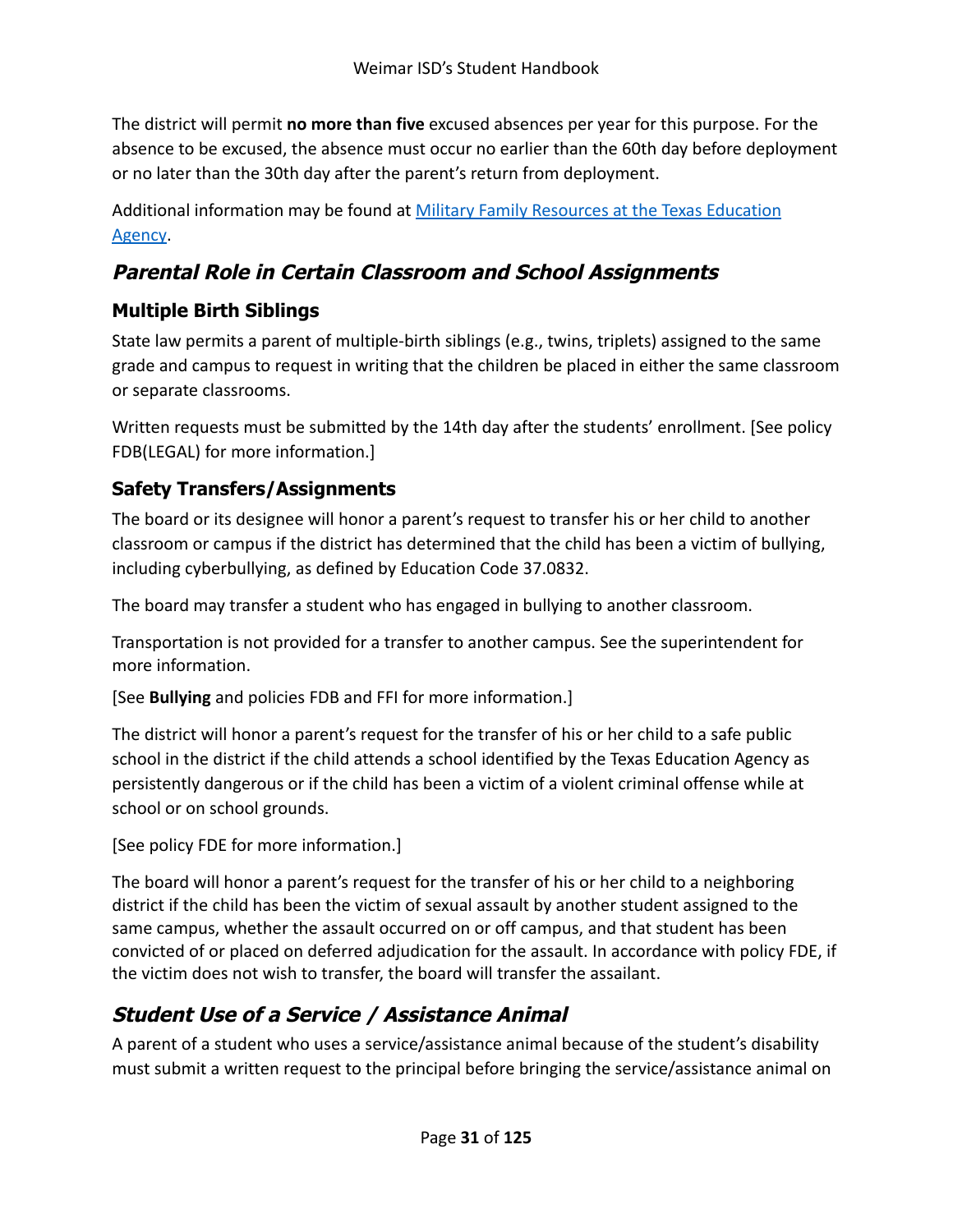The district will permit **no more than five** excused absences per year for this purpose. For the absence to be excused, the absence must occur no earlier than the 60th day before deployment or no later than the 30th day after the parent's return from deployment.

Additional information may be found at [Military Family Resources at the Texas Education Agency](#).

## *Parental Role in Certain Classroom and School Assignments*

### Multiple Birth Siblings

State law permits a parent of multiple-birth siblings (e.g., twins, triplets) assigned to the same grade and campus to request in writing that the children be placed in either the same classroom or separate classrooms.

Written requests must be submitted by the 14th day after the students' enrollment. [See policy FDB(LEGAL) for more information.]

### Safety Transfers/Assignments

The board or its designee will honor a parent's request to transfer his or her child to another classroom or campus if the district has determined that the child has been a victim of bullying, including cyberbullying, as defined by Education Code 37.0832.

The board may transfer a student who has engaged in bullying to another classroom.

Transportation is not provided for a transfer to another campus. See the superintendent for more information.

[See **Bullying** and policies FDB and FFI for more information.]

The district will honor a parent's request for the transfer of his or her child to a safe public school in the district if the child attends a school identified by the Texas Education Agency as persistently dangerous or if the child has been a victim of a violent criminal offense while at school or on school grounds.

[See policy FDE for more information.]

The board will honor a parent's request for the transfer of his or her child to a neighboring district if the child has been the victim of sexual assault by another student assigned to the same campus, whether the assault occurred on or off campus, and that student has been convicted of or placed on deferred adjudication for the assault. In accordance with policy FDE, if the victim does not wish to transfer, the board will transfer the assailant.

## *Student Use of a Service / Assistance Animal*

A parent of a student who uses a service/assistance animal because of the student's disability must submit a written request to the principal before bringing the service/assistance animal on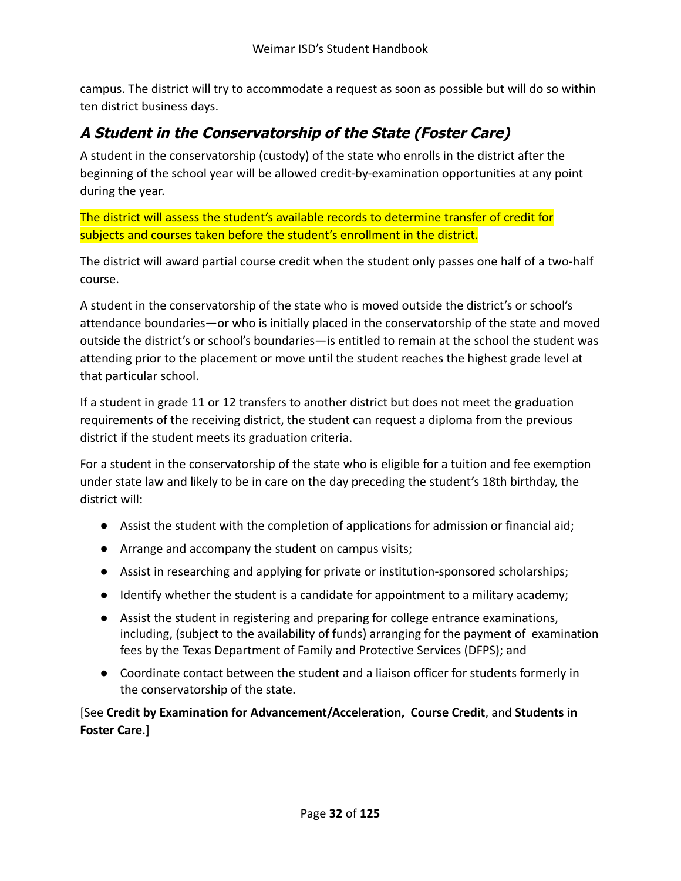campus. The district will try to accommodate a request as soon as possible but will do so within ten district business days.

## A Student in the Conservatorship of the State (Foster Care)

A student in the conservatorship (custody) of the state who enrolls in the district after the beginning of the school year will be allowed credit-by-examination opportunities at any point during the year.

The district will assess the student's available records to determine transfer of credit for subjects and courses taken before the student's enrollment in the district.

The district will award partial course credit when the student only passes one half of a two-half course.

A student in the conservatorship of the state who is moved outside the district's or school's attendance boundaries—or who is initially placed in the conservatorship of the state and moved outside the district's or school's boundaries—is entitled to remain at the school the student was attending prior to the placement or move until the student reaches the highest grade level at that particular school.

If a student in grade 11 or 12 transfers to another district but does not meet the graduation requirements of the receiving district, the student can request a diploma from the previous district if the student meets its graduation criteria.

For a student in the conservatorship of the state who is eligible for a tuition and fee exemption under state law and likely to be in care on the day preceding the student's 18th birthday, the district will:

- Assist the student with the completion of applications for admission or financial aid;
- Arrange and accompany the student on campus visits;
- Assist in researching and applying for private or institution-sponsored scholarships;
- Identify whether the student is a candidate for appointment to a military academy;
- Assist the student in registering and preparing for college entrance examinations, including, (subject to the availability of funds) arranging for the payment of examination fees by the Texas Department of Family and Protective Services (DFPS); and
- Coordinate contact between the student and a liaison officer for students formerly in the conservatorship of the state.

[See **Credit by Examination for Advancement/Acceleration, Course Credit**, and **Students in Foster Care**.]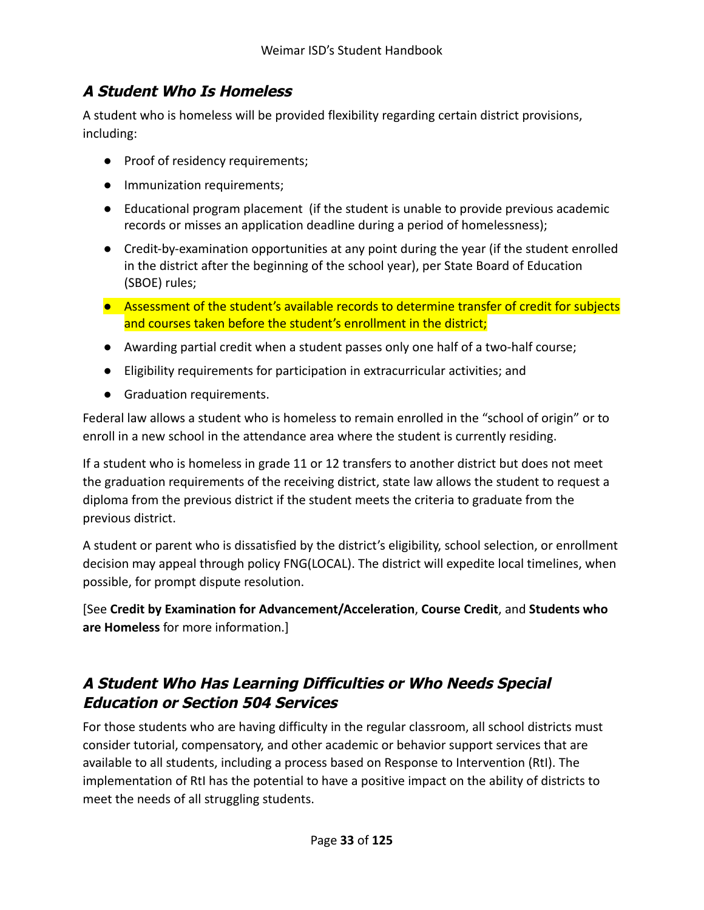## *A Student Who Is Homeless*

A student who is homeless will be provided flexibility regarding certain district provisions, including:

- Proof of residency requirements;
- Immunization requirements;
- Educational program placement (if the student is unable to provide previous academic records or misses an application deadline during a period of homelessness);
- Credit-by-examination opportunities at any point during the year (if the student enrolled in the district after the beginning of the school year), per State Board of Education (SBOE) rules;
- Assessment of the student's available records to determine transfer of credit for subjects and courses taken before the student's enrollment in the district;
- Awarding partial credit when a student passes only one half of a two-half course;
- Eligibility requirements for participation in extracurricular activities; and
- Graduation requirements.

Federal law allows a student who is homeless to remain enrolled in the "school of origin" or to enroll in a new school in the attendance area where the student is currently residing.

If a student who is homeless in grade 11 or 12 transfers to another district but does not meet the graduation requirements of the receiving district, state law allows the student to request a diploma from the previous district if the student meets the criteria to graduate from the previous district.

A student or parent who is dissatisfied by the district's eligibility, school selection, or enrollment decision may appeal through policy FNG(LOCAL). The district will expedite local timelines, when possible, for prompt dispute resolution.

[See **Credit by Examination for Advancement/Acceleration**, **Course Credit**, and **Students who are Homeless** for more information.]

## *A Student Who Has Learning Difficulties or Who Needs Special Education or Section 504 Services*

For those students who are having difficulty in the regular classroom, all school districts must consider tutorial, compensatory, and other academic or behavior support services that are available to all students, including a process based on Response to Intervention (RtI). The implementation of RtI has the potential to have a positive impact on the ability of districts to meet the needs of all struggling students.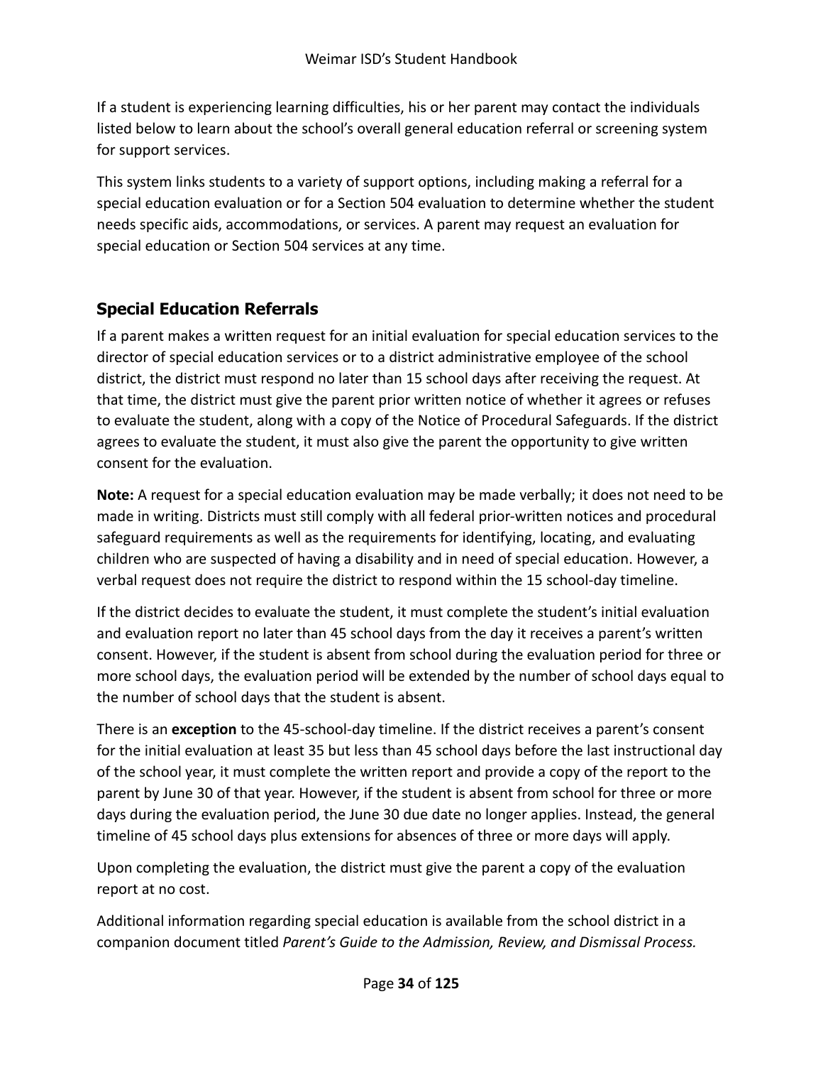If a student is experiencing learning difficulties, his or her parent may contact the individuals listed below to learn about the school's overall general education referral or screening system for support services.

This system links students to a variety of support options, including making a referral for a special education evaluation or for a Section 504 evaluation to determine whether the student needs specific aids, accommodations, or services. A parent may request an evaluation for special education or Section 504 services at any time.

## Special Education Referrals

If a parent makes a written request for an initial evaluation for special education services to the director of special education services or to a district administrative employee of the school district, the district must respond no later than 15 school days after receiving the request. At that time, the district must give the parent prior written notice of whether it agrees or refuses to evaluate the student, along with a copy of the Notice of Procedural Safeguards. If the district agrees to evaluate the student, it must also give the parent the opportunity to give written consent for the evaluation.

**Note:** A request for a special education evaluation may be made verbally; it does not need to be made in writing. Districts must still comply with all federal prior-written notices and procedural safeguard requirements as well as the requirements for identifying, locating, and evaluating children who are suspected of having a disability and in need of special education. However, a verbal request does not require the district to respond within the 15 school-day timeline.

If the district decides to evaluate the student, it must complete the student's initial evaluation and evaluation report no later than 45 school days from the day it receives a parent's written consent. However, if the student is absent from school during the evaluation period for three or more school days, the evaluation period will be extended by the number of school days equal to the number of school days that the student is absent.

There is an **exception** to the 45-school-day timeline. If the district receives a parent's consent for the initial evaluation at least 35 but less than 45 school days before the last instructional day of the school year, it must complete the written report and provide a copy of the report to the parent by June 30 of that year. However, if the student is absent from school for three or more days during the evaluation period, the June 30 due date no longer applies. Instead, the general timeline of 45 school days plus extensions for absences of three or more days will apply.

Upon completing the evaluation, the district must give the parent a copy of the evaluation report at no cost.

Additional information regarding special education is available from the school district in a companion document titled *Parent's Guide to the Admission, Review, and Dismissal Process.*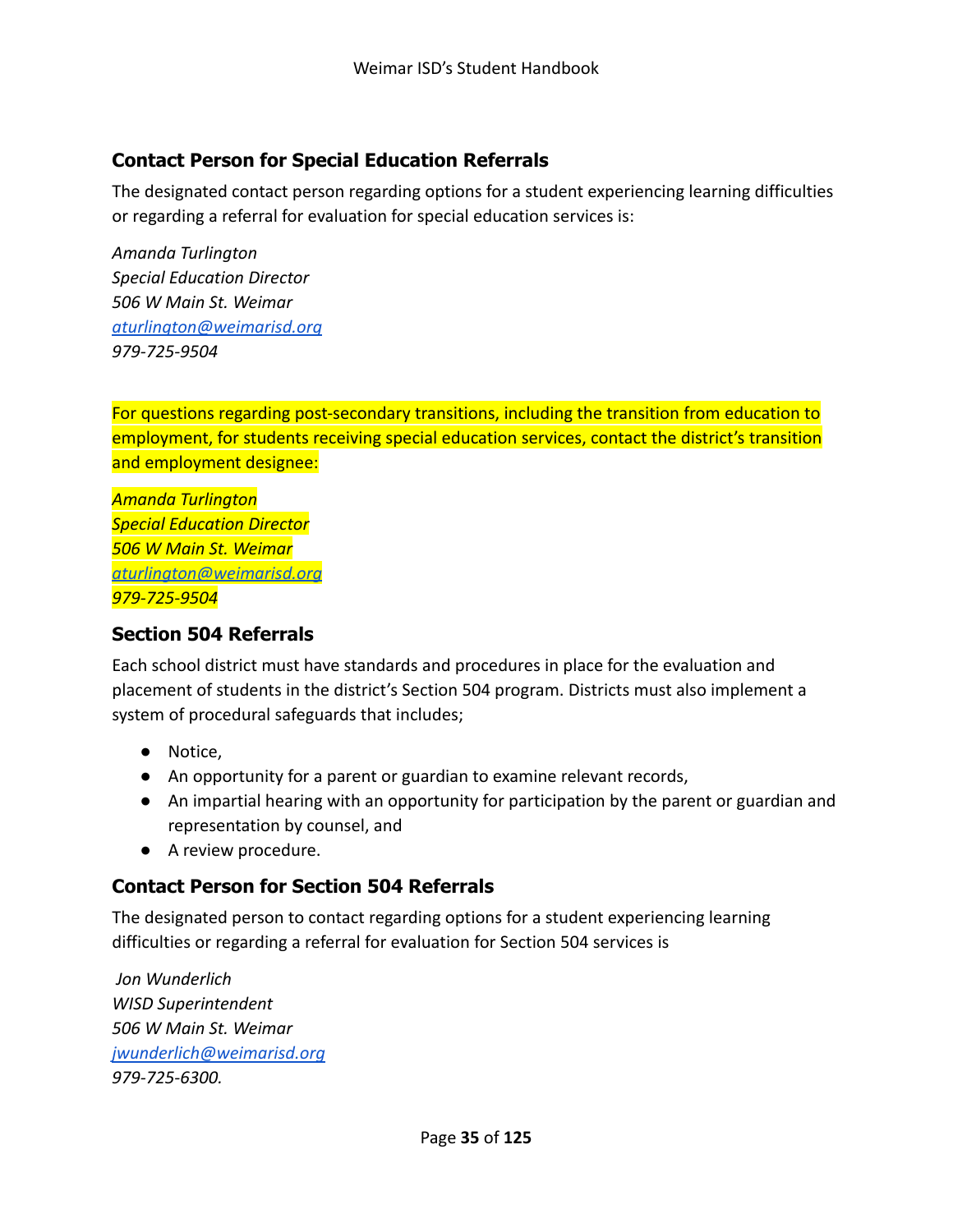### Contact Person for Special Education Referrals

The designated contact person regarding options for a student experiencing learning difficulties or regarding a referral for evaluation for special education services is:

*Amanda Turlington*
*Special Education Director*
*506 W Main St. Weimar*
*aturlington@weimarisd.org*
*979-725-9504*

For questions regarding post-secondary transitions, including the transition from education to employment, for students receiving special education services, contact the district's transition and employment designee:

*Amanda Turlington*
*Special Education Director*
*506 W Main St. Weimar*
*aturlington@weimarisd.org*
*979-725-9504*

### Section 504 Referrals

Each school district must have standards and procedures in place for the evaluation and placement of students in the district's Section 504 program. Districts must also implement a system of procedural safeguards that includes;

- Notice,
- An opportunity for a parent or guardian to examine relevant records,
- An impartial hearing with an opportunity for participation by the parent or guardian and representation by counsel, and
- A review procedure.

### Contact Person for Section 504 Referrals

The designated person to contact regarding options for a student experiencing learning difficulties or regarding a referral for evaluation for Section 504 services is

*Jon Wunderlich*
*WISD Superintendent*
*506 W Main St. Weimar*
*jwunderlich@weimarisd.org*
*979-725-6300.*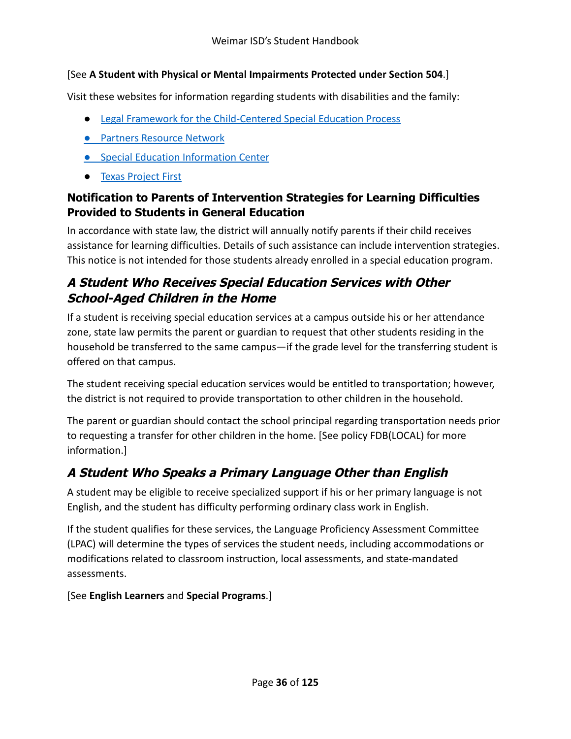[See **A Student with Physical or Mental Impairments Protected under Section 504**.]

Visit these websites for information regarding students with disabilities and the family:

- Legal Framework for the Child-Centered Special Education Process
- Partners Resource Network
- Special Education Information Center
- Texas Project First

### Notification to Parents of Intervention Strategies for Learning Difficulties Provided to Students in General Education

In accordance with state law, the district will annually notify parents if their child receives assistance for learning difficulties. Details of such assistance can include intervention strategies. This notice is not intended for those students already enrolled in a special education program.

## *A Student Who Receives Special Education Services with Other School-Aged Children in the Home*

If a student is receiving special education services at a campus outside his or her attendance zone, state law permits the parent or guardian to request that other students residing in the household be transferred to the same campus—if the grade level for the transferring student is offered on that campus.

The student receiving special education services would be entitled to transportation; however, the district is not required to provide transportation to other children in the household.

The parent or guardian should contact the school principal regarding transportation needs prior to requesting a transfer for other children in the home. [See policy FDB(LOCAL) for more information.]

## *A Student Who Speaks a Primary Language Other than English*

A student may be eligible to receive specialized support if his or her primary language is not English, and the student has difficulty performing ordinary class work in English.

If the student qualifies for these services, the Language Proficiency Assessment Committee (LPAC) will determine the types of services the student needs, including accommodations or modifications related to classroom instruction, local assessments, and state-mandated assessments.

[See **English Learners** and **Special Programs**.]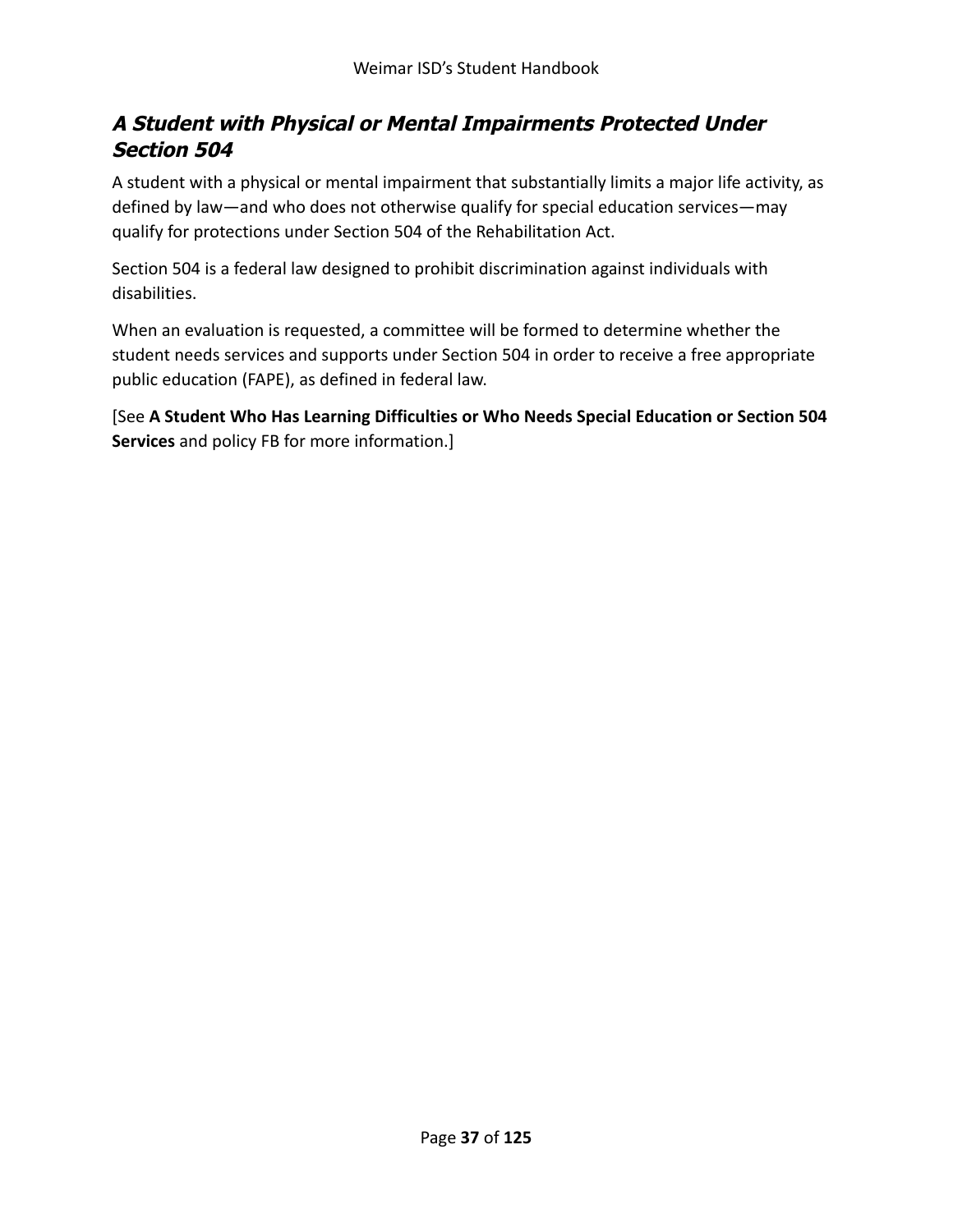### *A Student with Physical or Mental Impairments Protected Under Section 504*

A student with a physical or mental impairment that substantially limits a major life activity, as defined by law—and who does not otherwise qualify for special education services—may qualify for protections under Section 504 of the Rehabilitation Act.

Section 504 is a federal law designed to prohibit discrimination against individuals with disabilities.

When an evaluation is requested, a committee will be formed to determine whether the student needs services and supports under Section 504 in order to receive a free appropriate public education (FAPE), as defined in federal law.

[See **A Student Who Has Learning Difficulties or Who Needs Special Education or Section 504 Services** and policy FB for more information.]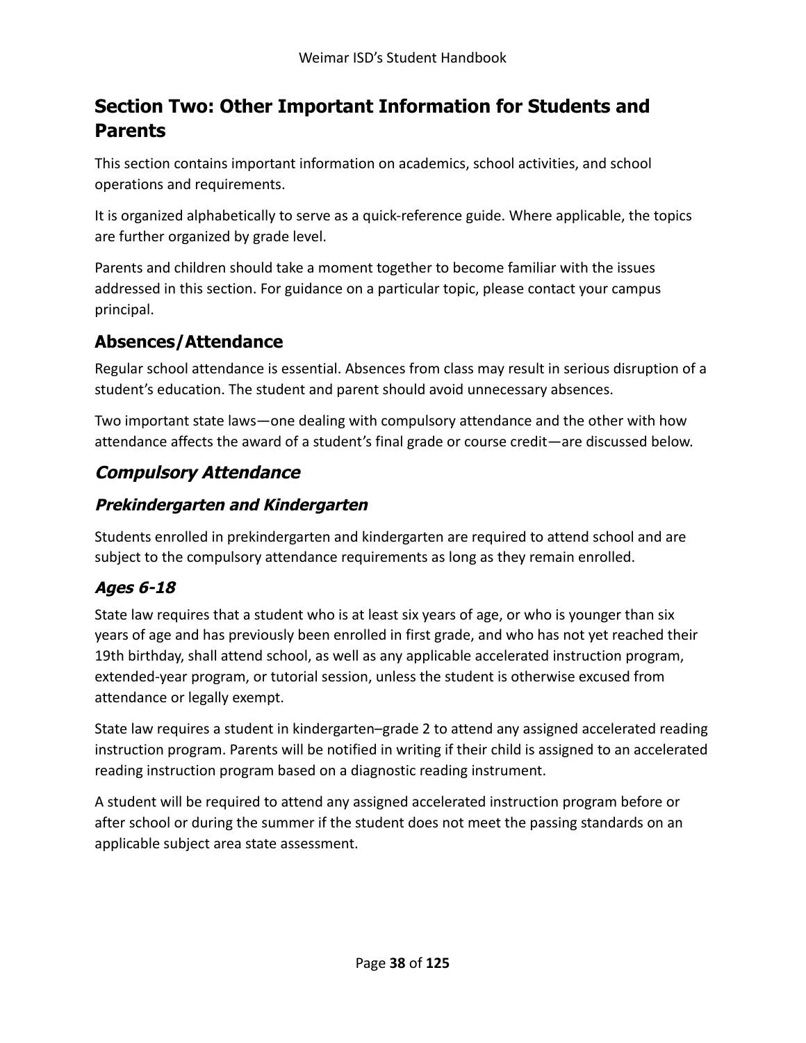# Section Two: Other Important Information for Students and Parents

This section contains important information on academics, school activities, and school operations and requirements.

It is organized alphabetically to serve as a quick-reference guide. Where applicable, the topics are further organized by grade level.

Parents and children should take a moment together to become familiar with the issues addressed in this section. For guidance on a particular topic, please contact your campus principal.

## Absences/Attendance

Regular school attendance is essential. Absences from class may result in serious disruption of a student's education. The student and parent should avoid unnecessary absences.

Two important state laws—one dealing with compulsory attendance and the other with how attendance affects the award of a student's final grade or course credit—are discussed below.

## *Compulsory Attendance*

### *Prekindergarten and Kindergarten*

Students enrolled in prekindergarten and kindergarten are required to attend school and are subject to the compulsory attendance requirements as long as they remain enrolled.

### *Ages 6-18*

State law requires that a student who is at least six years of age, or who is younger than six years of age and has previously been enrolled in first grade, and who has not yet reached their 19th birthday, shall attend school, as well as any applicable accelerated instruction program, extended-year program, or tutorial session, unless the student is otherwise excused from attendance or legally exempt.

State law requires a student in kindergarten–grade 2 to attend any assigned accelerated reading instruction program. Parents will be notified in writing if their child is assigned to an accelerated reading instruction program based on a diagnostic reading instrument.

A student will be required to attend any assigned accelerated instruction program before or after school or during the summer if the student does not meet the passing standards on an applicable subject area state assessment.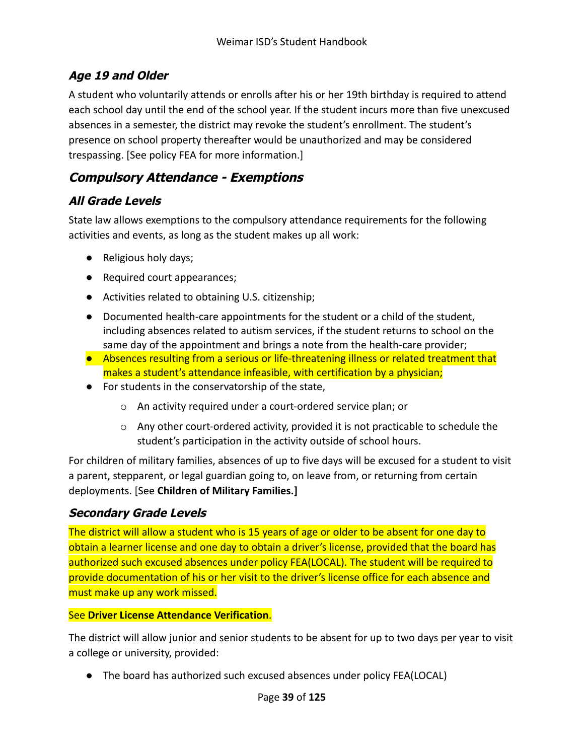### *Age 19 and Older*

A student who voluntarily attends or enrolls after his or her 19th birthday is required to attend each school day until the end of the school year. If the student incurs more than five unexcused absences in a semester, the district may revoke the student's enrollment. The student's presence on school property thereafter would be unauthorized and may be considered trespassing. [See policy FEA for more information.]

## *Compulsory Attendance - Exemptions*

### *All Grade Levels*

State law allows exemptions to the compulsory attendance requirements for the following activities and events, as long as the student makes up all work:

- Religious holy days;
- Required court appearances;
- Activities related to obtaining U.S. citizenship;
- Documented health-care appointments for the student or a child of the student, including absences related to autism services, if the student returns to school on the same day of the appointment and brings a note from the health-care provider;
- Absences resulting from a serious or life-threatening illness or related treatment that makes a student's attendance infeasible, with certification by a physician;
- For students in the conservatorship of the state,
  - An activity required under a court-ordered service plan; or
  - Any other court-ordered activity, provided it is not practicable to schedule the student's participation in the activity outside of school hours.

For children of military families, absences of up to five days will be excused for a student to visit a parent, stepparent, or legal guardian going to, on leave from, or returning from certain deployments. [See **Children of Military Families.]**

### *Secondary Grade Levels*

The district will allow a student who is 15 years of age or older to be absent for one day to obtain a learner license and one day to obtain a driver's license, provided that the board has authorized such excused absences under policy FEA(LOCAL). The student will be required to provide documentation of his or her visit to the driver's license office for each absence and must make up any work missed.

See **Driver License Attendance Verification**.

The district will allow junior and senior students to be absent for up to two days per year to visit a college or university, provided:

- The board has authorized such excused absences under policy FEA(LOCAL)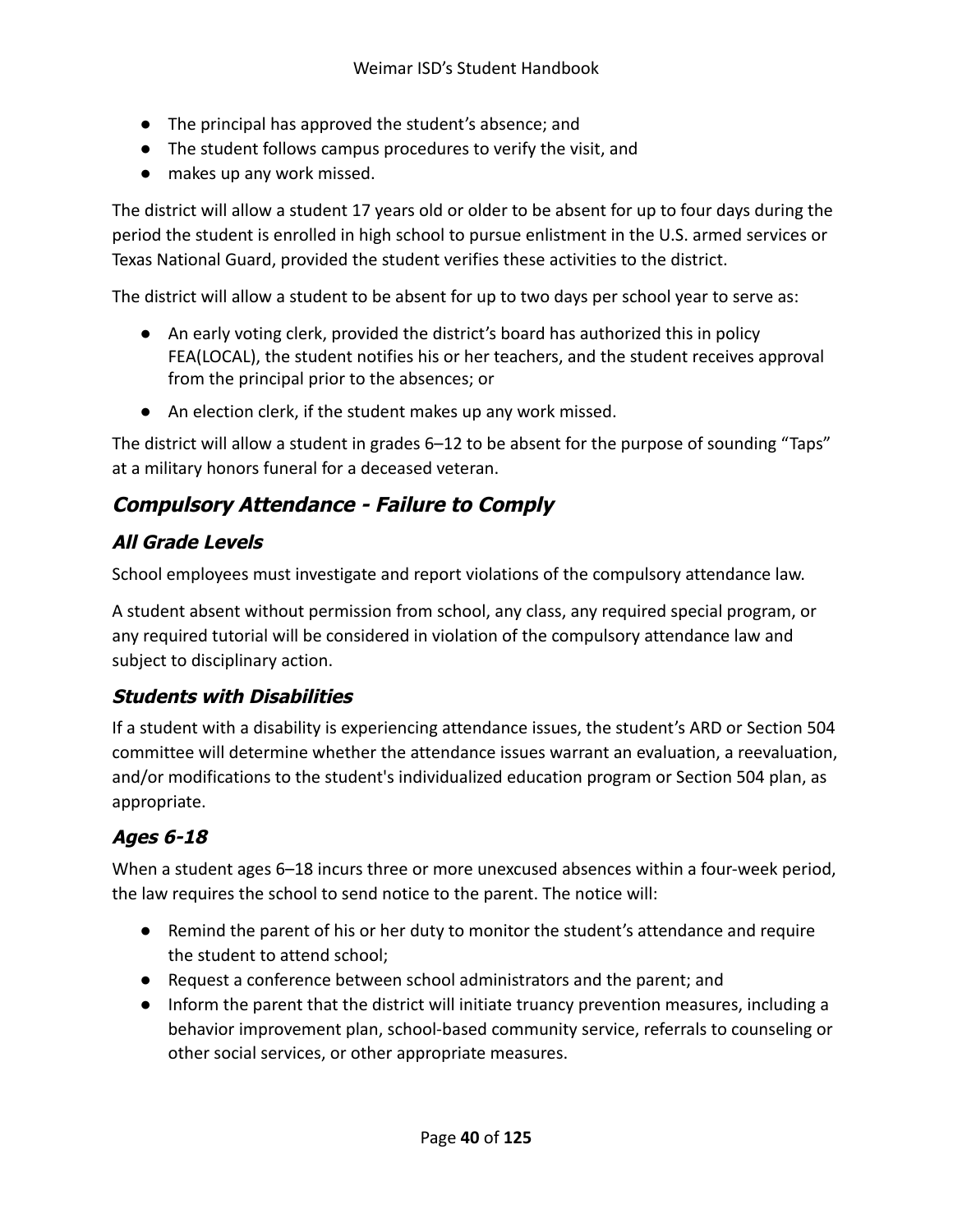- The principal has approved the student's absence; and
- The student follows campus procedures to verify the visit, and
- makes up any work missed.

The district will allow a student 17 years old or older to be absent for up to four days during the period the student is enrolled in high school to pursue enlistment in the U.S. armed services or Texas National Guard, provided the student verifies these activities to the district.

The district will allow a student to be absent for up to two days per school year to serve as:

- An early voting clerk, provided the district's board has authorized this in policy FEA(LOCAL), the student notifies his or her teachers, and the student receives approval from the principal prior to the absences; or
- An election clerk, if the student makes up any work missed.

The district will allow a student in grades 6–12 to be absent for the purpose of sounding "Taps" at a military honors funeral for a deceased veteran.

## Compulsory Attendance - Failure to Comply

### All Grade Levels

School employees must investigate and report violations of the compulsory attendance law.

A student absent without permission from school, any class, any required special program, or any required tutorial will be considered in violation of the compulsory attendance law and subject to disciplinary action.

### Students with Disabilities

If a student with a disability is experiencing attendance issues, the student's ARD or Section 504 committee will determine whether the attendance issues warrant an evaluation, a reevaluation, and/or modifications to the student's individualized education program or Section 504 plan, as appropriate.

### Ages 6-18

When a student ages 6–18 incurs three or more unexcused absences within a four-week period, the law requires the school to send notice to the parent. The notice will:

- Remind the parent of his or her duty to monitor the student's attendance and require the student to attend school;
- Request a conference between school administrators and the parent; and
- Inform the parent that the district will initiate truancy prevention measures, including a behavior improvement plan, school-based community service, referrals to counseling or other social services, or other appropriate measures.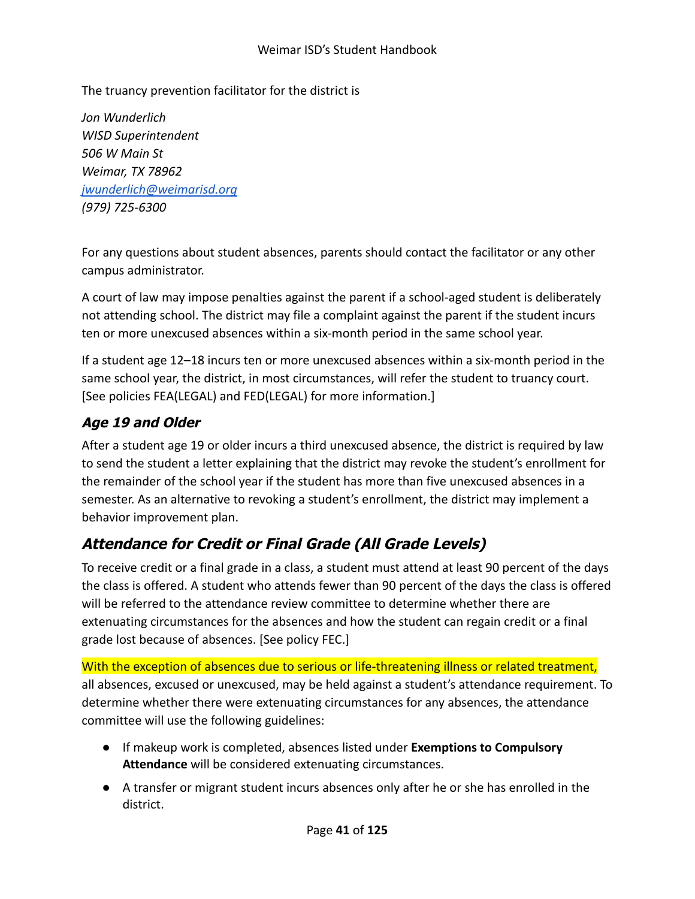The truancy prevention facilitator for the district is

*Jon Wunderlich*
*WISD Superintendent*
*506 W Main St*
*Weimar, TX 78962*
*[jwunderlich@weimarisd.org](mailto:jwunderlich@weimarisd.org)*
*(979) 725-6300*

For any questions about student absences, parents should contact the facilitator or any other campus administrator.

A court of law may impose penalties against the parent if a school-aged student is deliberately not attending school. The district may file a complaint against the parent if the student incurs ten or more unexcused absences within a six-month period in the same school year.

If a student age 12–18 incurs ten or more unexcused absences within a six-month period in the same school year, the district, in most circumstances, will refer the student to truancy court. [See policies FEA(LEGAL) and FED(LEGAL) for more information.]

### Age 19 and Older

After a student age 19 or older incurs a third unexcused absence, the district is required by law to send the student a letter explaining that the district may revoke the student's enrollment for the remainder of the school year if the student has more than five unexcused absences in a semester. As an alternative to revoking a student's enrollment, the district may implement a behavior improvement plan.

## Attendance for Credit or Final Grade (All Grade Levels)

To receive credit or a final grade in a class, a student must attend at least 90 percent of the days the class is offered. A student who attends fewer than 90 percent of the days the class is offered will be referred to the attendance review committee to determine whether there are extenuating circumstances for the absences and how the student can regain credit or a final grade lost because of absences. [See policy FEC.]

With the exception of absences due to serious or life-threatening illness or related treatment, all absences, excused or unexcused, may be held against a student's attendance requirement. To determine whether there were extenuating circumstances for any absences, the attendance committee will use the following guidelines:

- If makeup work is completed, absences listed under **Exemptions to Compulsory Attendance** will be considered extenuating circumstances.
- A transfer or migrant student incurs absences only after he or she has enrolled in the district.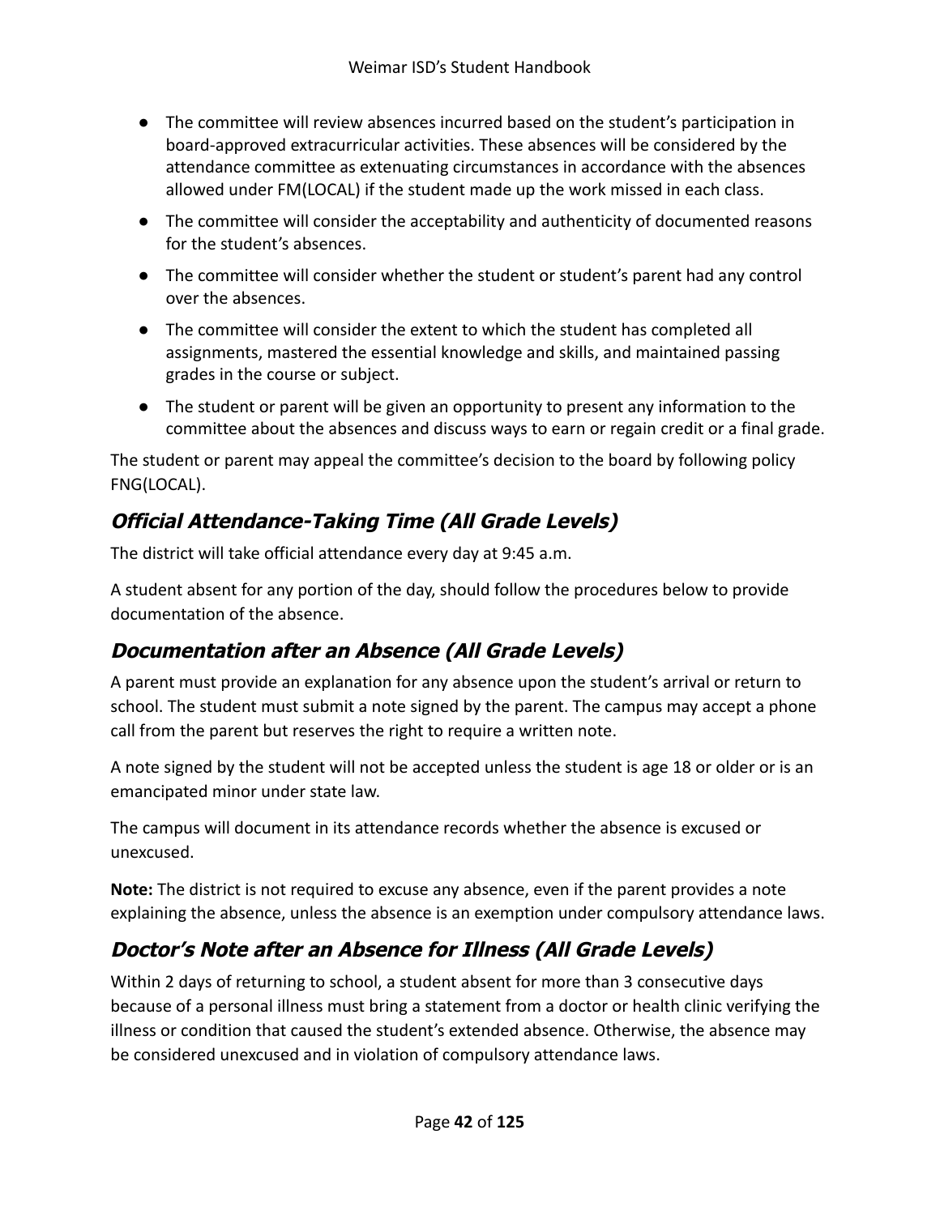- The committee will review absences incurred based on the student's participation in board-approved extracurricular activities. These absences will be considered by the attendance committee as extenuating circumstances in accordance with the absences allowed under FM(LOCAL) if the student made up the work missed in each class.
- The committee will consider the acceptability and authenticity of documented reasons for the student's absences.
- The committee will consider whether the student or student's parent had any control over the absences.
- The committee will consider the extent to which the student has completed all assignments, mastered the essential knowledge and skills, and maintained passing grades in the course or subject.
- The student or parent will be given an opportunity to present any information to the committee about the absences and discuss ways to earn or regain credit or a final grade.

The student or parent may appeal the committee's decision to the board by following policy FNG(LOCAL).

## *Official Attendance-Taking Time (All Grade Levels)*

The district will take official attendance every day at 9:45 a.m.

A student absent for any portion of the day, should follow the procedures below to provide documentation of the absence.

## *Documentation after an Absence (All Grade Levels)*

A parent must provide an explanation for any absence upon the student's arrival or return to school. The student must submit a note signed by the parent. The campus may accept a phone call from the parent but reserves the right to require a written note.

A note signed by the student will not be accepted unless the student is age 18 or older or is an emancipated minor under state law.

The campus will document in its attendance records whether the absence is excused or unexcused.

**Note:** The district is not required to excuse any absence, even if the parent provides a note explaining the absence, unless the absence is an exemption under compulsory attendance laws.

## *Doctor's Note after an Absence for Illness (All Grade Levels)*

Within 2 days of returning to school, a student absent for more than 3 consecutive days because of a personal illness must bring a statement from a doctor or health clinic verifying the illness or condition that caused the student's extended absence. Otherwise, the absence may be considered unexcused and in violation of compulsory attendance laws.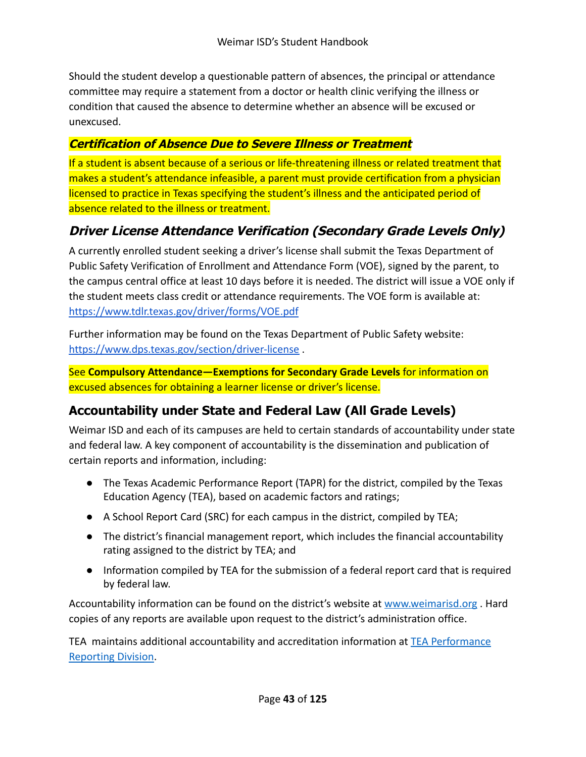Should the student develop a questionable pattern of absences, the principal or attendance committee may require a statement from a doctor or health clinic verifying the illness or condition that caused the absence to determine whether an absence will be excused or unexcused.

#### *Certification of Absence Due to Severe Illness or Treatment*

If a student is absent because of a serious or life-threatening illness or related treatment that makes a student's attendance infeasible, a parent must provide certification from a physician licensed to practice in Texas specifying the student's illness and the anticipated period of absence related to the illness or treatment.

### *Driver License Attendance Verification (Secondary Grade Levels Only)*

A currently enrolled student seeking a driver's license shall submit the Texas Department of Public Safety Verification of Enrollment and Attendance Form (VOE), signed by the parent, to the campus central office at least 10 days before it is needed. The district will issue a VOE only if the student meets class credit or attendance requirements. The VOE form is available at: https://www.tdlr.texas.gov/driver/forms/VOE.pdf

Further information may be found on the Texas Department of Public Safety website: https://www.dps.texas.gov/section/driver-license .

See **Compulsory Attendance—Exemptions for Secondary Grade Levels** for information on excused absences for obtaining a learner license or driver's license.

## Accountability under State and Federal Law (All Grade Levels)

Weimar ISD and each of its campuses are held to certain standards of accountability under state and federal law. A key component of accountability is the dissemination and publication of certain reports and information, including:

- The Texas Academic Performance Report (TAPR) for the district, compiled by the Texas Education Agency (TEA), based on academic factors and ratings;
- A School Report Card (SRC) for each campus in the district, compiled by TEA;
- The district's financial management report, which includes the financial accountability rating assigned to the district by TEA; and
- Information compiled by TEA for the submission of a federal report card that is required by federal law.

Accountability information can be found on the district's website at www.weimarisd.org . Hard copies of any reports are available upon request to the district's administration office.

TEA maintains additional accountability and accreditation information at TEA Performance Reporting Division.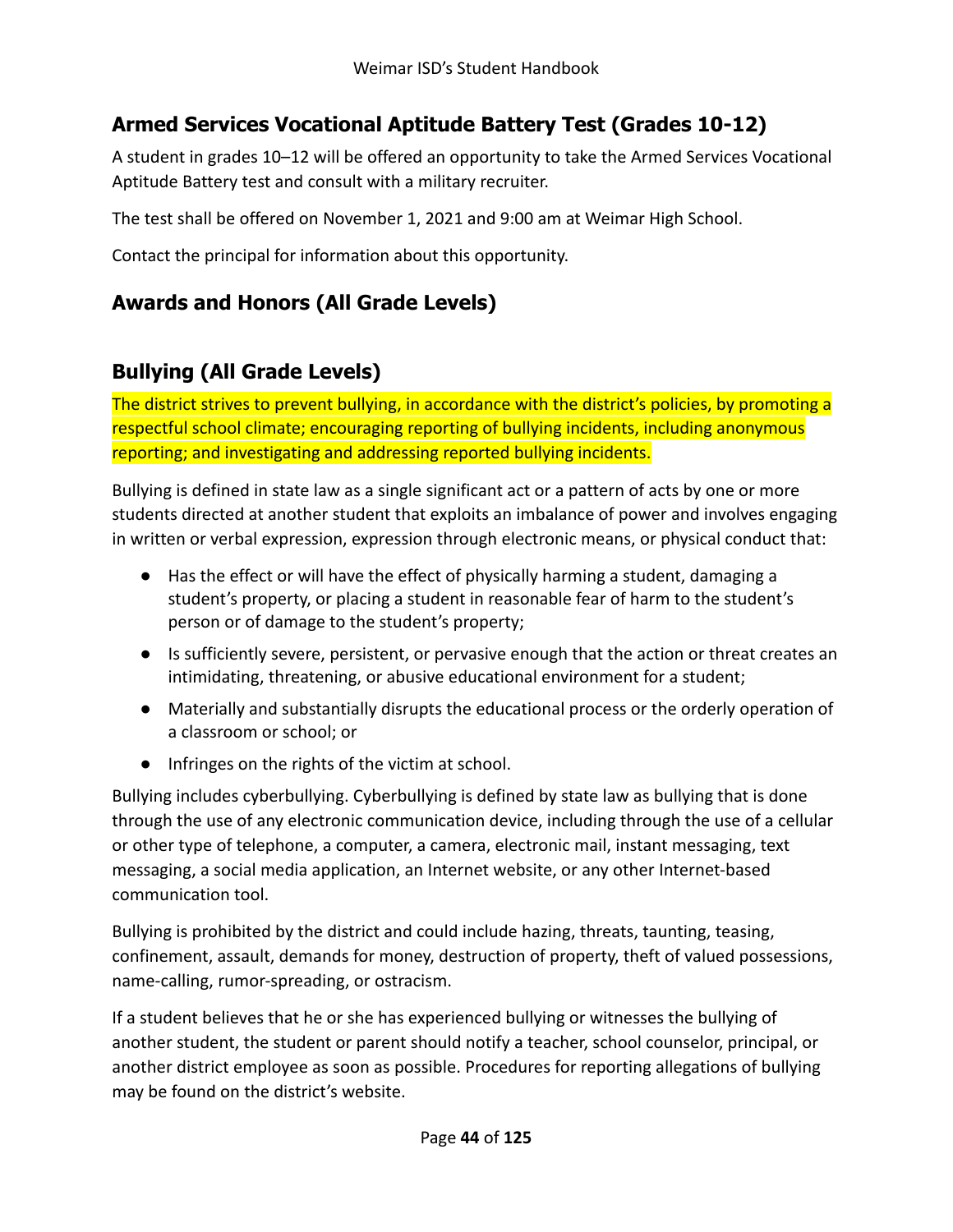## Armed Services Vocational Aptitude Battery Test (Grades 10-12)

A student in grades 10–12 will be offered an opportunity to take the Armed Services Vocational Aptitude Battery test and consult with a military recruiter.

The test shall be offered on November 1, 2021 and 9:00 am at Weimar High School.

Contact the principal for information about this opportunity.

## Awards and Honors (All Grade Levels)

## Bullying (All Grade Levels)

The district strives to prevent bullying, in accordance with the district's policies, by promoting a respectful school climate; encouraging reporting of bullying incidents, including anonymous reporting; and investigating and addressing reported bullying incidents.

Bullying is defined in state law as a single significant act or a pattern of acts by one or more students directed at another student that exploits an imbalance of power and involves engaging in written or verbal expression, expression through electronic means, or physical conduct that:

- Has the effect or will have the effect of physically harming a student, damaging a student's property, or placing a student in reasonable fear of harm to the student's person or of damage to the student's property;
- Is sufficiently severe, persistent, or pervasive enough that the action or threat creates an intimidating, threatening, or abusive educational environment for a student;
- Materially and substantially disrupts the educational process or the orderly operation of a classroom or school; or
- Infringes on the rights of the victim at school.

Bullying includes cyberbullying. Cyberbullying is defined by state law as bullying that is done through the use of any electronic communication device, including through the use of a cellular or other type of telephone, a computer, a camera, electronic mail, instant messaging, text messaging, a social media application, an Internet website, or any other Internet-based communication tool.

Bullying is prohibited by the district and could include hazing, threats, taunting, teasing, confinement, assault, demands for money, destruction of property, theft of valued possessions, name-calling, rumor-spreading, or ostracism.

If a student believes that he or she has experienced bullying or witnesses the bullying of another student, the student or parent should notify a teacher, school counselor, principal, or another district employee as soon as possible. Procedures for reporting allegations of bullying may be found on the district's website.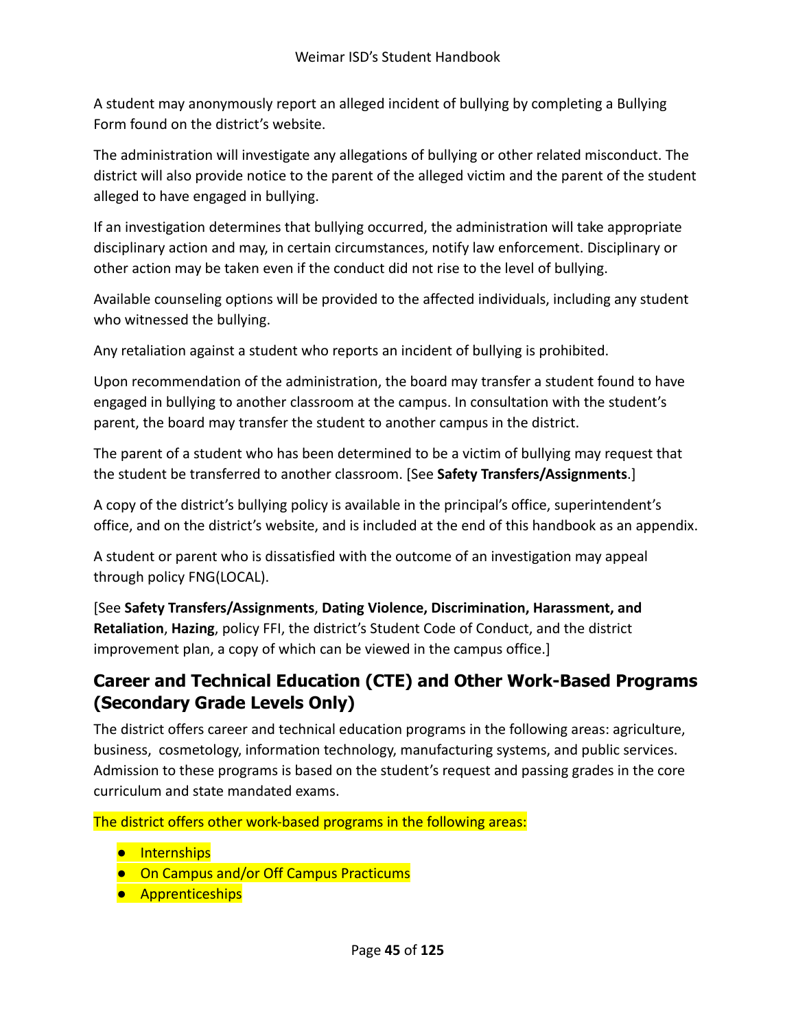A student may anonymously report an alleged incident of bullying by completing a Bullying Form found on the district's website.

The administration will investigate any allegations of bullying or other related misconduct. The district will also provide notice to the parent of the alleged victim and the parent of the student alleged to have engaged in bullying.

If an investigation determines that bullying occurred, the administration will take appropriate disciplinary action and may, in certain circumstances, notify law enforcement. Disciplinary or other action may be taken even if the conduct did not rise to the level of bullying.

Available counseling options will be provided to the affected individuals, including any student who witnessed the bullying.

Any retaliation against a student who reports an incident of bullying is prohibited.

Upon recommendation of the administration, the board may transfer a student found to have engaged in bullying to another classroom at the campus. In consultation with the student's parent, the board may transfer the student to another campus in the district.

The parent of a student who has been determined to be a victim of bullying may request that the student be transferred to another classroom. [See **Safety Transfers/Assignments**.]

A copy of the district's bullying policy is available in the principal's office, superintendent's office, and on the district's website, and is included at the end of this handbook as an appendix.

A student or parent who is dissatisfied with the outcome of an investigation may appeal through policy FNG(LOCAL).

[See **Safety Transfers/Assignments**, **Dating Violence, Discrimination, Harassment, and Retaliation**, **Hazing**, policy FFI, the district's Student Code of Conduct, and the district improvement plan, a copy of which can be viewed in the campus office.]

## Career and Technical Education (CTE) and Other Work-Based Programs (Secondary Grade Levels Only)

The district offers career and technical education programs in the following areas: agriculture, business, cosmetology, information technology, manufacturing systems, and public services. Admission to these programs is based on the student's request and passing grades in the core curriculum and state mandated exams.

The district offers other work-based programs in the following areas:

- Internships
- On Campus and/or Off Campus Practicums
- Apprenticeships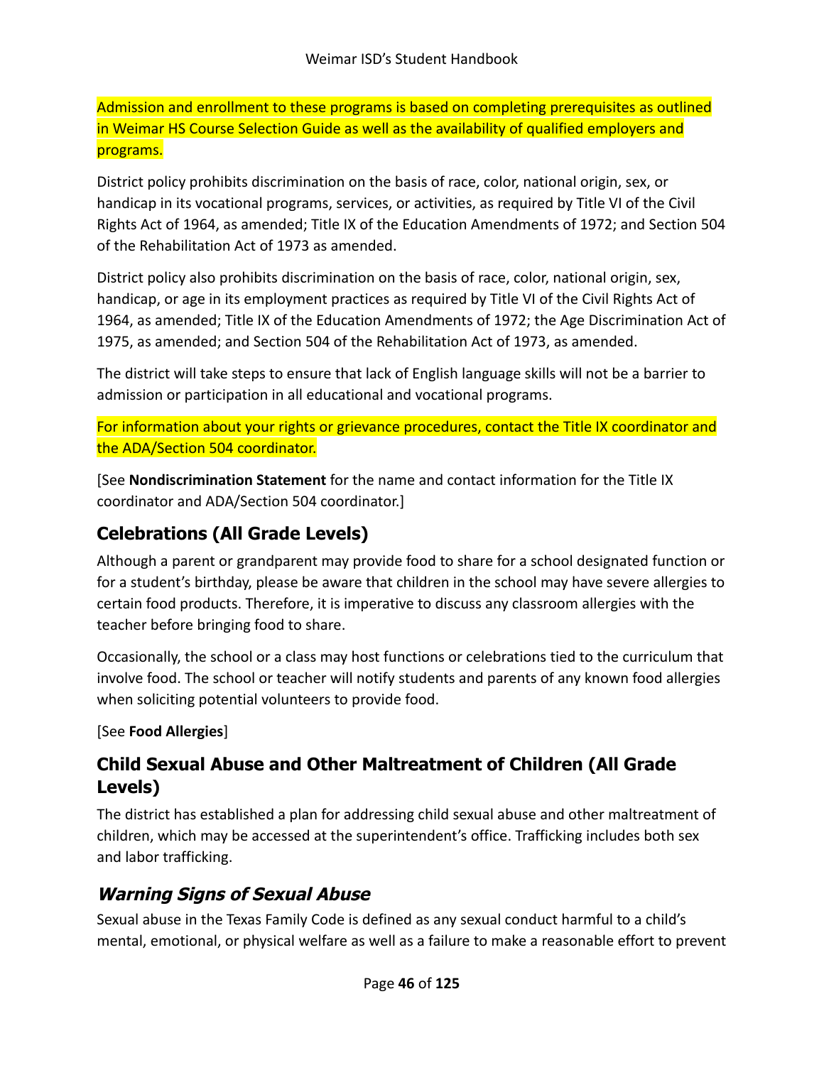Admission and enrollment to these programs is based on completing prerequisites as outlined in Weimar HS Course Selection Guide as well as the availability of qualified employers and programs.

District policy prohibits discrimination on the basis of race, color, national origin, sex, or handicap in its vocational programs, services, or activities, as required by Title VI of the Civil Rights Act of 1964, as amended; Title IX of the Education Amendments of 1972; and Section 504 of the Rehabilitation Act of 1973 as amended.

District policy also prohibits discrimination on the basis of race, color, national origin, sex, handicap, or age in its employment practices as required by Title VI of the Civil Rights Act of 1964, as amended; Title IX of the Education Amendments of 1972; the Age Discrimination Act of 1975, as amended; and Section 504 of the Rehabilitation Act of 1973, as amended.

The district will take steps to ensure that lack of English language skills will not be a barrier to admission or participation in all educational and vocational programs.

For information about your rights or grievance procedures, contact the Title IX coordinator and the ADA/Section 504 coordinator.

[See **Nondiscrimination Statement** for the name and contact information for the Title IX coordinator and ADA/Section 504 coordinator.]

## Celebrations (All Grade Levels)

Although a parent or grandparent may provide food to share for a school designated function or for a student's birthday, please be aware that children in the school may have severe allergies to certain food products. Therefore, it is imperative to discuss any classroom allergies with the teacher before bringing food to share.

Occasionally, the school or a class may host functions or celebrations tied to the curriculum that involve food. The school or teacher will notify students and parents of any known food allergies when soliciting potential volunteers to provide food.

[See **Food Allergies**]

## Child Sexual Abuse and Other Maltreatment of Children (All Grade Levels)

The district has established a plan for addressing child sexual abuse and other maltreatment of children, which may be accessed at the superintendent's office. Trafficking includes both sex and labor trafficking.

### *Warning Signs of Sexual Abuse*

Sexual abuse in the Texas Family Code is defined as any sexual conduct harmful to a child's mental, emotional, or physical welfare as well as a failure to make a reasonable effort to prevent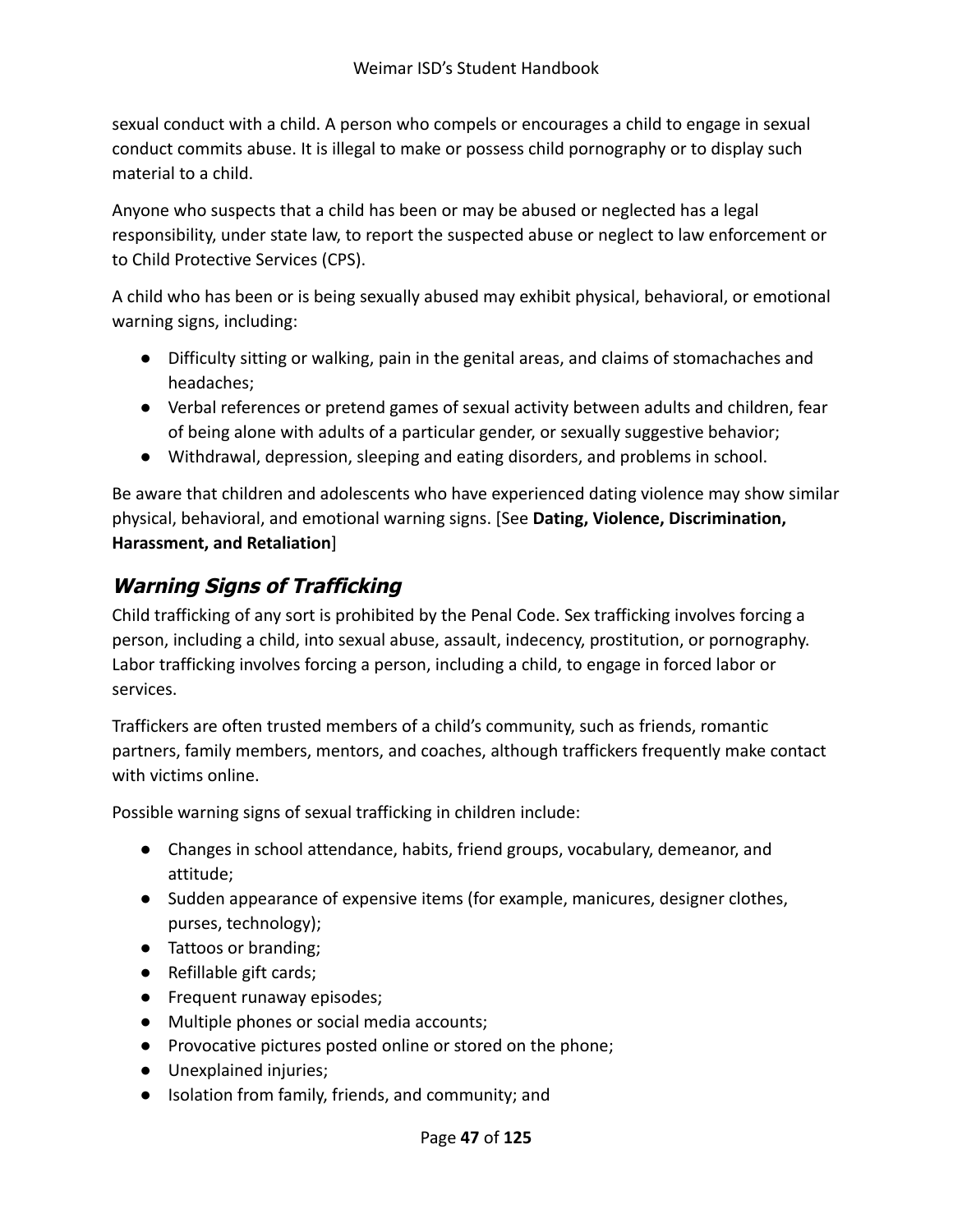sexual conduct with a child. A person who compels or encourages a child to engage in sexual conduct commits abuse. It is illegal to make or possess child pornography or to display such material to a child.

Anyone who suspects that a child has been or may be abused or neglected has a legal responsibility, under state law, to report the suspected abuse or neglect to law enforcement or to Child Protective Services (CPS).

A child who has been or is being sexually abused may exhibit physical, behavioral, or emotional warning signs, including:

- Difficulty sitting or walking, pain in the genital areas, and claims of stomachaches and headaches;
- Verbal references or pretend games of sexual activity between adults and children, fear of being alone with adults of a particular gender, or sexually suggestive behavior;
- Withdrawal, depression, sleeping and eating disorders, and problems in school.

Be aware that children and adolescents who have experienced dating violence may show similar physical, behavioral, and emotional warning signs. [See **Dating, Violence, Discrimination, Harassment, and Retaliation**]

### *Warning Signs of Trafficking*

Child trafficking of any sort is prohibited by the Penal Code. Sex trafficking involves forcing a person, including a child, into sexual abuse, assault, indecency, prostitution, or pornography. Labor trafficking involves forcing a person, including a child, to engage in forced labor or services.

Traffickers are often trusted members of a child's community, such as friends, romantic partners, family members, mentors, and coaches, although traffickers frequently make contact with victims online.

Possible warning signs of sexual trafficking in children include:

- Changes in school attendance, habits, friend groups, vocabulary, demeanor, and attitude;
- Sudden appearance of expensive items (for example, manicures, designer clothes, purses, technology);
- Tattoos or branding;
- Refillable gift cards;
- Frequent runaway episodes;
- Multiple phones or social media accounts;
- Provocative pictures posted online or stored on the phone;
- Unexplained injuries;
- Isolation from family, friends, and community; and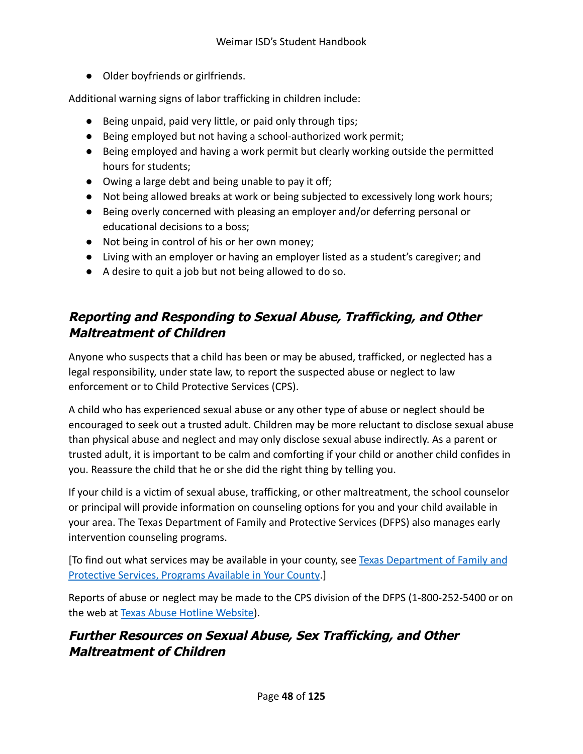- Older boyfriends or girlfriends.

Additional warning signs of labor trafficking in children include:

- Being unpaid, paid very little, or paid only through tips;
- Being employed but not having a school-authorized work permit;
- Being employed and having a work permit but clearly working outside the permitted hours for students;
- Owing a large debt and being unable to pay it off;
- Not being allowed breaks at work or being subjected to excessively long work hours;
- Being overly concerned with pleasing an employer and/or deferring personal or educational decisions to a boss;
- Not being in control of his or her own money;
- Living with an employer or having an employer listed as a student's caregiver; and
- A desire to quit a job but not being allowed to do so.

### *Reporting and Responding to Sexual Abuse, Trafficking, and Other Maltreatment of Children*

Anyone who suspects that a child has been or may be abused, trafficked, or neglected has a legal responsibility, under state law, to report the suspected abuse or neglect to law enforcement or to Child Protective Services (CPS).

A child who has experienced sexual abuse or any other type of abuse or neglect should be encouraged to seek out a trusted adult. Children may be more reluctant to disclose sexual abuse than physical abuse and neglect and may only disclose sexual abuse indirectly. As a parent or trusted adult, it is important to be calm and comforting if your child or another child confides in you. Reassure the child that he or she did the right thing by telling you.

If your child is a victim of sexual abuse, trafficking, or other maltreatment, the school counselor or principal will provide information on counseling options for you and your child available in your area. The Texas Department of Family and Protective Services (DFPS) also manages early intervention counseling programs.

[To find out what services may be available in your county, see Texas Department of Family and Protective Services, Programs Available in Your County.]

Reports of abuse or neglect may be made to the CPS division of the DFPS (1-800-252-5400 or on the web at Texas Abuse Hotline Website).

### *Further Resources on Sexual Abuse, Sex Trafficking, and Other Maltreatment of Children*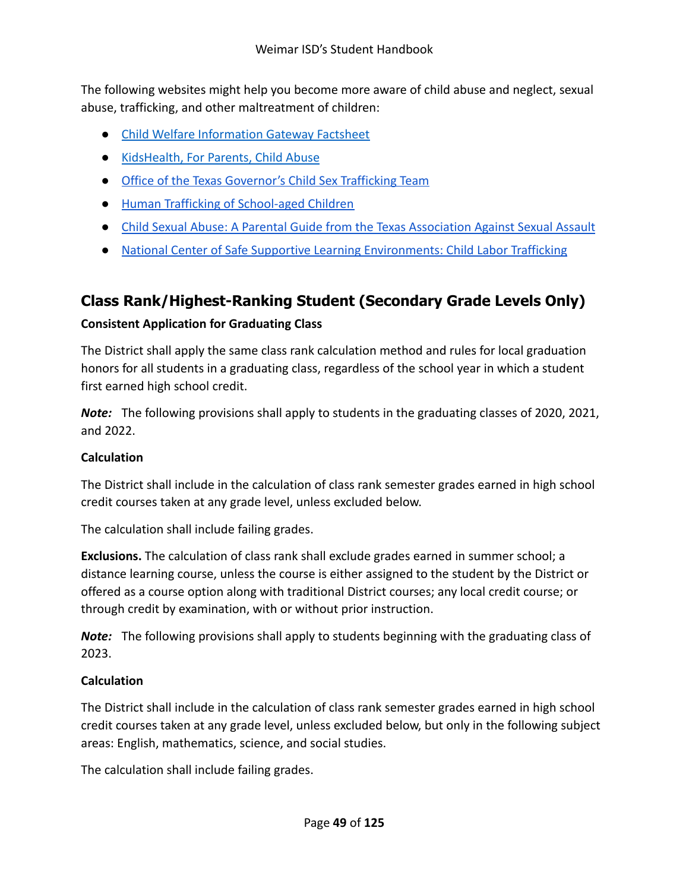The following websites might help you become more aware of child abuse and neglect, sexual abuse, trafficking, and other maltreatment of children:

- Child Welfare Information Gateway Factsheet
- KidsHealth, For Parents, Child Abuse
- Office of the Texas Governor's Child Sex Trafficking Team
- Human Trafficking of School-aged Children
- Child Sexual Abuse: A Parental Guide from the Texas Association Against Sexual Assault
- National Center of Safe Supportive Learning Environments: Child Labor Trafficking

## Class Rank/Highest-Ranking Student (Secondary Grade Levels Only)

**Consistent Application for Graduating Class**

The District shall apply the same class rank calculation method and rules for local graduation honors for all students in a graduating class, regardless of the school year in which a student first earned high school credit.

***Note:*** The following provisions shall apply to students in the graduating classes of 2020, 2021, and 2022.

**Calculation**

The District shall include in the calculation of class rank semester grades earned in high school credit courses taken at any grade level, unless excluded below.

The calculation shall include failing grades.

**Exclusions.** The calculation of class rank shall exclude grades earned in summer school; a distance learning course, unless the course is either assigned to the student by the District or offered as a course option along with traditional District courses; any local credit course; or through credit by examination, with or without prior instruction.

***Note:*** The following provisions shall apply to students beginning with the graduating class of 2023.

**Calculation**

The District shall include in the calculation of class rank semester grades earned in high school credit courses taken at any grade level, unless excluded below, but only in the following subject areas: English, mathematics, science, and social studies.

The calculation shall include failing grades.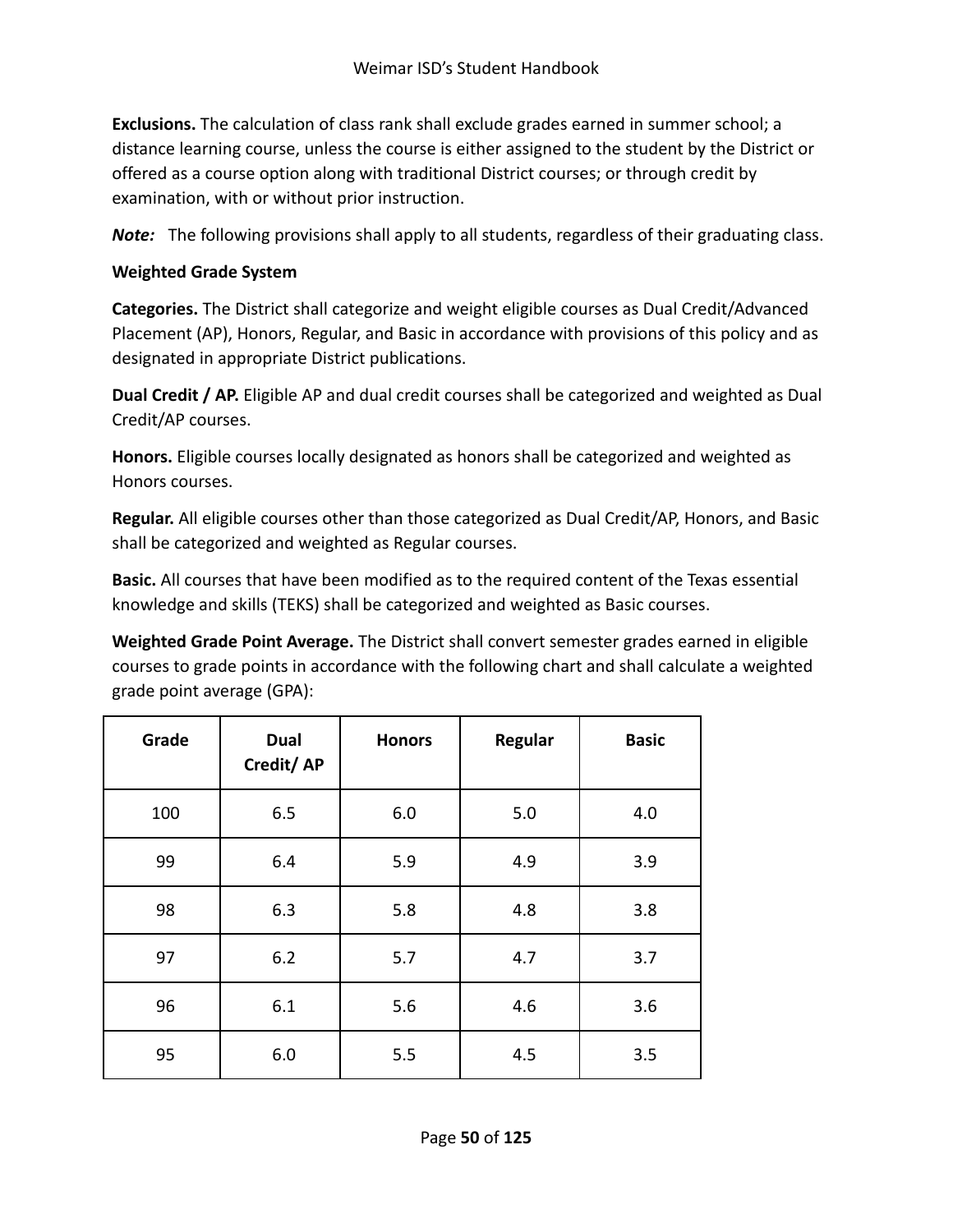**Exclusions.** The calculation of class rank shall exclude grades earned in summer school; a distance learning course, unless the course is either assigned to the student by the District or offered as a course option along with traditional District courses; or through credit by examination, with or without prior instruction.

***Note:*** The following provisions shall apply to all students, regardless of their graduating class.

**Weighted Grade System**

**Categories.** The District shall categorize and weight eligible courses as Dual Credit/Advanced Placement (AP), Honors, Regular, and Basic in accordance with provisions of this policy and as designated in appropriate District publications.

**Dual Credit / AP.** Eligible AP and dual credit courses shall be categorized and weighted as Dual Credit/AP courses.

**Honors.** Eligible courses locally designated as honors shall be categorized and weighted as Honors courses.

**Regular.** All eligible courses other than those categorized as Dual Credit/AP, Honors, and Basic shall be categorized and weighted as Regular courses.

**Basic.** All courses that have been modified as to the required content of the Texas essential knowledge and skills (TEKS) shall be categorized and weighted as Basic courses.

**Weighted Grade Point Average.** The District shall convert semester grades earned in eligible courses to grade points in accordance with the following chart and shall calculate a weighted grade point average (GPA):

| Grade | Dual Credit/ AP | Honors | Regular | Basic |
|---|---|---|---|---|
| 100 | 6.5 | 6.0 | 5.0 | 4.0 |
| 99 | 6.4 | 5.9 | 4.9 | 3.9 |
| 98 | 6.3 | 5.8 | 4.8 | 3.8 |
| 97 | 6.2 | 5.7 | 4.7 | 3.7 |
| 96 | 6.1 | 5.6 | 4.6 | 3.6 |
| 95 | 6.0 | 5.5 | 4.5 | 3.5 |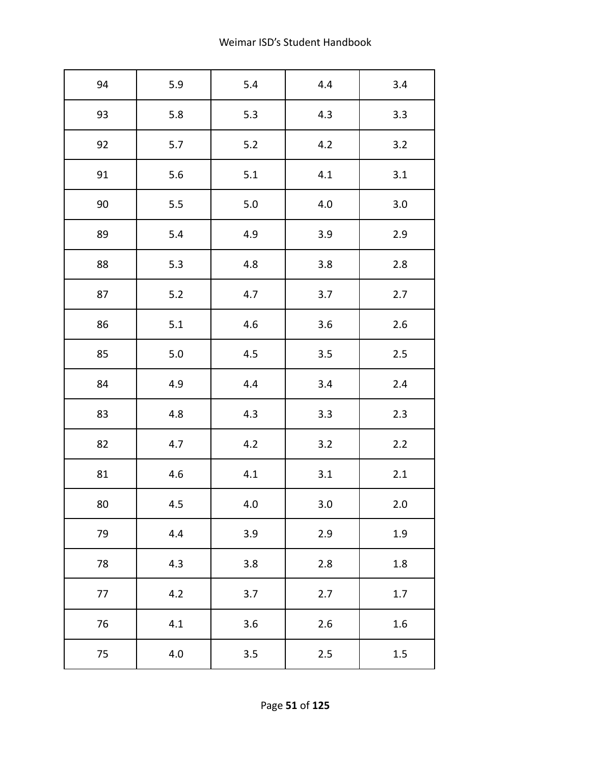| | | | | |
|---|---|---|---|---|
| 94 | 5.9 | 5.4 | 4.4 | 3.4 |
| 93 | 5.8 | 5.3 | 4.3 | 3.3 |
| 92 | 5.7 | 5.2 | 4.2 | 3.2 |
| 91 | 5.6 | 5.1 | 4.1 | 3.1 |
| 90 | 5.5 | 5.0 | 4.0 | 3.0 |
| 89 | 5.4 | 4.9 | 3.9 | 2.9 |
| 88 | 5.3 | 4.8 | 3.8 | 2.8 |
| 87 | 5.2 | 4.7 | 3.7 | 2.7 |
| 86 | 5.1 | 4.6 | 3.6 | 2.6 |
| 85 | 5.0 | 4.5 | 3.5 | 2.5 |
| 84 | 4.9 | 4.4 | 3.4 | 2.4 |
| 83 | 4.8 | 4.3 | 3.3 | 2.3 |
| 82 | 4.7 | 4.2 | 3.2 | 2.2 |
| 81 | 4.6 | 4.1 | 3.1 | 2.1 |
| 80 | 4.5 | 4.0 | 3.0 | 2.0 |
| 79 | 4.4 | 3.9 | 2.9 | 1.9 |
| 78 | 4.3 | 3.8 | 2.8 | 1.8 |
| 77 | 4.2 | 3.7 | 2.7 | 1.7 |
| 76 | 4.1 | 3.6 | 2.6 | 1.6 |
| 75 | 4.0 | 3.5 | 2.5 | 1.5 |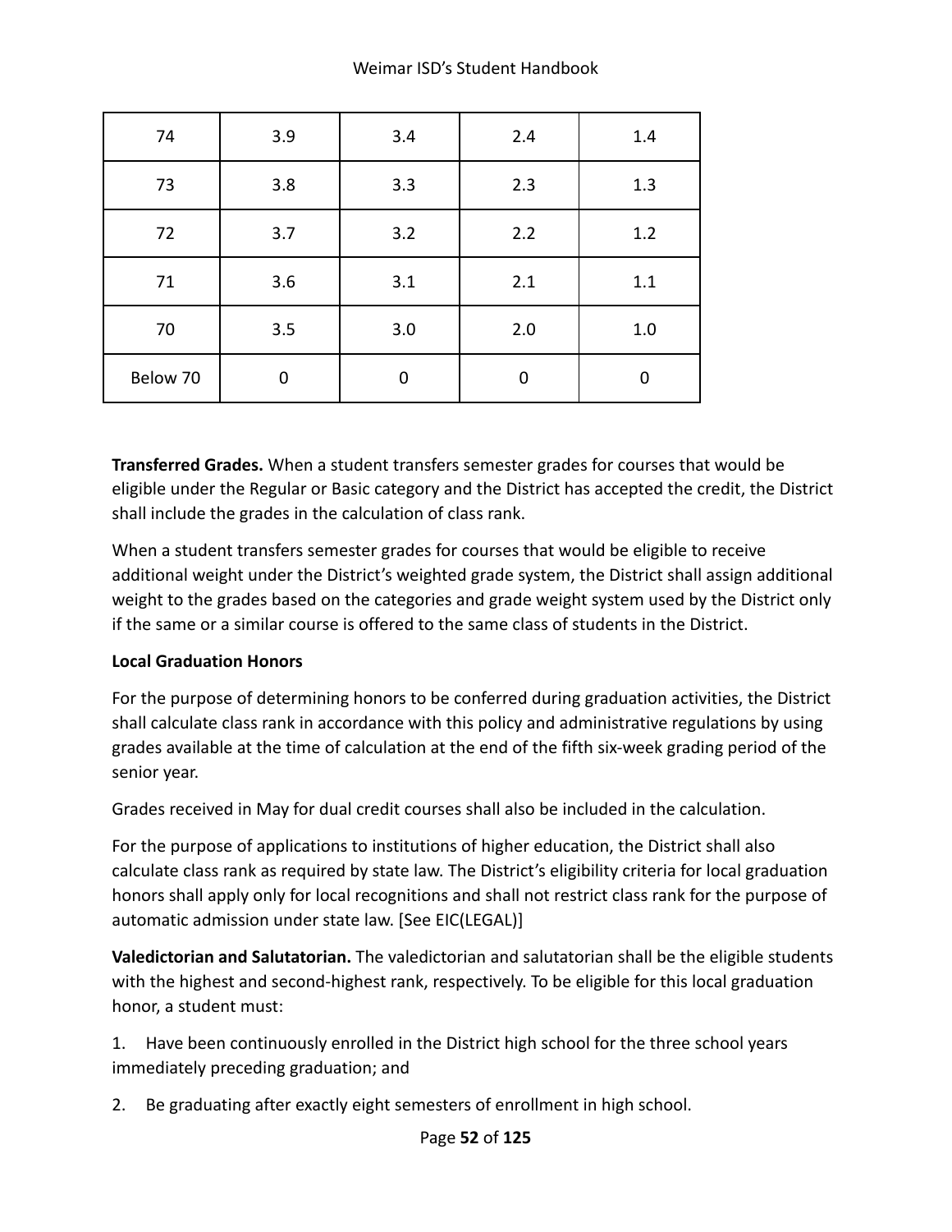| | | | | |
|---|---|---|---|---|
| 74 | 3.9 | 3.4 | 2.4 | 1.4 |
| 73 | 3.8 | 3.3 | 2.3 | 1.3 |
| 72 | 3.7 | 3.2 | 2.2 | 1.2 |
| 71 | 3.6 | 3.1 | 2.1 | 1.1 |
| 70 | 3.5 | 3.0 | 2.0 | 1.0 |
| Below 70 | 0 | 0 | 0 | 0 |

**Transferred Grades.** When a student transfers semester grades for courses that would be eligible under the Regular or Basic category and the District has accepted the credit, the District shall include the grades in the calculation of class rank.

When a student transfers semester grades for courses that would be eligible to receive additional weight under the District's weighted grade system, the District shall assign additional weight to the grades based on the categories and grade weight system used by the District only if the same or a similar course is offered to the same class of students in the District.

**Local Graduation Honors**

For the purpose of determining honors to be conferred during graduation activities, the District shall calculate class rank in accordance with this policy and administrative regulations by using grades available at the time of calculation at the end of the fifth six-week grading period of the senior year.

Grades received in May for dual credit courses shall also be included in the calculation.

For the purpose of applications to institutions of higher education, the District shall also calculate class rank as required by state law. The District's eligibility criteria for local graduation honors shall apply only for local recognitions and shall not restrict class rank for the purpose of automatic admission under state law. [See EIC(LEGAL)]

**Valedictorian and Salutatorian.** The valedictorian and salutatorian shall be the eligible students with the highest and second-highest rank, respectively. To be eligible for this local graduation honor, a student must:

1. Have been continuously enrolled in the District high school for the three school years immediately preceding graduation; and
2. Be graduating after exactly eight semesters of enrollment in high school.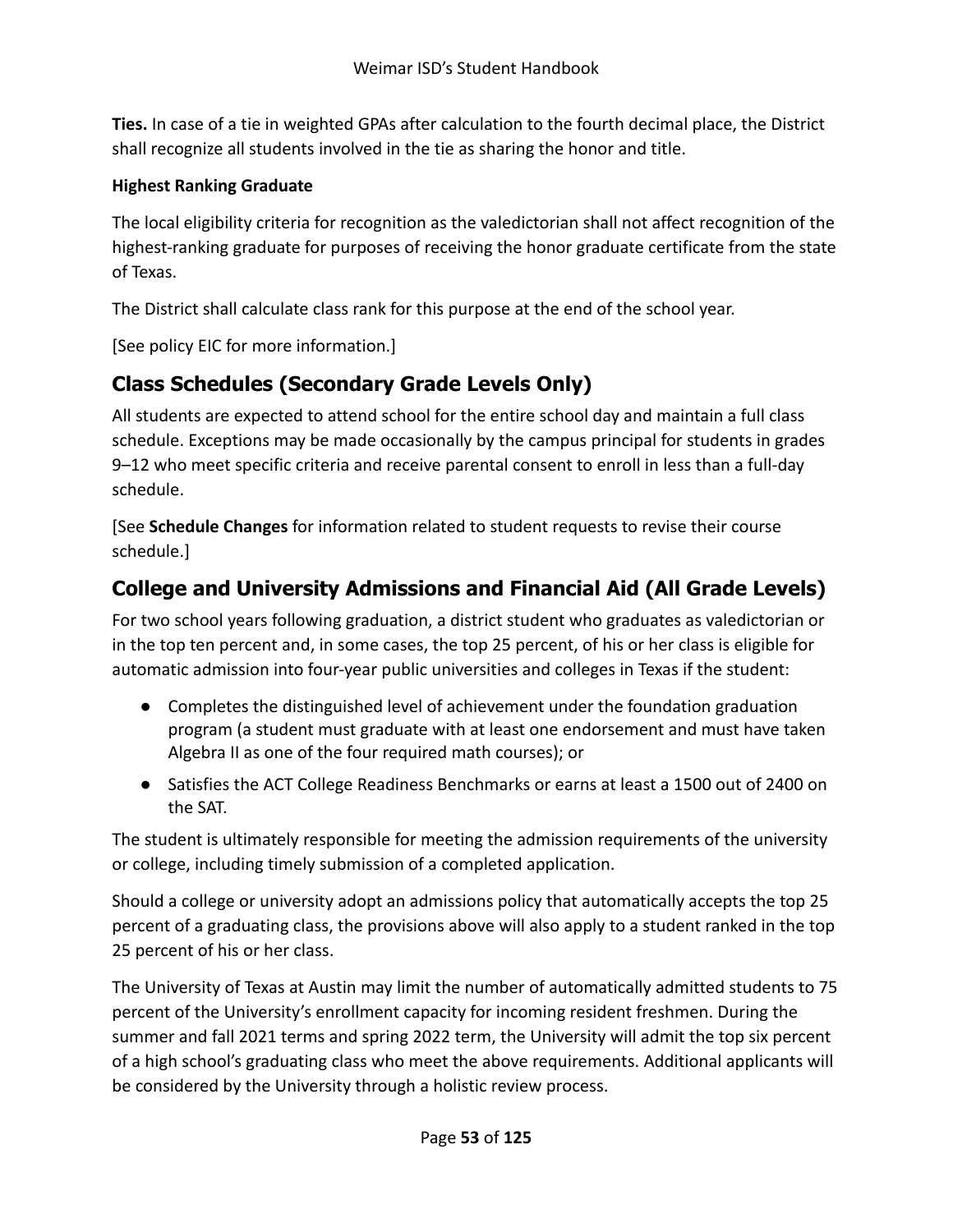**Ties.** In case of a tie in weighted GPAs after calculation to the fourth decimal place, the District shall recognize all students involved in the tie as sharing the honor and title.

#### Highest Ranking Graduate

The local eligibility criteria for recognition as the valedictorian shall not affect recognition of the highest-ranking graduate for purposes of receiving the honor graduate certificate from the state of Texas.

The District shall calculate class rank for this purpose at the end of the school year.

[See policy EIC for more information.]

## Class Schedules (Secondary Grade Levels Only)

All students are expected to attend school for the entire school day and maintain a full class schedule. Exceptions may be made occasionally by the campus principal for students in grades 9–12 who meet specific criteria and receive parental consent to enroll in less than a full-day schedule.

[See **Schedule Changes** for information related to student requests to revise their course schedule.]

## College and University Admissions and Financial Aid (All Grade Levels)

For two school years following graduation, a district student who graduates as valedictorian or in the top ten percent and, in some cases, the top 25 percent, of his or her class is eligible for automatic admission into four-year public universities and colleges in Texas if the student:

- Completes the distinguished level of achievement under the foundation graduation program (a student must graduate with at least one endorsement and must have taken Algebra II as one of the four required math courses); or
- Satisfies the ACT College Readiness Benchmarks or earns at least a 1500 out of 2400 on the SAT.

The student is ultimately responsible for meeting the admission requirements of the university or college, including timely submission of a completed application.

Should a college or university adopt an admissions policy that automatically accepts the top 25 percent of a graduating class, the provisions above will also apply to a student ranked in the top 25 percent of his or her class.

The University of Texas at Austin may limit the number of automatically admitted students to 75 percent of the University's enrollment capacity for incoming resident freshmen. During the summer and fall 2021 terms and spring 2022 term, the University will admit the top six percent of a high school's graduating class who meet the above requirements. Additional applicants will be considered by the University through a holistic review process.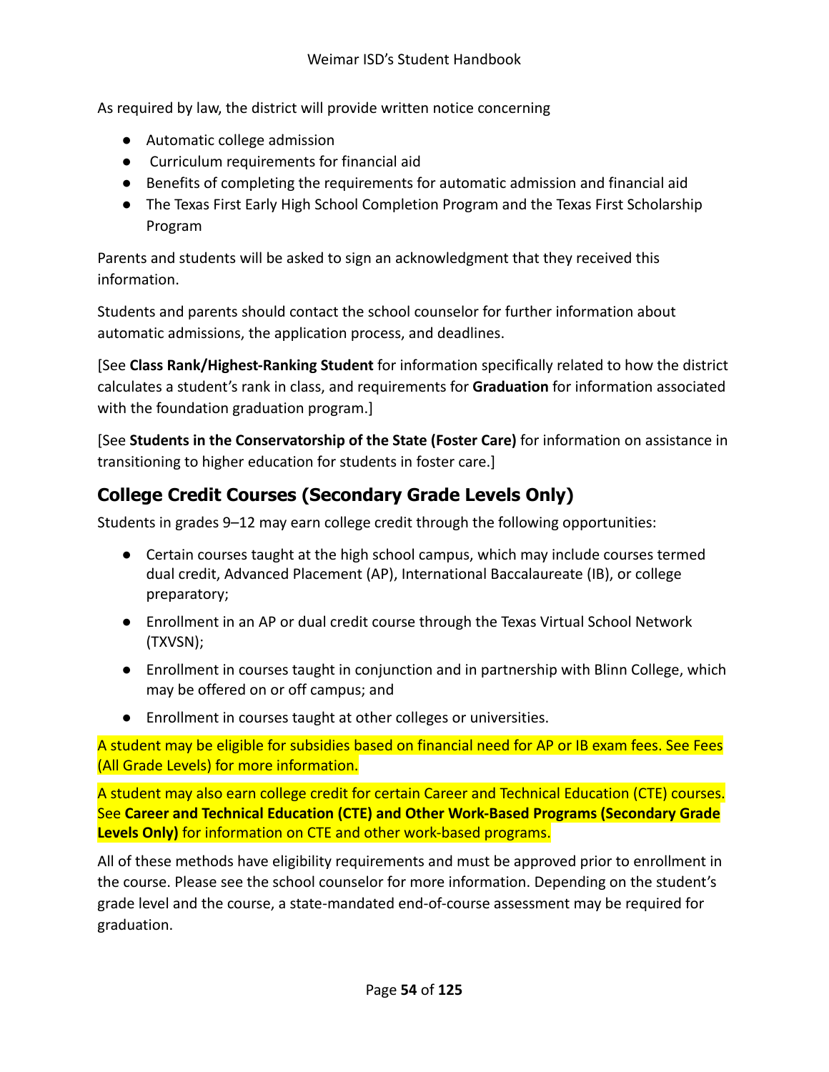As required by law, the district will provide written notice concerning

- Automatic college admission
- Curriculum requirements for financial aid
- Benefits of completing the requirements for automatic admission and financial aid
- The Texas First Early High School Completion Program and the Texas First Scholarship Program

Parents and students will be asked to sign an acknowledgment that they received this information.

Students and parents should contact the school counselor for further information about automatic admissions, the application process, and deadlines.

[See **Class Rank/Highest-Ranking Student** for information specifically related to how the district calculates a student's rank in class, and requirements for **Graduation** for information associated with the foundation graduation program.]

[See **Students in the Conservatorship of the State (Foster Care)** for information on assistance in transitioning to higher education for students in foster care.]

## College Credit Courses (Secondary Grade Levels Only)

Students in grades 9–12 may earn college credit through the following opportunities:

- Certain courses taught at the high school campus, which may include courses termed dual credit, Advanced Placement (AP), International Baccalaureate (IB), or college preparatory;
- Enrollment in an AP or dual credit course through the Texas Virtual School Network (TXVSN);
- Enrollment in courses taught in conjunction and in partnership with Blinn College, which may be offered on or off campus; and
- Enrollment in courses taught at other colleges or universities.

A student may be eligible for subsidies based on financial need for AP or IB exam fees. See Fees (All Grade Levels) for more information.

A student may also earn college credit for certain Career and Technical Education (CTE) courses. See **Career and Technical Education (CTE) and Other Work-Based Programs (Secondary Grade Levels Only)** for information on CTE and other work-based programs.

All of these methods have eligibility requirements and must be approved prior to enrollment in the course. Please see the school counselor for more information. Depending on the student's grade level and the course, a state-mandated end-of-course assessment may be required for graduation.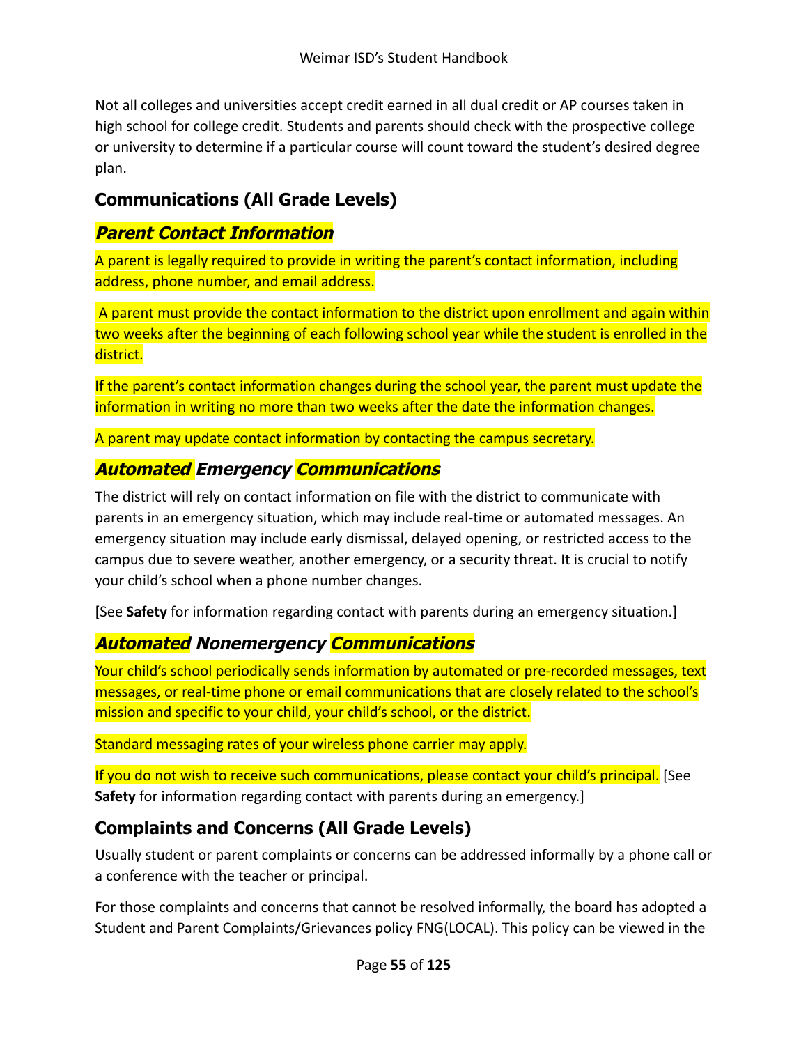Not all colleges and universities accept credit earned in all dual credit or AP courses taken in high school for college credit. Students and parents should check with the prospective college or university to determine if a particular course will count toward the student's desired degree plan.

## Communications (All Grade Levels)

### *Parent Contact Information*

A parent is legally required to provide in writing the parent's contact information, including address, phone number, and email address.

A parent must provide the contact information to the district upon enrollment and again within two weeks after the beginning of each following school year while the student is enrolled in the district.

If the parent's contact information changes during the school year, the parent must update the information in writing no more than two weeks after the date the information changes.

A parent may update contact information by contacting the campus secretary.

### *Automated Emergency Communications*

The district will rely on contact information on file with the district to communicate with parents in an emergency situation, which may include real-time or automated messages. An emergency situation may include early dismissal, delayed opening, or restricted access to the campus due to severe weather, another emergency, or a security threat. It is crucial to notify your child's school when a phone number changes.

[See **Safety** for information regarding contact with parents during an emergency situation.]

### *Automated Nonemergency Communications*

Your child's school periodically sends information by automated or pre-recorded messages, text messages, or real-time phone or email communications that are closely related to the school's mission and specific to your child, your child's school, or the district.

Standard messaging rates of your wireless phone carrier may apply.

If you do not wish to receive such communications, please contact your child's principal. [See **Safety** for information regarding contact with parents during an emergency.]

## Complaints and Concerns (All Grade Levels)

Usually student or parent complaints or concerns can be addressed informally by a phone call or a conference with the teacher or principal.

For those complaints and concerns that cannot be resolved informally, the board has adopted a Student and Parent Complaints/Grievances policy FNG(LOCAL). This policy can be viewed in the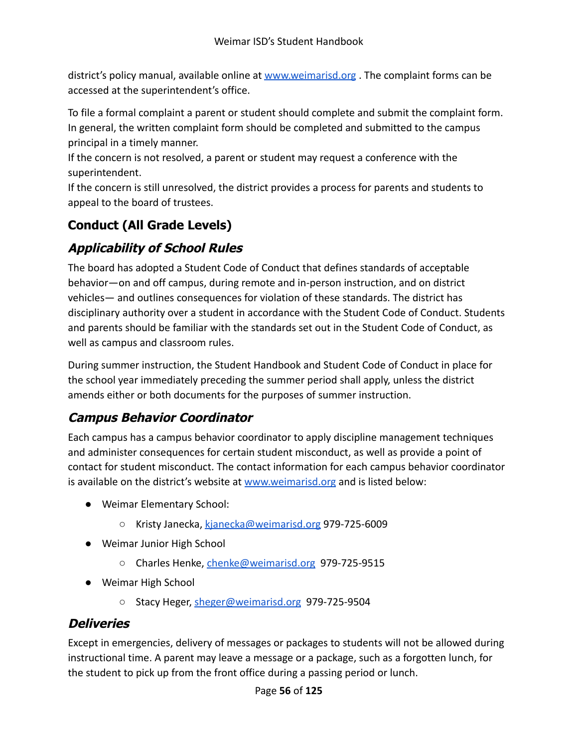district's policy manual, available online at [www.weimarisd.org](http://www.weimarisd.org) . The complaint forms can be accessed at the superintendent's office.

To file a formal complaint a parent or student should complete and submit the complaint form. In general, the written complaint form should be completed and submitted to the campus principal in a timely manner.

If the concern is not resolved, a parent or student may request a conference with the superintendent.

If the concern is still unresolved, the district provides a process for parents and students to appeal to the board of trustees.

## Conduct (All Grade Levels)

### *Applicability of School Rules*

The board has adopted a Student Code of Conduct that defines standards of acceptable behavior—on and off campus, during remote and in-person instruction, and on district vehicles— and outlines consequences for violation of these standards. The district has disciplinary authority over a student in accordance with the Student Code of Conduct. Students and parents should be familiar with the standards set out in the Student Code of Conduct, as well as campus and classroom rules.

During summer instruction, the Student Handbook and Student Code of Conduct in place for the school year immediately preceding the summer period shall apply, unless the district amends either or both documents for the purposes of summer instruction.

### *Campus Behavior Coordinator*

Each campus has a campus behavior coordinator to apply discipline management techniques and administer consequences for certain student misconduct, as well as provide a point of contact for student misconduct. The contact information for each campus behavior coordinator is available on the district's website at [www.weimarisd.org](http://www.weimarisd.org) and is listed below:

- Weimar Elementary School:
  - Kristy Janecka, [kjanecka@weimarisd.org](mailto:kjanecka@weimarisd.org) 979-725-6009
- Weimar Junior High School
  - Charles Henke, [chenke@weimarisd.org](mailto:chenke@weimarisd.org) 979-725-9515
- Weimar High School
  - Stacy Heger, [sheger@weimarisd.org](mailto:sheger@weimarisd.org) 979-725-9504

### *Deliveries*

Except in emergencies, delivery of messages or packages to students will not be allowed during instructional time. A parent may leave a message or a package, such as a forgotten lunch, for the student to pick up from the front office during a passing period or lunch.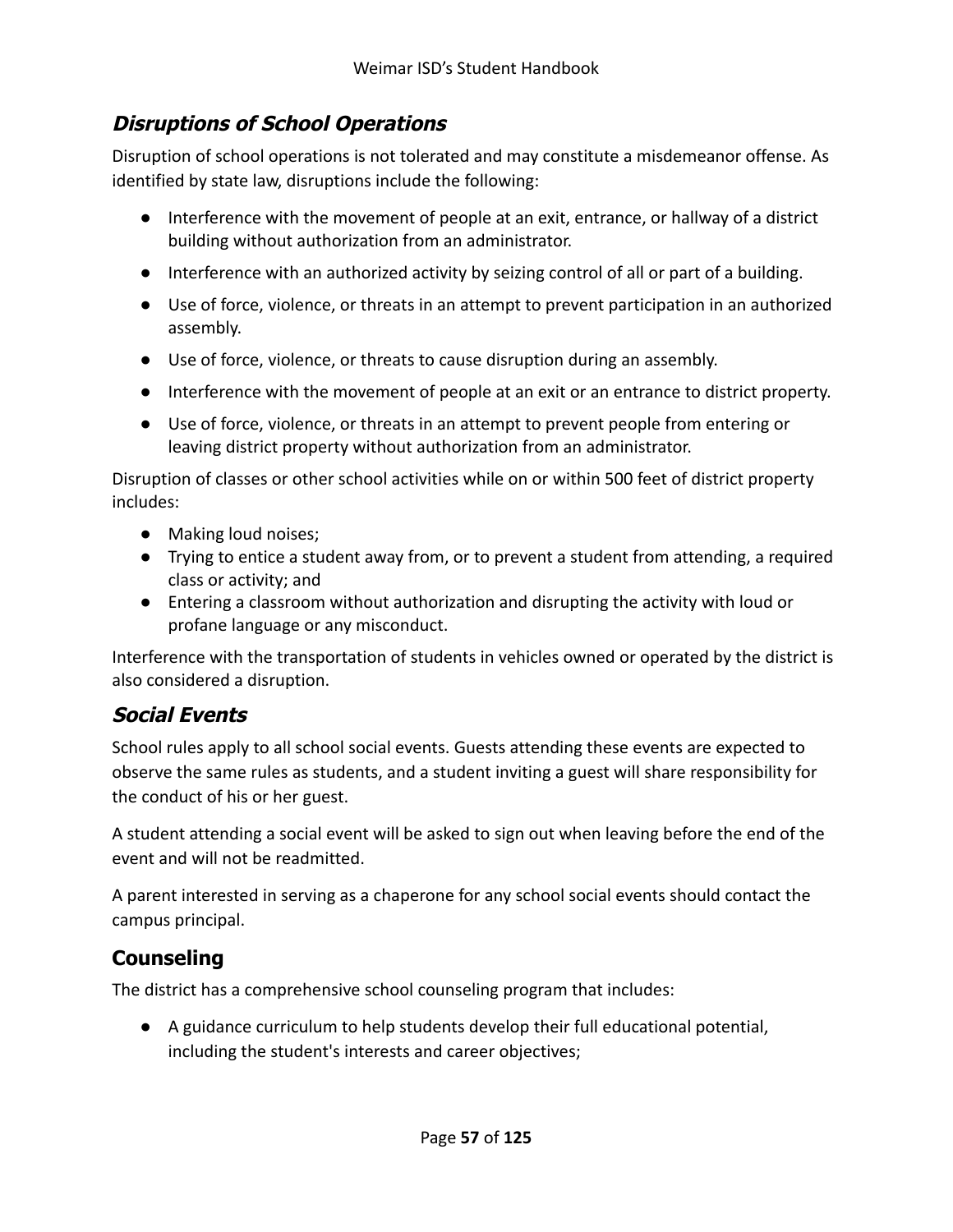### *Disruptions of School Operations*

Disruption of school operations is not tolerated and may constitute a misdemeanor offense. As identified by state law, disruptions include the following:

- Interference with the movement of people at an exit, entrance, or hallway of a district building without authorization from an administrator.
- Interference with an authorized activity by seizing control of all or part of a building.
- Use of force, violence, or threats in an attempt to prevent participation in an authorized assembly.
- Use of force, violence, or threats to cause disruption during an assembly.
- Interference with the movement of people at an exit or an entrance to district property.
- Use of force, violence, or threats in an attempt to prevent people from entering or leaving district property without authorization from an administrator.

Disruption of classes or other school activities while on or within 500 feet of district property includes:

- Making loud noises;
- Trying to entice a student away from, or to prevent a student from attending, a required class or activity; and
- Entering a classroom without authorization and disrupting the activity with loud or profane language or any misconduct.

Interference with the transportation of students in vehicles owned or operated by the district is also considered a disruption.

### *Social Events*

School rules apply to all school social events. Guests attending these events are expected to observe the same rules as students, and a student inviting a guest will share responsibility for the conduct of his or her guest.

A student attending a social event will be asked to sign out when leaving before the end of the event and will not be readmitted.

A parent interested in serving as a chaperone for any school social events should contact the campus principal.

## Counseling

The district has a comprehensive school counseling program that includes:

- A guidance curriculum to help students develop their full educational potential, including the student's interests and career objectives;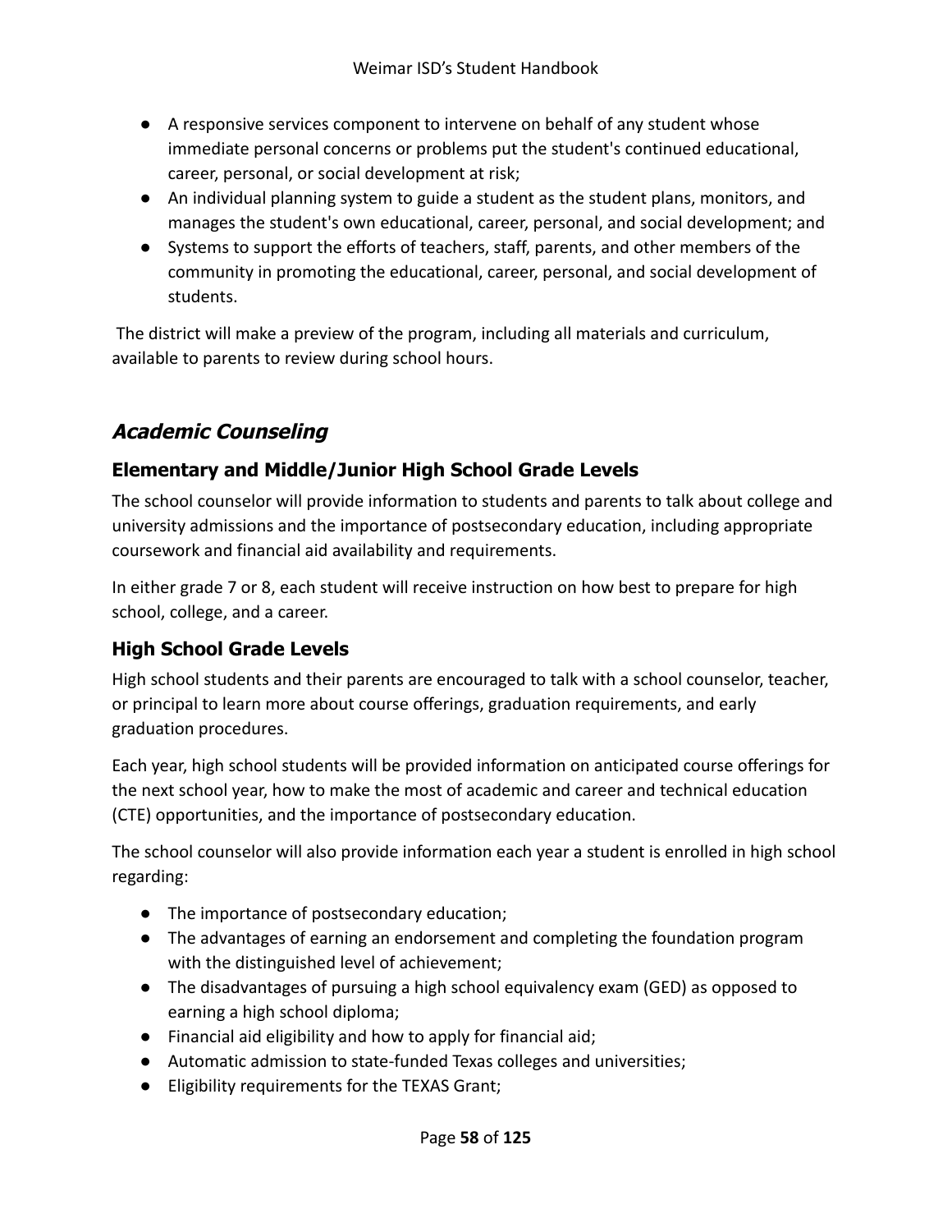- A responsive services component to intervene on behalf of any student whose immediate personal concerns or problems put the student's continued educational, career, personal, or social development at risk;
- An individual planning system to guide a student as the student plans, monitors, and manages the student's own educational, career, personal, and social development; and
- Systems to support the efforts of teachers, staff, parents, and other members of the community in promoting the educational, career, personal, and social development of students.

The district will make a preview of the program, including all materials and curriculum, available to parents to review during school hours.

## *Academic Counseling*

### Elementary and Middle/Junior High School Grade Levels

The school counselor will provide information to students and parents to talk about college and university admissions and the importance of postsecondary education, including appropriate coursework and financial aid availability and requirements.

In either grade 7 or 8, each student will receive instruction on how best to prepare for high school, college, and a career.

### High School Grade Levels

High school students and their parents are encouraged to talk with a school counselor, teacher, or principal to learn more about course offerings, graduation requirements, and early graduation procedures.

Each year, high school students will be provided information on anticipated course offerings for the next school year, how to make the most of academic and career and technical education (CTE) opportunities, and the importance of postsecondary education.

The school counselor will also provide information each year a student is enrolled in high school regarding:

- The importance of postsecondary education;
- The advantages of earning an endorsement and completing the foundation program with the distinguished level of achievement;
- The disadvantages of pursuing a high school equivalency exam (GED) as opposed to earning a high school diploma;
- Financial aid eligibility and how to apply for financial aid;
- Automatic admission to state-funded Texas colleges and universities;
- Eligibility requirements for the TEXAS Grant;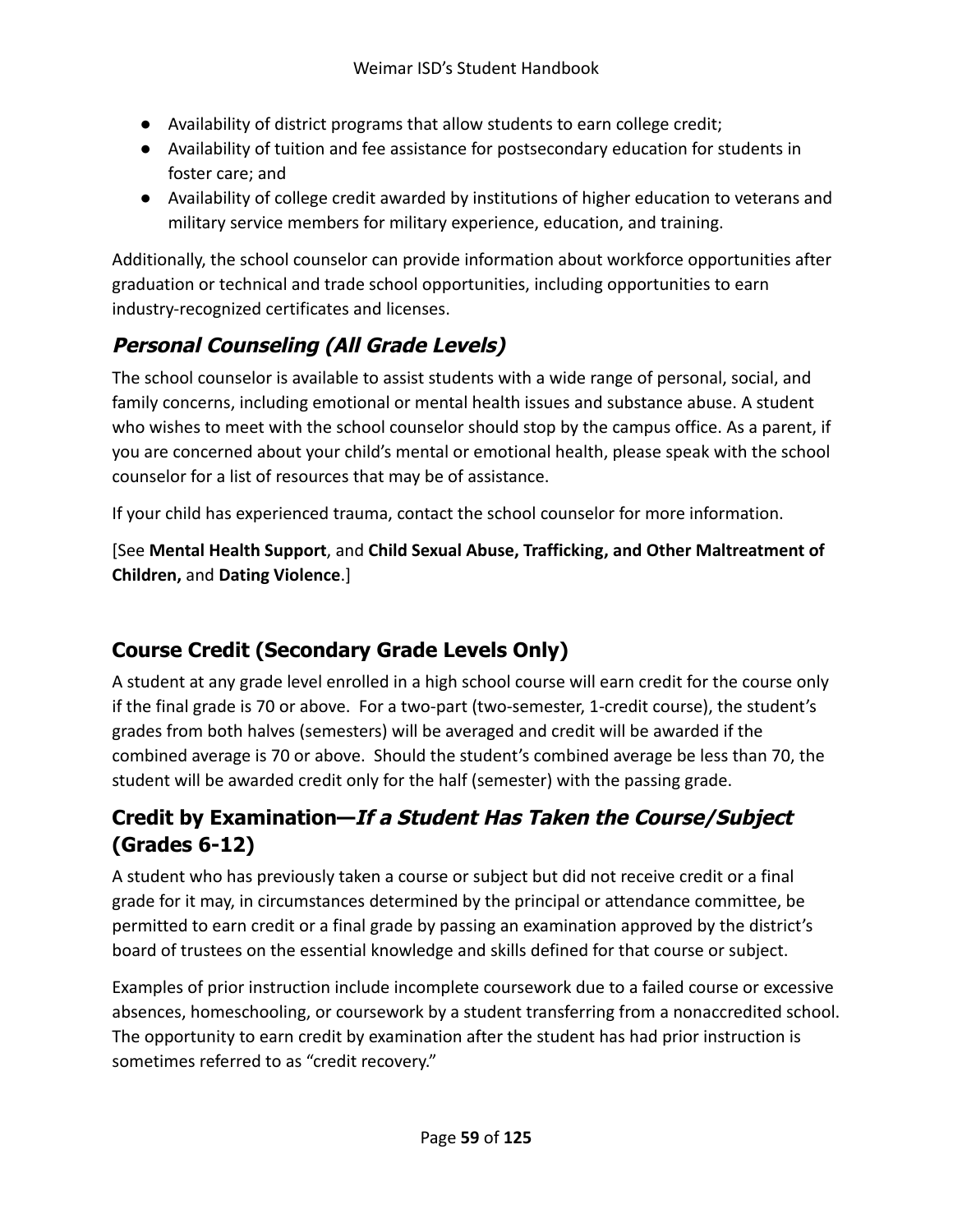- Availability of district programs that allow students to earn college credit;
- Availability of tuition and fee assistance for postsecondary education for students in foster care; and
- Availability of college credit awarded by institutions of higher education to veterans and military service members for military experience, education, and training.

Additionally, the school counselor can provide information about workforce opportunities after graduation or technical and trade school opportunities, including opportunities to earn industry-recognized certificates and licenses.

### *Personal Counseling (All Grade Levels)*

The school counselor is available to assist students with a wide range of personal, social, and family concerns, including emotional or mental health issues and substance abuse. A student who wishes to meet with the school counselor should stop by the campus office. As a parent, if you are concerned about your child's mental or emotional health, please speak with the school counselor for a list of resources that may be of assistance.

If your child has experienced trauma, contact the school counselor for more information.

[See **Mental Health Support**, and **Child Sexual Abuse, Trafficking, and Other Maltreatment of Children,** and **Dating Violence**.]

## Course Credit (Secondary Grade Levels Only)

A student at any grade level enrolled in a high school course will earn credit for the course only if the final grade is 70 or above. For a two-part (two-semester, 1-credit course), the student's grades from both halves (semesters) will be averaged and credit will be awarded if the combined average is 70 or above. Should the student's combined average be less than 70, the student will be awarded credit only for the half (semester) with the passing grade.

## Credit by Examination—*If a Student Has Taken the Course/Subject* (Grades 6-12)

A student who has previously taken a course or subject but did not receive credit or a final grade for it may, in circumstances determined by the principal or attendance committee, be permitted to earn credit or a final grade by passing an examination approved by the district's board of trustees on the essential knowledge and skills defined for that course or subject.

Examples of prior instruction include incomplete coursework due to a failed course or excessive absences, homeschooling, or coursework by a student transferring from a nonaccredited school. The opportunity to earn credit by examination after the student has had prior instruction is sometimes referred to as "credit recovery."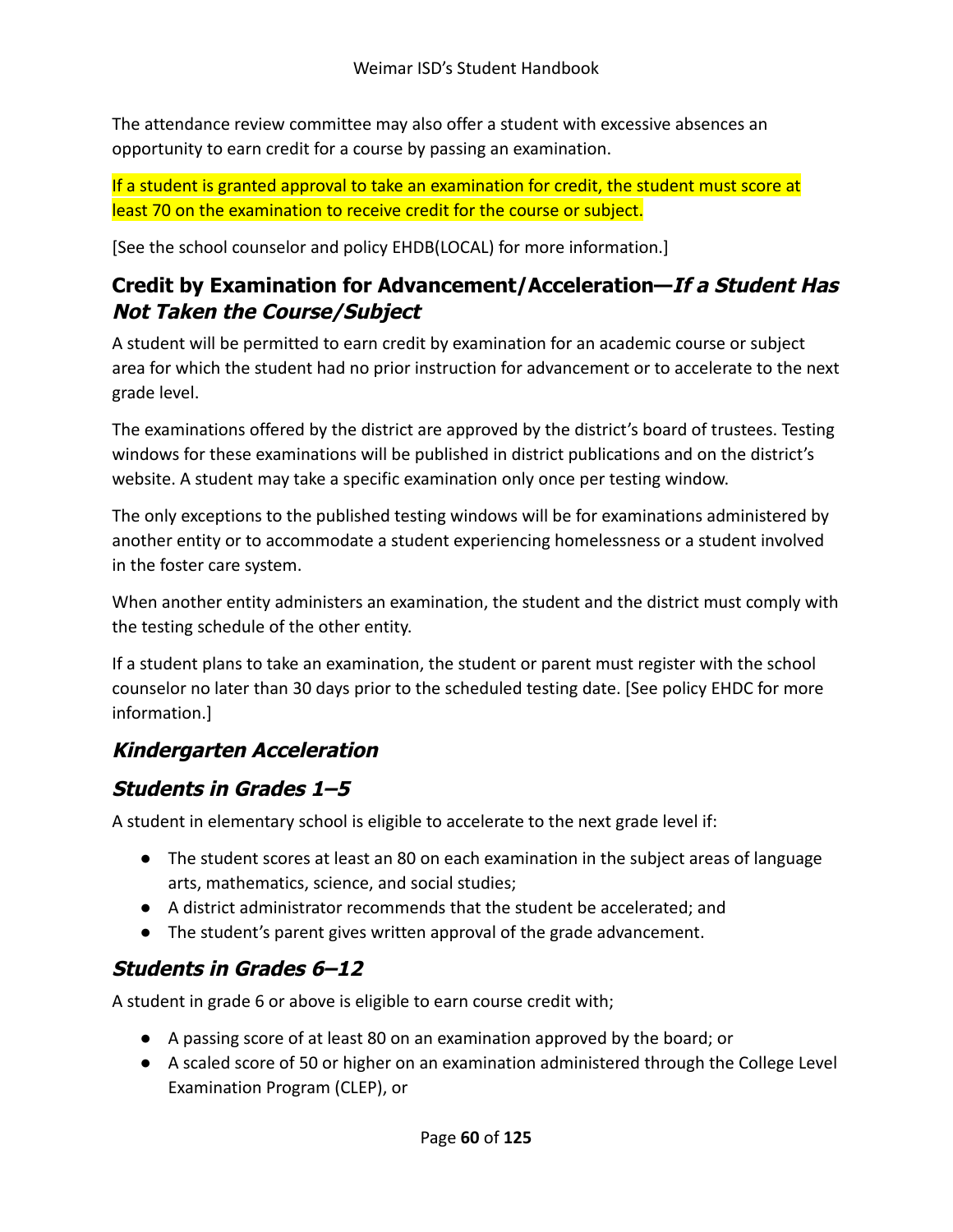The attendance review committee may also offer a student with excessive absences an opportunity to earn credit for a course by passing an examination.

If a student is granted approval to take an examination for credit, the student must score at least 70 on the examination to receive credit for the course or subject.

[See the school counselor and policy EHDB(LOCAL) for more information.]

## Credit by Examination for Advancement/Acceleration—*If a Student Has Not Taken the Course/Subject*

A student will be permitted to earn credit by examination for an academic course or subject area for which the student had no prior instruction for advancement or to accelerate to the next grade level.

The examinations offered by the district are approved by the district's board of trustees. Testing windows for these examinations will be published in district publications and on the district's website. A student may take a specific examination only once per testing window.

The only exceptions to the published testing windows will be for examinations administered by another entity or to accommodate a student experiencing homelessness or a student involved in the foster care system.

When another entity administers an examination, the student and the district must comply with the testing schedule of the other entity.

If a student plans to take an examination, the student or parent must register with the school counselor no later than 30 days prior to the scheduled testing date. [See policy EHDC for more information.]

### *Kindergarten Acceleration*

### *Students in Grades 1–5*

A student in elementary school is eligible to accelerate to the next grade level if:

- The student scores at least an 80 on each examination in the subject areas of language arts, mathematics, science, and social studies;
- A district administrator recommends that the student be accelerated; and
- The student's parent gives written approval of the grade advancement.

### *Students in Grades 6–12*

A student in grade 6 or above is eligible to earn course credit with;

- A passing score of at least 80 on an examination approved by the board; or
- A scaled score of 50 or higher on an examination administered through the College Level Examination Program (CLEP), or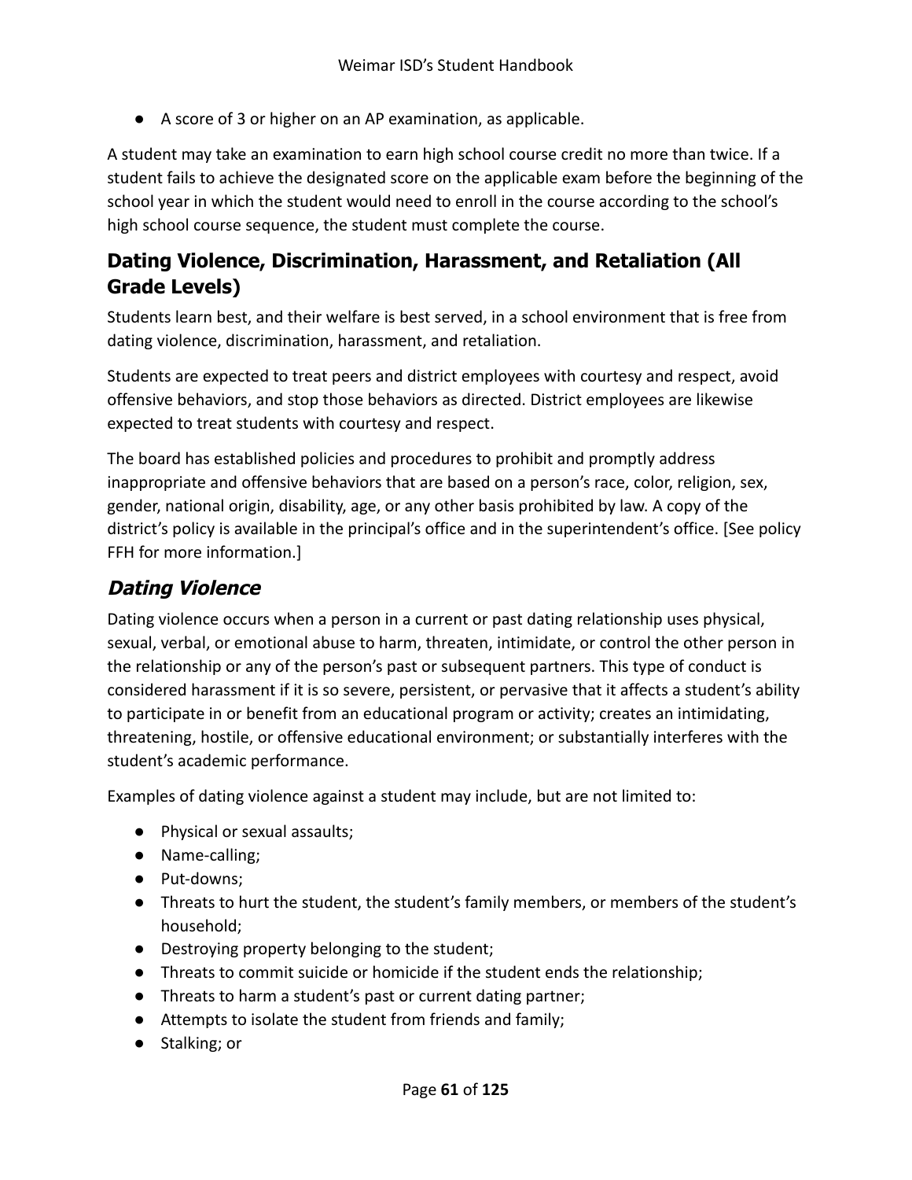- A score of 3 or higher on an AP examination, as applicable.

A student may take an examination to earn high school course credit no more than twice. If a student fails to achieve the designated score on the applicable exam before the beginning of the school year in which the student would need to enroll in the course according to the school's high school course sequence, the student must complete the course.

## Dating Violence, Discrimination, Harassment, and Retaliation (All Grade Levels)

Students learn best, and their welfare is best served, in a school environment that is free from dating violence, discrimination, harassment, and retaliation.

Students are expected to treat peers and district employees with courtesy and respect, avoid offensive behaviors, and stop those behaviors as directed. District employees are likewise expected to treat students with courtesy and respect.

The board has established policies and procedures to prohibit and promptly address inappropriate and offensive behaviors that are based on a person's race, color, religion, sex, gender, national origin, disability, age, or any other basis prohibited by law. A copy of the district's policy is available in the principal's office and in the superintendent's office. [See policy FFH for more information.]

### *Dating Violence*

Dating violence occurs when a person in a current or past dating relationship uses physical, sexual, verbal, or emotional abuse to harm, threaten, intimidate, or control the other person in the relationship or any of the person's past or subsequent partners. This type of conduct is considered harassment if it is so severe, persistent, or pervasive that it affects a student's ability to participate in or benefit from an educational program or activity; creates an intimidating, threatening, hostile, or offensive educational environment; or substantially interferes with the student's academic performance.

Examples of dating violence against a student may include, but are not limited to:

- Physical or sexual assaults;
- Name-calling;
- Put-downs;
- Threats to hurt the student, the student's family members, or members of the student's household;
- Destroying property belonging to the student;
- Threats to commit suicide or homicide if the student ends the relationship;
- Threats to harm a student's past or current dating partner;
- Attempts to isolate the student from friends and family;
- Stalking; or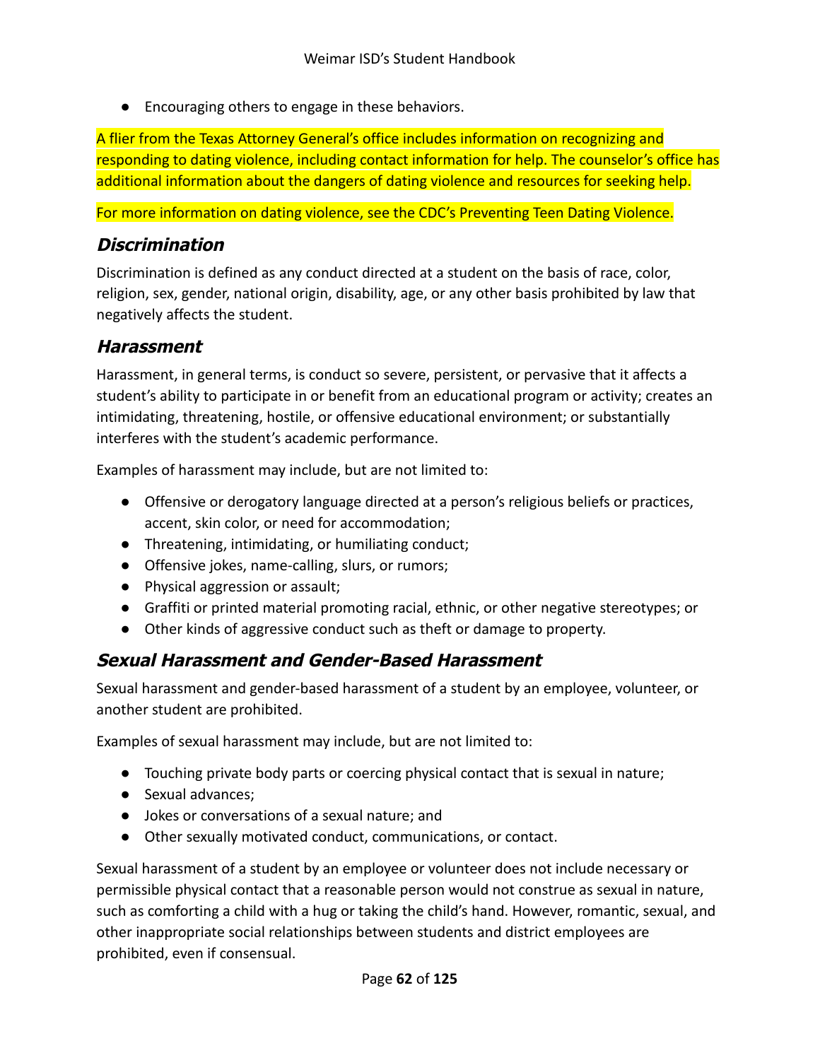- Encouraging others to engage in these behaviors.

A flier from the Texas Attorney General's office includes information on recognizing and responding to dating violence, including contact information for help. The counselor's office has additional information about the dangers of dating violence and resources for seeking help.

For more information on dating violence, see the CDC's Preventing Teen Dating Violence.

### *Discrimination*

Discrimination is defined as any conduct directed at a student on the basis of race, color, religion, sex, gender, national origin, disability, age, or any other basis prohibited by law that negatively affects the student.

### *Harassment*

Harassment, in general terms, is conduct so severe, persistent, or pervasive that it affects a student's ability to participate in or benefit from an educational program or activity; creates an intimidating, threatening, hostile, or offensive educational environment; or substantially interferes with the student's academic performance.

Examples of harassment may include, but are not limited to:

- Offensive or derogatory language directed at a person's religious beliefs or practices, accent, skin color, or need for accommodation;
- Threatening, intimidating, or humiliating conduct;
- Offensive jokes, name-calling, slurs, or rumors;
- Physical aggression or assault;
- Graffiti or printed material promoting racial, ethnic, or other negative stereotypes; or
- Other kinds of aggressive conduct such as theft or damage to property.

### *Sexual Harassment and Gender-Based Harassment*

Sexual harassment and gender-based harassment of a student by an employee, volunteer, or another student are prohibited.

Examples of sexual harassment may include, but are not limited to:

- Touching private body parts or coercing physical contact that is sexual in nature;
- Sexual advances;
- Jokes or conversations of a sexual nature; and
- Other sexually motivated conduct, communications, or contact.

Sexual harassment of a student by an employee or volunteer does not include necessary or permissible physical contact that a reasonable person would not construe as sexual in nature, such as comforting a child with a hug or taking the child's hand. However, romantic, sexual, and other inappropriate social relationships between students and district employees are prohibited, even if consensual.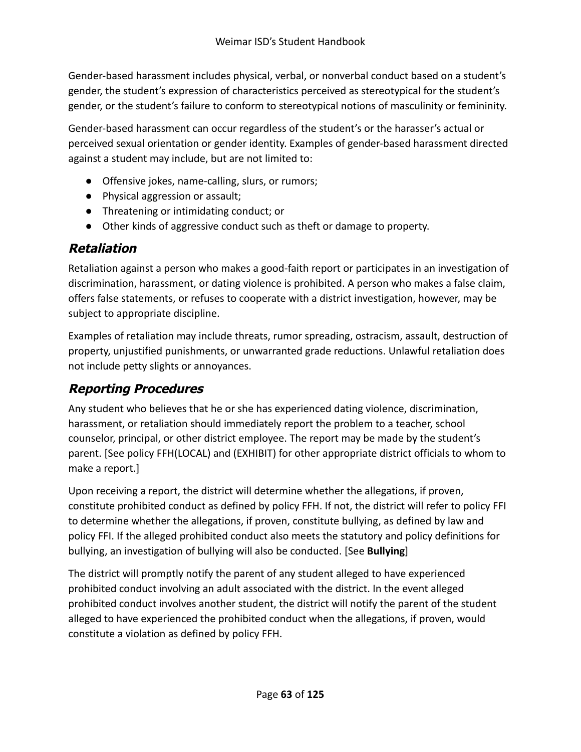Gender-based harassment includes physical, verbal, or nonverbal conduct based on a student's gender, the student's expression of characteristics perceived as stereotypical for the student's gender, or the student's failure to conform to stereotypical notions of masculinity or femininity.

Gender-based harassment can occur regardless of the student's or the harasser's actual or perceived sexual orientation or gender identity. Examples of gender-based harassment directed against a student may include, but are not limited to:

- Offensive jokes, name-calling, slurs, or rumors;
- Physical aggression or assault;
- Threatening or intimidating conduct; or
- Other kinds of aggressive conduct such as theft or damage to property.

## *Retaliation*

Retaliation against a person who makes a good-faith report or participates in an investigation of discrimination, harassment, or dating violence is prohibited. A person who makes a false claim, offers false statements, or refuses to cooperate with a district investigation, however, may be subject to appropriate discipline.

Examples of retaliation may include threats, rumor spreading, ostracism, assault, destruction of property, unjustified punishments, or unwarranted grade reductions. Unlawful retaliation does not include petty slights or annoyances.

## *Reporting Procedures*

Any student who believes that he or she has experienced dating violence, discrimination, harassment, or retaliation should immediately report the problem to a teacher, school counselor, principal, or other district employee. The report may be made by the student's parent. [See policy FFH(LOCAL) and (EXHIBIT) for other appropriate district officials to whom to make a report.]

Upon receiving a report, the district will determine whether the allegations, if proven, constitute prohibited conduct as defined by policy FFH. If not, the district will refer to policy FFI to determine whether the allegations, if proven, constitute bullying, as defined by law and policy FFI. If the alleged prohibited conduct also meets the statutory and policy definitions for bullying, an investigation of bullying will also be conducted. [See **Bullying**]

The district will promptly notify the parent of any student alleged to have experienced prohibited conduct involving an adult associated with the district. In the event alleged prohibited conduct involves another student, the district will notify the parent of the student alleged to have experienced the prohibited conduct when the allegations, if proven, would constitute a violation as defined by policy FFH.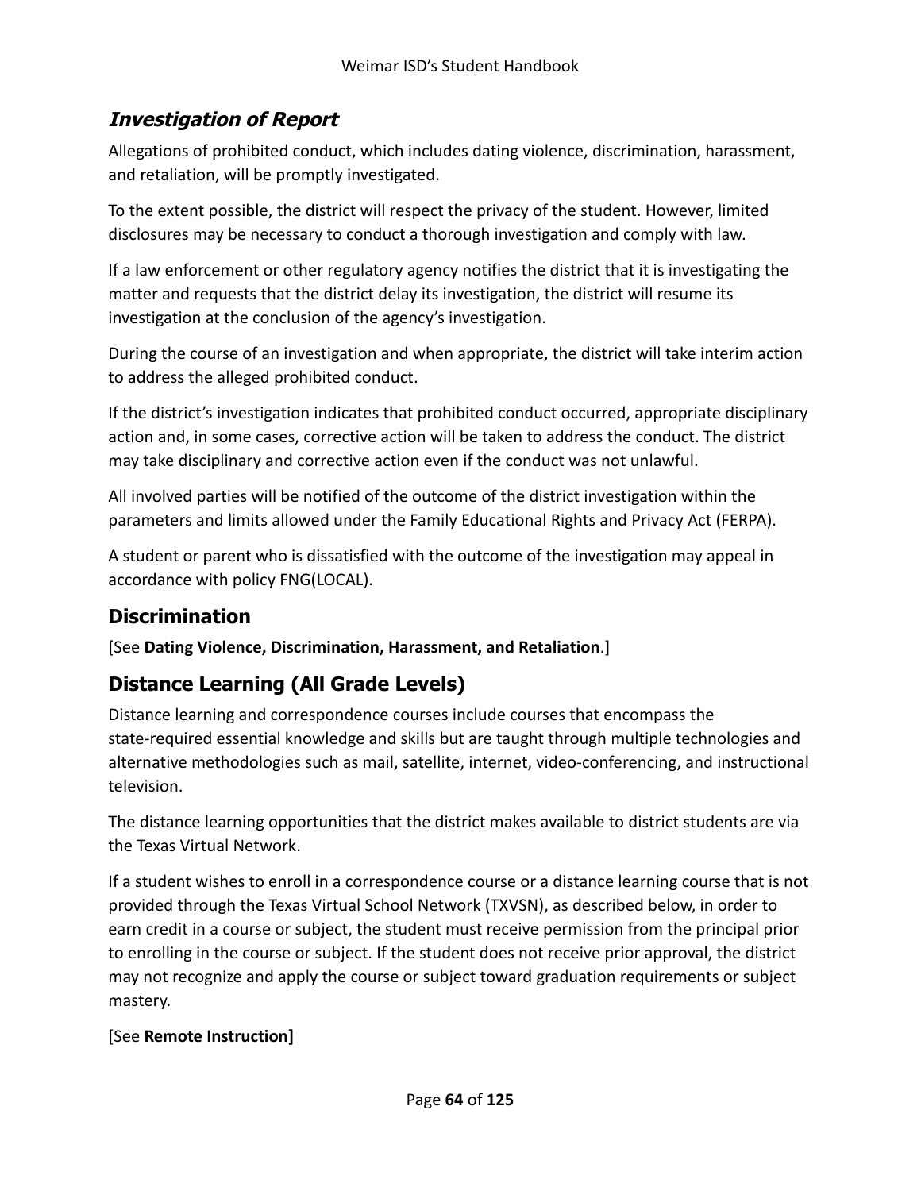### *Investigation of Report*

Allegations of prohibited conduct, which includes dating violence, discrimination, harassment, and retaliation, will be promptly investigated.

To the extent possible, the district will respect the privacy of the student. However, limited disclosures may be necessary to conduct a thorough investigation and comply with law.

If a law enforcement or other regulatory agency notifies the district that it is investigating the matter and requests that the district delay its investigation, the district will resume its investigation at the conclusion of the agency's investigation.

During the course of an investigation and when appropriate, the district will take interim action to address the alleged prohibited conduct.

If the district's investigation indicates that prohibited conduct occurred, appropriate disciplinary action and, in some cases, corrective action will be taken to address the conduct. The district may take disciplinary and corrective action even if the conduct was not unlawful.

All involved parties will be notified of the outcome of the district investigation within the parameters and limits allowed under the Family Educational Rights and Privacy Act (FERPA).

A student or parent who is dissatisfied with the outcome of the investigation may appeal in accordance with policy FNG(LOCAL).

## Discrimination

[See **Dating Violence, Discrimination, Harassment, and Retaliation**.]

## Distance Learning (All Grade Levels)

Distance learning and correspondence courses include courses that encompass the state-required essential knowledge and skills but are taught through multiple technologies and alternative methodologies such as mail, satellite, internet, video-conferencing, and instructional television.

The distance learning opportunities that the district makes available to district students are via the Texas Virtual Network.

If a student wishes to enroll in a correspondence course or a distance learning course that is not provided through the Texas Virtual School Network (TXVSN), as described below, in order to earn credit in a course or subject, the student must receive permission from the principal prior to enrolling in the course or subject. If the student does not receive prior approval, the district may not recognize and apply the course or subject toward graduation requirements or subject mastery.

[See **Remote Instruction]**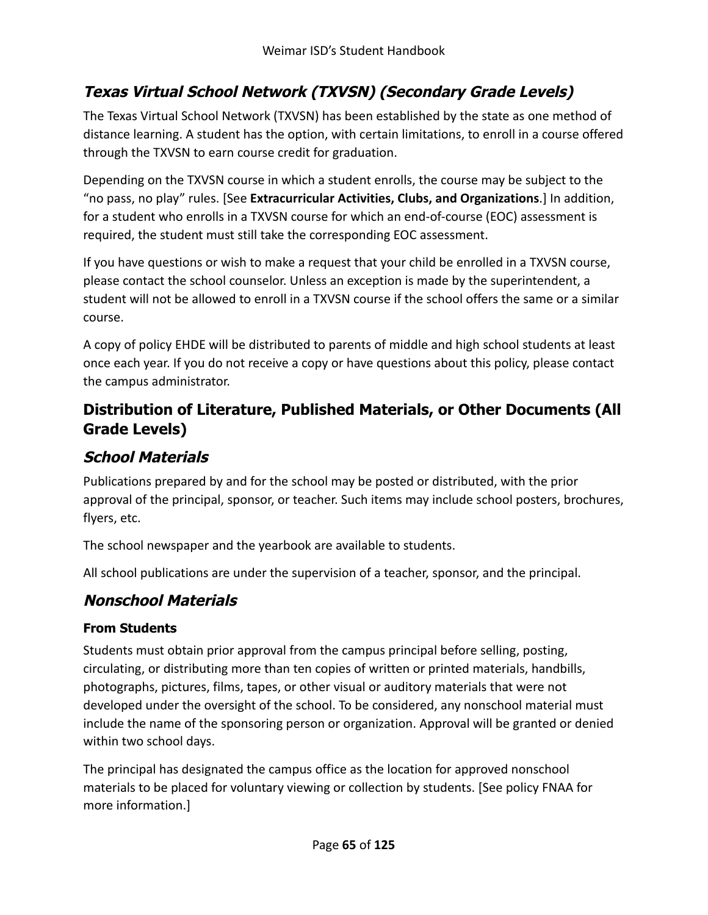### *Texas Virtual School Network (TXVSN) (Secondary Grade Levels)*

The Texas Virtual School Network (TXVSN) has been established by the state as one method of distance learning. A student has the option, with certain limitations, to enroll in a course offered through the TXVSN to earn course credit for graduation.

Depending on the TXVSN course in which a student enrolls, the course may be subject to the "no pass, no play" rules. [See **Extracurricular Activities, Clubs, and Organizations**.] In addition, for a student who enrolls in a TXVSN course for which an end-of-course (EOC) assessment is required, the student must still take the corresponding EOC assessment.

If you have questions or wish to make a request that your child be enrolled in a TXVSN course, please contact the school counselor. Unless an exception is made by the superintendent, a student will not be allowed to enroll in a TXVSN course if the school offers the same or a similar course.

A copy of policy EHDE will be distributed to parents of middle and high school students at least once each year. If you do not receive a copy or have questions about this policy, please contact the campus administrator.

## Distribution of Literature, Published Materials, or Other Documents (All Grade Levels)

### *School Materials*

Publications prepared by and for the school may be posted or distributed, with the prior approval of the principal, sponsor, or teacher. Such items may include school posters, brochures, flyers, etc.

The school newspaper and the yearbook are available to students.

All school publications are under the supervision of a teacher, sponsor, and the principal.

### *Nonschool Materials*

#### From Students

Students must obtain prior approval from the campus principal before selling, posting, circulating, or distributing more than ten copies of written or printed materials, handbills, photographs, pictures, films, tapes, or other visual or auditory materials that were not developed under the oversight of the school. To be considered, any nonschool material must include the name of the sponsoring person or organization. Approval will be granted or denied within two school days.

The principal has designated the campus office as the location for approved nonschool materials to be placed for voluntary viewing or collection by students. [See policy FNAA for more information.]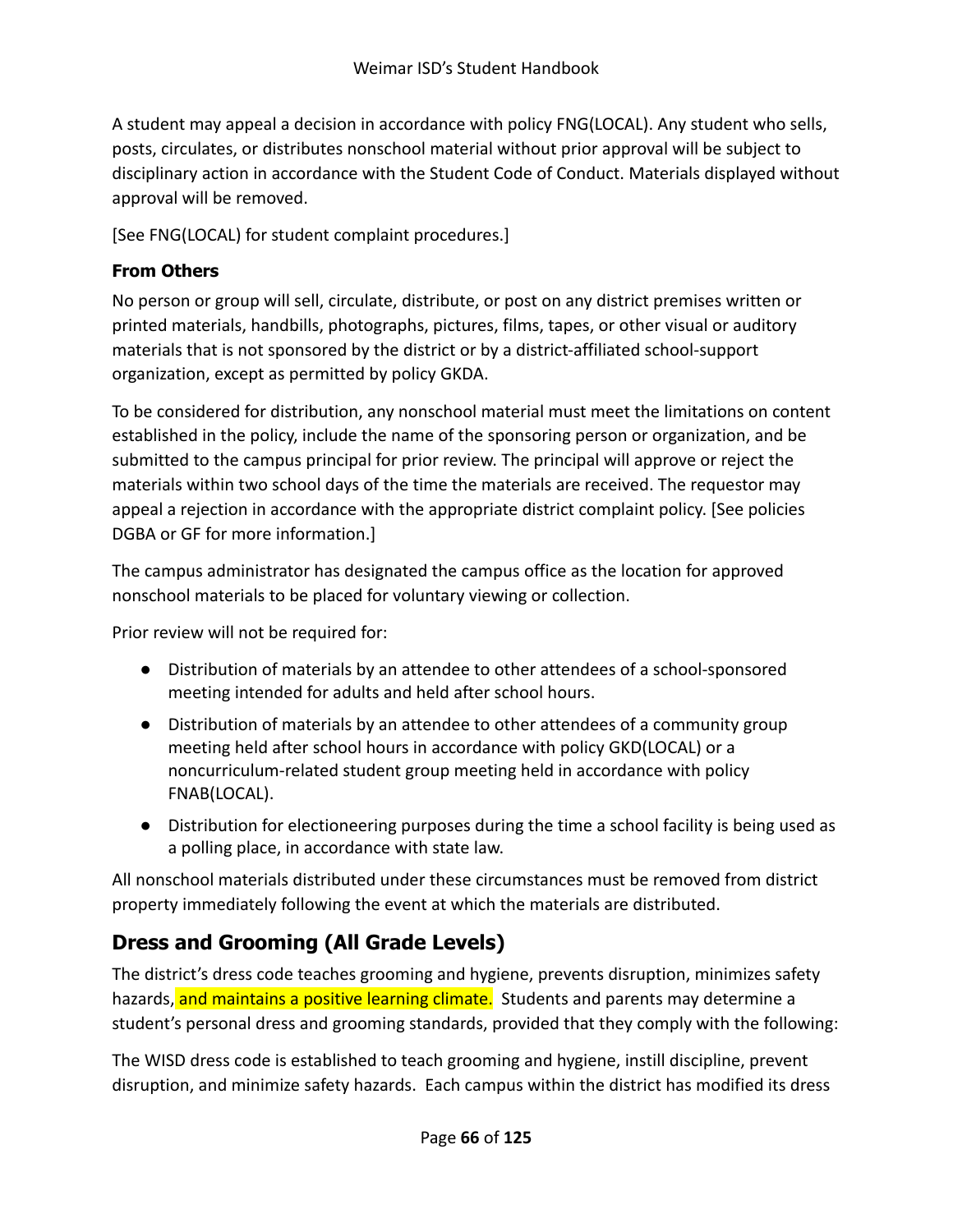A student may appeal a decision in accordance with policy FNG(LOCAL). Any student who sells, posts, circulates, or distributes nonschool material without prior approval will be subject to disciplinary action in accordance with the Student Code of Conduct. Materials displayed without approval will be removed.

[See FNG(LOCAL) for student complaint procedures.]

### From Others

No person or group will sell, circulate, distribute, or post on any district premises written or printed materials, handbills, photographs, pictures, films, tapes, or other visual or auditory materials that is not sponsored by the district or by a district-affiliated school-support organization, except as permitted by policy GKDA.

To be considered for distribution, any nonschool material must meet the limitations on content established in the policy, include the name of the sponsoring person or organization, and be submitted to the campus principal for prior review. The principal will approve or reject the materials within two school days of the time the materials are received. The requestor may appeal a rejection in accordance with the appropriate district complaint policy. [See policies DGBA or GF for more information.]

The campus administrator has designated the campus office as the location for approved nonschool materials to be placed for voluntary viewing or collection.

Prior review will not be required for:

- Distribution of materials by an attendee to other attendees of a school-sponsored meeting intended for adults and held after school hours.
- Distribution of materials by an attendee to other attendees of a community group meeting held after school hours in accordance with policy GKD(LOCAL) or a noncurriculum-related student group meeting held in accordance with policy FNAB(LOCAL).
- Distribution for electioneering purposes during the time a school facility is being used as a polling place, in accordance with state law.

All nonschool materials distributed under these circumstances must be removed from district property immediately following the event at which the materials are distributed.

## Dress and Grooming (All Grade Levels)

The district's dress code teaches grooming and hygiene, prevents disruption, minimizes safety hazards, and maintains a positive learning climate. Students and parents may determine a student's personal dress and grooming standards, provided that they comply with the following:

The WISD dress code is established to teach grooming and hygiene, instill discipline, prevent disruption, and minimize safety hazards. Each campus within the district has modified its dress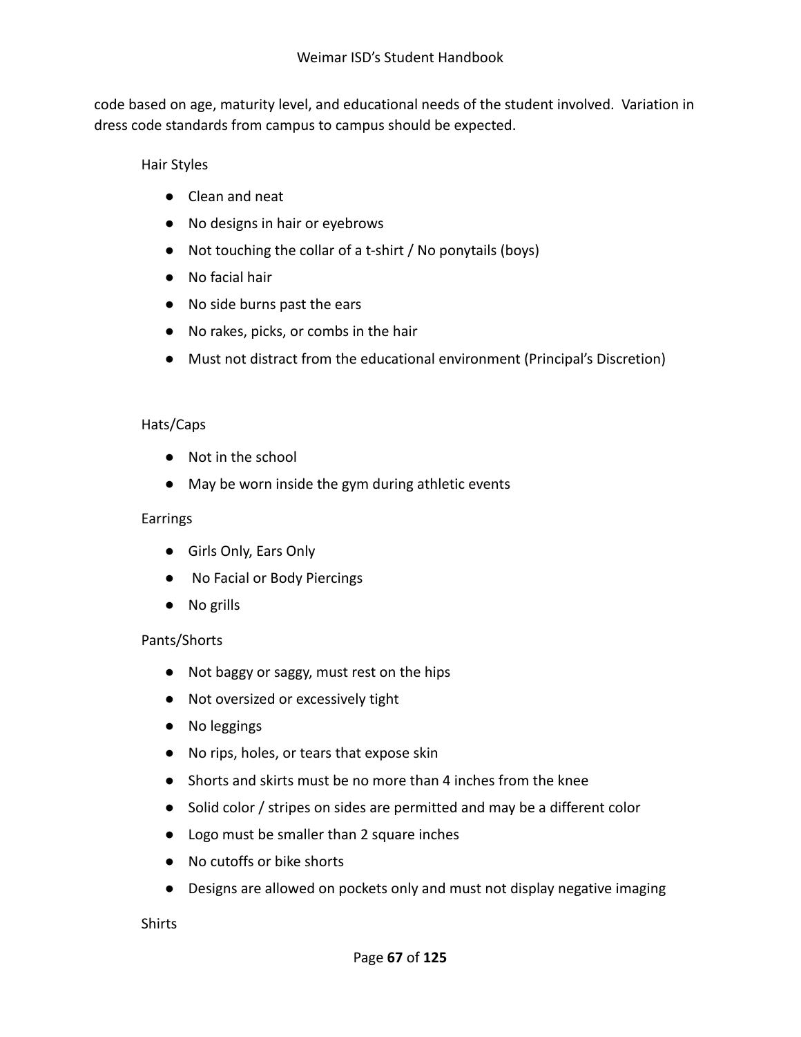code based on age, maturity level, and educational needs of the student involved. Variation in dress code standards from campus to campus should be expected.

Hair Styles

- Clean and neat
- No designs in hair or eyebrows
- Not touching the collar of a t-shirt / No ponytails (boys)
- No facial hair
- No side burns past the ears
- No rakes, picks, or combs in the hair
- Must not distract from the educational environment (Principal's Discretion)

Hats/Caps

- Not in the school
- May be worn inside the gym during athletic events

Earrings

- Girls Only, Ears Only
- No Facial or Body Piercings
- No grills

Pants/Shorts

- Not baggy or saggy, must rest on the hips
- Not oversized or excessively tight
- No leggings
- No rips, holes, or tears that expose skin
- Shorts and skirts must be no more than 4 inches from the knee
- Solid color / stripes on sides are permitted and may be a different color
- Logo must be smaller than 2 square inches
- No cutoffs or bike shorts
- Designs are allowed on pockets only and must not display negative imaging

Shirts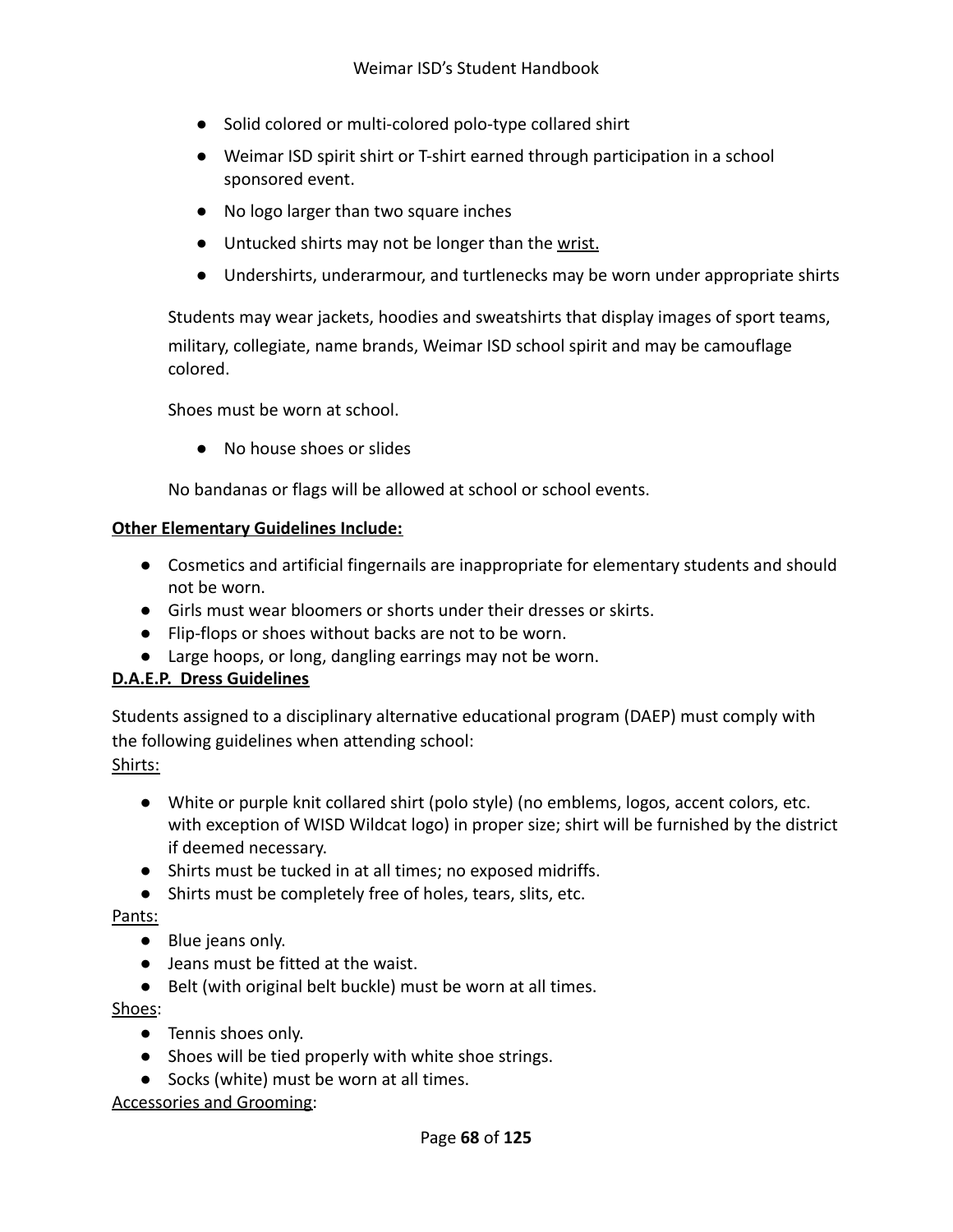- Solid colored or multi-colored polo-type collared shirt
- Weimar ISD spirit shirt or T-shirt earned through participation in a school sponsored event.
- No logo larger than two square inches
- Untucked shirts may not be longer than the <u>wrist.</u>
- Undershirts, underarmour, and turtlenecks may be worn under appropriate shirts

Students may wear jackets, hoodies and sweatshirts that display images of sport teams, military, collegiate, name brands, Weimar ISD school spirit and may be camouflage colored.

Shoes must be worn at school.

- No house shoes or slides

No bandanas or flags will be allowed at school or school events.

**<u>Other Elementary Guidelines Include:</u>**

- Cosmetics and artificial fingernails are inappropriate for elementary students and should not be worn.
- Girls must wear bloomers or shorts under their dresses or skirts.
- Flip-flops or shoes without backs are not to be worn.
- Large hoops, or long, dangling earrings may not be worn.

**<u>D.A.E.P. Dress Guidelines</u>**

Students assigned to a disciplinary alternative educational program (DAEP) must comply with the following guidelines when attending school:

<u>Shirts:</u>

- White or purple knit collared shirt (polo style) (no emblems, logos, accent colors, etc. with exception of WISD Wildcat logo) in proper size; shirt will be furnished by the district if deemed necessary.
- Shirts must be tucked in at all times; no exposed midriffs.
- Shirts must be completely free of holes, tears, slits, etc.

<u>Pants:</u>

- Blue jeans only.
- Jeans must be fitted at the waist.
- Belt (with original belt buckle) must be worn at all times.

<u>Shoes</u>:

- Tennis shoes only.
- Shoes will be tied properly with white shoe strings.
- Socks (white) must be worn at all times.

<u>Accessories and Grooming</u>: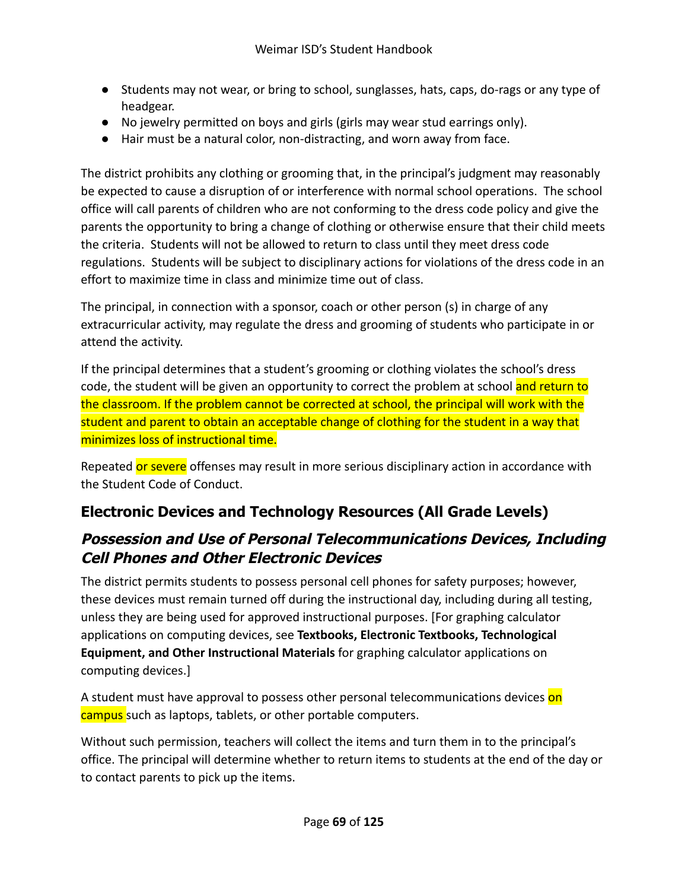- Students may not wear, or bring to school, sunglasses, hats, caps, do-rags or any type of headgear.
- No jewelry permitted on boys and girls (girls may wear stud earrings only).
- Hair must be a natural color, non-distracting, and worn away from face.

The district prohibits any clothing or grooming that, in the principal's judgment may reasonably be expected to cause a disruption of or interference with normal school operations. The school office will call parents of children who are not conforming to the dress code policy and give the parents the opportunity to bring a change of clothing or otherwise ensure that their child meets the criteria. Students will not be allowed to return to class until they meet dress code regulations. Students will be subject to disciplinary actions for violations of the dress code in an effort to maximize time in class and minimize time out of class.

The principal, in connection with a sponsor, coach or other person (s) in charge of any extracurricular activity, may regulate the dress and grooming of students who participate in or attend the activity.

If the principal determines that a student's grooming or clothing violates the school's dress code, the student will be given an opportunity to correct the problem at school and return to the classroom. If the problem cannot be corrected at school, the principal will work with the student and parent to obtain an acceptable change of clothing for the student in a way that minimizes loss of instructional time.

Repeated or severe offenses may result in more serious disciplinary action in accordance with the Student Code of Conduct.

## Electronic Devices and Technology Resources (All Grade Levels)

### *Possession and Use of Personal Telecommunications Devices, Including Cell Phones and Other Electronic Devices*

The district permits students to possess personal cell phones for safety purposes; however, these devices must remain turned off during the instructional day, including during all testing, unless they are being used for approved instructional purposes. [For graphing calculator applications on computing devices, see **Textbooks, Electronic Textbooks, Technological Equipment, and Other Instructional Materials** for graphing calculator applications on computing devices.]

A student must have approval to possess other personal telecommunications devices on campus such as laptops, tablets, or other portable computers.

Without such permission, teachers will collect the items and turn them in to the principal's office. The principal will determine whether to return items to students at the end of the day or to contact parents to pick up the items.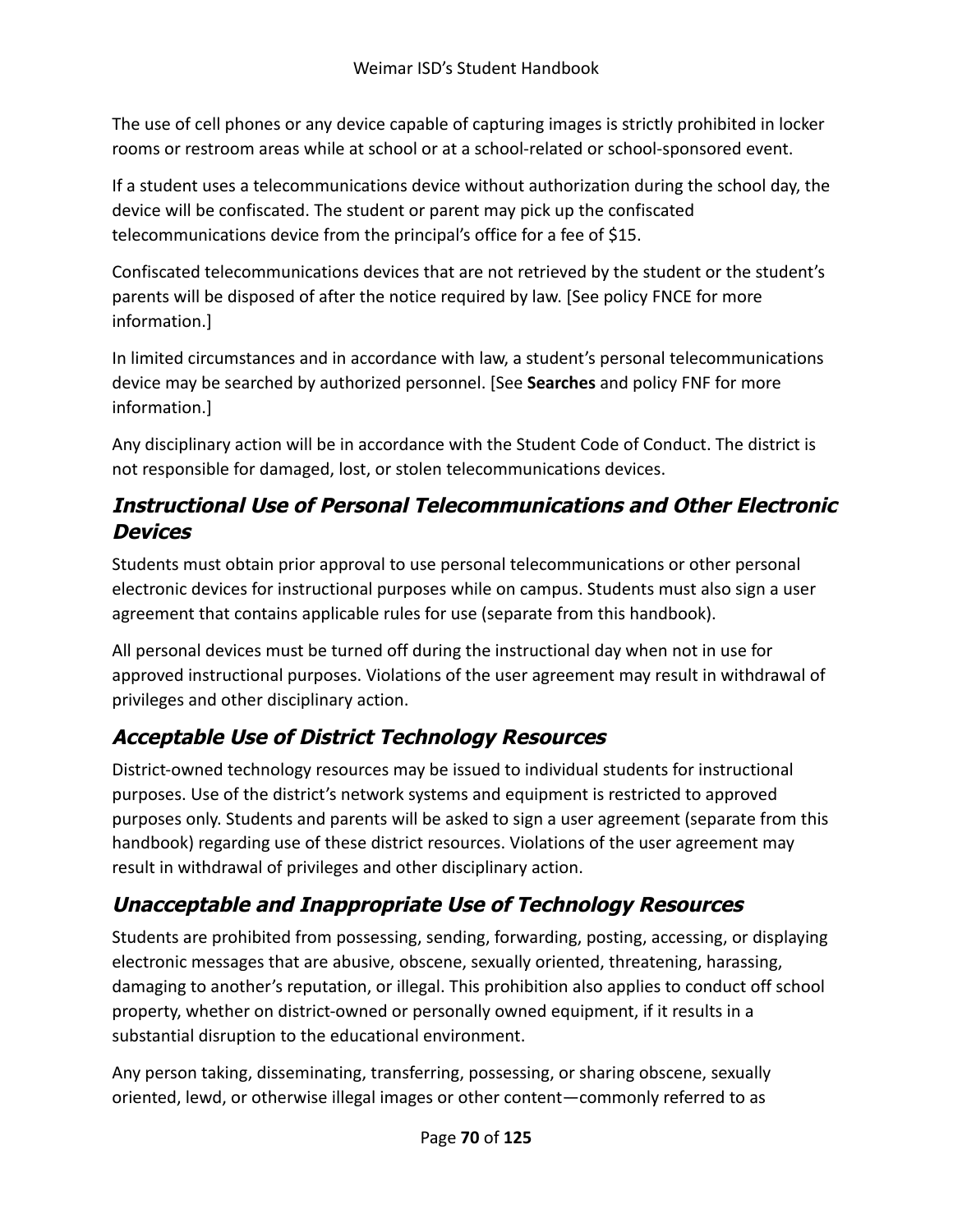The use of cell phones or any device capable of capturing images is strictly prohibited in locker rooms or restroom areas while at school or at a school-related or school-sponsored event.

If a student uses a telecommunications device without authorization during the school day, the device will be confiscated. The student or parent may pick up the confiscated telecommunications device from the principal's office for a fee of $15.

Confiscated telecommunications devices that are not retrieved by the student or the student's parents will be disposed of after the notice required by law. [See policy FNCE for more information.]

In limited circumstances and in accordance with law, a student's personal telecommunications device may be searched by authorized personnel. [See **Searches** and policy FNF for more information.]

Any disciplinary action will be in accordance with the Student Code of Conduct. The district is not responsible for damaged, lost, or stolen telecommunications devices.

## *Instructional Use of Personal Telecommunications and Other Electronic Devices*

Students must obtain prior approval to use personal telecommunications or other personal electronic devices for instructional purposes while on campus. Students must also sign a user agreement that contains applicable rules for use (separate from this handbook).

All personal devices must be turned off during the instructional day when not in use for approved instructional purposes. Violations of the user agreement may result in withdrawal of privileges and other disciplinary action.

## *Acceptable Use of District Technology Resources*

District-owned technology resources may be issued to individual students for instructional purposes. Use of the district's network systems and equipment is restricted to approved purposes only. Students and parents will be asked to sign a user agreement (separate from this handbook) regarding use of these district resources. Violations of the user agreement may result in withdrawal of privileges and other disciplinary action.

## *Unacceptable and Inappropriate Use of Technology Resources*

Students are prohibited from possessing, sending, forwarding, posting, accessing, or displaying electronic messages that are abusive, obscene, sexually oriented, threatening, harassing, damaging to another's reputation, or illegal. This prohibition also applies to conduct off school property, whether on district-owned or personally owned equipment, if it results in a substantial disruption to the educational environment.

Any person taking, disseminating, transferring, possessing, or sharing obscene, sexually oriented, lewd, or otherwise illegal images or other content—commonly referred to as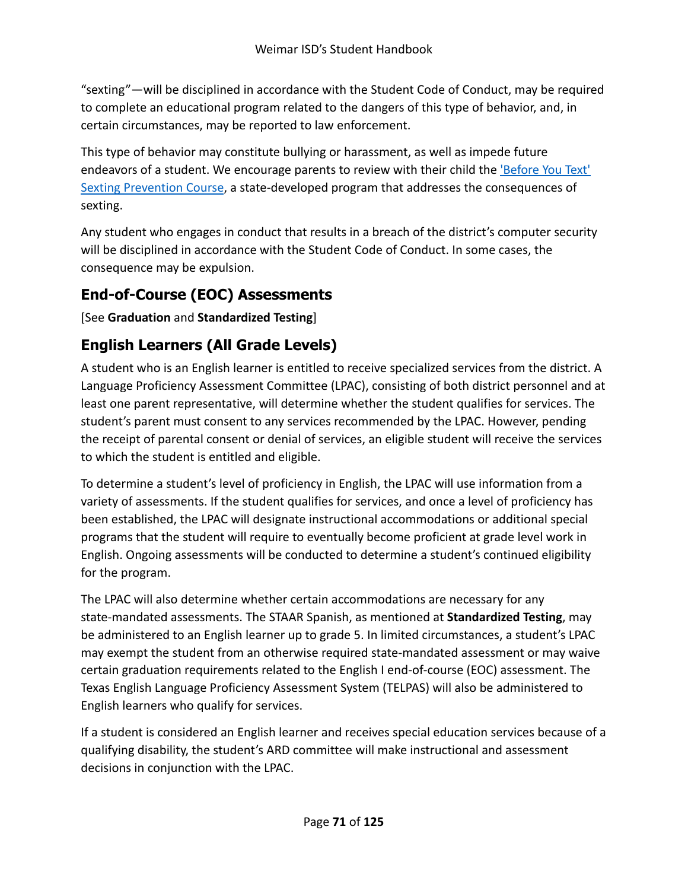"sexting"—will be disciplined in accordance with the Student Code of Conduct, may be required to complete an educational program related to the dangers of this type of behavior, and, in certain circumstances, may be reported to law enforcement.

This type of behavior may constitute bullying or harassment, as well as impede future endeavors of a student. We encourage parents to review with their child the ['Before You Text' Sexting Prevention Course](), a state-developed program that addresses the consequences of sexting.

Any student who engages in conduct that results in a breach of the district's computer security will be disciplined in accordance with the Student Code of Conduct. In some cases, the consequence may be expulsion.

## End-of-Course (EOC) Assessments

[See **Graduation** and **Standardized Testing**]

## English Learners (All Grade Levels)

A student who is an English learner is entitled to receive specialized services from the district. A Language Proficiency Assessment Committee (LPAC), consisting of both district personnel and at least one parent representative, will determine whether the student qualifies for services. The student's parent must consent to any services recommended by the LPAC. However, pending the receipt of parental consent or denial of services, an eligible student will receive the services to which the student is entitled and eligible.

To determine a student's level of proficiency in English, the LPAC will use information from a variety of assessments. If the student qualifies for services, and once a level of proficiency has been established, the LPAC will designate instructional accommodations or additional special programs that the student will require to eventually become proficient at grade level work in English. Ongoing assessments will be conducted to determine a student's continued eligibility for the program.

The LPAC will also determine whether certain accommodations are necessary for any state-mandated assessments. The STAAR Spanish, as mentioned at **Standardized Testing**, may be administered to an English learner up to grade 5. In limited circumstances, a student's LPAC may exempt the student from an otherwise required state-mandated assessment or may waive certain graduation requirements related to the English I end-of-course (EOC) assessment. The Texas English Language Proficiency Assessment System (TELPAS) will also be administered to English learners who qualify for services.

If a student is considered an English learner and receives special education services because of a qualifying disability, the student's ARD committee will make instructional and assessment decisions in conjunction with the LPAC.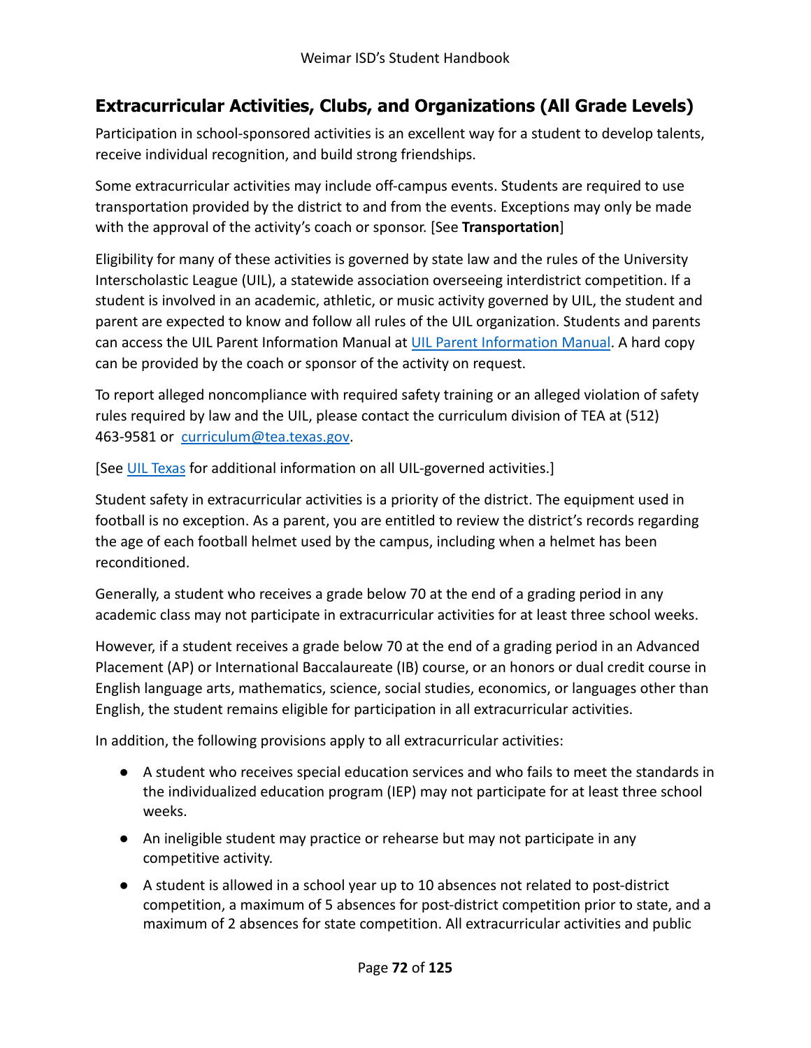## Extracurricular Activities, Clubs, and Organizations (All Grade Levels)

Participation in school-sponsored activities is an excellent way for a student to develop talents, receive individual recognition, and build strong friendships.

Some extracurricular activities may include off-campus events. Students are required to use transportation provided by the district to and from the events. Exceptions may only be made with the approval of the activity's coach or sponsor. [See **Transportation**]

Eligibility for many of these activities is governed by state law and the rules of the University Interscholastic League (UIL), a statewide association overseeing interdistrict competition. If a student is involved in an academic, athletic, or music activity governed by UIL, the student and parent are expected to know and follow all rules of the UIL organization. Students and parents can access the UIL Parent Information Manual at [UIL Parent Information Manual](). A hard copy can be provided by the coach or sponsor of the activity on request.

To report alleged noncompliance with required safety training or an alleged violation of safety rules required by law and the UIL, please contact the curriculum division of TEA at (512) 463-9581 or [curriculum@tea.texas.gov](mailto:curriculum@tea.texas.gov).

[See [UIL Texas]() for additional information on all UIL-governed activities.]

Student safety in extracurricular activities is a priority of the district. The equipment used in football is no exception. As a parent, you are entitled to review the district's records regarding the age of each football helmet used by the campus, including when a helmet has been reconditioned.

Generally, a student who receives a grade below 70 at the end of a grading period in any academic class may not participate in extracurricular activities for at least three school weeks.

However, if a student receives a grade below 70 at the end of a grading period in an Advanced Placement (AP) or International Baccalaureate (IB) course, or an honors or dual credit course in English language arts, mathematics, science, social studies, economics, or languages other than English, the student remains eligible for participation in all extracurricular activities.

In addition, the following provisions apply to all extracurricular activities:

- A student who receives special education services and who fails to meet the standards in the individualized education program (IEP) may not participate for at least three school weeks.
- An ineligible student may practice or rehearse but may not participate in any competitive activity.
- A student is allowed in a school year up to 10 absences not related to post-district competition, a maximum of 5 absences for post-district competition prior to state, and a maximum of 2 absences for state competition. All extracurricular activities and public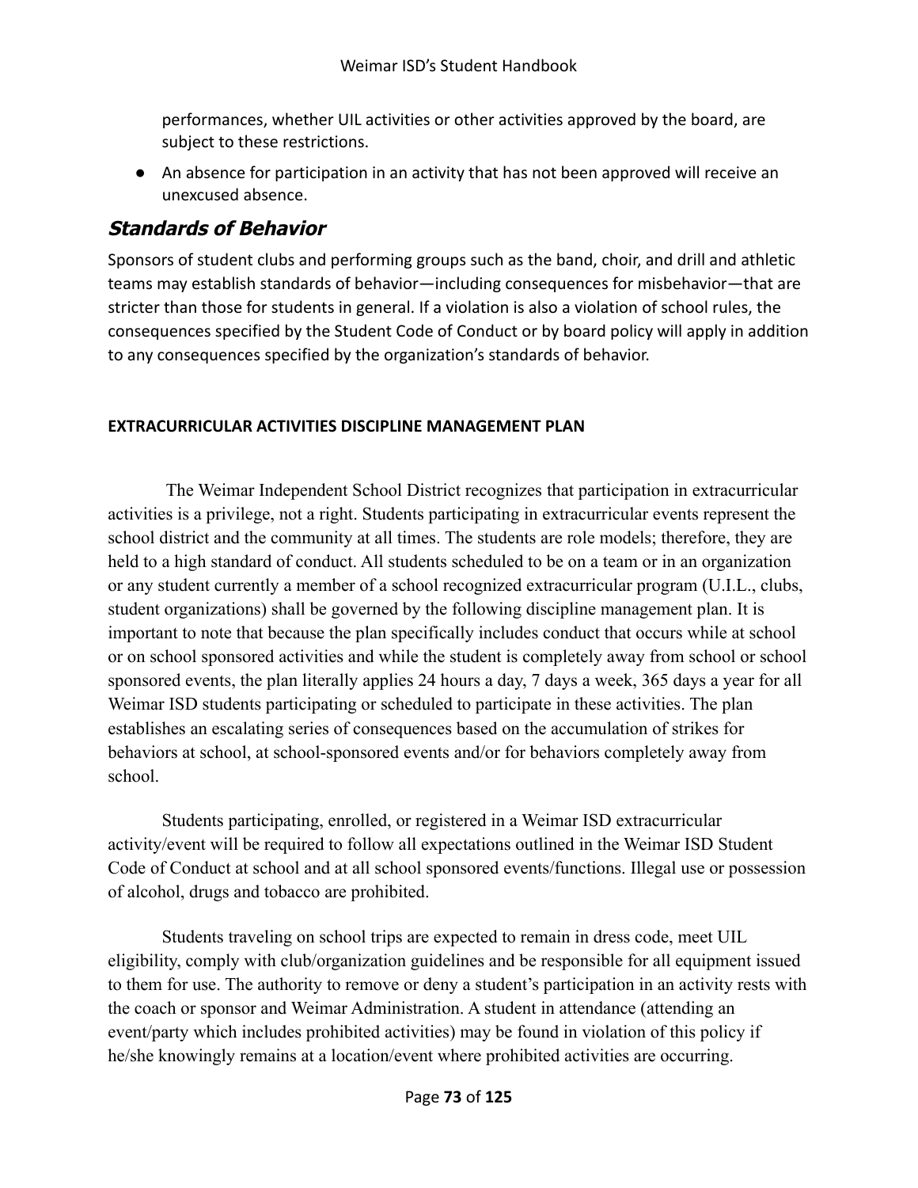performances, whether UIL activities or other activities approved by the board, are subject to these restrictions.

- An absence for participation in an activity that has not been approved will receive an unexcused absence.

## ***Standards of Behavior***

Sponsors of student clubs and performing groups such as the band, choir, and drill and athletic teams may establish standards of behavior—including consequences for misbehavior—that are stricter than those for students in general. If a violation is also a violation of school rules, the consequences specified by the Student Code of Conduct or by board policy will apply in addition to any consequences specified by the organization's standards of behavior.

**EXTRACURRICULAR ACTIVITIES DISCIPLINE MANAGEMENT PLAN**

The Weimar Independent School District recognizes that participation in extracurricular activities is a privilege, not a right. Students participating in extracurricular events represent the school district and the community at all times. The students are role models; therefore, they are held to a high standard of conduct. All students scheduled to be on a team or in an organization or any student currently a member of a school recognized extracurricular program (U.I.L., clubs, student organizations) shall be governed by the following discipline management plan. It is important to note that because the plan specifically includes conduct that occurs while at school or on school sponsored activities and while the student is completely away from school or school sponsored events, the plan literally applies 24 hours a day, 7 days a week, 365 days a year for all Weimar ISD students participating or scheduled to participate in these activities. The plan establishes an escalating series of consequences based on the accumulation of strikes for behaviors at school, at school-sponsored events and/or for behaviors completely away from school.

Students participating, enrolled, or registered in a Weimar ISD extracurricular activity/event will be required to follow all expectations outlined in the Weimar ISD Student Code of Conduct at school and at all school sponsored events/functions. Illegal use or possession of alcohol, drugs and tobacco are prohibited.

Students traveling on school trips are expected to remain in dress code, meet UIL eligibility, comply with club/organization guidelines and be responsible for all equipment issued to them for use. The authority to remove or deny a student's participation in an activity rests with the coach or sponsor and Weimar Administration. A student in attendance (attending an event/party which includes prohibited activities) may be found in violation of this policy if he/she knowingly remains at a location/event where prohibited activities are occurring.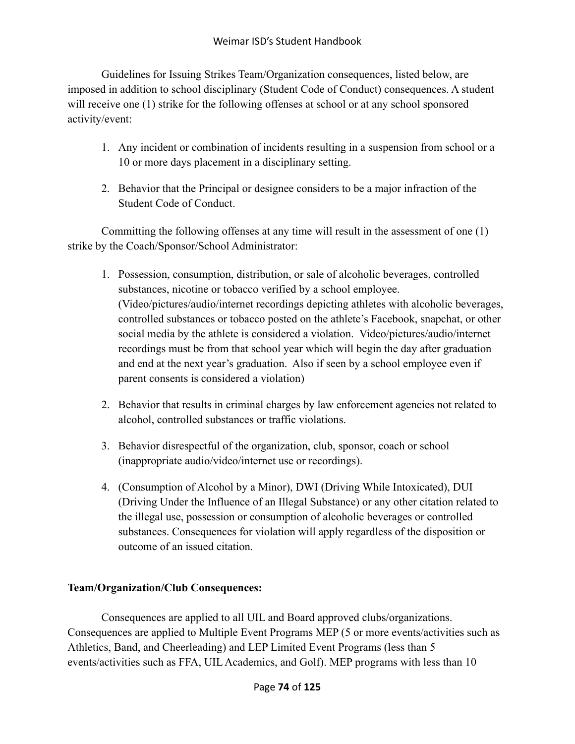Guidelines for Issuing Strikes Team/Organization consequences, listed below, are imposed in addition to school disciplinary (Student Code of Conduct) consequences. A student will receive one (1) strike for the following offenses at school or at any school sponsored activity/event:

1. Any incident or combination of incidents resulting in a suspension from school or a 10 or more days placement in a disciplinary setting.

2. Behavior that the Principal or designee considers to be a major infraction of the Student Code of Conduct.

Committing the following offenses at any time will result in the assessment of one (1) strike by the Coach/Sponsor/School Administrator:

1. Possession, consumption, distribution, or sale of alcoholic beverages, controlled substances, nicotine or tobacco verified by a school employee. (Video/pictures/audio/internet recordings depicting athletes with alcoholic beverages, controlled substances or tobacco posted on the athlete's Facebook, snapchat, or other social media by the athlete is considered a violation. Video/pictures/audio/internet recordings must be from that school year which will begin the day after graduation and end at the next year's graduation. Also if seen by a school employee even if parent consents is considered a violation)

2. Behavior that results in criminal charges by law enforcement agencies not related to alcohol, controlled substances or traffic violations.

3. Behavior disrespectful of the organization, club, sponsor, coach or school (inappropriate audio/video/internet use or recordings).

4. (Consumption of Alcohol by a Minor), DWI (Driving While Intoxicated), DUI (Driving Under the Influence of an Illegal Substance) or any other citation related to the illegal use, possession or consumption of alcoholic beverages or controlled substances. Consequences for violation will apply regardless of the disposition or outcome of an issued citation.

**Team/Organization/Club Consequences:**

Consequences are applied to all UIL and Board approved clubs/organizations. Consequences are applied to Multiple Event Programs MEP (5 or more events/activities such as Athletics, Band, and Cheerleading) and LEP Limited Event Programs (less than 5 events/activities such as FFA, UIL Academics, and Golf). MEP programs with less than 10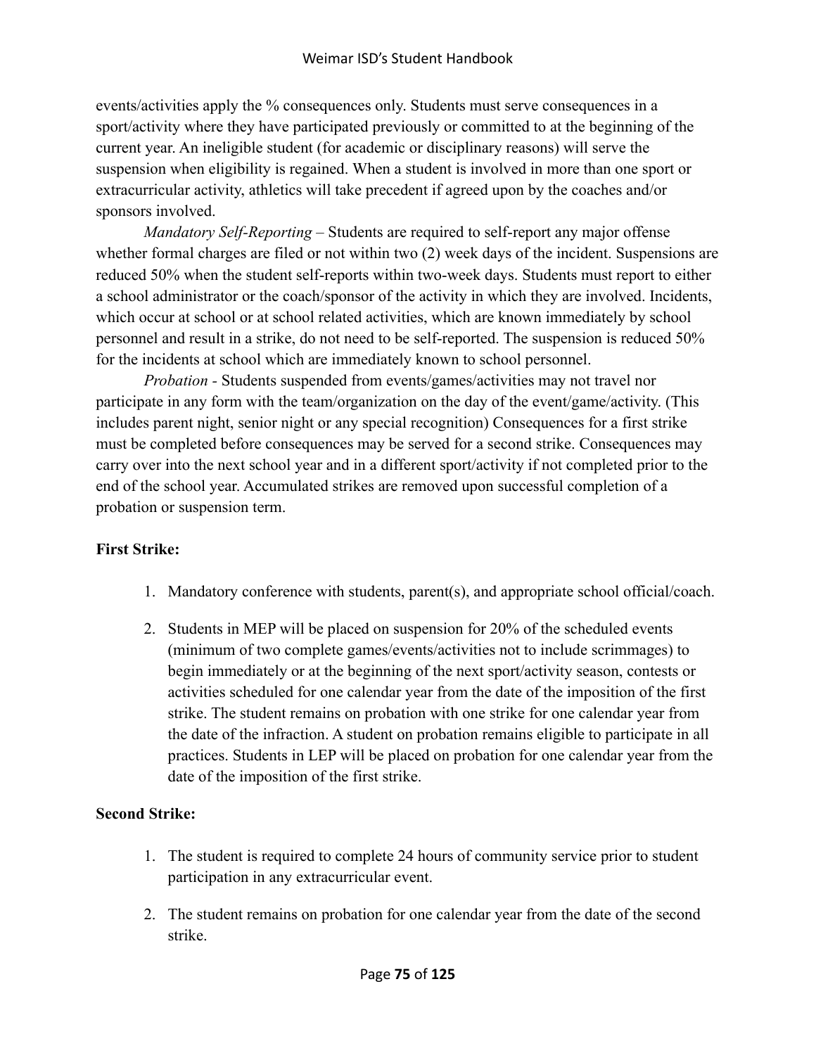events/activities apply the % consequences only. Students must serve consequences in a sport/activity where they have participated previously or committed to at the beginning of the current year. An ineligible student (for academic or disciplinary reasons) will serve the suspension when eligibility is regained. When a student is involved in more than one sport or extracurricular activity, athletics will take precedent if agreed upon by the coaches and/or sponsors involved.

*Mandatory Self-Reporting* – Students are required to self-report any major offense whether formal charges are filed or not within two (2) week days of the incident. Suspensions are reduced 50% when the student self-reports within two-week days. Students must report to either a school administrator or the coach/sponsor of the activity in which they are involved. Incidents, which occur at school or at school related activities, which are known immediately by school personnel and result in a strike, do not need to be self-reported. The suspension is reduced 50% for the incidents at school which are immediately known to school personnel.

*Probation* - Students suspended from events/games/activities may not travel nor participate in any form with the team/organization on the day of the event/game/activity. (This includes parent night, senior night or any special recognition) Consequences for a first strike must be completed before consequences may be served for a second strike. Consequences may carry over into the next school year and in a different sport/activity if not completed prior to the end of the school year. Accumulated strikes are removed upon successful completion of a probation or suspension term.

**First Strike:**

1. Mandatory conference with students, parent(s), and appropriate school official/coach.
2. Students in MEP will be placed on suspension for 20% of the scheduled events (minimum of two complete games/events/activities not to include scrimmages) to begin immediately or at the beginning of the next sport/activity season, contests or activities scheduled for one calendar year from the date of the imposition of the first strike. The student remains on probation with one strike for one calendar year from the date of the infraction. A student on probation remains eligible to participate in all practices. Students in LEP will be placed on probation for one calendar year from the date of the imposition of the first strike.

**Second Strike:**

1. The student is required to complete 24 hours of community service prior to student participation in any extracurricular event.
2. The student remains on probation for one calendar year from the date of the second strike.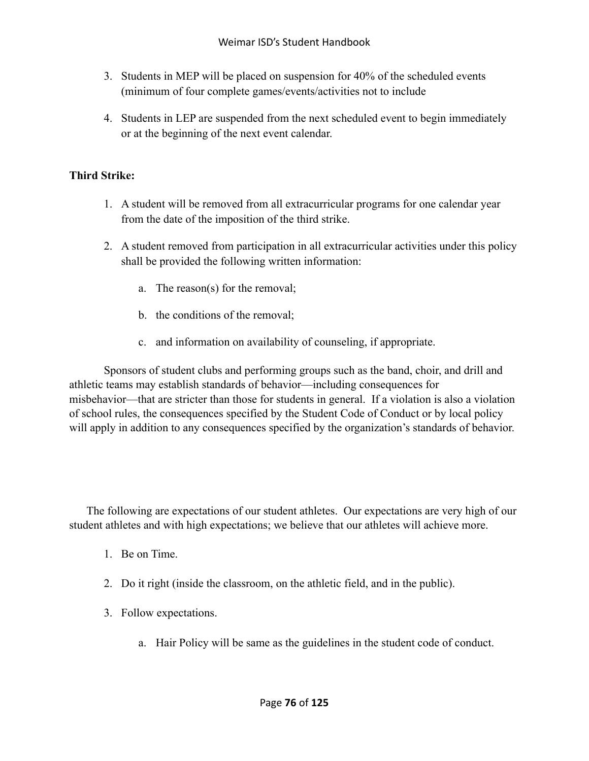3. Students in MEP will be placed on suspension for 40% of the scheduled events (minimum of four complete games/events/activities not to include

4. Students in LEP are suspended from the next scheduled event to begin immediately or at the beginning of the next event calendar.

**Third Strike:**

1. A student will be removed from all extracurricular programs for one calendar year from the date of the imposition of the third strike.

2. A student removed from participation in all extracurricular activities under this policy shall be provided the following written information:

   a. The reason(s) for the removal;

   b. the conditions of the removal;

   c. and information on availability of counseling, if appropriate.

Sponsors of student clubs and performing groups such as the band, choir, and drill and athletic teams may establish standards of behavior—including consequences for misbehavior—that are stricter than those for students in general. If a violation is also a violation of school rules, the consequences specified by the Student Code of Conduct or by local policy will apply in addition to any consequences specified by the organization's standards of behavior.

The following are expectations of our student athletes. Our expectations are very high of our student athletes and with high expectations; we believe that our athletes will achieve more.

1. Be on Time.

2. Do it right (inside the classroom, on the athletic field, and in the public).

3. Follow expectations.

   a. Hair Policy will be same as the guidelines in the student code of conduct.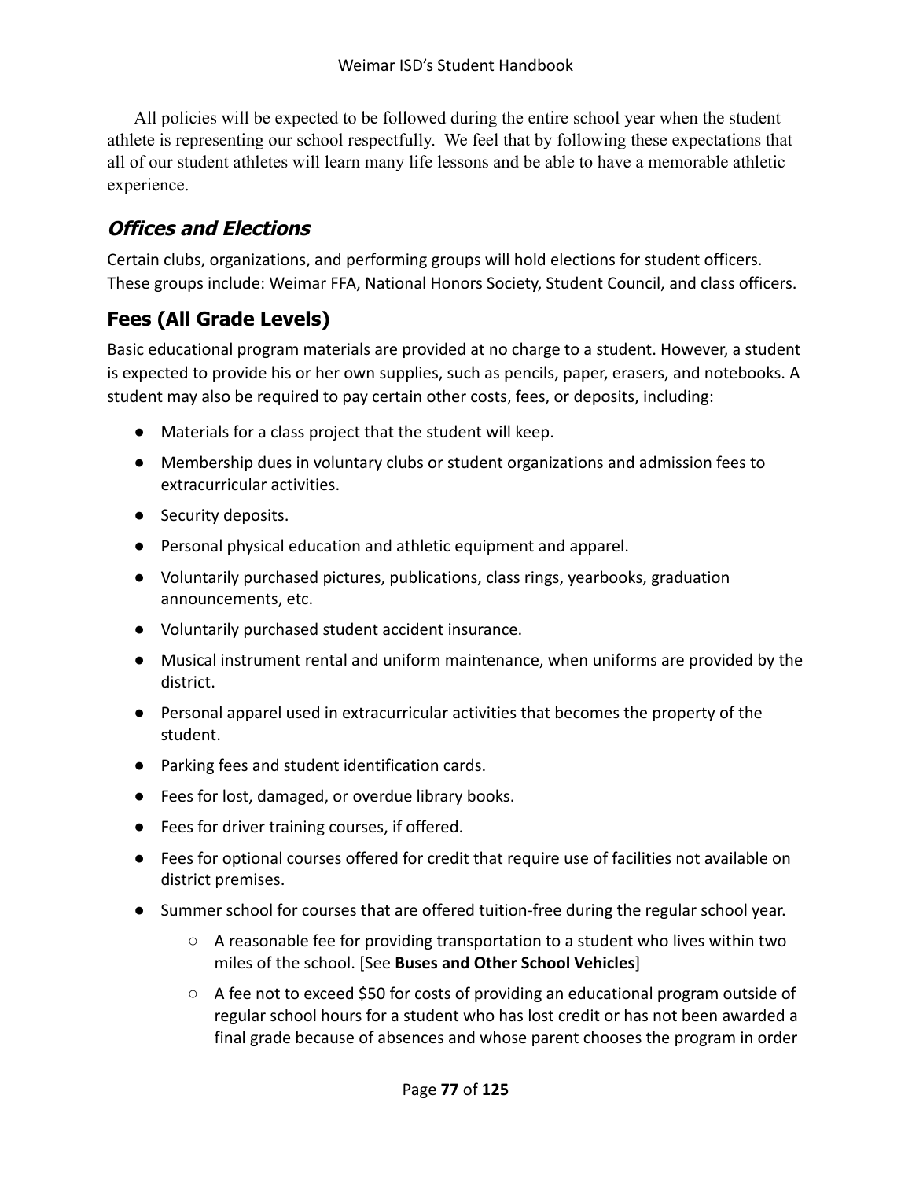All policies will be expected to be followed during the entire school year when the student athlete is representing our school respectfully. We feel that by following these expectations that all of our student athletes will learn many life lessons and be able to have a memorable athletic experience.

## *Offices and Elections*

Certain clubs, organizations, and performing groups will hold elections for student officers. These groups include: Weimar FFA, National Honors Society, Student Council, and class officers.

## Fees (All Grade Levels)

Basic educational program materials are provided at no charge to a student. However, a student is expected to provide his or her own supplies, such as pencils, paper, erasers, and notebooks. A student may also be required to pay certain other costs, fees, or deposits, including:

- Materials for a class project that the student will keep.
- Membership dues in voluntary clubs or student organizations and admission fees to extracurricular activities.
- Security deposits.
- Personal physical education and athletic equipment and apparel.
- Voluntarily purchased pictures, publications, class rings, yearbooks, graduation announcements, etc.
- Voluntarily purchased student accident insurance.
- Musical instrument rental and uniform maintenance, when uniforms are provided by the district.
- Personal apparel used in extracurricular activities that becomes the property of the student.
- Parking fees and student identification cards.
- Fees for lost, damaged, or overdue library books.
- Fees for driver training courses, if offered.
- Fees for optional courses offered for credit that require use of facilities not available on district premises.
- Summer school for courses that are offered tuition-free during the regular school year.
    - A reasonable fee for providing transportation to a student who lives within two miles of the school. [See **Buses and Other School Vehicles**]
    - A fee not to exceed $50 for costs of providing an educational program outside of regular school hours for a student who has lost credit or has not been awarded a final grade because of absences and whose parent chooses the program in order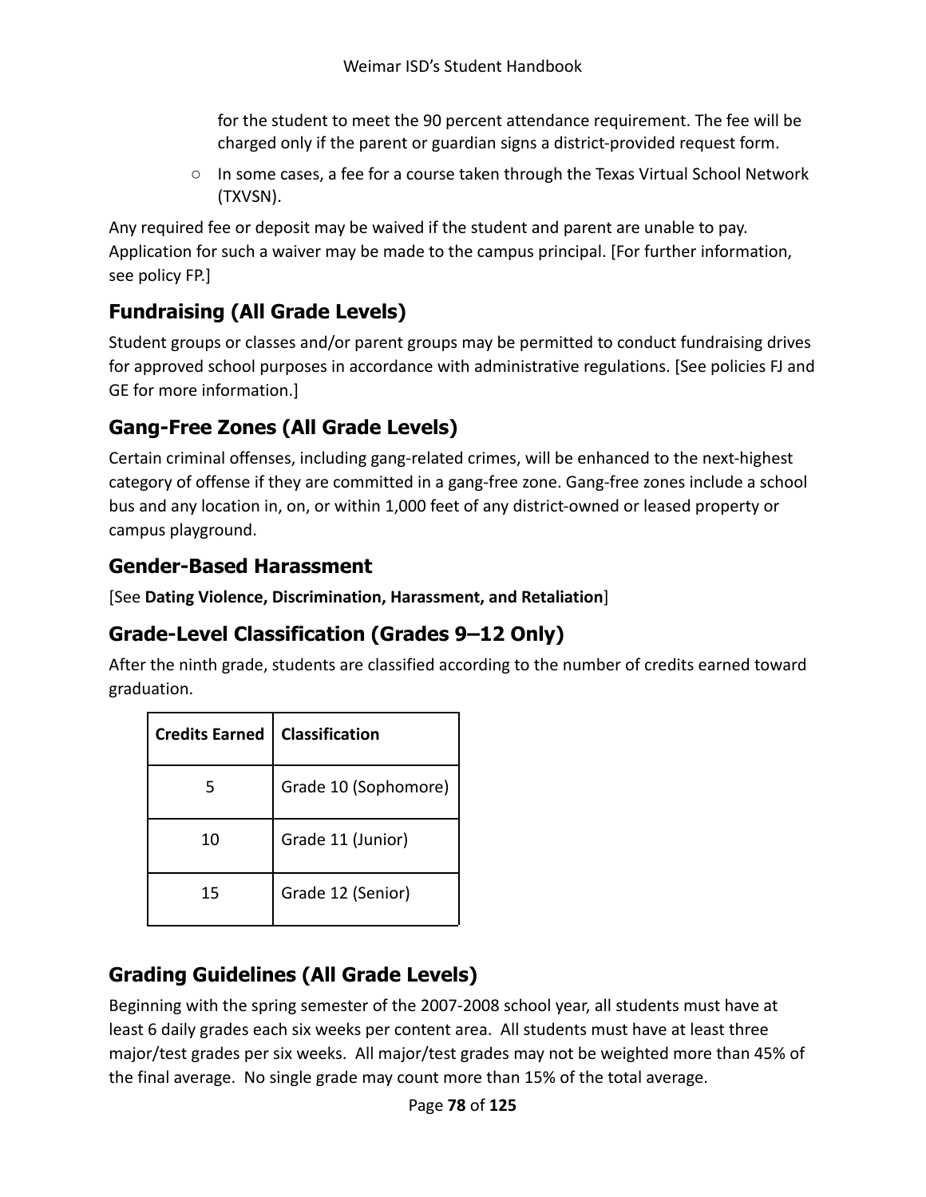for the student to meet the 90 percent attendance requirement. The fee will be charged only if the parent or guardian signs a district-provided request form.

- In some cases, a fee for a course taken through the Texas Virtual School Network (TXVSN).

Any required fee or deposit may be waived if the student and parent are unable to pay. Application for such a waiver may be made to the campus principal. [For further information, see policy FP.]

## Fundraising (All Grade Levels)

Student groups or classes and/or parent groups may be permitted to conduct fundraising drives for approved school purposes in accordance with administrative regulations. [See policies FJ and GE for more information.]

## Gang-Free Zones (All Grade Levels)

Certain criminal offenses, including gang-related crimes, will be enhanced to the next-highest category of offense if they are committed in a gang-free zone. Gang-free zones include a school bus and any location in, on, or within 1,000 feet of any district-owned or leased property or campus playground.

## Gender-Based Harassment

[See **Dating Violence, Discrimination, Harassment, and Retaliation**]

## Grade-Level Classification (Grades 9–12 Only)

After the ninth grade, students are classified according to the number of credits earned toward graduation.

| Credits Earned | Classification |
|---|---|
| 5 | Grade 10 (Sophomore) |
| 10 | Grade 11 (Junior) |
| 15 | Grade 12 (Senior) |

## Grading Guidelines (All Grade Levels)

Beginning with the spring semester of the 2007-2008 school year, all students must have at least 6 daily grades each six weeks per content area. All students must have at least three major/test grades per six weeks. All major/test grades may not be weighted more than 45% of the final average. No single grade may count more than 15% of the total average.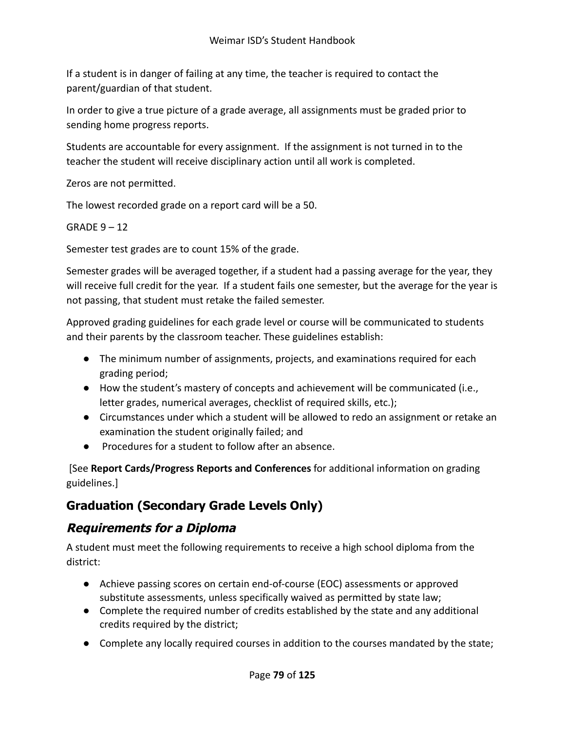If a student is in danger of failing at any time, the teacher is required to contact the parent/guardian of that student.

In order to give a true picture of a grade average, all assignments must be graded prior to sending home progress reports.

Students are accountable for every assignment. If the assignment is not turned in to the teacher the student will receive disciplinary action until all work is completed.

Zeros are not permitted.

The lowest recorded grade on a report card will be a 50.

GRADE 9 – 12

Semester test grades are to count 15% of the grade.

Semester grades will be averaged together, if a student had a passing average for the year, they will receive full credit for the year. If a student fails one semester, but the average for the year is not passing, that student must retake the failed semester.

Approved grading guidelines for each grade level or course will be communicated to students and their parents by the classroom teacher. These guidelines establish:

- The minimum number of assignments, projects, and examinations required for each grading period;
- How the student's mastery of concepts and achievement will be communicated (i.e., letter grades, numerical averages, checklist of required skills, etc.);
- Circumstances under which a student will be allowed to redo an assignment or retake an examination the student originally failed; and
- Procedures for a student to follow after an absence.

[See **Report Cards/Progress Reports and Conferences** for additional information on grading guidelines.]

## Graduation (Secondary Grade Levels Only)

### *Requirements for a Diploma*

A student must meet the following requirements to receive a high school diploma from the district:

- Achieve passing scores on certain end-of-course (EOC) assessments or approved substitute assessments, unless specifically waived as permitted by state law;
- Complete the required number of credits established by the state and any additional credits required by the district;
- Complete any locally required courses in addition to the courses mandated by the state;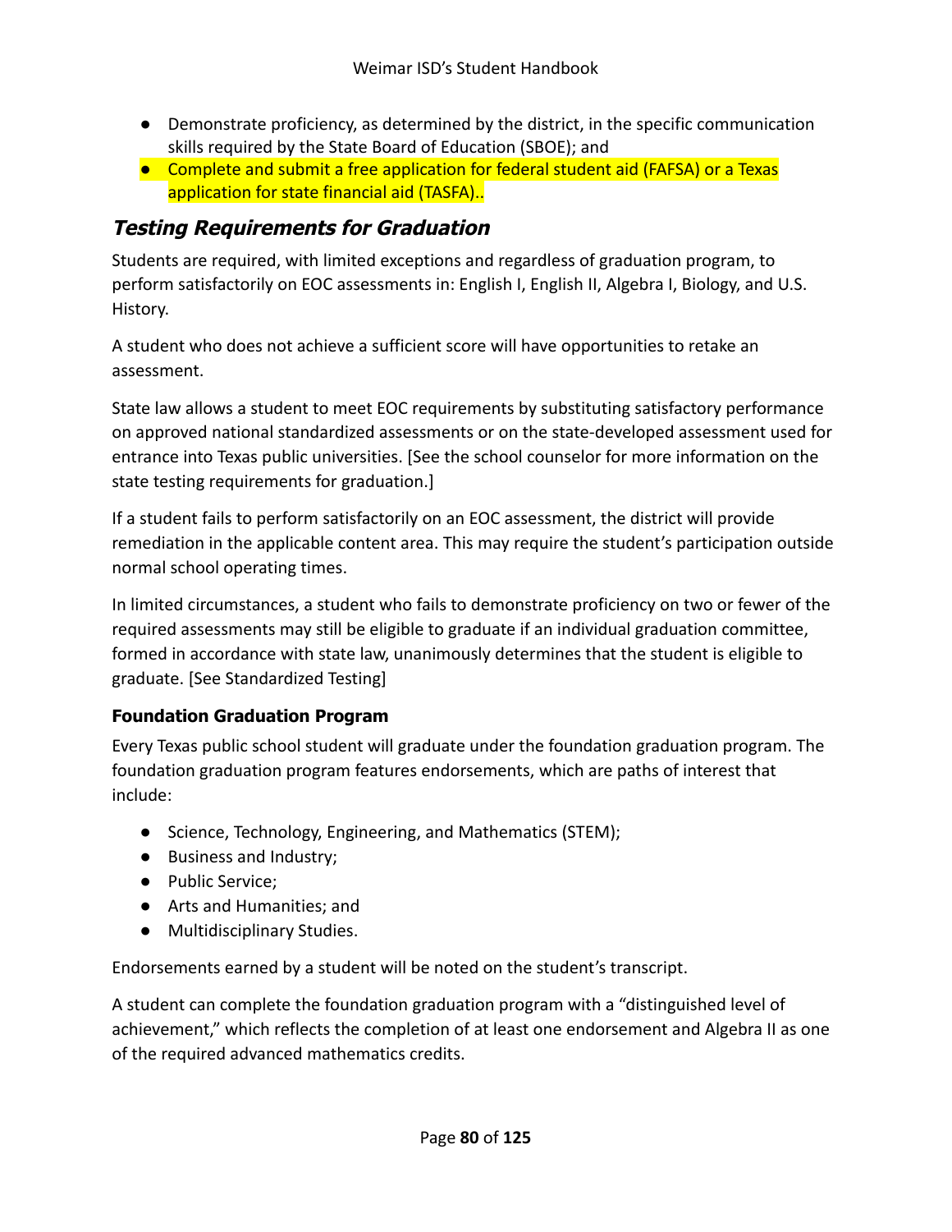- Demonstrate proficiency, as determined by the district, in the specific communication skills required by the State Board of Education (SBOE); and
- Complete and submit a free application for federal student aid (FAFSA) or a Texas application for state financial aid (TASFA)..

## ***Testing Requirements for Graduation***

Students are required, with limited exceptions and regardless of graduation program, to perform satisfactorily on EOC assessments in: English I, English II, Algebra I, Biology, and U.S. History.

A student who does not achieve a sufficient score will have opportunities to retake an assessment.

State law allows a student to meet EOC requirements by substituting satisfactory performance on approved national standardized assessments or on the state-developed assessment used for entrance into Texas public universities. [See the school counselor for more information on the state testing requirements for graduation.]

If a student fails to perform satisfactorily on an EOC assessment, the district will provide remediation in the applicable content area. This may require the student's participation outside normal school operating times.

In limited circumstances, a student who fails to demonstrate proficiency on two or fewer of the required assessments may still be eligible to graduate if an individual graduation committee, formed in accordance with state law, unanimously determines that the student is eligible to graduate. [See Standardized Testing]

### **Foundation Graduation Program**

Every Texas public school student will graduate under the foundation graduation program. The foundation graduation program features endorsements, which are paths of interest that include:

- Science, Technology, Engineering, and Mathematics (STEM);
- Business and Industry;
- Public Service;
- Arts and Humanities; and
- Multidisciplinary Studies.

Endorsements earned by a student will be noted on the student's transcript.

A student can complete the foundation graduation program with a "distinguished level of achievement," which reflects the completion of at least one endorsement and Algebra II as one of the required advanced mathematics credits.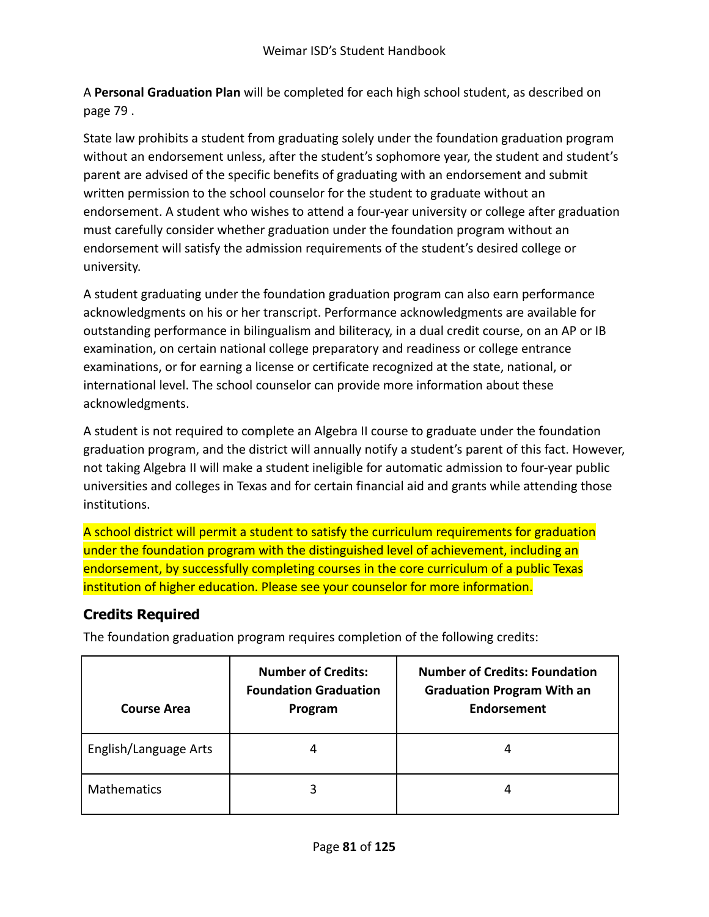A **Personal Graduation Plan** will be completed for each high school student, as described on page 79 .

State law prohibits a student from graduating solely under the foundation graduation program without an endorsement unless, after the student's sophomore year, the student and student's parent are advised of the specific benefits of graduating with an endorsement and submit written permission to the school counselor for the student to graduate without an endorsement. A student who wishes to attend a four-year university or college after graduation must carefully consider whether graduation under the foundation program without an endorsement will satisfy the admission requirements of the student's desired college or university.

A student graduating under the foundation graduation program can also earn performance acknowledgments on his or her transcript. Performance acknowledgments are available for outstanding performance in bilingualism and biliteracy, in a dual credit course, on an AP or IB examination, on certain national college preparatory and readiness or college entrance examinations, or for earning a license or certificate recognized at the state, national, or international level. The school counselor can provide more information about these acknowledgments.

A student is not required to complete an Algebra II course to graduate under the foundation graduation program, and the district will annually notify a student's parent of this fact. However, not taking Algebra II will make a student ineligible for automatic admission to four-year public universities and colleges in Texas and for certain financial aid and grants while attending those institutions.

A school district will permit a student to satisfy the curriculum requirements for graduation under the foundation program with the distinguished level of achievement, including an endorsement, by successfully completing courses in the core curriculum of a public Texas institution of higher education. Please see your counselor for more information.

## Credits Required

The foundation graduation program requires completion of the following credits:

| Course Area | Number of Credits: Foundation Graduation Program | Number of Credits: Foundation Graduation Program With an Endorsement |
|---|---|---|
| English/Language Arts | 4 | 4 |
| Mathematics | 3 | 4 |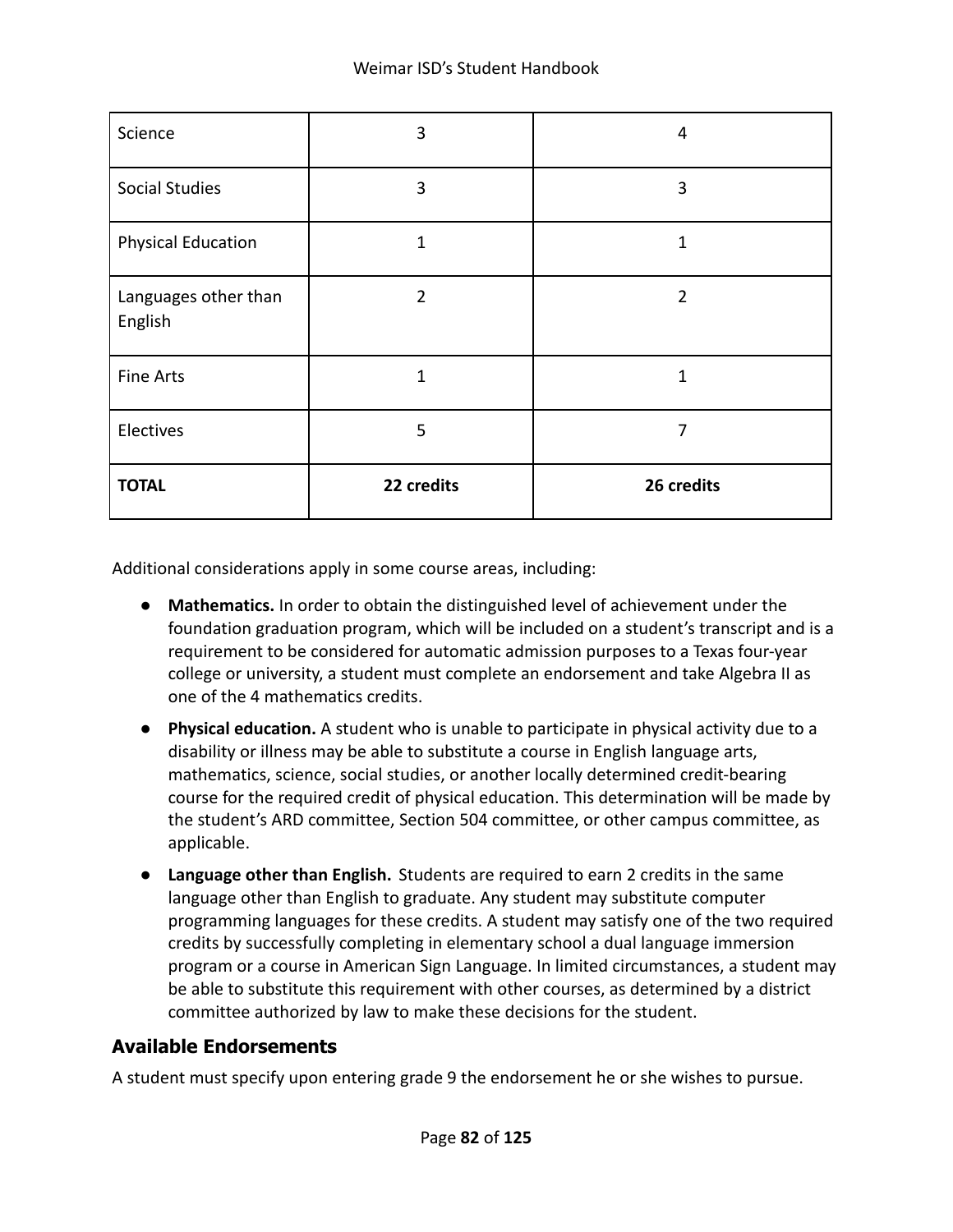| | | |
|---|---|---|
| Science | 3 | 4 |
| Social Studies | 3 | 3 |
| Physical Education | 1 | 1 |
| Languages other than English | 2 | 2 |
| Fine Arts | 1 | 1 |
| Electives | 5 | 7 |
| **TOTAL** | **22 credits** | **26 credits** |

Additional considerations apply in some course areas, including:

- **Mathematics.** In order to obtain the distinguished level of achievement under the foundation graduation program, which will be included on a student's transcript and is a requirement to be considered for automatic admission purposes to a Texas four-year college or university, a student must complete an endorsement and take Algebra II as one of the 4 mathematics credits.
- **Physical education.** A student who is unable to participate in physical activity due to a disability or illness may be able to substitute a course in English language arts, mathematics, science, social studies, or another locally determined credit-bearing course for the required credit of physical education. This determination will be made by the student's ARD committee, Section 504 committee, or other campus committee, as applicable.
- **Language other than English.** Students are required to earn 2 credits in the same language other than English to graduate. Any student may substitute computer programming languages for these credits. A student may satisfy one of the two required credits by successfully completing in elementary school a dual language immersion program or a course in American Sign Language. In limited circumstances, a student may be able to substitute this requirement with other courses, as determined by a district committee authorized by law to make these decisions for the student.

## Available Endorsements

A student must specify upon entering grade 9 the endorsement he or she wishes to pursue.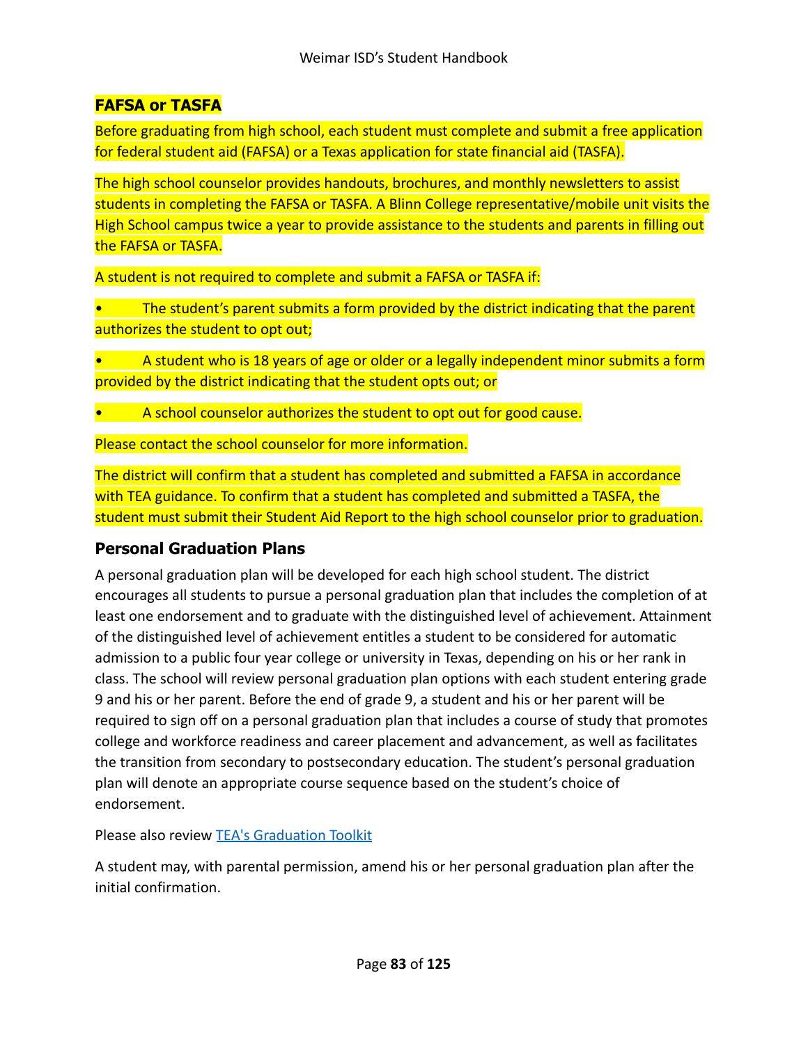## FAFSA or TASFA

Before graduating from high school, each student must complete and submit a free application for federal student aid (FAFSA) or a Texas application for state financial aid (TASFA).

The high school counselor provides handouts, brochures, and monthly newsletters to assist students in completing the FAFSA or TASFA. A Blinn College representative/mobile unit visits the High School campus twice a year to provide assistance to the students and parents in filling out the FAFSA or TASFA.

A student is not required to complete and submit a FAFSA or TASFA if:

- The student's parent submits a form provided by the district indicating that the parent authorizes the student to opt out;
- A student who is 18 years of age or older or a legally independent minor submits a form provided by the district indicating that the student opts out; or
- A school counselor authorizes the student to opt out for good cause.

Please contact the school counselor for more information.

The district will confirm that a student has completed and submitted a FAFSA in accordance with TEA guidance. To confirm that a student has completed and submitted a TASFA, the student must submit their Student Aid Report to the high school counselor prior to graduation.

## Personal Graduation Plans

A personal graduation plan will be developed for each high school student. The district encourages all students to pursue a personal graduation plan that includes the completion of at least one endorsement and to graduate with the distinguished level of achievement. Attainment of the distinguished level of achievement entitles a student to be considered for automatic admission to a public four year college or university in Texas, depending on his or her rank in class. The school will review personal graduation plan options with each student entering grade 9 and his or her parent. Before the end of grade 9, a student and his or her parent will be required to sign off on a personal graduation plan that includes a course of study that promotes college and workforce readiness and career placement and advancement, as well as facilitates the transition from secondary to postsecondary education. The student's personal graduation plan will denote an appropriate course sequence based on the student's choice of endorsement.

Please also review [TEA's Graduation Toolkit]

A student may, with parental permission, amend his or her personal graduation plan after the initial confirmation.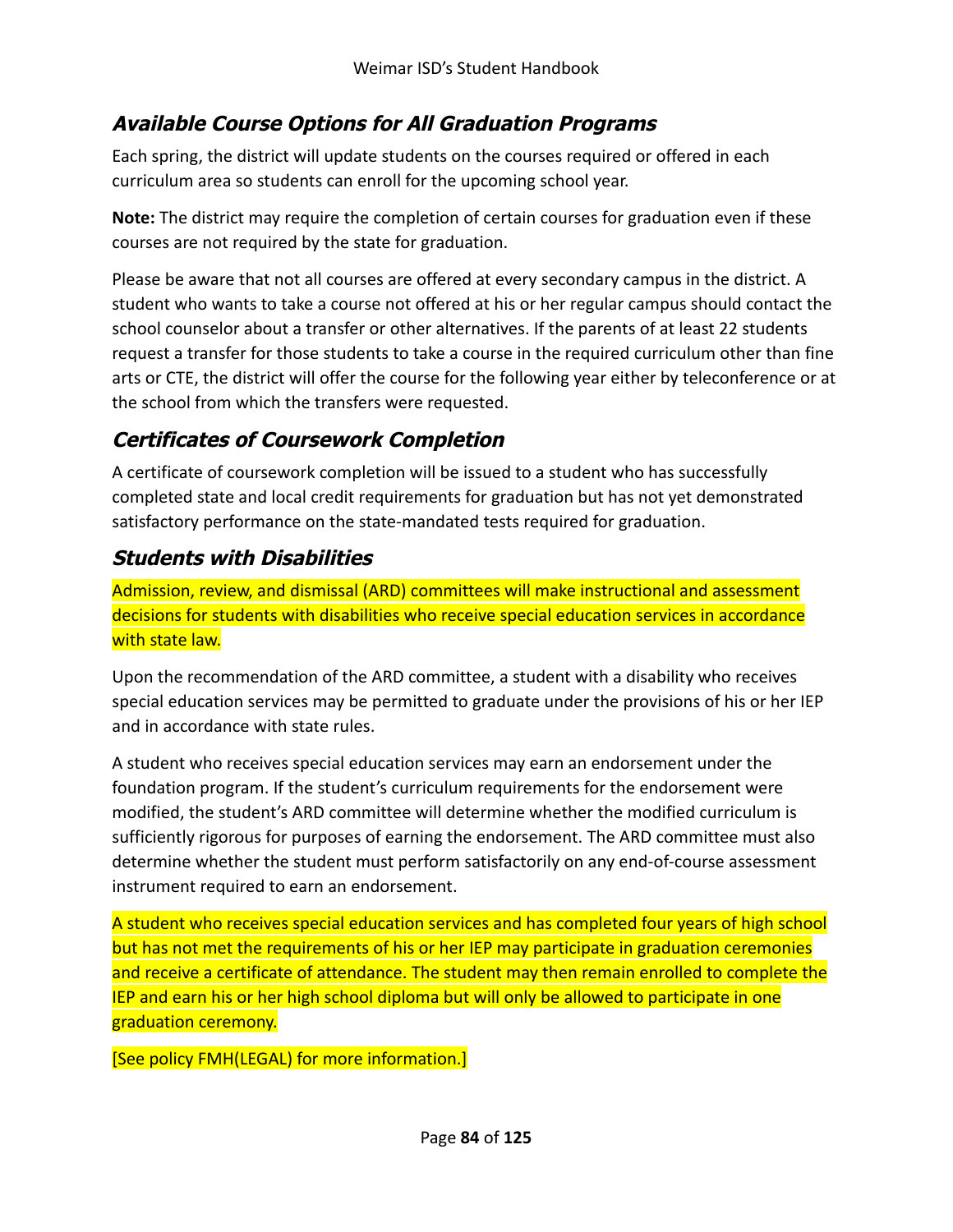## Available Course Options for All Graduation Programs

Each spring, the district will update students on the courses required or offered in each curriculum area so students can enroll for the upcoming school year.

**Note:** The district may require the completion of certain courses for graduation even if these courses are not required by the state for graduation.

Please be aware that not all courses are offered at every secondary campus in the district. A student who wants to take a course not offered at his or her regular campus should contact the school counselor about a transfer or other alternatives. If the parents of at least 22 students request a transfer for those students to take a course in the required curriculum other than fine arts or CTE, the district will offer the course for the following year either by teleconference or at the school from which the transfers were requested.

## Certificates of Coursework Completion

A certificate of coursework completion will be issued to a student who has successfully completed state and local credit requirements for graduation but has not yet demonstrated satisfactory performance on the state-mandated tests required for graduation.

## Students with Disabilities

Admission, review, and dismissal (ARD) committees will make instructional and assessment decisions for students with disabilities who receive special education services in accordance with state law.

Upon the recommendation of the ARD committee, a student with a disability who receives special education services may be permitted to graduate under the provisions of his or her IEP and in accordance with state rules.

A student who receives special education services may earn an endorsement under the foundation program. If the student's curriculum requirements for the endorsement were modified, the student's ARD committee will determine whether the modified curriculum is sufficiently rigorous for purposes of earning the endorsement. The ARD committee must also determine whether the student must perform satisfactorily on any end-of-course assessment instrument required to earn an endorsement.

A student who receives special education services and has completed four years of high school but has not met the requirements of his or her IEP may participate in graduation ceremonies and receive a certificate of attendance. The student may then remain enrolled to complete the IEP and earn his or her high school diploma but will only be allowed to participate in one graduation ceremony.

[See policy FMH(LEGAL) for more information.]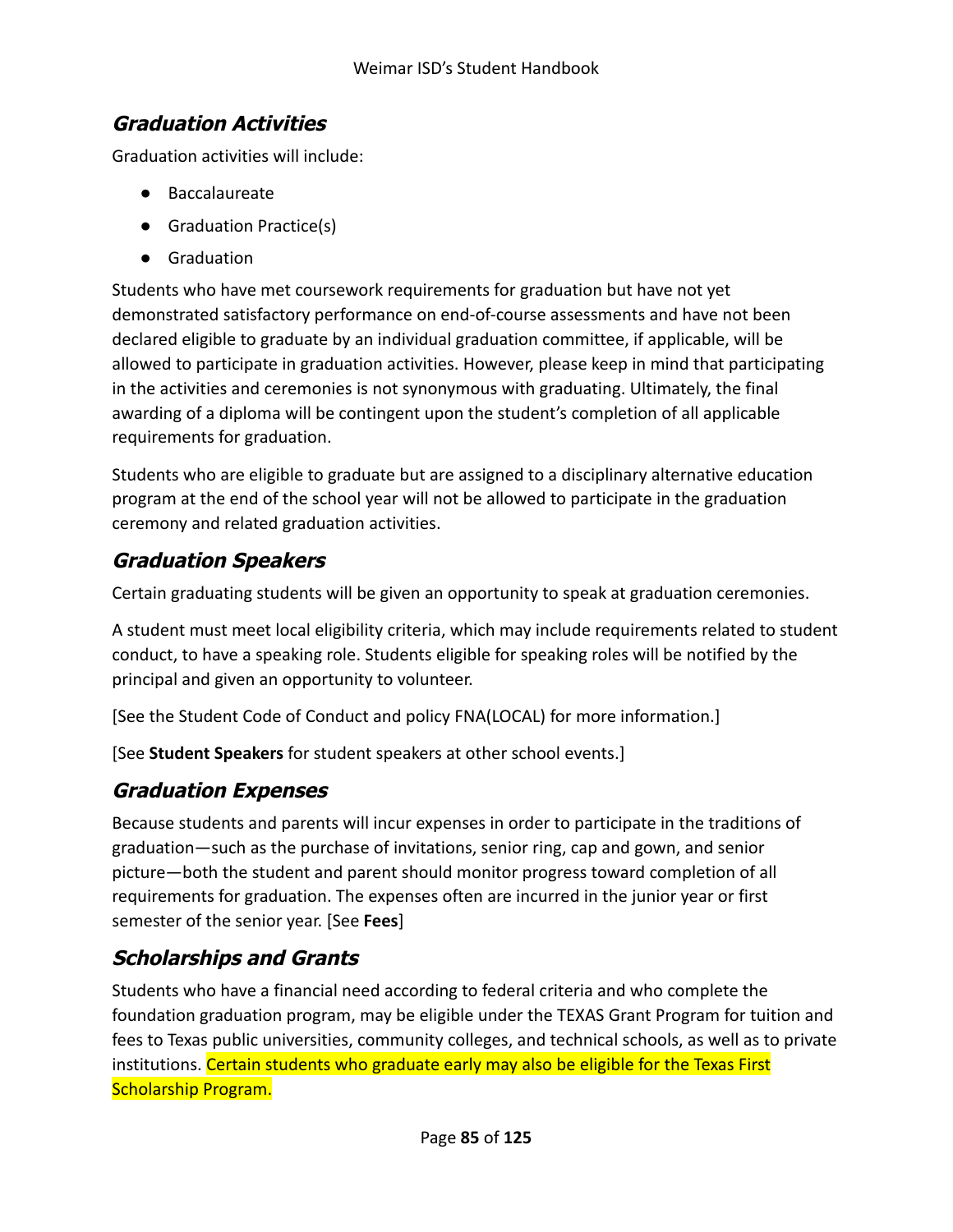## *Graduation Activities*

Graduation activities will include:

- Baccalaureate
- Graduation Practice(s)
- Graduation

Students who have met coursework requirements for graduation but have not yet demonstrated satisfactory performance on end-of-course assessments and have not been declared eligible to graduate by an individual graduation committee, if applicable, will be allowed to participate in graduation activities. However, please keep in mind that participating in the activities and ceremonies is not synonymous with graduating. Ultimately, the final awarding of a diploma will be contingent upon the student's completion of all applicable requirements for graduation.

Students who are eligible to graduate but are assigned to a disciplinary alternative education program at the end of the school year will not be allowed to participate in the graduation ceremony and related graduation activities.

## *Graduation Speakers*

Certain graduating students will be given an opportunity to speak at graduation ceremonies.

A student must meet local eligibility criteria, which may include requirements related to student conduct, to have a speaking role. Students eligible for speaking roles will be notified by the principal and given an opportunity to volunteer.

[See the Student Code of Conduct and policy FNA(LOCAL) for more information.]

[See **Student Speakers** for student speakers at other school events.]

## *Graduation Expenses*

Because students and parents will incur expenses in order to participate in the traditions of graduation—such as the purchase of invitations, senior ring, cap and gown, and senior picture—both the student and parent should monitor progress toward completion of all requirements for graduation. The expenses often are incurred in the junior year or first semester of the senior year. [See **Fees**]

## *Scholarships and Grants*

Students who have a financial need according to federal criteria and who complete the foundation graduation program, may be eligible under the TEXAS Grant Program for tuition and fees to Texas public universities, community colleges, and technical schools, as well as to private institutions. Certain students who graduate early may also be eligible for the Texas First Scholarship Program.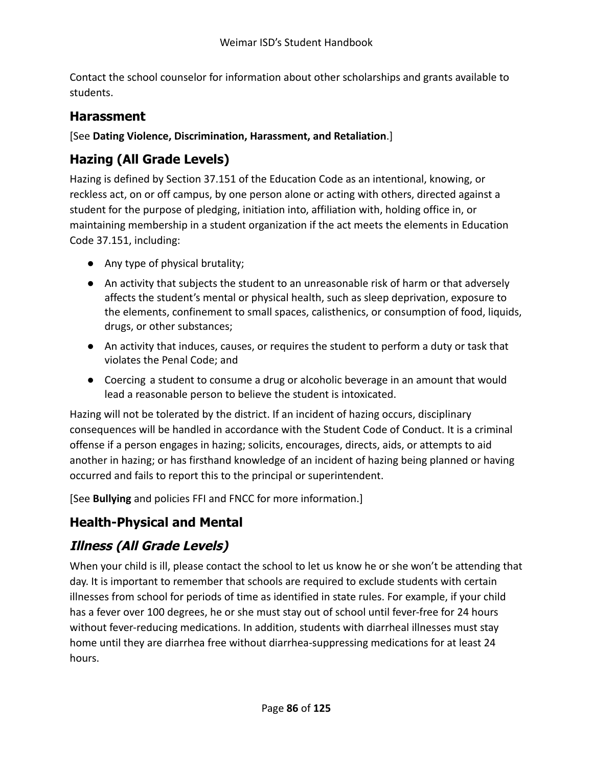Contact the school counselor for information about other scholarships and grants available to students.

## Harassment

[See **Dating Violence, Discrimination, Harassment, and Retaliation**.]

## Hazing (All Grade Levels)

Hazing is defined by Section 37.151 of the Education Code as an intentional, knowing, or reckless act, on or off campus, by one person alone or acting with others, directed against a student for the purpose of pledging, initiation into, affiliation with, holding office in, or maintaining membership in a student organization if the act meets the elements in Education Code 37.151, including:

- Any type of physical brutality;
- An activity that subjects the student to an unreasonable risk of harm or that adversely affects the student's mental or physical health, such as sleep deprivation, exposure to the elements, confinement to small spaces, calisthenics, or consumption of food, liquids, drugs, or other substances;
- An activity that induces, causes, or requires the student to perform a duty or task that violates the Penal Code; and
- Coercing a student to consume a drug or alcoholic beverage in an amount that would lead a reasonable person to believe the student is intoxicated.

Hazing will not be tolerated by the district. If an incident of hazing occurs, disciplinary consequences will be handled in accordance with the Student Code of Conduct. It is a criminal offense if a person engages in hazing; solicits, encourages, directs, aids, or attempts to aid another in hazing; or has firsthand knowledge of an incident of hazing being planned or having occurred and fails to report this to the principal or superintendent.

[See **Bullying** and policies FFI and FNCC for more information.]

## Health-Physical and Mental

### *Illness (All Grade Levels)*

When your child is ill, please contact the school to let us know he or she won't be attending that day. It is important to remember that schools are required to exclude students with certain illnesses from school for periods of time as identified in state rules. For example, if your child has a fever over 100 degrees, he or she must stay out of school until fever-free for 24 hours without fever-reducing medications. In addition, students with diarrheal illnesses must stay home until they are diarrhea free without diarrhea-suppressing medications for at least 24 hours.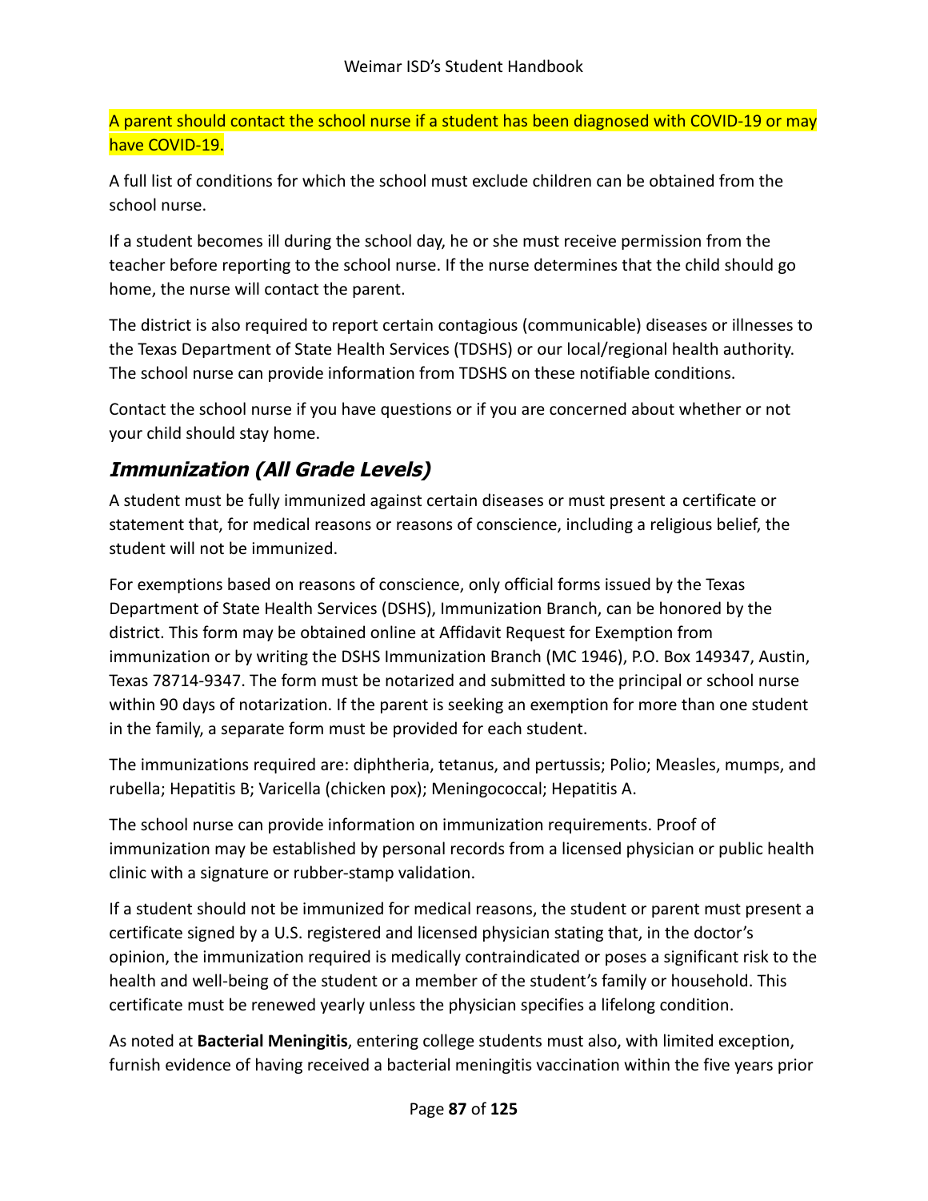A parent should contact the school nurse if a student has been diagnosed with COVID-19 or may have COVID-19.

A full list of conditions for which the school must exclude children can be obtained from the school nurse.

If a student becomes ill during the school day, he or she must receive permission from the teacher before reporting to the school nurse. If the nurse determines that the child should go home, the nurse will contact the parent.

The district is also required to report certain contagious (communicable) diseases or illnesses to the Texas Department of State Health Services (TDSHS) or our local/regional health authority. The school nurse can provide information from TDSHS on these notifiable conditions.

Contact the school nurse if you have questions or if you are concerned about whether or not your child should stay home.

## *Immunization (All Grade Levels)*

A student must be fully immunized against certain diseases or must present a certificate or statement that, for medical reasons or reasons of conscience, including a religious belief, the student will not be immunized.

For exemptions based on reasons of conscience, only official forms issued by the Texas Department of State Health Services (DSHS), Immunization Branch, can be honored by the district. This form may be obtained online at Affidavit Request for Exemption from immunization or by writing the DSHS Immunization Branch (MC 1946), P.O. Box 149347, Austin, Texas 78714-9347. The form must be notarized and submitted to the principal or school nurse within 90 days of notarization. If the parent is seeking an exemption for more than one student in the family, a separate form must be provided for each student.

The immunizations required are: diphtheria, tetanus, and pertussis; Polio; Measles, mumps, and rubella; Hepatitis B; Varicella (chicken pox); Meningococcal; Hepatitis A.

The school nurse can provide information on immunization requirements. Proof of immunization may be established by personal records from a licensed physician or public health clinic with a signature or rubber-stamp validation.

If a student should not be immunized for medical reasons, the student or parent must present a certificate signed by a U.S. registered and licensed physician stating that, in the doctor's opinion, the immunization required is medically contraindicated or poses a significant risk to the health and well-being of the student or a member of the student's family or household. This certificate must be renewed yearly unless the physician specifies a lifelong condition.

As noted at **Bacterial Meningitis**, entering college students must also, with limited exception, furnish evidence of having received a bacterial meningitis vaccination within the five years prior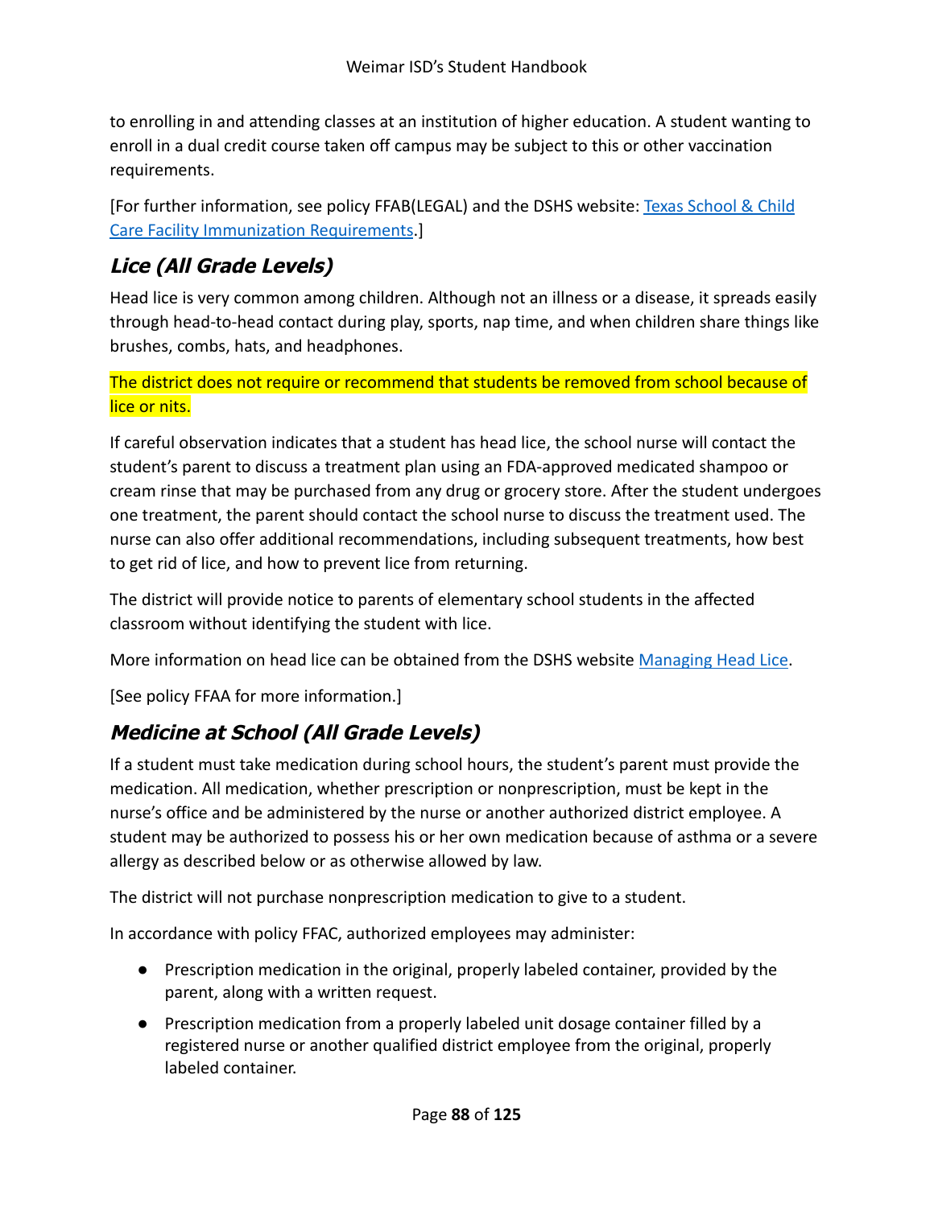to enrolling in and attending classes at an institution of higher education. A student wanting to enroll in a dual credit course taken off campus may be subject to this or other vaccination requirements.

[For further information, see policy FFAB(LEGAL) and the DSHS website: Texas School & Child Care Facility Immunization Requirements.]

## *Lice (All Grade Levels)*

Head lice is very common among children. Although not an illness or a disease, it spreads easily through head-to-head contact during play, sports, nap time, and when children share things like brushes, combs, hats, and headphones.

The district does not require or recommend that students be removed from school because of lice or nits.

If careful observation indicates that a student has head lice, the school nurse will contact the student's parent to discuss a treatment plan using an FDA-approved medicated shampoo or cream rinse that may be purchased from any drug or grocery store. After the student undergoes one treatment, the parent should contact the school nurse to discuss the treatment used. The nurse can also offer additional recommendations, including subsequent treatments, how best to get rid of lice, and how to prevent lice from returning.

The district will provide notice to parents of elementary school students in the affected classroom without identifying the student with lice.

More information on head lice can be obtained from the DSHS website Managing Head Lice.

[See policy FFAA for more information.]

## *Medicine at School (All Grade Levels)*

If a student must take medication during school hours, the student's parent must provide the medication. All medication, whether prescription or nonprescription, must be kept in the nurse's office and be administered by the nurse or another authorized district employee. A student may be authorized to possess his or her own medication because of asthma or a severe allergy as described below or as otherwise allowed by law.

The district will not purchase nonprescription medication to give to a student.

In accordance with policy FFAC, authorized employees may administer:

- Prescription medication in the original, properly labeled container, provided by the parent, along with a written request.
- Prescription medication from a properly labeled unit dosage container filled by a registered nurse or another qualified district employee from the original, properly labeled container.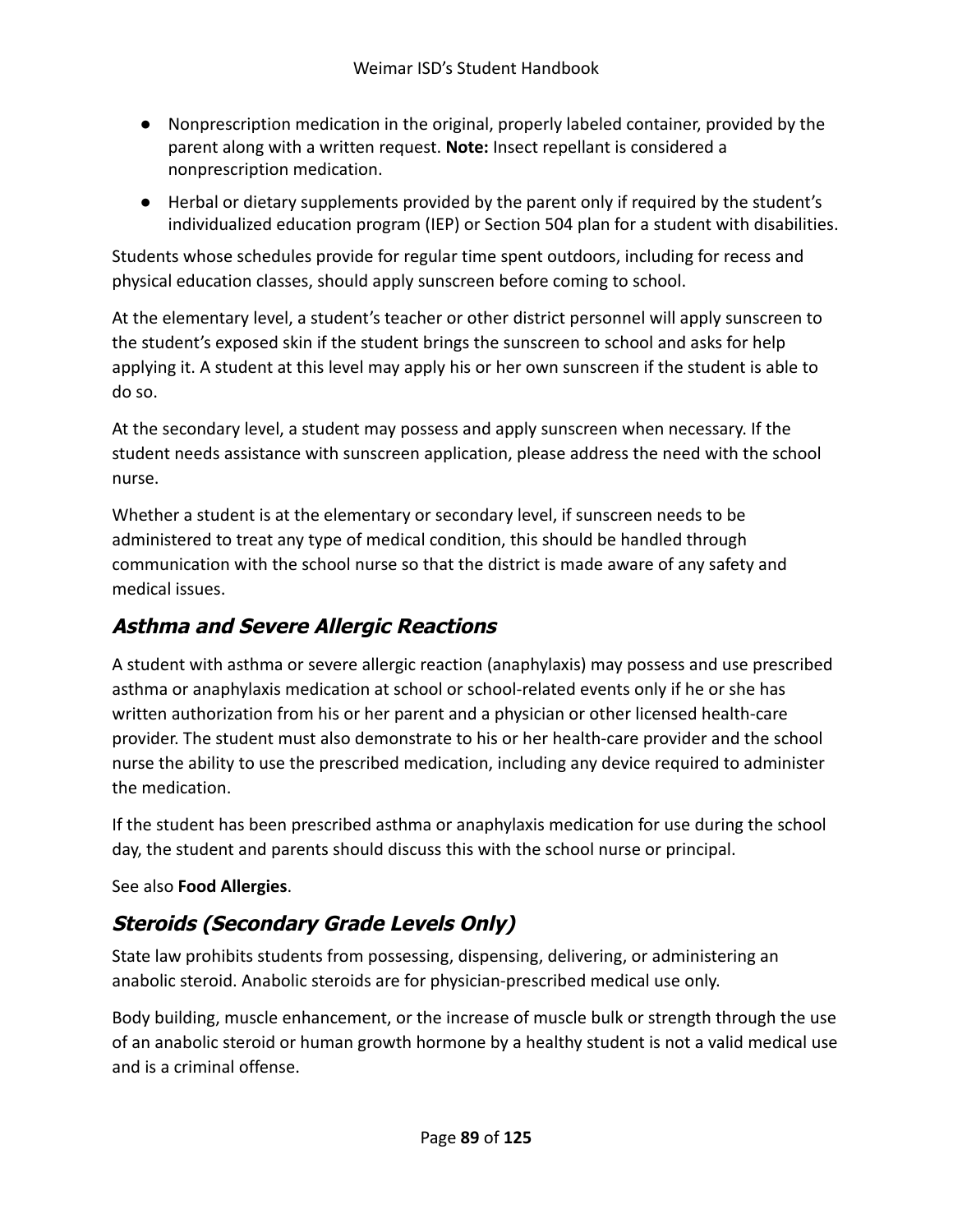- Nonprescription medication in the original, properly labeled container, provided by the parent along with a written request. **Note:** Insect repellant is considered a nonprescription medication.
- Herbal or dietary supplements provided by the parent only if required by the student's individualized education program (IEP) or Section 504 plan for a student with disabilities.

Students whose schedules provide for regular time spent outdoors, including for recess and physical education classes, should apply sunscreen before coming to school.

At the elementary level, a student's teacher or other district personnel will apply sunscreen to the student's exposed skin if the student brings the sunscreen to school and asks for help applying it. A student at this level may apply his or her own sunscreen if the student is able to do so.

At the secondary level, a student may possess and apply sunscreen when necessary. If the student needs assistance with sunscreen application, please address the need with the school nurse.

Whether a student is at the elementary or secondary level, if sunscreen needs to be administered to treat any type of medical condition, this should be handled through communication with the school nurse so that the district is made aware of any safety and medical issues.

### *Asthma and Severe Allergic Reactions*

A student with asthma or severe allergic reaction (anaphylaxis) may possess and use prescribed asthma or anaphylaxis medication at school or school-related events only if he or she has written authorization from his or her parent and a physician or other licensed health-care provider. The student must also demonstrate to his or her health-care provider and the school nurse the ability to use the prescribed medication, including any device required to administer the medication.

If the student has been prescribed asthma or anaphylaxis medication for use during the school day, the student and parents should discuss this with the school nurse or principal.

See also **Food Allergies**.

### *Steroids (Secondary Grade Levels Only)*

State law prohibits students from possessing, dispensing, delivering, or administering an anabolic steroid. Anabolic steroids are for physician-prescribed medical use only.

Body building, muscle enhancement, or the increase of muscle bulk or strength through the use of an anabolic steroid or human growth hormone by a healthy student is not a valid medical use and is a criminal offense.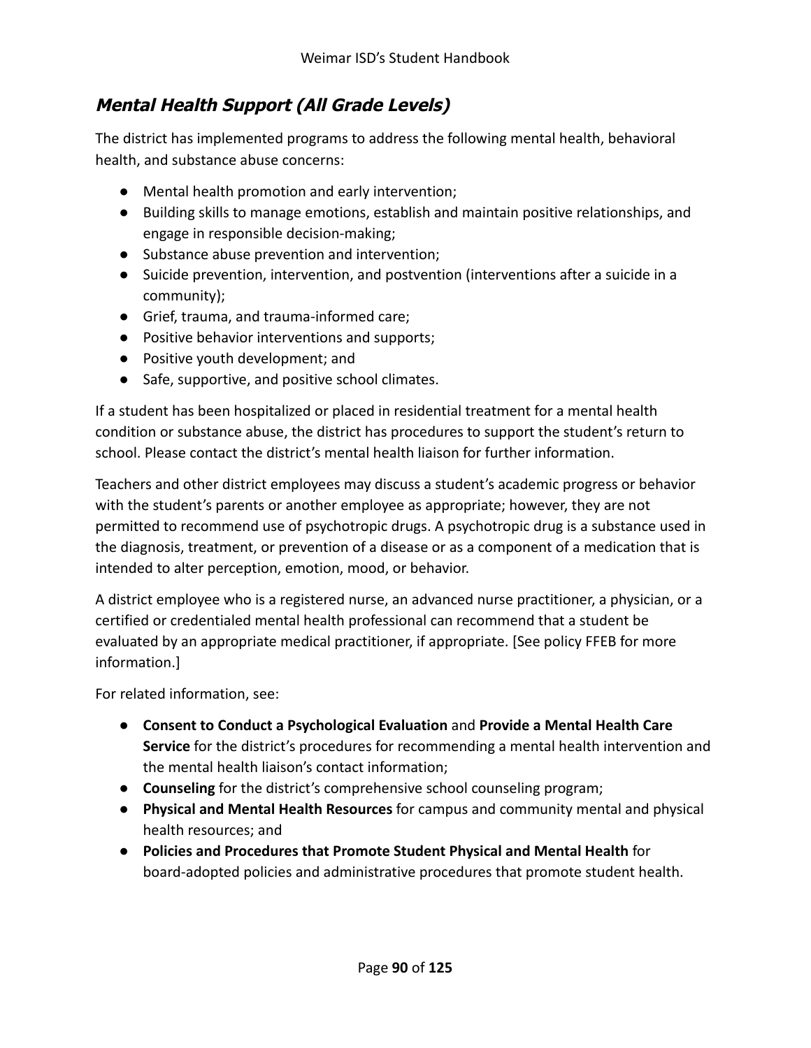## ***Mental Health Support (All Grade Levels)***

The district has implemented programs to address the following mental health, behavioral health, and substance abuse concerns:

- Mental health promotion and early intervention;
- Building skills to manage emotions, establish and maintain positive relationships, and engage in responsible decision-making;
- Substance abuse prevention and intervention;
- Suicide prevention, intervention, and postvention (interventions after a suicide in a community);
- Grief, trauma, and trauma-informed care;
- Positive behavior interventions and supports;
- Positive youth development; and
- Safe, supportive, and positive school climates.

If a student has been hospitalized or placed in residential treatment for a mental health condition or substance abuse, the district has procedures to support the student's return to school. Please contact the district's mental health liaison for further information.

Teachers and other district employees may discuss a student's academic progress or behavior with the student's parents or another employee as appropriate; however, they are not permitted to recommend use of psychotropic drugs. A psychotropic drug is a substance used in the diagnosis, treatment, or prevention of a disease or as a component of a medication that is intended to alter perception, emotion, mood, or behavior.

A district employee who is a registered nurse, an advanced nurse practitioner, a physician, or a certified or credentialed mental health professional can recommend that a student be evaluated by an appropriate medical practitioner, if appropriate. [See policy FFEB for more information.]

For related information, see:

- **Consent to Conduct a Psychological Evaluation** and **Provide a Mental Health Care Service** for the district's procedures for recommending a mental health intervention and the mental health liaison's contact information;
- **Counseling** for the district's comprehensive school counseling program;
- **Physical and Mental Health Resources** for campus and community mental and physical health resources; and
- **Policies and Procedures that Promote Student Physical and Mental Health** for board-adopted policies and administrative procedures that promote student health.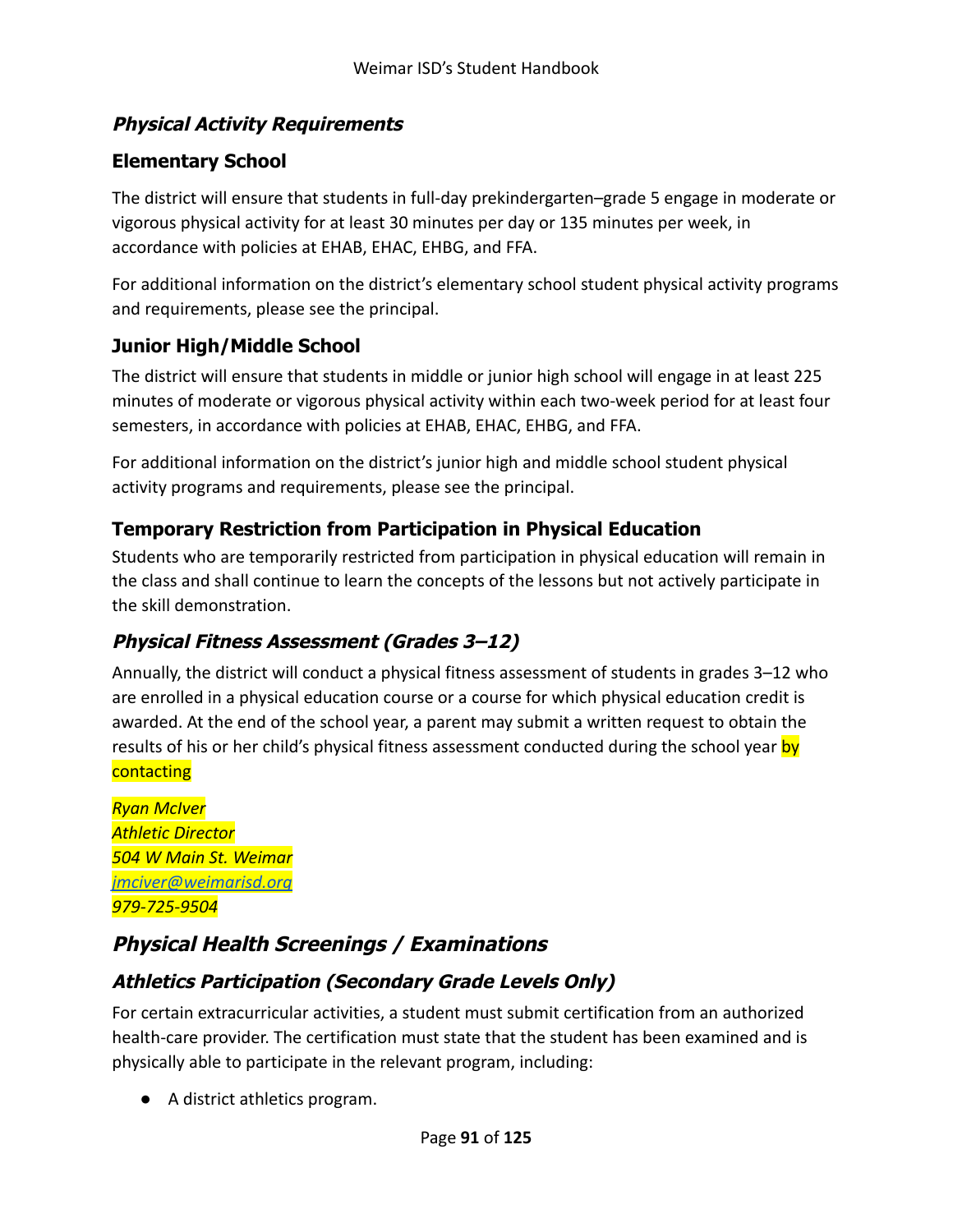### ***Physical Activity Requirements***

#### **Elementary School**

The district will ensure that students in full-day prekindergarten–grade 5 engage in moderate or vigorous physical activity for at least 30 minutes per day or 135 minutes per week, in accordance with policies at EHAB, EHAC, EHBG, and FFA.

For additional information on the district's elementary school student physical activity programs and requirements, please see the principal.

#### **Junior High/Middle School**

The district will ensure that students in middle or junior high school will engage in at least 225 minutes of moderate or vigorous physical activity within each two-week period for at least four semesters, in accordance with policies at EHAB, EHAC, EHBG, and FFA.

For additional information on the district's junior high and middle school student physical activity programs and requirements, please see the principal.

#### **Temporary Restriction from Participation in Physical Education**

Students who are temporarily restricted from participation in physical education will remain in the class and shall continue to learn the concepts of the lessons but not actively participate in the skill demonstration.

### ***Physical Fitness Assessment (Grades 3–12)***

Annually, the district will conduct a physical fitness assessment of students in grades 3–12 who are enrolled in a physical education course or a course for which physical education credit is awarded. At the end of the school year, a parent may submit a written request to obtain the results of his or her child's physical fitness assessment conducted during the school year by contacting

*Ryan McIver*
*Athletic Director*
*504 W Main St. Weimar*
*jmciver@weimarisd.org*
*979-725-9504*

## ***Physical Health Screenings / Examinations***

### ***Athletics Participation (Secondary Grade Levels Only)***

For certain extracurricular activities, a student must submit certification from an authorized health-care provider. The certification must state that the student has been examined and is physically able to participate in the relevant program, including:

- A district athletics program.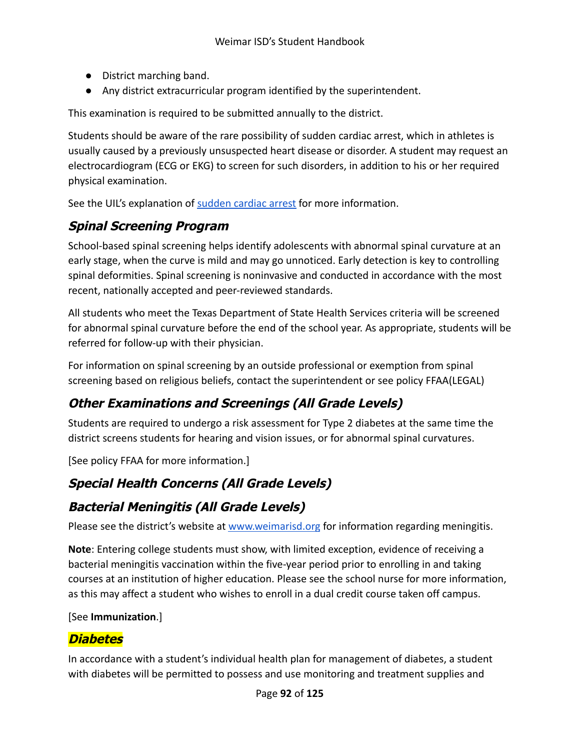- District marching band.
- Any district extracurricular program identified by the superintendent.

This examination is required to be submitted annually to the district.

Students should be aware of the rare possibility of sudden cardiac arrest, which in athletes is usually caused by a previously unsuspected heart disease or disorder. A student may request an electrocardiogram (ECG or EKG) to screen for such disorders, in addition to his or her required physical examination.

See the UIL's explanation of [sudden cardiac arrest]() for more information.

### *Spinal Screening Program*

School-based spinal screening helps identify adolescents with abnormal spinal curvature at an early stage, when the curve is mild and may go unnoticed. Early detection is key to controlling spinal deformities. Spinal screening is noninvasive and conducted in accordance with the most recent, nationally accepted and peer-reviewed standards.

All students who meet the Texas Department of State Health Services criteria will be screened for abnormal spinal curvature before the end of the school year. As appropriate, students will be referred for follow-up with their physician.

For information on spinal screening by an outside professional or exemption from spinal screening based on religious beliefs, contact the superintendent or see policy FFAA(LEGAL)

### *Other Examinations and Screenings (All Grade Levels)*

Students are required to undergo a risk assessment for Type 2 diabetes at the same time the district screens students for hearing and vision issues, or for abnormal spinal curvatures.

[See policy FFAA for more information.]

### *Special Health Concerns (All Grade Levels)*

### *Bacterial Meningitis (All Grade Levels)*

Please see the district's website at [www.weimarisd.org](http://www.weimarisd.org) for information regarding meningitis.

**Note**: Entering college students must show, with limited exception, evidence of receiving a bacterial meningitis vaccination within the five-year period prior to enrolling in and taking courses at an institution of higher education. Please see the school nurse for more information, as this may affect a student who wishes to enroll in a dual credit course taken off campus.

[See **Immunization**.]

### *Diabetes*

In accordance with a student's individual health plan for management of diabetes, a student with diabetes will be permitted to possess and use monitoring and treatment supplies and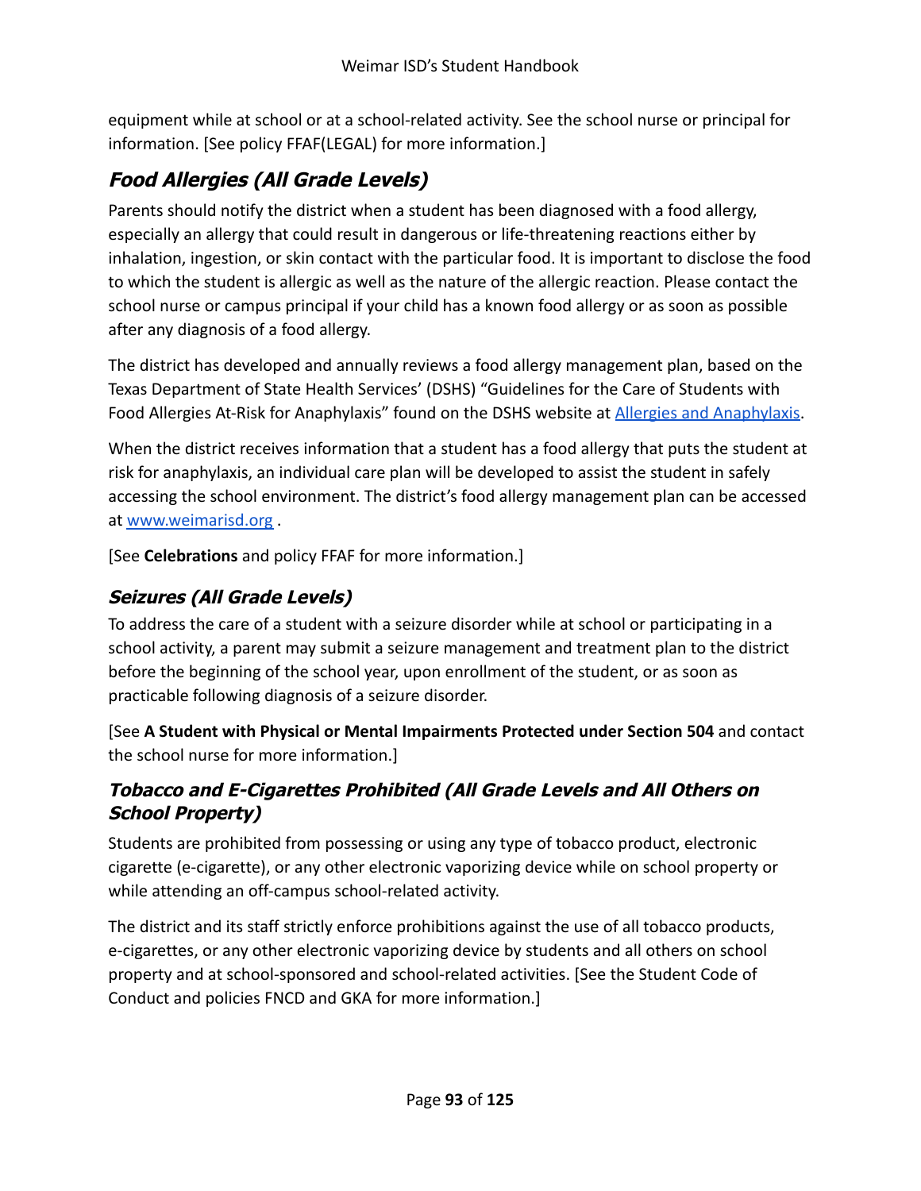equipment while at school or at a school-related activity. See the school nurse or principal for information. [See policy FFAF(LEGAL) for more information.]

### *Food Allergies (All Grade Levels)*

Parents should notify the district when a student has been diagnosed with a food allergy, especially an allergy that could result in dangerous or life-threatening reactions either by inhalation, ingestion, or skin contact with the particular food. It is important to disclose the food to which the student is allergic as well as the nature of the allergic reaction. Please contact the school nurse or campus principal if your child has a known food allergy or as soon as possible after any diagnosis of a food allergy.

The district has developed and annually reviews a food allergy management plan, based on the Texas Department of State Health Services' (DSHS) "Guidelines for the Care of Students with Food Allergies At-Risk for Anaphylaxis" found on the DSHS website at [Allergies and Anaphylaxis]().

When the district receives information that a student has a food allergy that puts the student at risk for anaphylaxis, an individual care plan will be developed to assist the student in safely accessing the school environment. The district's food allergy management plan can be accessed at [www.weimarisd.org](http://www.weimarisd.org) .

[See **Celebrations** and policy FFAF for more information.]

### *Seizures (All Grade Levels)*

To address the care of a student with a seizure disorder while at school or participating in a school activity, a parent may submit a seizure management and treatment plan to the district before the beginning of the school year, upon enrollment of the student, or as soon as practicable following diagnosis of a seizure disorder.

[See **A Student with Physical or Mental Impairments Protected under Section 504** and contact the school nurse for more information.]

### *Tobacco and E-Cigarettes Prohibited (All Grade Levels and All Others on School Property)*

Students are prohibited from possessing or using any type of tobacco product, electronic cigarette (e-cigarette), or any other electronic vaporizing device while on school property or while attending an off-campus school-related activity.

The district and its staff strictly enforce prohibitions against the use of all tobacco products, e-cigarettes, or any other electronic vaporizing device by students and all others on school property and at school-sponsored and school-related activities. [See the Student Code of Conduct and policies FNCD and GKA for more information.]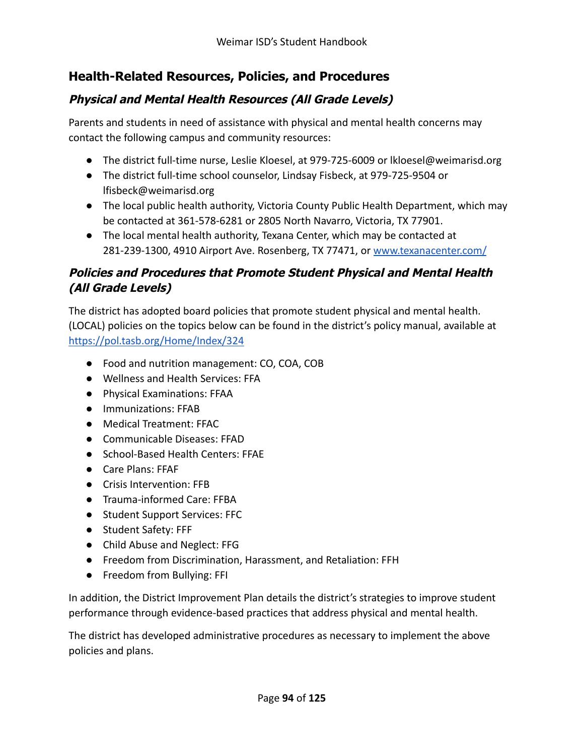## Health-Related Resources, Policies, and Procedures

### *Physical and Mental Health Resources (All Grade Levels)*

Parents and students in need of assistance with physical and mental health concerns may contact the following campus and community resources:

- The district full-time nurse, Leslie Kloesel, at 979-725-6009 or lkloesel@weimarisd.org
- The district full-time school counselor, Lindsay Fisbeck, at 979-725-9504 or lfisbeck@weimarisd.org
- The local public health authority, Victoria County Public Health Department, which may be contacted at 361-578-6281 or 2805 North Navarro, Victoria, TX 77901.
- The local mental health authority, Texana Center, which may be contacted at 281-239-1300, 4910 Airport Ave. Rosenberg, TX 77471, or [www.texanacenter.com/](www.texanacenter.com/)

### *Policies and Procedures that Promote Student Physical and Mental Health (All Grade Levels)*

The district has adopted board policies that promote student physical and mental health. (LOCAL) policies on the topics below can be found in the district's policy manual, available at [https://pol.tasb.org/Home/Index/324](https://pol.tasb.org/Home/Index/324)

- Food and nutrition management: CO, COA, COB
- Wellness and Health Services: FFA
- Physical Examinations: FFAA
- Immunizations: FFAB
- Medical Treatment: FFAC
- Communicable Diseases: FFAD
- School-Based Health Centers: FFAE
- Care Plans: FFAF
- Crisis Intervention: FFB
- Trauma-informed Care: FFBA
- Student Support Services: FFC
- Student Safety: FFF
- Child Abuse and Neglect: FFG
- Freedom from Discrimination, Harassment, and Retaliation: FFH
- Freedom from Bullying: FFI

In addition, the District Improvement Plan details the district's strategies to improve student performance through evidence-based practices that address physical and mental health.

The district has developed administrative procedures as necessary to implement the above policies and plans.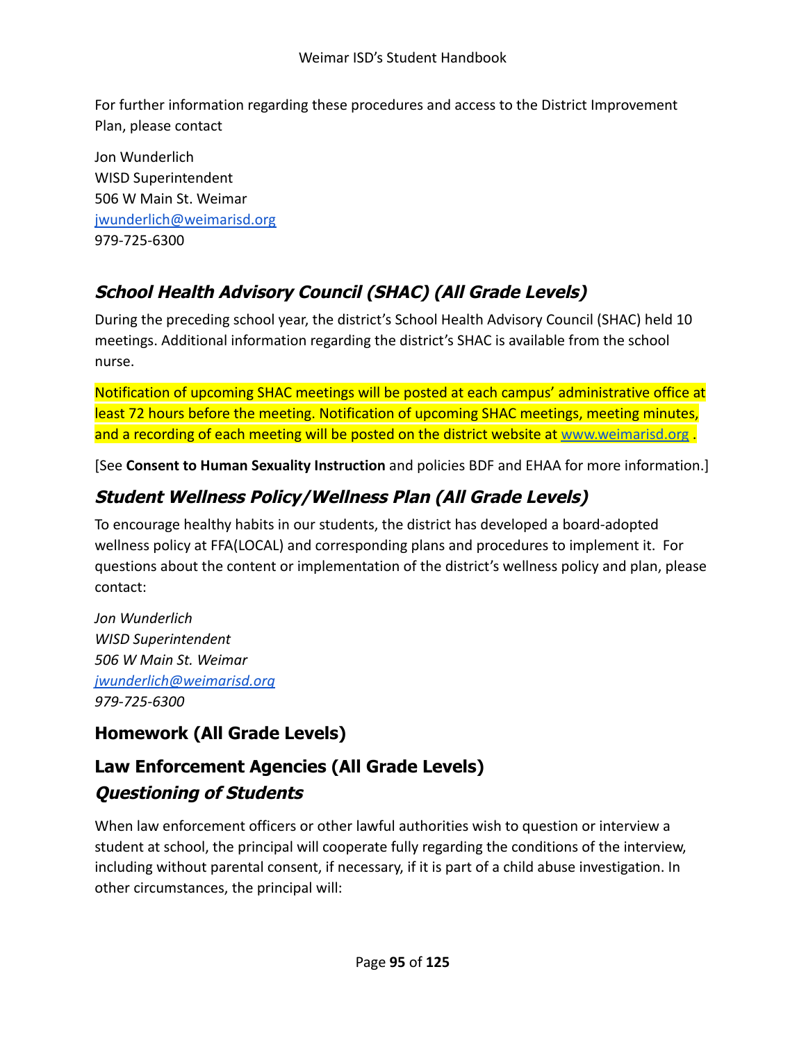For further information regarding these procedures and access to the District Improvement Plan, please contact

Jon Wunderlich
WISD Superintendent
506 W Main St. Weimar
jwunderlich@weimarisd.org
979-725-6300

### *School Health Advisory Council (SHAC) (All Grade Levels)*

During the preceding school year, the district's School Health Advisory Council (SHAC) held 10 meetings. Additional information regarding the district's SHAC is available from the school nurse.

Notification of upcoming SHAC meetings will be posted at each campus' administrative office at least 72 hours before the meeting. Notification of upcoming SHAC meetings, meeting minutes, and a recording of each meeting will be posted on the district website at www.weimarisd.org .

[See **Consent to Human Sexuality Instruction** and policies BDF and EHAA for more information.]

### *Student Wellness Policy/Wellness Plan (All Grade Levels)*

To encourage healthy habits in our students, the district has developed a board-adopted wellness policy at FFA(LOCAL) and corresponding plans and procedures to implement it. For questions about the content or implementation of the district's wellness policy and plan, please contact:

*Jon Wunderlich*
*WISD Superintendent*
*506 W Main St. Weimar*
*jwunderlich@weimarisd.org*
*979-725-6300*

## Homework (All Grade Levels)

## Law Enforcement Agencies (All Grade Levels)

### *Questioning of Students*

When law enforcement officers or other lawful authorities wish to question or interview a student at school, the principal will cooperate fully regarding the conditions of the interview, including without parental consent, if necessary, if it is part of a child abuse investigation. In other circumstances, the principal will: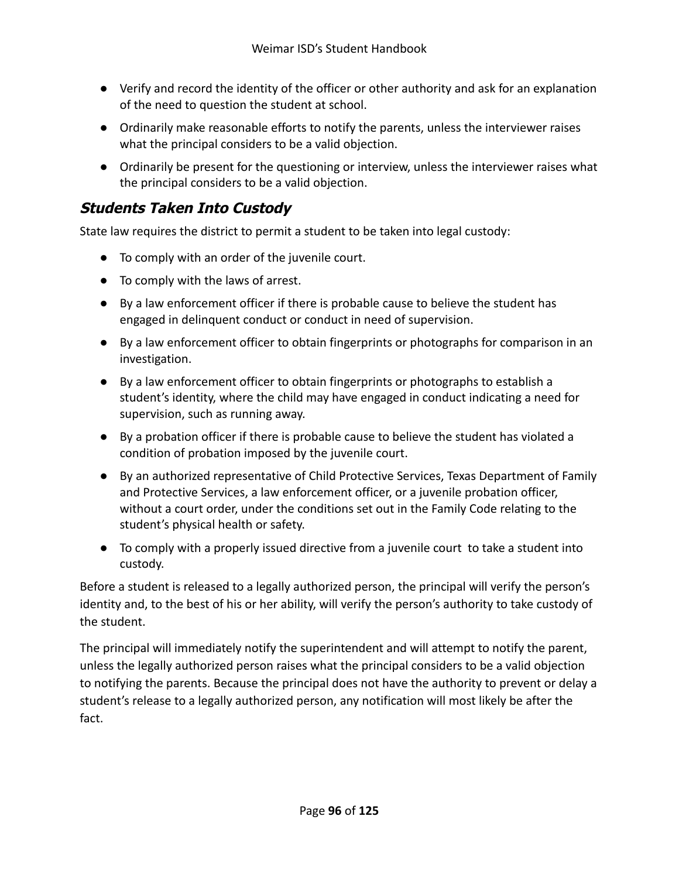- Verify and record the identity of the officer or other authority and ask for an explanation of the need to question the student at school.
- Ordinarily make reasonable efforts to notify the parents, unless the interviewer raises what the principal considers to be a valid objection.
- Ordinarily be present for the questioning or interview, unless the interviewer raises what the principal considers to be a valid objection.

## ***Students Taken Into Custody***

State law requires the district to permit a student to be taken into legal custody:

- To comply with an order of the juvenile court.
- To comply with the laws of arrest.
- By a law enforcement officer if there is probable cause to believe the student has engaged in delinquent conduct or conduct in need of supervision.
- By a law enforcement officer to obtain fingerprints or photographs for comparison in an investigation.
- By a law enforcement officer to obtain fingerprints or photographs to establish a student's identity, where the child may have engaged in conduct indicating a need for supervision, such as running away.
- By a probation officer if there is probable cause to believe the student has violated a condition of probation imposed by the juvenile court.
- By an authorized representative of Child Protective Services, Texas Department of Family and Protective Services, a law enforcement officer, or a juvenile probation officer, without a court order, under the conditions set out in the Family Code relating to the student's physical health or safety.
- To comply with a properly issued directive from a juvenile court to take a student into custody.

Before a student is released to a legally authorized person, the principal will verify the person's identity and, to the best of his or her ability, will verify the person's authority to take custody of the student.

The principal will immediately notify the superintendent and will attempt to notify the parent, unless the legally authorized person raises what the principal considers to be a valid objection to notifying the parents. Because the principal does not have the authority to prevent or delay a student's release to a legally authorized person, any notification will most likely be after the fact.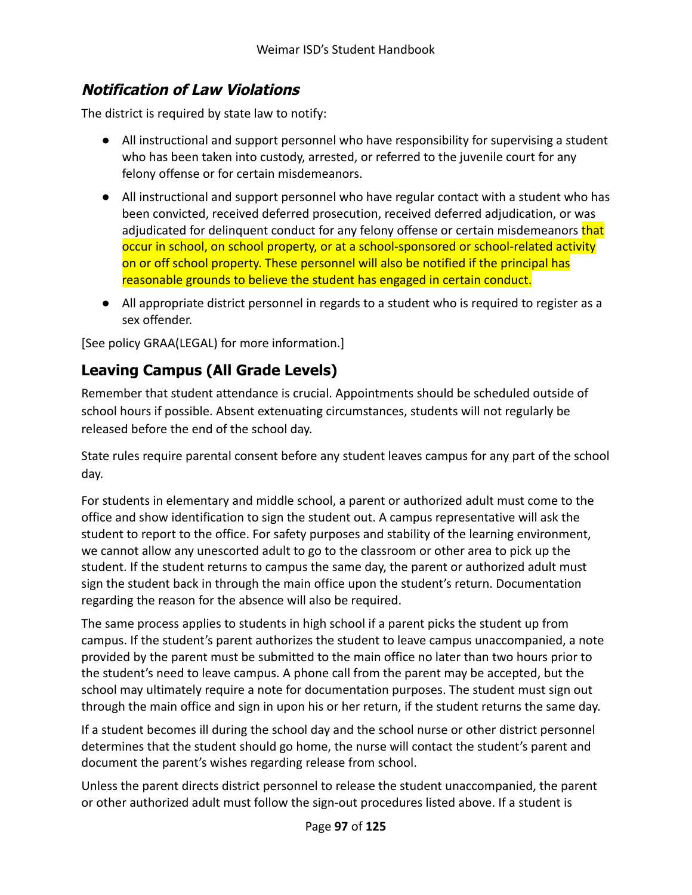### ***Notification of Law Violations***

The district is required by state law to notify:

- All instructional and support personnel who have responsibility for supervising a student who has been taken into custody, arrested, or referred to the juvenile court for any felony offense or for certain misdemeanors.
- All instructional and support personnel who have regular contact with a student who has been convicted, received deferred prosecution, received deferred adjudication, or was adjudicated for delinquent conduct for any felony offense or certain misdemeanors that occur in school, on school property, or at a school-sponsored or school-related activity on or off school property. These personnel will also be notified if the principal has reasonable grounds to believe the student has engaged in certain conduct.
- All appropriate district personnel in regards to a student who is required to register as a sex offender.

[See policy GRAA(LEGAL) for more information.]

## Leaving Campus (All Grade Levels)

Remember that student attendance is crucial. Appointments should be scheduled outside of school hours if possible. Absent extenuating circumstances, students will not regularly be released before the end of the school day.

State rules require parental consent before any student leaves campus for any part of the school day.

For students in elementary and middle school, a parent or authorized adult must come to the office and show identification to sign the student out. A campus representative will ask the student to report to the office. For safety purposes and stability of the learning environment, we cannot allow any unescorted adult to go to the classroom or other area to pick up the student. If the student returns to campus the same day, the parent or authorized adult must sign the student back in through the main office upon the student's return. Documentation regarding the reason for the absence will also be required.

The same process applies to students in high school if a parent picks the student up from campus. If the student's parent authorizes the student to leave campus unaccompanied, a note provided by the parent must be submitted to the main office no later than two hours prior to the student's need to leave campus. A phone call from the parent may be accepted, but the school may ultimately require a note for documentation purposes. The student must sign out through the main office and sign in upon his or her return, if the student returns the same day.

If a student becomes ill during the school day and the school nurse or other district personnel determines that the student should go home, the nurse will contact the student's parent and document the parent's wishes regarding release from school.

Unless the parent directs district personnel to release the student unaccompanied, the parent or other authorized adult must follow the sign-out procedures listed above. If a student is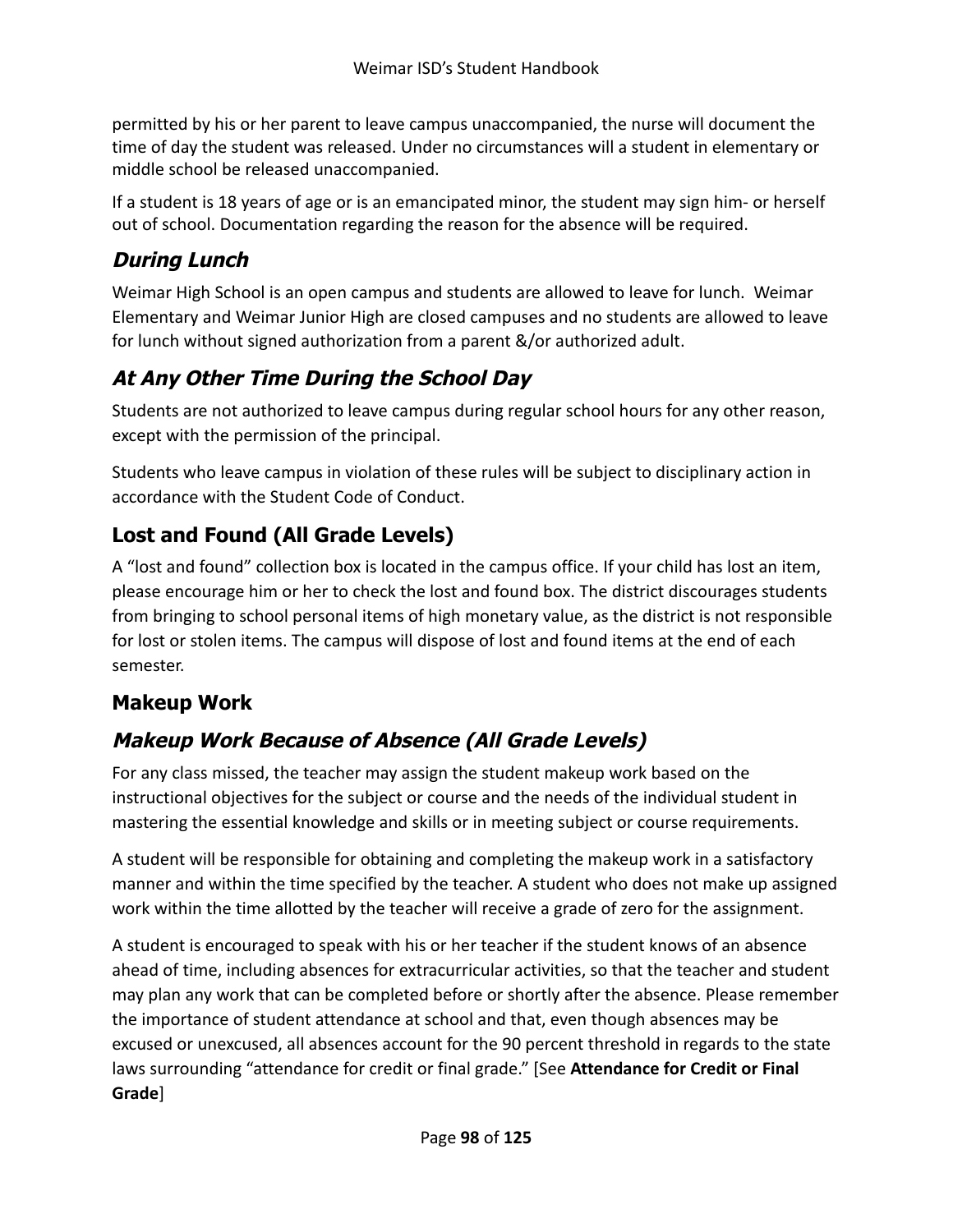permitted by his or her parent to leave campus unaccompanied, the nurse will document the time of day the student was released. Under no circumstances will a student in elementary or middle school be released unaccompanied.

If a student is 18 years of age or is an emancipated minor, the student may sign him- or herself out of school. Documentation regarding the reason for the absence will be required.

### *During Lunch*

Weimar High School is an open campus and students are allowed to leave for lunch. Weimar Elementary and Weimar Junior High are closed campuses and no students are allowed to leave for lunch without signed authorization from a parent &/or authorized adult.

### *At Any Other Time During the School Day*

Students are not authorized to leave campus during regular school hours for any other reason, except with the permission of the principal.

Students who leave campus in violation of these rules will be subject to disciplinary action in accordance with the Student Code of Conduct.

## Lost and Found (All Grade Levels)

A "lost and found" collection box is located in the campus office. If your child has lost an item, please encourage him or her to check the lost and found box. The district discourages students from bringing to school personal items of high monetary value, as the district is not responsible for lost or stolen items. The campus will dispose of lost and found items at the end of each semester.

## Makeup Work

### *Makeup Work Because of Absence (All Grade Levels)*

For any class missed, the teacher may assign the student makeup work based on the instructional objectives for the subject or course and the needs of the individual student in mastering the essential knowledge and skills or in meeting subject or course requirements.

A student will be responsible for obtaining and completing the makeup work in a satisfactory manner and within the time specified by the teacher. A student who does not make up assigned work within the time allotted by the teacher will receive a grade of zero for the assignment.

A student is encouraged to speak with his or her teacher if the student knows of an absence ahead of time, including absences for extracurricular activities, so that the teacher and student may plan any work that can be completed before or shortly after the absence. Please remember the importance of student attendance at school and that, even though absences may be excused or unexcused, all absences account for the 90 percent threshold in regards to the state laws surrounding "attendance for credit or final grade." [See **Attendance for Credit or Final Grade**]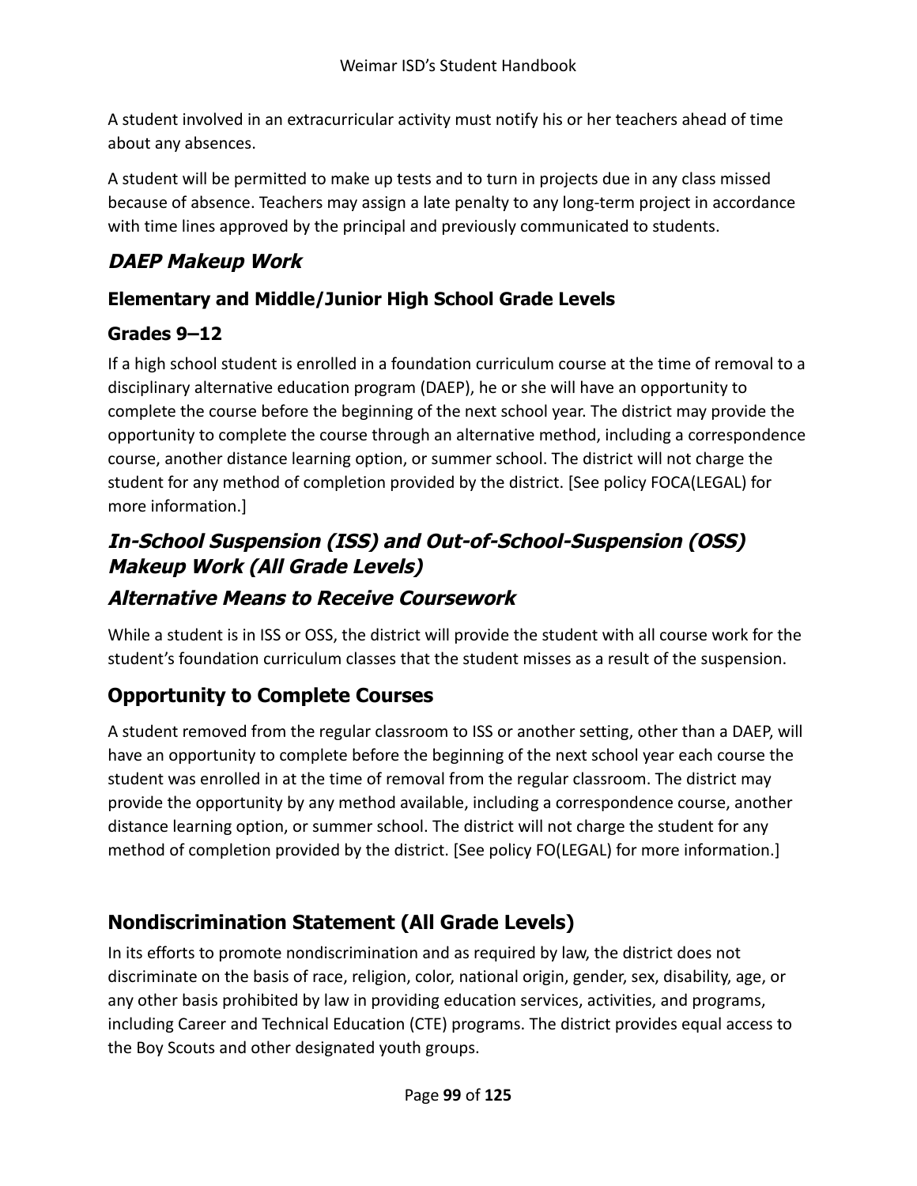A student involved in an extracurricular activity must notify his or her teachers ahead of time about any absences.

A student will be permitted to make up tests and to turn in projects due in any class missed because of absence. Teachers may assign a late penalty to any long-term project in accordance with time lines approved by the principal and previously communicated to students.

## *DAEP Makeup Work*

### Elementary and Middle/Junior High School Grade Levels

### Grades 9–12

If a high school student is enrolled in a foundation curriculum course at the time of removal to a disciplinary alternative education program (DAEP), he or she will have an opportunity to complete the course before the beginning of the next school year. The district may provide the opportunity to complete the course through an alternative method, including a correspondence course, another distance learning option, or summer school. The district will not charge the student for any method of completion provided by the district. [See policy FOCA(LEGAL) for more information.]

## *In-School Suspension (ISS) and Out-of-School-Suspension (OSS) Makeup Work (All Grade Levels)*

## *Alternative Means to Receive Coursework*

While a student is in ISS or OSS, the district will provide the student with all course work for the student's foundation curriculum classes that the student misses as a result of the suspension.

## Opportunity to Complete Courses

A student removed from the regular classroom to ISS or another setting, other than a DAEP, will have an opportunity to complete before the beginning of the next school year each course the student was enrolled in at the time of removal from the regular classroom. The district may provide the opportunity by any method available, including a correspondence course, another distance learning option, or summer school. The district will not charge the student for any method of completion provided by the district. [See policy FO(LEGAL) for more information.]

## Nondiscrimination Statement (All Grade Levels)

In its efforts to promote nondiscrimination and as required by law, the district does not discriminate on the basis of race, religion, color, national origin, gender, sex, disability, age, or any other basis prohibited by law in providing education services, activities, and programs, including Career and Technical Education (CTE) programs. The district provides equal access to the Boy Scouts and other designated youth groups.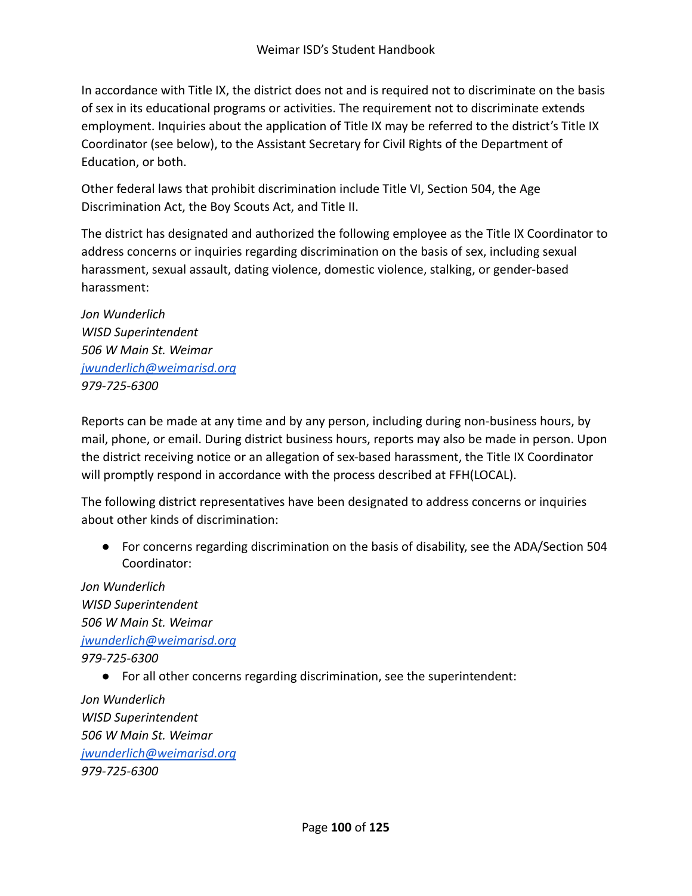In accordance with Title IX, the district does not and is required not to discriminate on the basis of sex in its educational programs or activities. The requirement not to discriminate extends employment. Inquiries about the application of Title IX may be referred to the district's Title IX Coordinator (see below), to the Assistant Secretary for Civil Rights of the Department of Education, or both.

Other federal laws that prohibit discrimination include Title VI, Section 504, the Age Discrimination Act, the Boy Scouts Act, and Title II.

The district has designated and authorized the following employee as the Title IX Coordinator to address concerns or inquiries regarding discrimination on the basis of sex, including sexual harassment, sexual assault, dating violence, domestic violence, stalking, or gender-based harassment:

*Jon Wunderlich*
*WISD Superintendent*
*506 W Main St. Weimar*
*[jwunderlich@weimarisd.org](mailto:jwunderlich@weimarisd.org)*
*979-725-6300*

Reports can be made at any time and by any person, including during non-business hours, by mail, phone, or email. During district business hours, reports may also be made in person. Upon the district receiving notice or an allegation of sex-based harassment, the Title IX Coordinator will promptly respond in accordance with the process described at FFH(LOCAL).

The following district representatives have been designated to address concerns or inquiries about other kinds of discrimination:

- For concerns regarding discrimination on the basis of disability, see the ADA/Section 504 Coordinator:

*Jon Wunderlich*
*WISD Superintendent*
*506 W Main St. Weimar*
*[jwunderlich@weimarisd.org](mailto:jwunderlich@weimarisd.org)*
*979-725-6300*

- For all other concerns regarding discrimination, see the superintendent:

*Jon Wunderlich*
*WISD Superintendent*
*506 W Main St. Weimar*
*[jwunderlich@weimarisd.org](mailto:jwunderlich@weimarisd.org)*
*979-725-6300*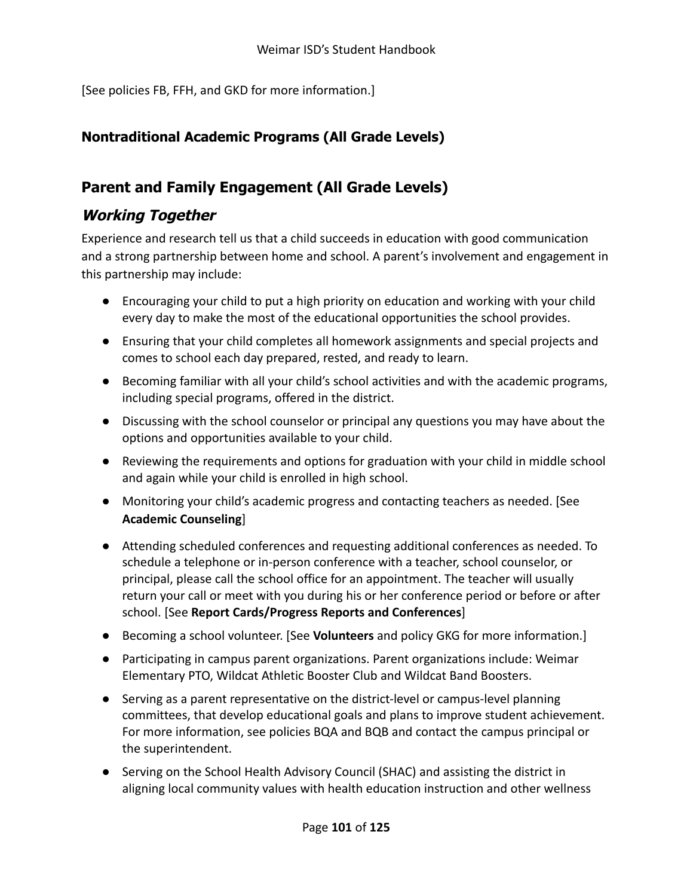[See policies FB, FFH, and GKD for more information.]

### Nontraditional Academic Programs (All Grade Levels)

## Parent and Family Engagement (All Grade Levels)

### *Working Together*

Experience and research tell us that a child succeeds in education with good communication and a strong partnership between home and school. A parent's involvement and engagement in this partnership may include:

- Encouraging your child to put a high priority on education and working with your child every day to make the most of the educational opportunities the school provides.
- Ensuring that your child completes all homework assignments and special projects and comes to school each day prepared, rested, and ready to learn.
- Becoming familiar with all your child's school activities and with the academic programs, including special programs, offered in the district.
- Discussing with the school counselor or principal any questions you may have about the options and opportunities available to your child.
- Reviewing the requirements and options for graduation with your child in middle school and again while your child is enrolled in high school.
- Monitoring your child's academic progress and contacting teachers as needed. [See **Academic Counseling**]
- Attending scheduled conferences and requesting additional conferences as needed. To schedule a telephone or in-person conference with a teacher, school counselor, or principal, please call the school office for an appointment. The teacher will usually return your call or meet with you during his or her conference period or before or after school. [See **Report Cards/Progress Reports and Conferences**]
- Becoming a school volunteer. [See **Volunteers** and policy GKG for more information.]
- Participating in campus parent organizations. Parent organizations include: Weimar Elementary PTO, Wildcat Athletic Booster Club and Wildcat Band Boosters.
- Serving as a parent representative on the district-level or campus-level planning committees, that develop educational goals and plans to improve student achievement. For more information, see policies BQA and BQB and contact the campus principal or the superintendent.
- Serving on the School Health Advisory Council (SHAC) and assisting the district in aligning local community values with health education instruction and other wellness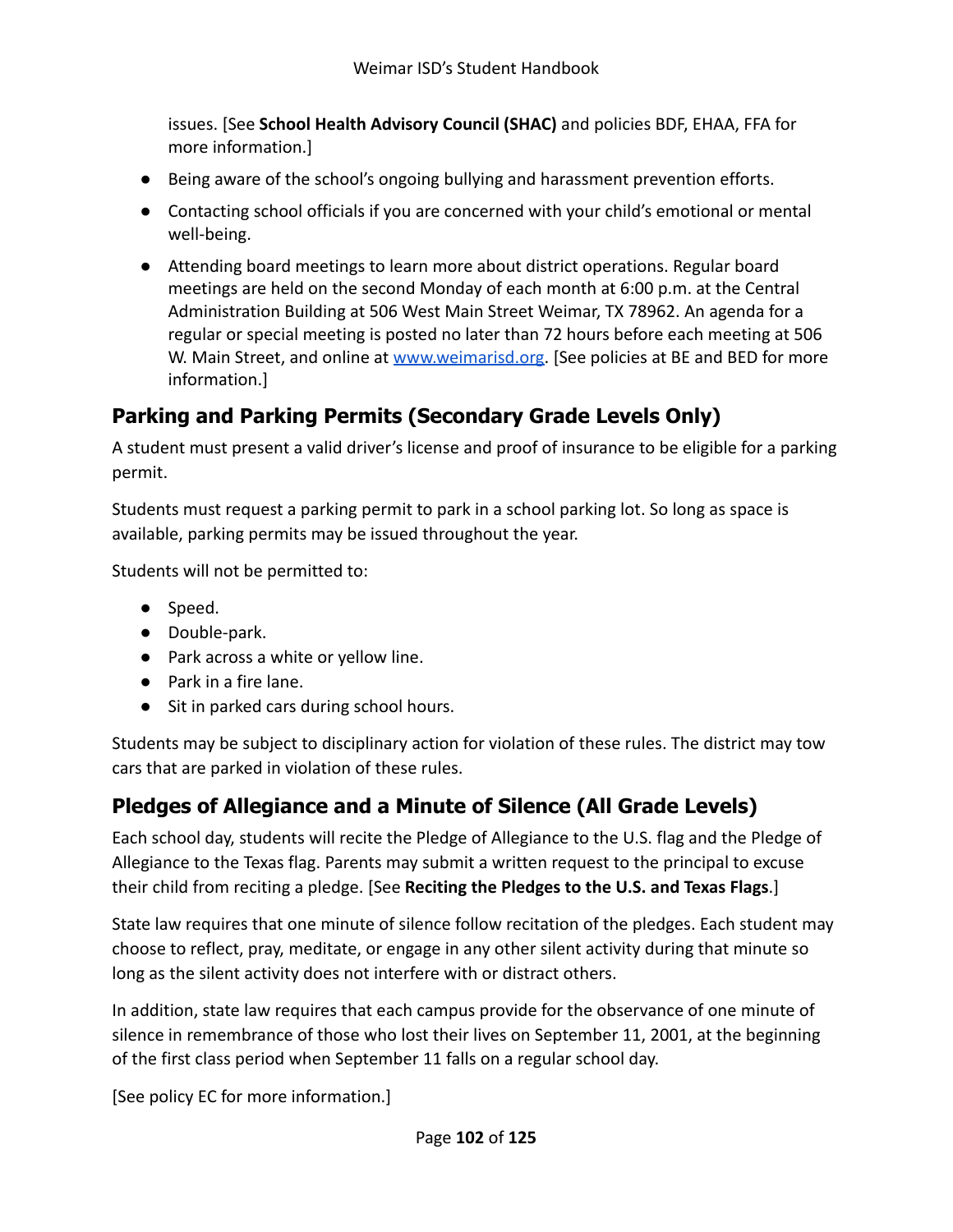issues. [See **School Health Advisory Council (SHAC)** and policies BDF, EHAA, FFA for more information.]

- Being aware of the school's ongoing bullying and harassment prevention efforts.
- Contacting school officials if you are concerned with your child's emotional or mental well-being.
- Attending board meetings to learn more about district operations. Regular board meetings are held on the second Monday of each month at 6:00 p.m. at the Central Administration Building at 506 West Main Street Weimar, TX 78962. An agenda for a regular or special meeting is posted no later than 72 hours before each meeting at 506 W. Main Street, and online at [www.weimarisd.org](http://www.weimarisd.org). [See policies at BE and BED for more information.]

## Parking and Parking Permits (Secondary Grade Levels Only)

A student must present a valid driver's license and proof of insurance to be eligible for a parking permit.

Students must request a parking permit to park in a school parking lot. So long as space is available, parking permits may be issued throughout the year.

Students will not be permitted to:

- Speed.
- Double-park.
- Park across a white or yellow line.
- Park in a fire lane.
- Sit in parked cars during school hours.

Students may be subject to disciplinary action for violation of these rules. The district may tow cars that are parked in violation of these rules.

## Pledges of Allegiance and a Minute of Silence (All Grade Levels)

Each school day, students will recite the Pledge of Allegiance to the U.S. flag and the Pledge of Allegiance to the Texas flag. Parents may submit a written request to the principal to excuse their child from reciting a pledge. [See **Reciting the Pledges to the U.S. and Texas Flags**.]

State law requires that one minute of silence follow recitation of the pledges. Each student may choose to reflect, pray, meditate, or engage in any other silent activity during that minute so long as the silent activity does not interfere with or distract others.

In addition, state law requires that each campus provide for the observance of one minute of silence in remembrance of those who lost their lives on September 11, 2001, at the beginning of the first class period when September 11 falls on a regular school day.

[See policy EC for more information.]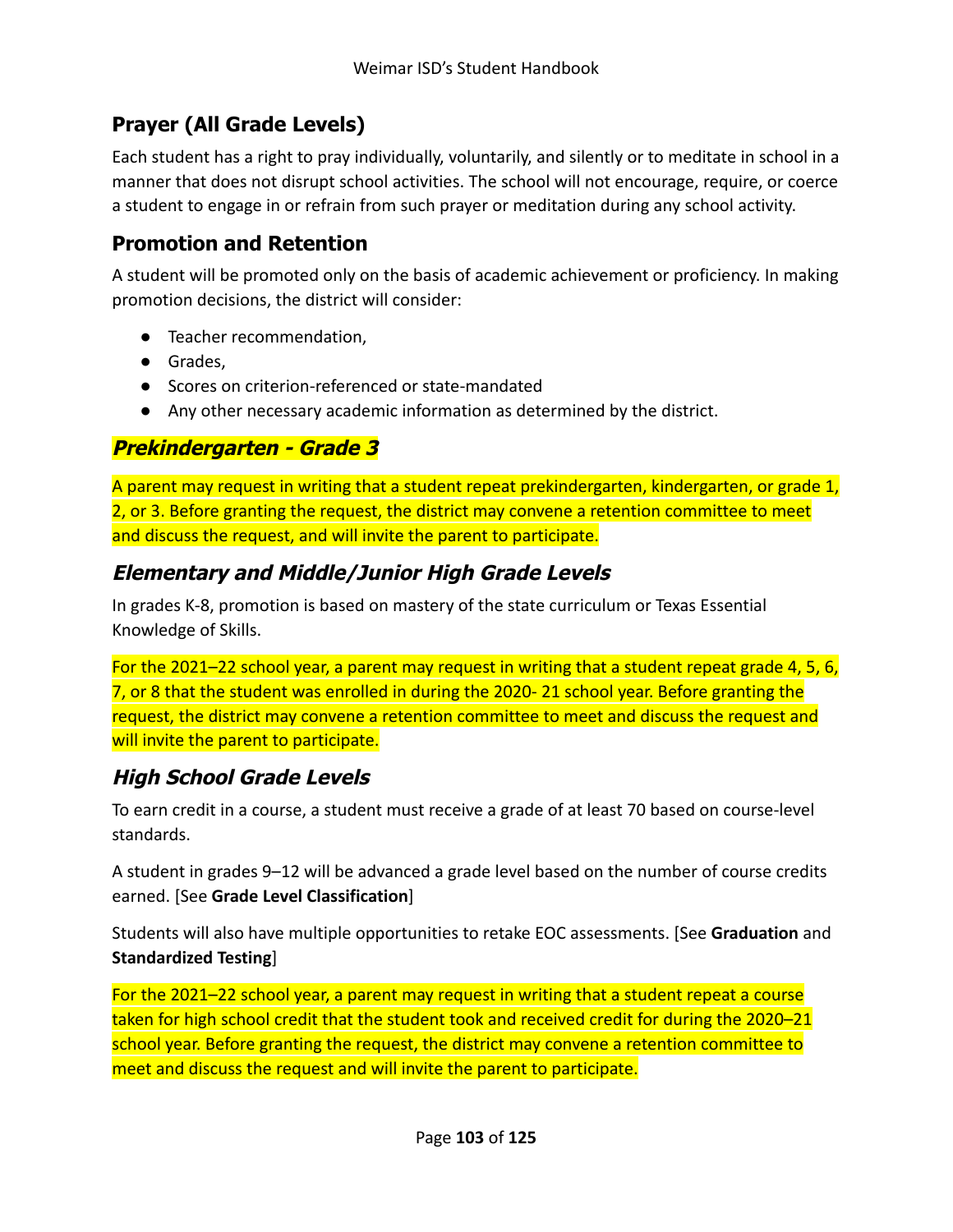## Prayer (All Grade Levels)

Each student has a right to pray individually, voluntarily, and silently or to meditate in school in a manner that does not disrupt school activities. The school will not encourage, require, or coerce a student to engage in or refrain from such prayer or meditation during any school activity.

## Promotion and Retention

A student will be promoted only on the basis of academic achievement or proficiency. In making promotion decisions, the district will consider:

- Teacher recommendation,
- Grades,
- Scores on criterion-referenced or state-mandated
- Any other necessary academic information as determined by the district.

### *Prekindergarten - Grade 3*

A parent may request in writing that a student repeat prekindergarten, kindergarten, or grade 1, 2, or 3. Before granting the request, the district may convene a retention committee to meet and discuss the request, and will invite the parent to participate.

### *Elementary and Middle/Junior High Grade Levels*

In grades K-8, promotion is based on mastery of the state curriculum or Texas Essential Knowledge of Skills.

For the 2021–22 school year, a parent may request in writing that a student repeat grade 4, 5, 6, 7, or 8 that the student was enrolled in during the 2020- 21 school year. Before granting the request, the district may convene a retention committee to meet and discuss the request and will invite the parent to participate.

### *High School Grade Levels*

To earn credit in a course, a student must receive a grade of at least 70 based on course-level standards.

A student in grades 9–12 will be advanced a grade level based on the number of course credits earned. [See **Grade Level Classification**]

Students will also have multiple opportunities to retake EOC assessments. [See **Graduation** and **Standardized Testing**]

For the 2021–22 school year, a parent may request in writing that a student repeat a course taken for high school credit that the student took and received credit for during the 2020–21 school year. Before granting the request, the district may convene a retention committee to meet and discuss the request and will invite the parent to participate.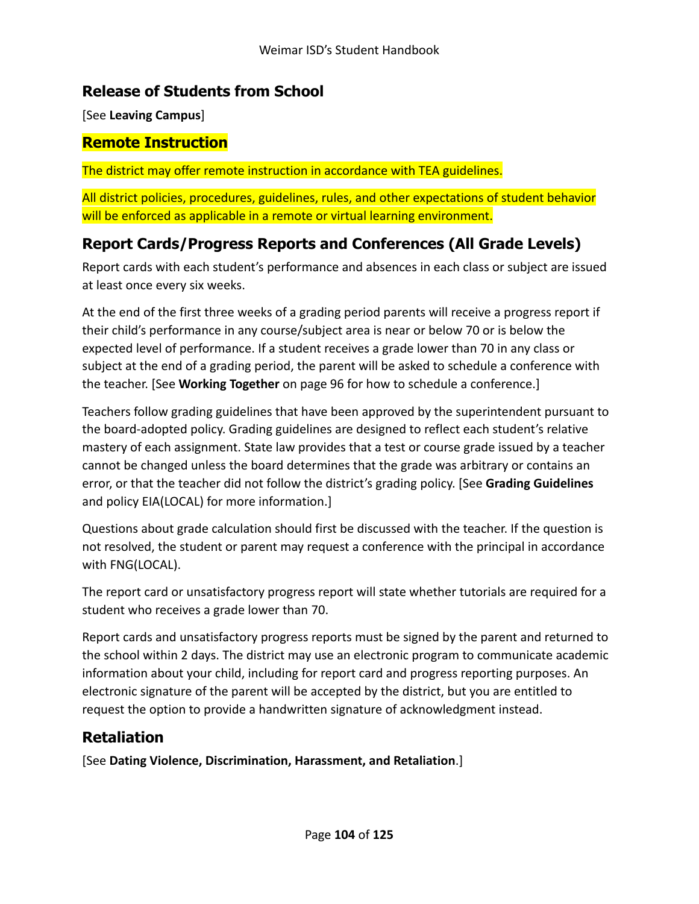## Release of Students from School

[See **Leaving Campus**]

## Remote Instruction

The district may offer remote instruction in accordance with TEA guidelines.

All district policies, procedures, guidelines, rules, and other expectations of student behavior will be enforced as applicable in a remote or virtual learning environment.

## Report Cards/Progress Reports and Conferences (All Grade Levels)

Report cards with each student's performance and absences in each class or subject are issued at least once every six weeks.

At the end of the first three weeks of a grading period parents will receive a progress report if their child's performance in any course/subject area is near or below 70 or is below the expected level of performance. If a student receives a grade lower than 70 in any class or subject at the end of a grading period, the parent will be asked to schedule a conference with the teacher. [See **Working Together** on page 96 for how to schedule a conference.]

Teachers follow grading guidelines that have been approved by the superintendent pursuant to the board-adopted policy. Grading guidelines are designed to reflect each student's relative mastery of each assignment. State law provides that a test or course grade issued by a teacher cannot be changed unless the board determines that the grade was arbitrary or contains an error, or that the teacher did not follow the district's grading policy. [See **Grading Guidelines** and policy EIA(LOCAL) for more information.]

Questions about grade calculation should first be discussed with the teacher. If the question is not resolved, the student or parent may request a conference with the principal in accordance with FNG(LOCAL).

The report card or unsatisfactory progress report will state whether tutorials are required for a student who receives a grade lower than 70.

Report cards and unsatisfactory progress reports must be signed by the parent and returned to the school within 2 days. The district may use an electronic program to communicate academic information about your child, including for report card and progress reporting purposes. An electronic signature of the parent will be accepted by the district, but you are entitled to request the option to provide a handwritten signature of acknowledgment instead.

## Retaliation

[See **Dating Violence, Discrimination, Harassment, and Retaliation**.]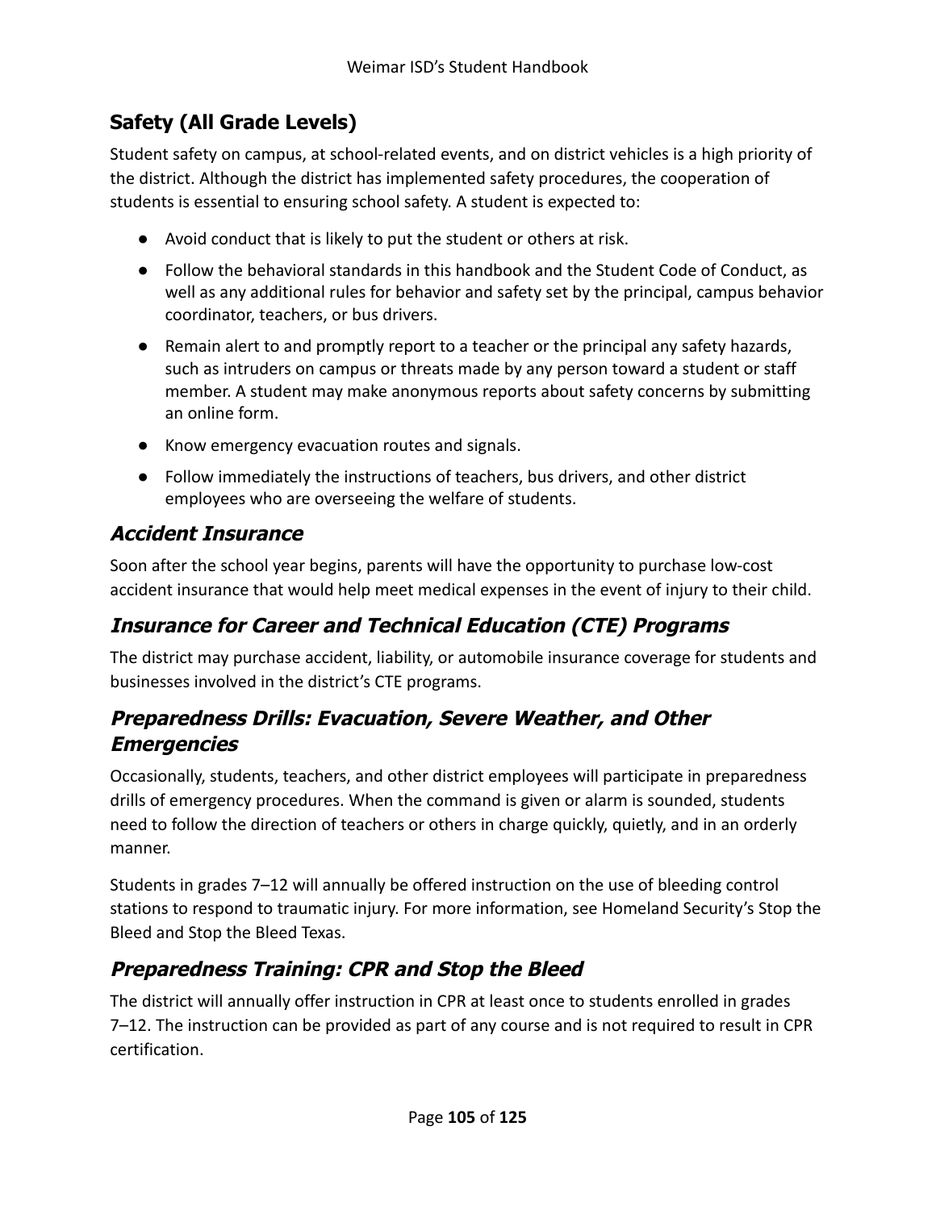## Safety (All Grade Levels)

Student safety on campus, at school-related events, and on district vehicles is a high priority of the district. Although the district has implemented safety procedures, the cooperation of students is essential to ensuring school safety. A student is expected to:

- Avoid conduct that is likely to put the student or others at risk.
- Follow the behavioral standards in this handbook and the Student Code of Conduct, as well as any additional rules for behavior and safety set by the principal, campus behavior coordinator, teachers, or bus drivers.
- Remain alert to and promptly report to a teacher or the principal any safety hazards, such as intruders on campus or threats made by any person toward a student or staff member. A student may make anonymous reports about safety concerns by submitting an online form.
- Know emergency evacuation routes and signals.
- Follow immediately the instructions of teachers, bus drivers, and other district employees who are overseeing the welfare of students.

### *Accident Insurance*

Soon after the school year begins, parents will have the opportunity to purchase low-cost accident insurance that would help meet medical expenses in the event of injury to their child.

### *Insurance for Career and Technical Education (CTE) Programs*

The district may purchase accident, liability, or automobile insurance coverage for students and businesses involved in the district's CTE programs.

### *Preparedness Drills: Evacuation, Severe Weather, and Other Emergencies*

Occasionally, students, teachers, and other district employees will participate in preparedness drills of emergency procedures. When the command is given or alarm is sounded, students need to follow the direction of teachers or others in charge quickly, quietly, and in an orderly manner.

Students in grades 7–12 will annually be offered instruction on the use of bleeding control stations to respond to traumatic injury. For more information, see Homeland Security's Stop the Bleed and Stop the Bleed Texas.

### *Preparedness Training: CPR and Stop the Bleed*

The district will annually offer instruction in CPR at least once to students enrolled in grades 7–12. The instruction can be provided as part of any course and is not required to result in CPR certification.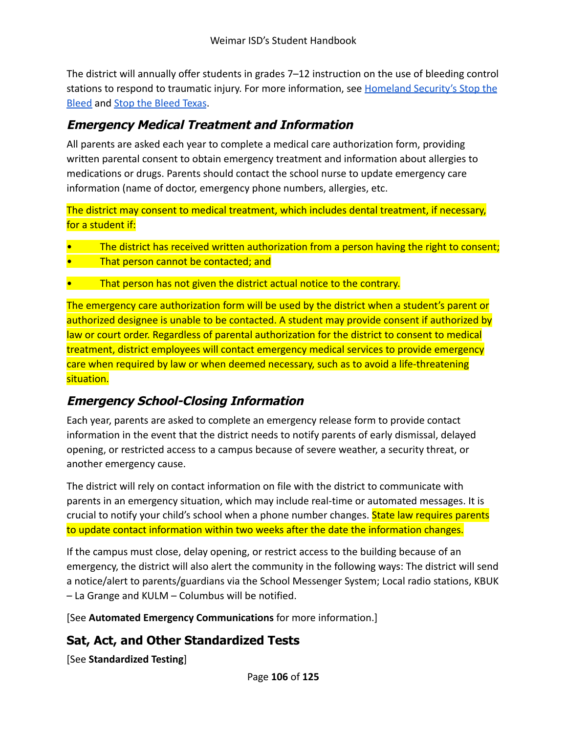The district will annually offer students in grades 7–12 instruction on the use of bleeding control stations to respond to traumatic injury. For more information, see [Homeland Security's Stop the Bleed] and [Stop the Bleed Texas].

### *Emergency Medical Treatment and Information*

All parents are asked each year to complete a medical care authorization form, providing written parental consent to obtain emergency treatment and information about allergies to medications or drugs. Parents should contact the school nurse to update emergency care information (name of doctor, emergency phone numbers, allergies, etc.

The district may consent to medical treatment, which includes dental treatment, if necessary, for a student if:

- The district has received written authorization from a person having the right to consent;
- That person cannot be contacted; and
- That person has not given the district actual notice to the contrary.

The emergency care authorization form will be used by the district when a student's parent or authorized designee is unable to be contacted. A student may provide consent if authorized by law or court order. Regardless of parental authorization for the district to consent to medical treatment, district employees will contact emergency medical services to provide emergency care when required by law or when deemed necessary, such as to avoid a life-threatening situation.

### *Emergency School-Closing Information*

Each year, parents are asked to complete an emergency release form to provide contact information in the event that the district needs to notify parents of early dismissal, delayed opening, or restricted access to a campus because of severe weather, a security threat, or another emergency cause.

The district will rely on contact information on file with the district to communicate with parents in an emergency situation, which may include real-time or automated messages. It is crucial to notify your child's school when a phone number changes. State law requires parents to update contact information within two weeks after the date the information changes.

If the campus must close, delay opening, or restrict access to the building because of an emergency, the district will also alert the community in the following ways: The district will send a notice/alert to parents/guardians via the School Messenger System; Local radio stations, KBUK – La Grange and KULM – Columbus will be notified.

[See **Automated Emergency Communications** for more information.]

## Sat, Act, and Other Standardized Tests

[See **Standardized Testing**]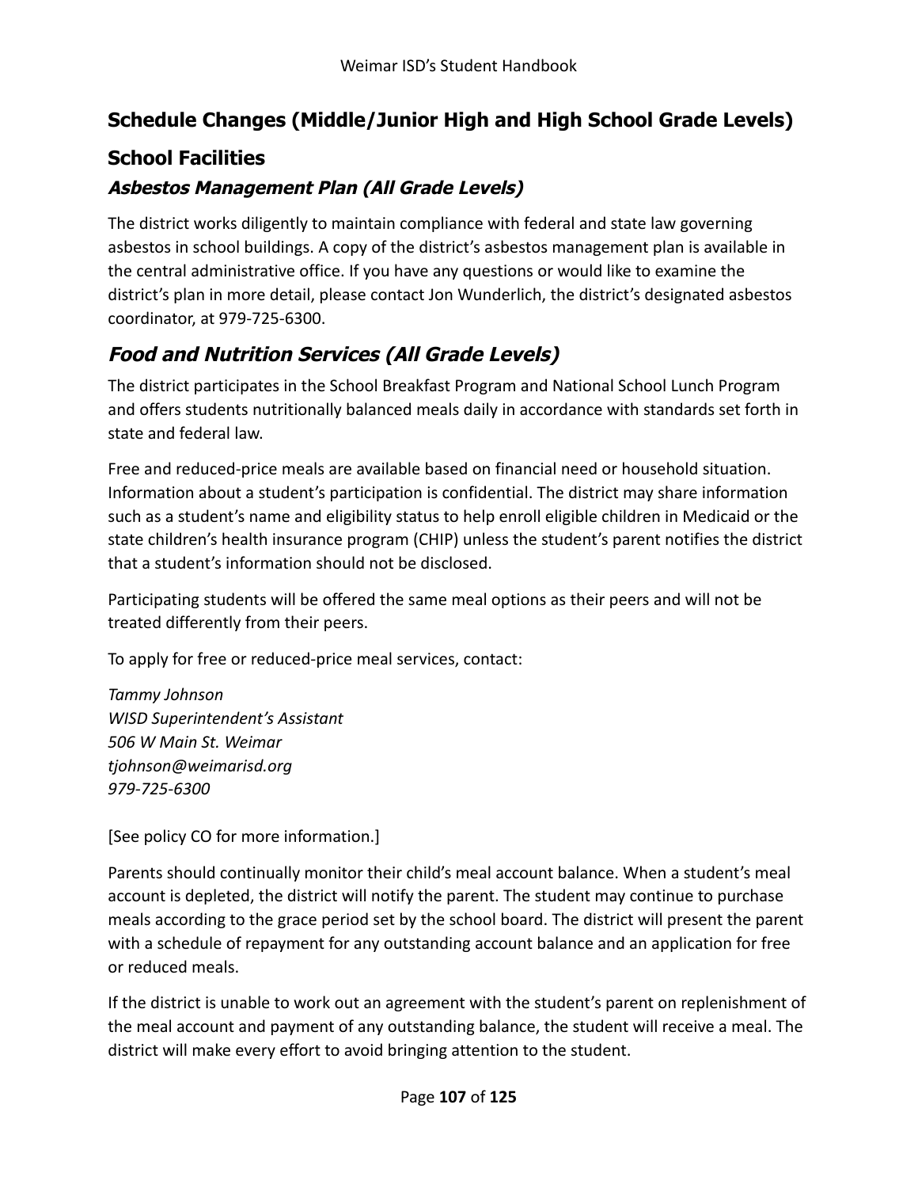## Schedule Changes (Middle/Junior High and High School Grade Levels)

## School Facilities

### *Asbestos Management Plan (All Grade Levels)*

The district works diligently to maintain compliance with federal and state law governing asbestos in school buildings. A copy of the district's asbestos management plan is available in the central administrative office. If you have any questions or would like to examine the district's plan in more detail, please contact Jon Wunderlich, the district's designated asbestos coordinator, at 979-725-6300.

## *Food and Nutrition Services (All Grade Levels)*

The district participates in the School Breakfast Program and National School Lunch Program and offers students nutritionally balanced meals daily in accordance with standards set forth in state and federal law.

Free and reduced-price meals are available based on financial need or household situation. Information about a student's participation is confidential. The district may share information such as a student's name and eligibility status to help enroll eligible children in Medicaid or the state children's health insurance program (CHIP) unless the student's parent notifies the district that a student's information should not be disclosed.

Participating students will be offered the same meal options as their peers and will not be treated differently from their peers.

To apply for free or reduced-price meal services, contact:

*Tammy Johnson*
*WISD Superintendent's Assistant*
*506 W Main St. Weimar*
*tjohnson@weimarisd.org*
*979-725-6300*

[See policy CO for more information.]

Parents should continually monitor their child's meal account balance. When a student's meal account is depleted, the district will notify the parent. The student may continue to purchase meals according to the grace period set by the school board. The district will present the parent with a schedule of repayment for any outstanding account balance and an application for free or reduced meals.

If the district is unable to work out an agreement with the student's parent on replenishment of the meal account and payment of any outstanding balance, the student will receive a meal. The district will make every effort to avoid bringing attention to the student.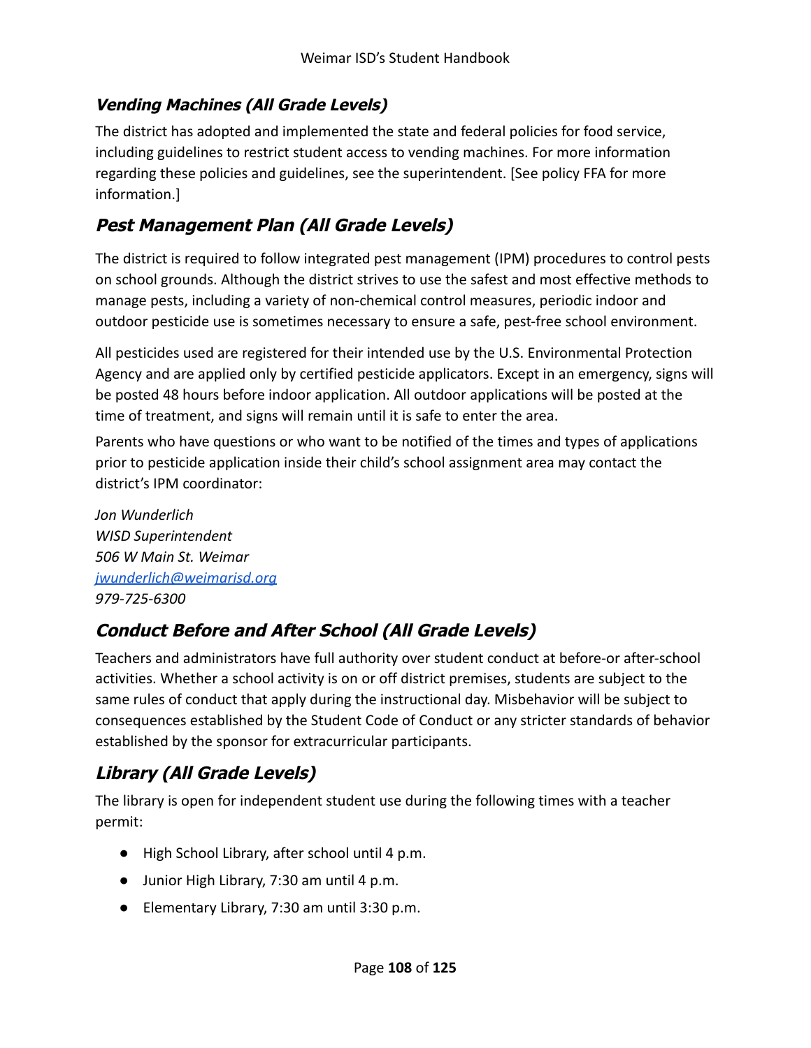### *Vending Machines (All Grade Levels)*

The district has adopted and implemented the state and federal policies for food service, including guidelines to restrict student access to vending machines. For more information regarding these policies and guidelines, see the superintendent. [See policy FFA for more information.]

## *Pest Management Plan (All Grade Levels)*

The district is required to follow integrated pest management (IPM) procedures to control pests on school grounds. Although the district strives to use the safest and most effective methods to manage pests, including a variety of non-chemical control measures, periodic indoor and outdoor pesticide use is sometimes necessary to ensure a safe, pest-free school environment.

All pesticides used are registered for their intended use by the U.S. Environmental Protection Agency and are applied only by certified pesticide applicators. Except in an emergency, signs will be posted 48 hours before indoor application. All outdoor applications will be posted at the time of treatment, and signs will remain until it is safe to enter the area.

Parents who have questions or who want to be notified of the times and types of applications prior to pesticide application inside their child's school assignment area may contact the district's IPM coordinator:

*Jon Wunderlich*
*WISD Superintendent*
*506 W Main St. Weimar*
*[jwunderlich@weimarisd.org](mailto:jwunderlich@weimarisd.org)*
*979-725-6300*

## *Conduct Before and After School (All Grade Levels)*

Teachers and administrators have full authority over student conduct at before-or after-school activities. Whether a school activity is on or off district premises, students are subject to the same rules of conduct that apply during the instructional day. Misbehavior will be subject to consequences established by the Student Code of Conduct or any stricter standards of behavior established by the sponsor for extracurricular participants.

## *Library (All Grade Levels)*

The library is open for independent student use during the following times with a teacher permit:

- High School Library, after school until 4 p.m.
- Junior High Library, 7:30 am until 4 p.m.
- Elementary Library, 7:30 am until 3:30 p.m.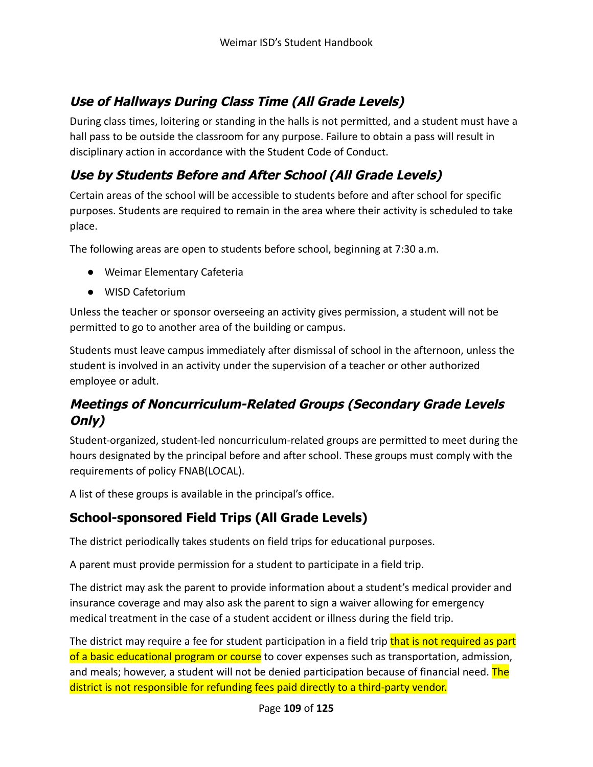### *Use of Hallways During Class Time (All Grade Levels)*

During class times, loitering or standing in the halls is not permitted, and a student must have a hall pass to be outside the classroom for any purpose. Failure to obtain a pass will result in disciplinary action in accordance with the Student Code of Conduct.

### *Use by Students Before and After School (All Grade Levels)*

Certain areas of the school will be accessible to students before and after school for specific purposes. Students are required to remain in the area where their activity is scheduled to take place.

The following areas are open to students before school, beginning at 7:30 a.m.

- Weimar Elementary Cafeteria
- WISD Cafetorium

Unless the teacher or sponsor overseeing an activity gives permission, a student will not be permitted to go to another area of the building or campus.

Students must leave campus immediately after dismissal of school in the afternoon, unless the student is involved in an activity under the supervision of a teacher or other authorized employee or adult.

### *Meetings of Noncurriculum-Related Groups (Secondary Grade Levels Only)*

Student-organized, student-led noncurriculum-related groups are permitted to meet during the hours designated by the principal before and after school. These groups must comply with the requirements of policy FNAB(LOCAL).

A list of these groups is available in the principal's office.

## School-sponsored Field Trips (All Grade Levels)

The district periodically takes students on field trips for educational purposes.

A parent must provide permission for a student to participate in a field trip.

The district may ask the parent to provide information about a student's medical provider and insurance coverage and may also ask the parent to sign a waiver allowing for emergency medical treatment in the case of a student accident or illness during the field trip.

The district may require a fee for student participation in a field trip that is not required as part of a basic educational program or course to cover expenses such as transportation, admission, and meals; however, a student will not be denied participation because of financial need. The district is not responsible for refunding fees paid directly to a third-party vendor.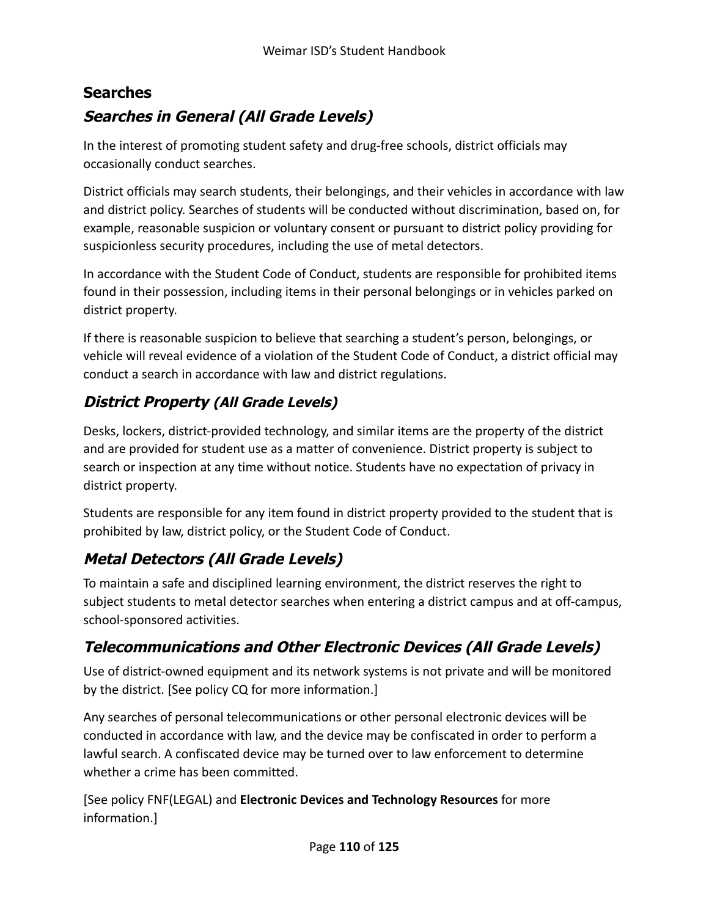## Searches

### *Searches in General (All Grade Levels)*

In the interest of promoting student safety and drug-free schools, district officials may occasionally conduct searches.

District officials may search students, their belongings, and their vehicles in accordance with law and district policy. Searches of students will be conducted without discrimination, based on, for example, reasonable suspicion or voluntary consent or pursuant to district policy providing for suspicionless security procedures, including the use of metal detectors.

In accordance with the Student Code of Conduct, students are responsible for prohibited items found in their possession, including items in their personal belongings or in vehicles parked on district property.

If there is reasonable suspicion to believe that searching a student's person, belongings, or vehicle will reveal evidence of a violation of the Student Code of Conduct, a district official may conduct a search in accordance with law and district regulations.

### *District Property (All Grade Levels)*

Desks, lockers, district-provided technology, and similar items are the property of the district and are provided for student use as a matter of convenience. District property is subject to search or inspection at any time without notice. Students have no expectation of privacy in district property.

Students are responsible for any item found in district property provided to the student that is prohibited by law, district policy, or the Student Code of Conduct.

### *Metal Detectors (All Grade Levels)*

To maintain a safe and disciplined learning environment, the district reserves the right to subject students to metal detector searches when entering a district campus and at off-campus, school-sponsored activities.

### *Telecommunications and Other Electronic Devices (All Grade Levels)*

Use of district-owned equipment and its network systems is not private and will be monitored by the district. [See policy CQ for more information.]

Any searches of personal telecommunications or other personal electronic devices will be conducted in accordance with law, and the device may be confiscated in order to perform a lawful search. A confiscated device may be turned over to law enforcement to determine whether a crime has been committed.

[See policy FNF(LEGAL) and **Electronic Devices and Technology Resources** for more information.]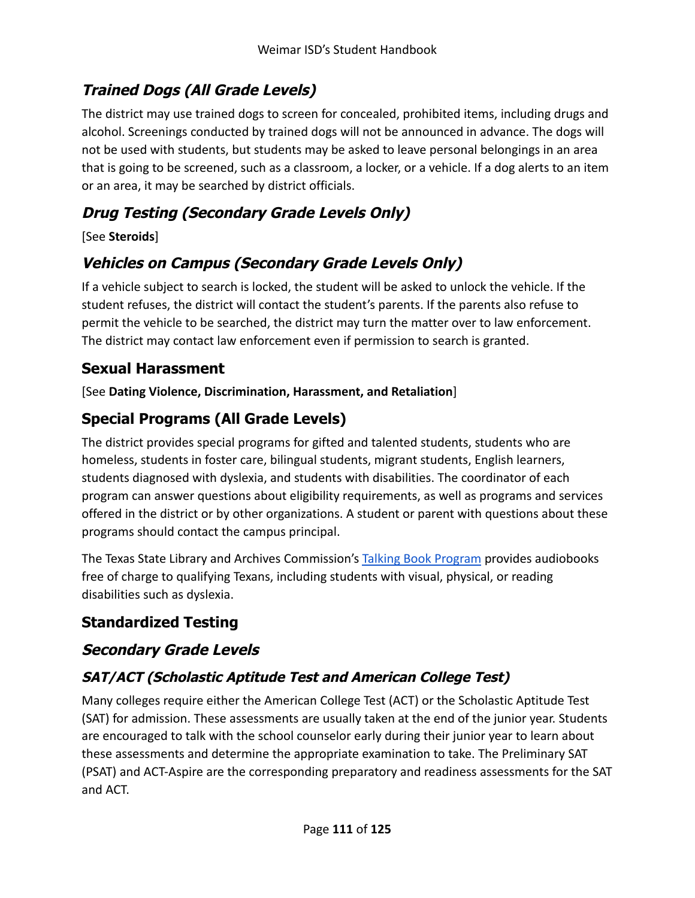### *Trained Dogs (All Grade Levels)*

The district may use trained dogs to screen for concealed, prohibited items, including drugs and alcohol. Screenings conducted by trained dogs will not be announced in advance. The dogs will not be used with students, but students may be asked to leave personal belongings in an area that is going to be screened, such as a classroom, a locker, or a vehicle. If a dog alerts to an item or an area, it may be searched by district officials.

### *Drug Testing (Secondary Grade Levels Only)*

[See **Steroids**]

### *Vehicles on Campus (Secondary Grade Levels Only)*

If a vehicle subject to search is locked, the student will be asked to unlock the vehicle. If the student refuses, the district will contact the student's parents. If the parents also refuse to permit the vehicle to be searched, the district may turn the matter over to law enforcement. The district may contact law enforcement even if permission to search is granted.

## Sexual Harassment

[See **Dating Violence, Discrimination, Harassment, and Retaliation**]

## Special Programs (All Grade Levels)

The district provides special programs for gifted and talented students, students who are homeless, students in foster care, bilingual students, migrant students, English learners, students diagnosed with dyslexia, and students with disabilities. The coordinator of each program can answer questions about eligibility requirements, as well as programs and services offered in the district or by other organizations. A student or parent with questions about these programs should contact the campus principal.

The Texas State Library and Archives Commission's Talking Book Program provides audiobooks free of charge to qualifying Texans, including students with visual, physical, or reading disabilities such as dyslexia.

## Standardized Testing

### *Secondary Grade Levels*

#### *SAT/ACT (Scholastic Aptitude Test and American College Test)*

Many colleges require either the American College Test (ACT) or the Scholastic Aptitude Test (SAT) for admission. These assessments are usually taken at the end of the junior year. Students are encouraged to talk with the school counselor early during their junior year to learn about these assessments and determine the appropriate examination to take. The Preliminary SAT (PSAT) and ACT-Aspire are the corresponding preparatory and readiness assessments for the SAT and ACT.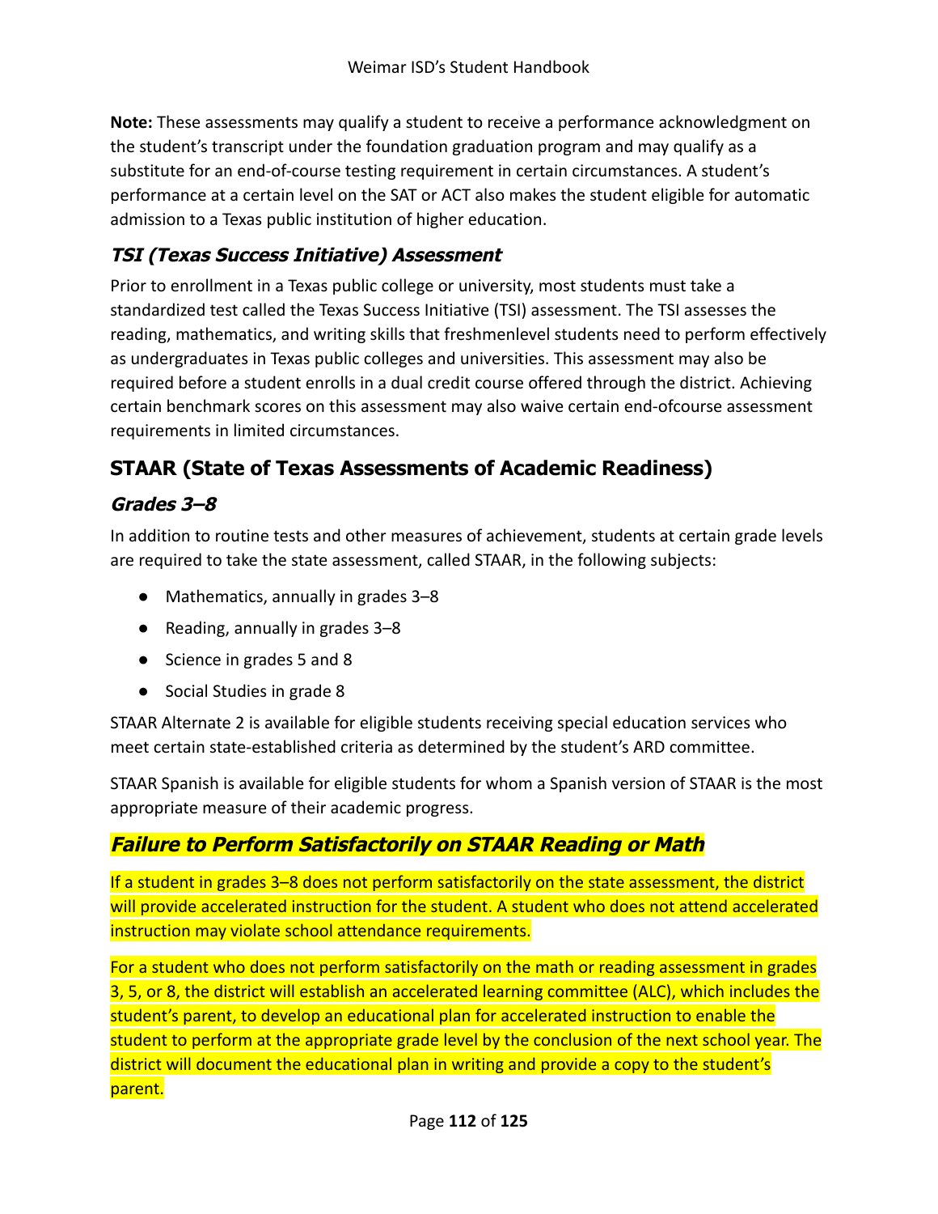**Note:** These assessments may qualify a student to receive a performance acknowledgment on the student's transcript under the foundation graduation program and may qualify as a substitute for an end-of-course testing requirement in certain circumstances. A student's performance at a certain level on the SAT or ACT also makes the student eligible for automatic admission to a Texas public institution of higher education.

### *TSI (Texas Success Initiative) Assessment*

Prior to enrollment in a Texas public college or university, most students must take a standardized test called the Texas Success Initiative (TSI) assessment. The TSI assesses the reading, mathematics, and writing skills that freshmenlevel students need to perform effectively as undergraduates in Texas public colleges and universities. This assessment may also be required before a student enrolls in a dual credit course offered through the district. Achieving certain benchmark scores on this assessment may also waive certain end-ofcourse assessment requirements in limited circumstances.

## STAAR (State of Texas Assessments of Academic Readiness)

### *Grades 3–8*

In addition to routine tests and other measures of achievement, students at certain grade levels are required to take the state assessment, called STAAR, in the following subjects:

- Mathematics, annually in grades 3–8
- Reading, annually in grades 3–8
- Science in grades 5 and 8
- Social Studies in grade 8

STAAR Alternate 2 is available for eligible students receiving special education services who meet certain state-established criteria as determined by the student's ARD committee.

STAAR Spanish is available for eligible students for whom a Spanish version of STAAR is the most appropriate measure of their academic progress.

### *Failure to Perform Satisfactorily on STAAR Reading or Math*

If a student in grades 3–8 does not perform satisfactorily on the state assessment, the district will provide accelerated instruction for the student. A student who does not attend accelerated instruction may violate school attendance requirements.

For a student who does not perform satisfactorily on the math or reading assessment in grades 3, 5, or 8, the district will establish an accelerated learning committee (ALC), which includes the student's parent, to develop an educational plan for accelerated instruction to enable the student to perform at the appropriate grade level by the conclusion of the next school year. The district will document the educational plan in writing and provide a copy to the student's parent.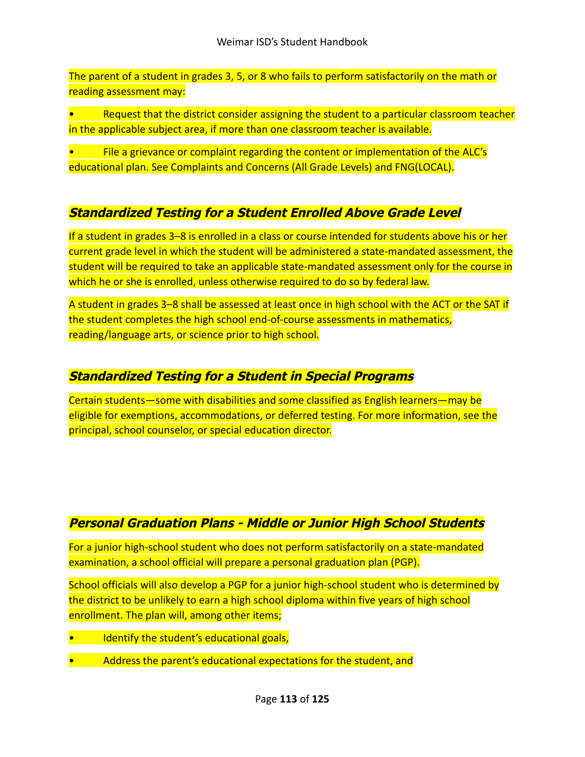The parent of a student in grades 3, 5, or 8 who fails to perform satisfactorily on the math or reading assessment may:

- Request that the district consider assigning the student to a particular classroom teacher in the applicable subject area, if more than one classroom teacher is available.
- File a grievance or complaint regarding the content or implementation of the ALC's educational plan. See Complaints and Concerns (All Grade Levels) and FNG(LOCAL).

### *Standardized Testing for a Student Enrolled Above Grade Level*

If a student in grades 3–8 is enrolled in a class or course intended for students above his or her current grade level in which the student will be administered a state-mandated assessment, the student will be required to take an applicable state-mandated assessment only for the course in which he or she is enrolled, unless otherwise required to do so by federal law.

A student in grades 3–8 shall be assessed at least once in high school with the ACT or the SAT if the student completes the high school end-of-course assessments in mathematics, reading/language arts, or science prior to high school.

### *Standardized Testing for a Student in Special Programs*

Certain students—some with disabilities and some classified as English learners—may be eligible for exemptions, accommodations, or deferred testing. For more information, see the principal, school counselor, or special education director.

### *Personal Graduation Plans - Middle or Junior High School Students*

For a junior high-school student who does not perform satisfactorily on a state-mandated examination, a school official will prepare a personal graduation plan (PGP).

School officials will also develop a PGP for a junior high-school student who is determined by the district to be unlikely to earn a high school diploma within five years of high school enrollment. The plan will, among other items;

- Identify the student's educational goals,
- Address the parent's educational expectations for the student, and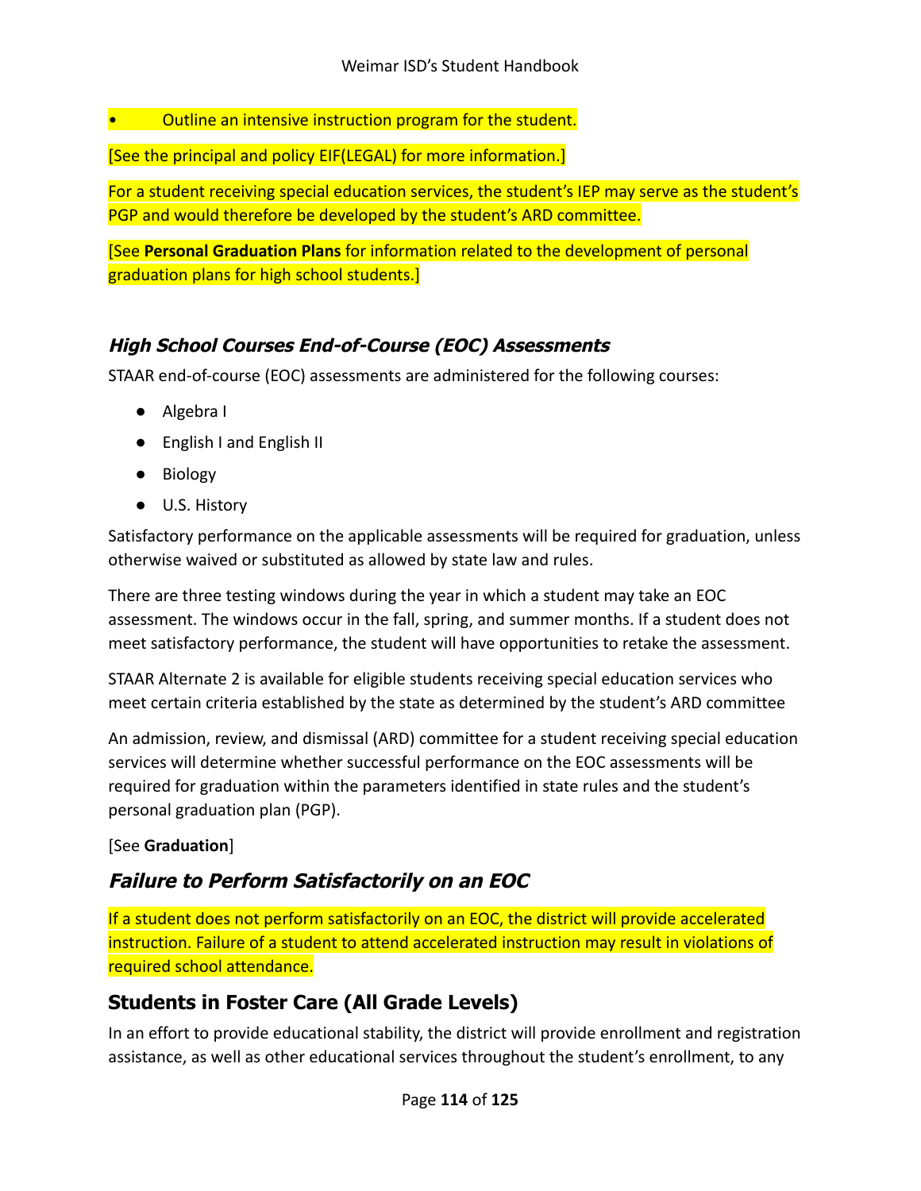- Outline an intensive instruction program for the student.

[See the principal and policy EIF(LEGAL) for more information.]

For a student receiving special education services, the student's IEP may serve as the student's PGP and would therefore be developed by the student's ARD committee.

[See **Personal Graduation Plans** for information related to the development of personal graduation plans for high school students.]

### *High School Courses End-of-Course (EOC) Assessments*

STAAR end-of-course (EOC) assessments are administered for the following courses:

- Algebra I
- English I and English II
- Biology
- U.S. History

Satisfactory performance on the applicable assessments will be required for graduation, unless otherwise waived or substituted as allowed by state law and rules.

There are three testing windows during the year in which a student may take an EOC assessment. The windows occur in the fall, spring, and summer months. If a student does not meet satisfactory performance, the student will have opportunities to retake the assessment.

STAAR Alternate 2 is available for eligible students receiving special education services who meet certain criteria established by the state as determined by the student's ARD committee

An admission, review, and dismissal (ARD) committee for a student receiving special education services will determine whether successful performance on the EOC assessments will be required for graduation within the parameters identified in state rules and the student's personal graduation plan (PGP).

[See **Graduation**]

### *Failure to Perform Satisfactorily on an EOC*

If a student does not perform satisfactorily on an EOC, the district will provide accelerated instruction. Failure of a student to attend accelerated instruction may result in violations of required school attendance.

## Students in Foster Care (All Grade Levels)

In an effort to provide educational stability, the district will provide enrollment and registration assistance, as well as other educational services throughout the student's enrollment, to any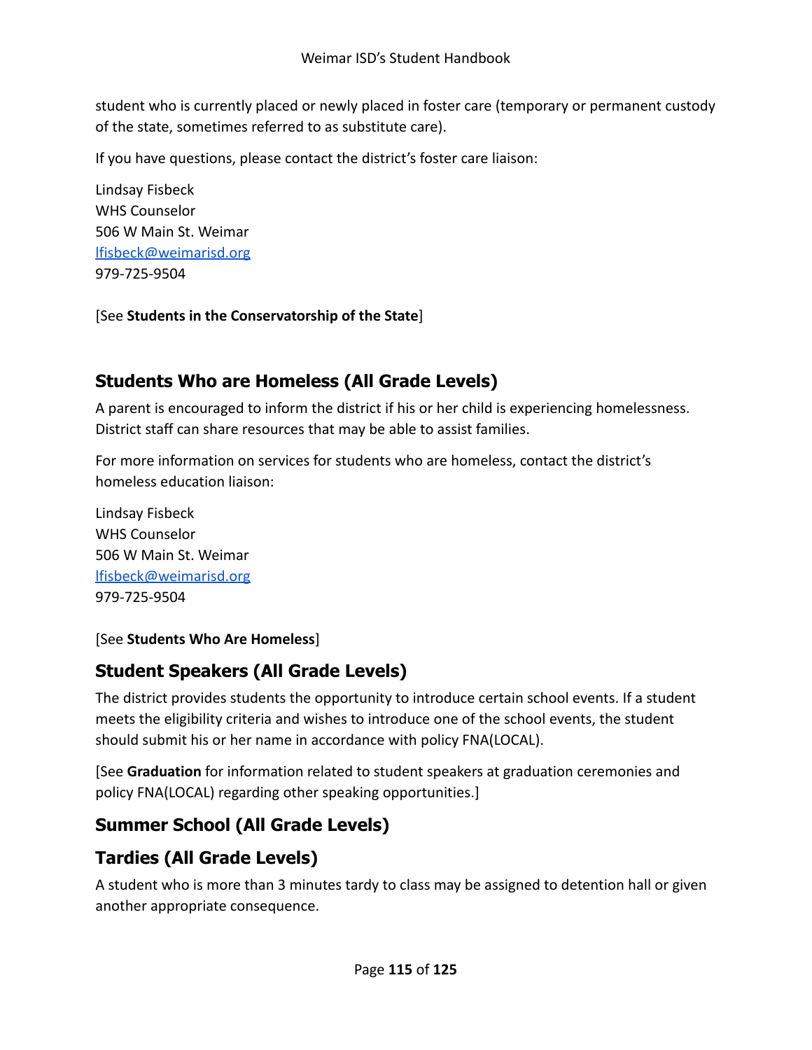student who is currently placed or newly placed in foster care (temporary or permanent custody of the state, sometimes referred to as substitute care).

If you have questions, please contact the district's foster care liaison:

Lindsay Fisbeck
WHS Counselor
506 W Main St. Weimar
[lfisbeck@weimarisd.org](mailto:lfisbeck@weimarisd.org)
979-725-9504

[See **Students in the Conservatorship of the State**]

## Students Who are Homeless (All Grade Levels)

A parent is encouraged to inform the district if his or her child is experiencing homelessness. District staff can share resources that may be able to assist families.

For more information on services for students who are homeless, contact the district's homeless education liaison:

Lindsay Fisbeck
WHS Counselor
506 W Main St. Weimar
[lfisbeck@weimarisd.org](mailto:lfisbeck@weimarisd.org)
979-725-9504

[See **Students Who Are Homeless**]

## Student Speakers (All Grade Levels)

The district provides students the opportunity to introduce certain school events. If a student meets the eligibility criteria and wishes to introduce one of the school events, the student should submit his or her name in accordance with policy FNA(LOCAL).

[See **Graduation** for information related to student speakers at graduation ceremonies and policy FNA(LOCAL) regarding other speaking opportunities.]

## Summer School (All Grade Levels)

## Tardies (All Grade Levels)

A student who is more than 3 minutes tardy to class may be assigned to detention hall or given another appropriate consequence.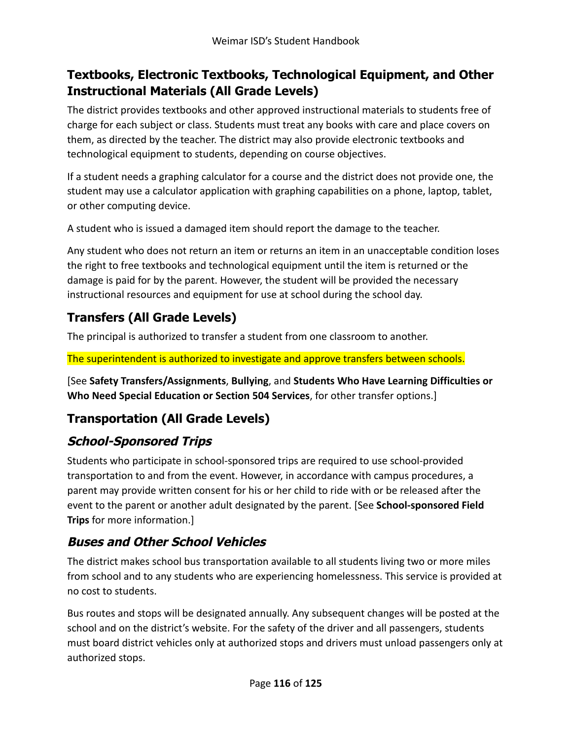## Textbooks, Electronic Textbooks, Technological Equipment, and Other Instructional Materials (All Grade Levels)

The district provides textbooks and other approved instructional materials to students free of charge for each subject or class. Students must treat any books with care and place covers on them, as directed by the teacher. The district may also provide electronic textbooks and technological equipment to students, depending on course objectives.

If a student needs a graphing calculator for a course and the district does not provide one, the student may use a calculator application with graphing capabilities on a phone, laptop, tablet, or other computing device.

A student who is issued a damaged item should report the damage to the teacher.

Any student who does not return an item or returns an item in an unacceptable condition loses the right to free textbooks and technological equipment until the item is returned or the damage is paid for by the parent. However, the student will be provided the necessary instructional resources and equipment for use at school during the school day.

## Transfers (All Grade Levels)

The principal is authorized to transfer a student from one classroom to another.

The superintendent is authorized to investigate and approve transfers between schools.

[See **Safety Transfers/Assignments**, **Bullying**, and **Students Who Have Learning Difficulties or Who Need Special Education or Section 504 Services**, for other transfer options.]

## Transportation (All Grade Levels)

### *School-Sponsored Trips*

Students who participate in school-sponsored trips are required to use school-provided transportation to and from the event. However, in accordance with campus procedures, a parent may provide written consent for his or her child to ride with or be released after the event to the parent or another adult designated by the parent. [See **School-sponsored Field Trips** for more information.]

### *Buses and Other School Vehicles*

The district makes school bus transportation available to all students living two or more miles from school and to any students who are experiencing homelessness. This service is provided at no cost to students.

Bus routes and stops will be designated annually. Any subsequent changes will be posted at the school and on the district's website. For the safety of the driver and all passengers, students must board district vehicles only at authorized stops and drivers must unload passengers only at authorized stops.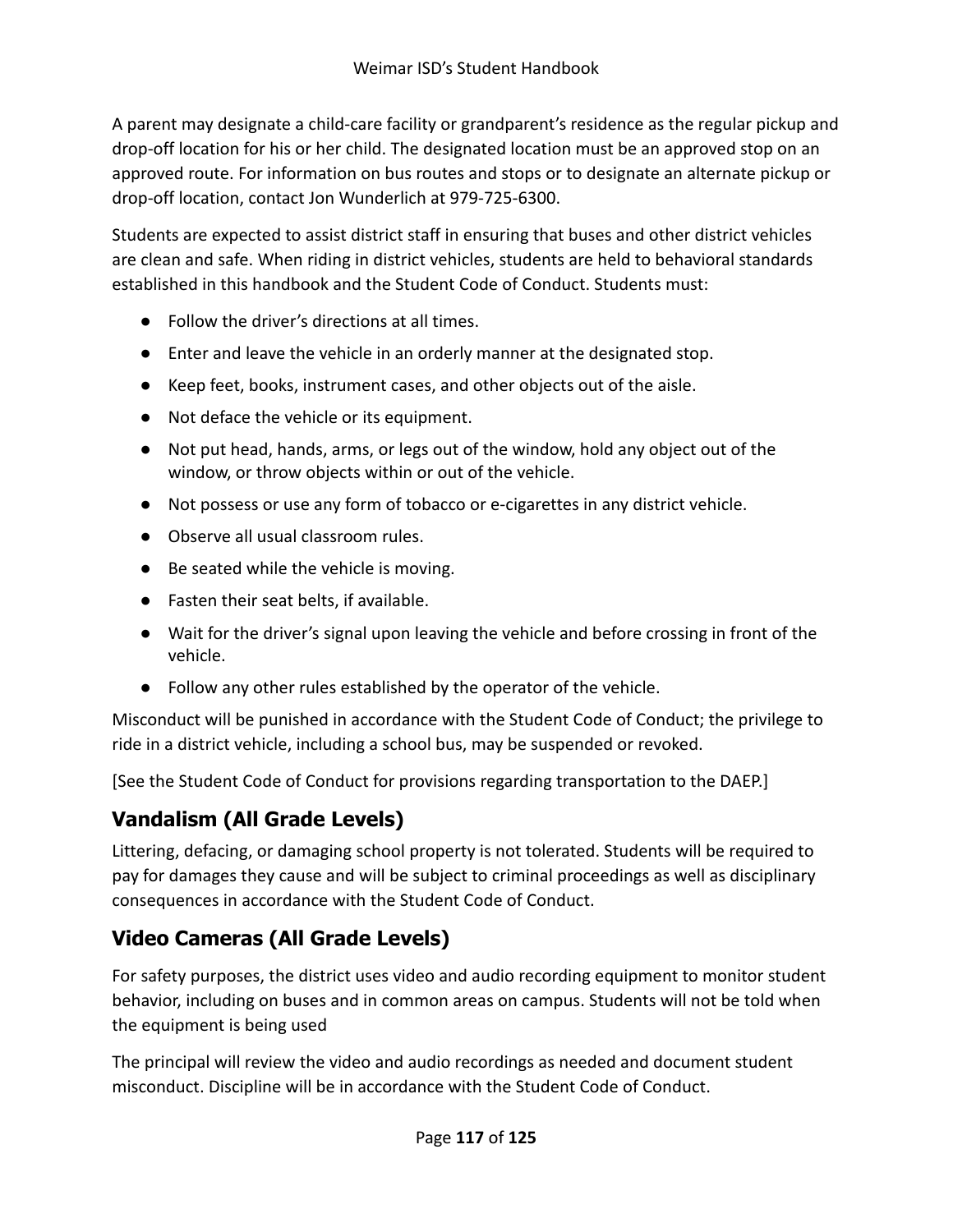A parent may designate a child-care facility or grandparent's residence as the regular pickup and drop-off location for his or her child. The designated location must be an approved stop on an approved route. For information on bus routes and stops or to designate an alternate pickup or drop-off location, contact Jon Wunderlich at 979-725-6300.

Students are expected to assist district staff in ensuring that buses and other district vehicles are clean and safe. When riding in district vehicles, students are held to behavioral standards established in this handbook and the Student Code of Conduct. Students must:

- Follow the driver's directions at all times.
- Enter and leave the vehicle in an orderly manner at the designated stop.
- Keep feet, books, instrument cases, and other objects out of the aisle.
- Not deface the vehicle or its equipment.
- Not put head, hands, arms, or legs out of the window, hold any object out of the window, or throw objects within or out of the vehicle.
- Not possess or use any form of tobacco or e-cigarettes in any district vehicle.
- Observe all usual classroom rules.
- Be seated while the vehicle is moving.
- Fasten their seat belts, if available.
- Wait for the driver's signal upon leaving the vehicle and before crossing in front of the vehicle.
- Follow any other rules established by the operator of the vehicle.

Misconduct will be punished in accordance with the Student Code of Conduct; the privilege to ride in a district vehicle, including a school bus, may be suspended or revoked.

[See the Student Code of Conduct for provisions regarding transportation to the DAEP.]

## Vandalism (All Grade Levels)

Littering, defacing, or damaging school property is not tolerated. Students will be required to pay for damages they cause and will be subject to criminal proceedings as well as disciplinary consequences in accordance with the Student Code of Conduct.

## Video Cameras (All Grade Levels)

For safety purposes, the district uses video and audio recording equipment to monitor student behavior, including on buses and in common areas on campus. Students will not be told when the equipment is being used

The principal will review the video and audio recordings as needed and document student misconduct. Discipline will be in accordance with the Student Code of Conduct.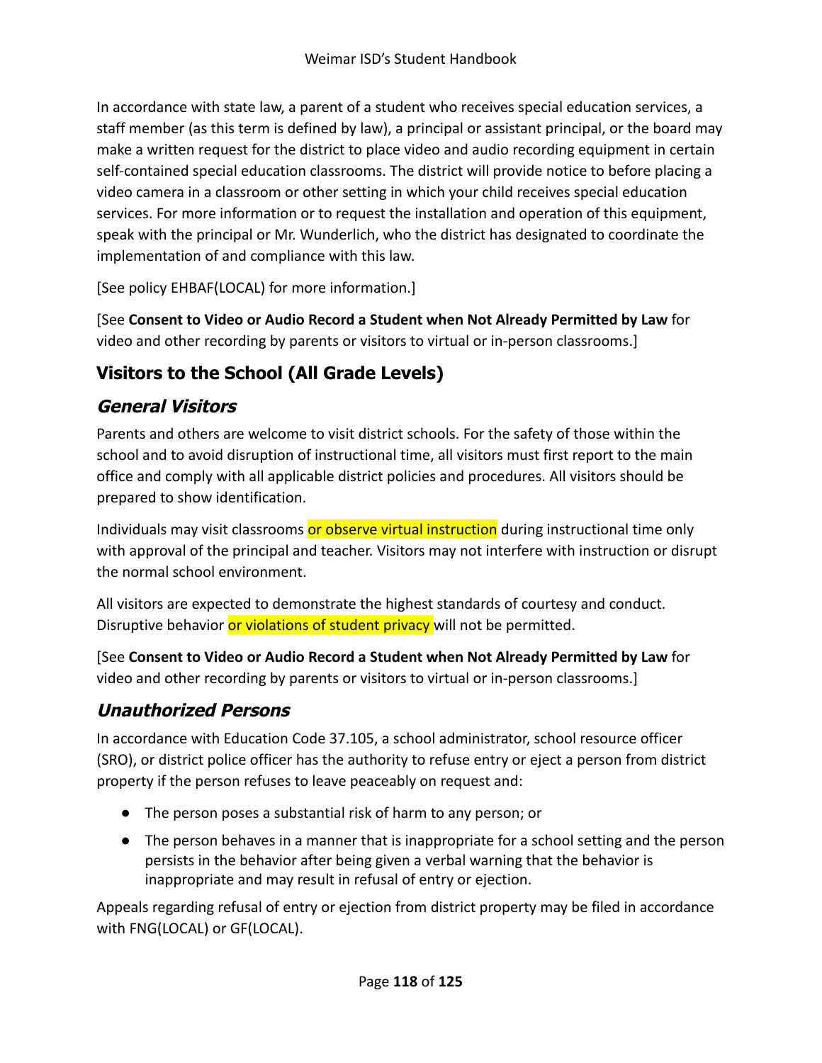In accordance with state law, a parent of a student who receives special education services, a staff member (as this term is defined by law), a principal or assistant principal, or the board may make a written request for the district to place video and audio recording equipment in certain self-contained special education classrooms. The district will provide notice to before placing a video camera in a classroom or other setting in which your child receives special education services. For more information or to request the installation and operation of this equipment, speak with the principal or Mr. Wunderlich, who the district has designated to coordinate the implementation of and compliance with this law.

[See policy EHBAF(LOCAL) for more information.]

[See **Consent to Video or Audio Record a Student when Not Already Permitted by Law** for video and other recording by parents or visitors to virtual or in-person classrooms.]

## Visitors to the School (All Grade Levels)

### *General Visitors*

Parents and others are welcome to visit district schools. For the safety of those within the school and to avoid disruption of instructional time, all visitors must first report to the main office and comply with all applicable district policies and procedures. All visitors should be prepared to show identification.

Individuals may visit classrooms or observe virtual instruction during instructional time only with approval of the principal and teacher. Visitors may not interfere with instruction or disrupt the normal school environment.

All visitors are expected to demonstrate the highest standards of courtesy and conduct. Disruptive behavior or violations of student privacy will not be permitted.

[See **Consent to Video or Audio Record a Student when Not Already Permitted by Law** for video and other recording by parents or visitors to virtual or in-person classrooms.]

### *Unauthorized Persons*

In accordance with Education Code 37.105, a school administrator, school resource officer (SRO), or district police officer has the authority to refuse entry or eject a person from district property if the person refuses to leave peaceably on request and:

- The person poses a substantial risk of harm to any person; or
- The person behaves in a manner that is inappropriate for a school setting and the person persists in the behavior after being given a verbal warning that the behavior is inappropriate and may result in refusal of entry or ejection.

Appeals regarding refusal of entry or ejection from district property may be filed in accordance with FNG(LOCAL) or GF(LOCAL).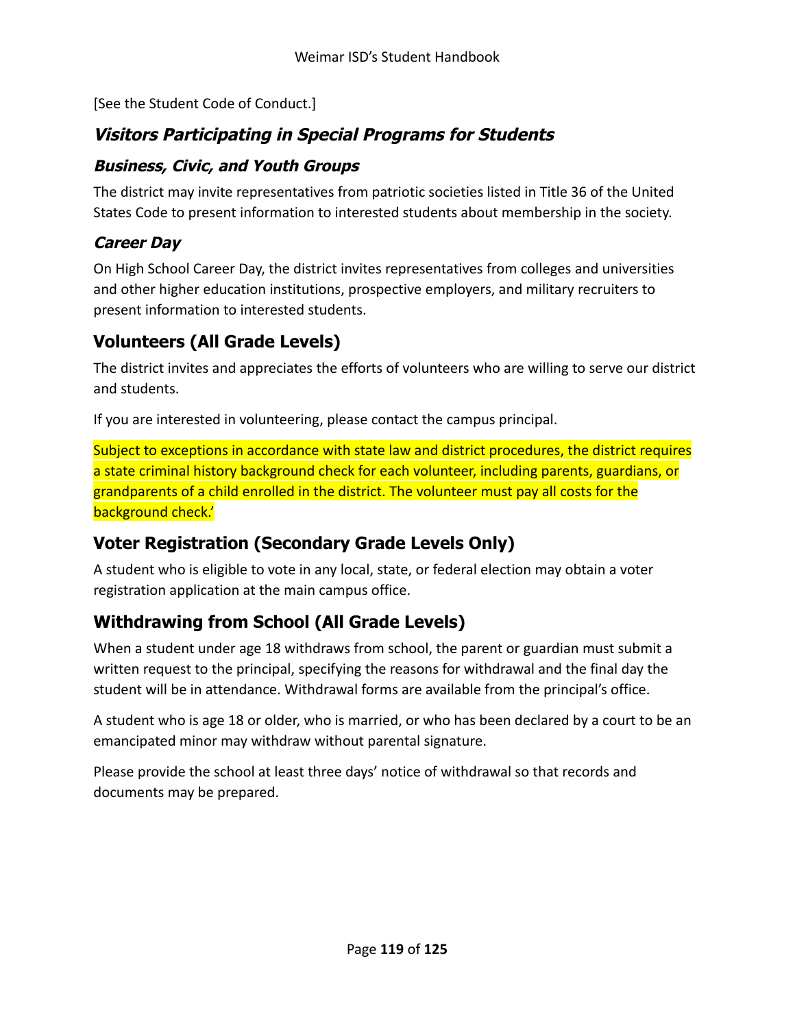[See the Student Code of Conduct.]

### *Visitors Participating in Special Programs for Students*

#### *Business, Civic, and Youth Groups*

The district may invite representatives from patriotic societies listed in Title 36 of the United States Code to present information to interested students about membership in the society.

#### *Career Day*

On High School Career Day, the district invites representatives from colleges and universities and other higher education institutions, prospective employers, and military recruiters to present information to interested students.

## Volunteers (All Grade Levels)

The district invites and appreciates the efforts of volunteers who are willing to serve our district and students.

If you are interested in volunteering, please contact the campus principal.

Subject to exceptions in accordance with state law and district procedures, the district requires a state criminal history background check for each volunteer, including parents, guardians, or grandparents of a child enrolled in the district. The volunteer must pay all costs for the background check.'

## Voter Registration (Secondary Grade Levels Only)

A student who is eligible to vote in any local, state, or federal election may obtain a voter registration application at the main campus office.

## Withdrawing from School (All Grade Levels)

When a student under age 18 withdraws from school, the parent or guardian must submit a written request to the principal, specifying the reasons for withdrawal and the final day the student will be in attendance. Withdrawal forms are available from the principal's office.

A student who is age 18 or older, who is married, or who has been declared by a court to be an emancipated minor may withdraw without parental signature.

Please provide the school at least three days' notice of withdrawal so that records and documents may be prepared.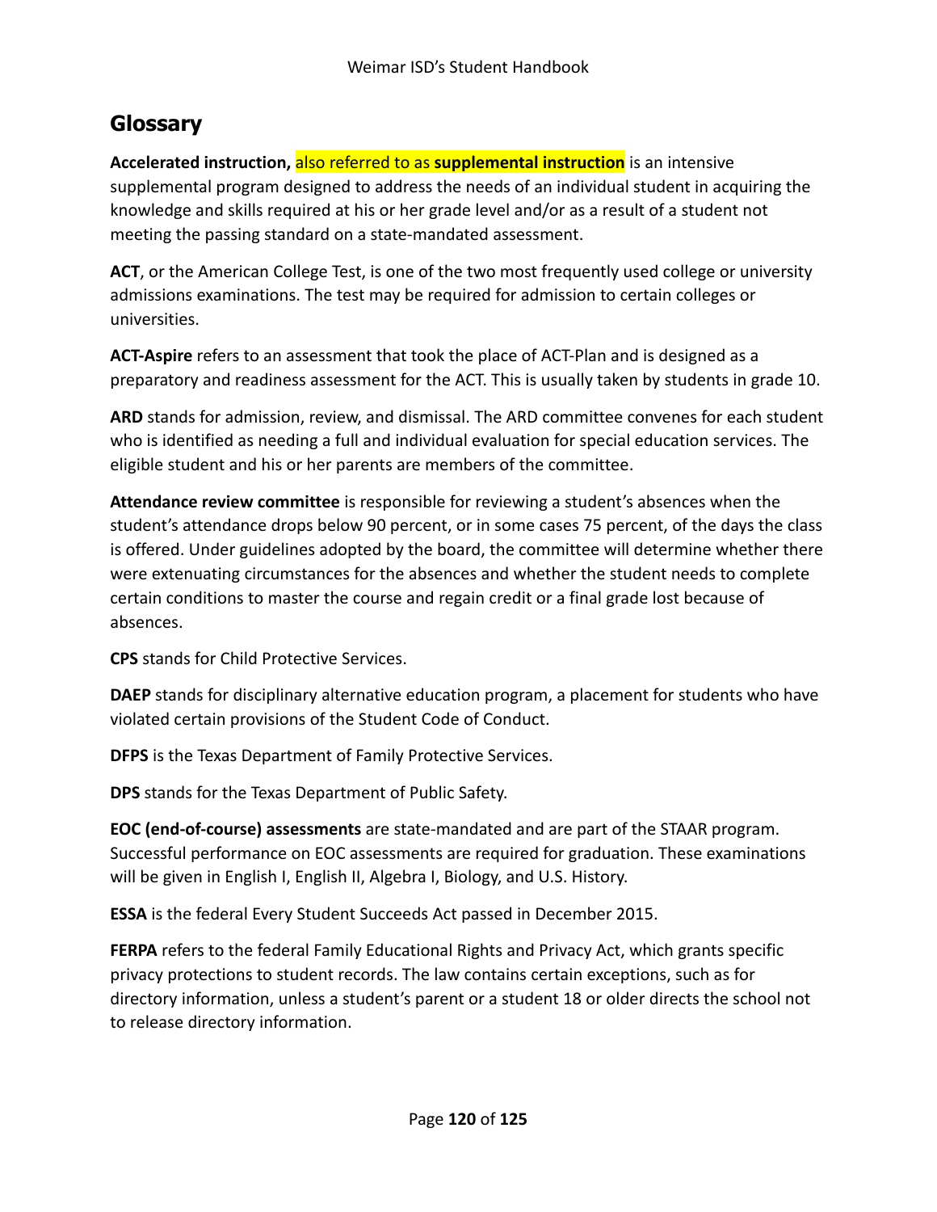## Glossary

**Accelerated instruction,** also referred to as **supplemental instruction** is an intensive supplemental program designed to address the needs of an individual student in acquiring the knowledge and skills required at his or her grade level and/or as a result of a student not meeting the passing standard on a state-mandated assessment.

**ACT**, or the American College Test, is one of the two most frequently used college or university admissions examinations. The test may be required for admission to certain colleges or universities.

**ACT-Aspire** refers to an assessment that took the place of ACT-Plan and is designed as a preparatory and readiness assessment for the ACT. This is usually taken by students in grade 10.

**ARD** stands for admission, review, and dismissal. The ARD committee convenes for each student who is identified as needing a full and individual evaluation for special education services. The eligible student and his or her parents are members of the committee.

**Attendance review committee** is responsible for reviewing a student's absences when the student's attendance drops below 90 percent, or in some cases 75 percent, of the days the class is offered. Under guidelines adopted by the board, the committee will determine whether there were extenuating circumstances for the absences and whether the student needs to complete certain conditions to master the course and regain credit or a final grade lost because of absences.

**CPS** stands for Child Protective Services.

**DAEP** stands for disciplinary alternative education program, a placement for students who have violated certain provisions of the Student Code of Conduct.

**DFPS** is the Texas Department of Family Protective Services.

**DPS** stands for the Texas Department of Public Safety.

**EOC (end-of-course) assessments** are state-mandated and are part of the STAAR program. Successful performance on EOC assessments are required for graduation. These examinations will be given in English I, English II, Algebra I, Biology, and U.S. History.

**ESSA** is the federal Every Student Succeeds Act passed in December 2015.

**FERPA** refers to the federal Family Educational Rights and Privacy Act, which grants specific privacy protections to student records. The law contains certain exceptions, such as for directory information, unless a student's parent or a student 18 or older directs the school not to release directory information.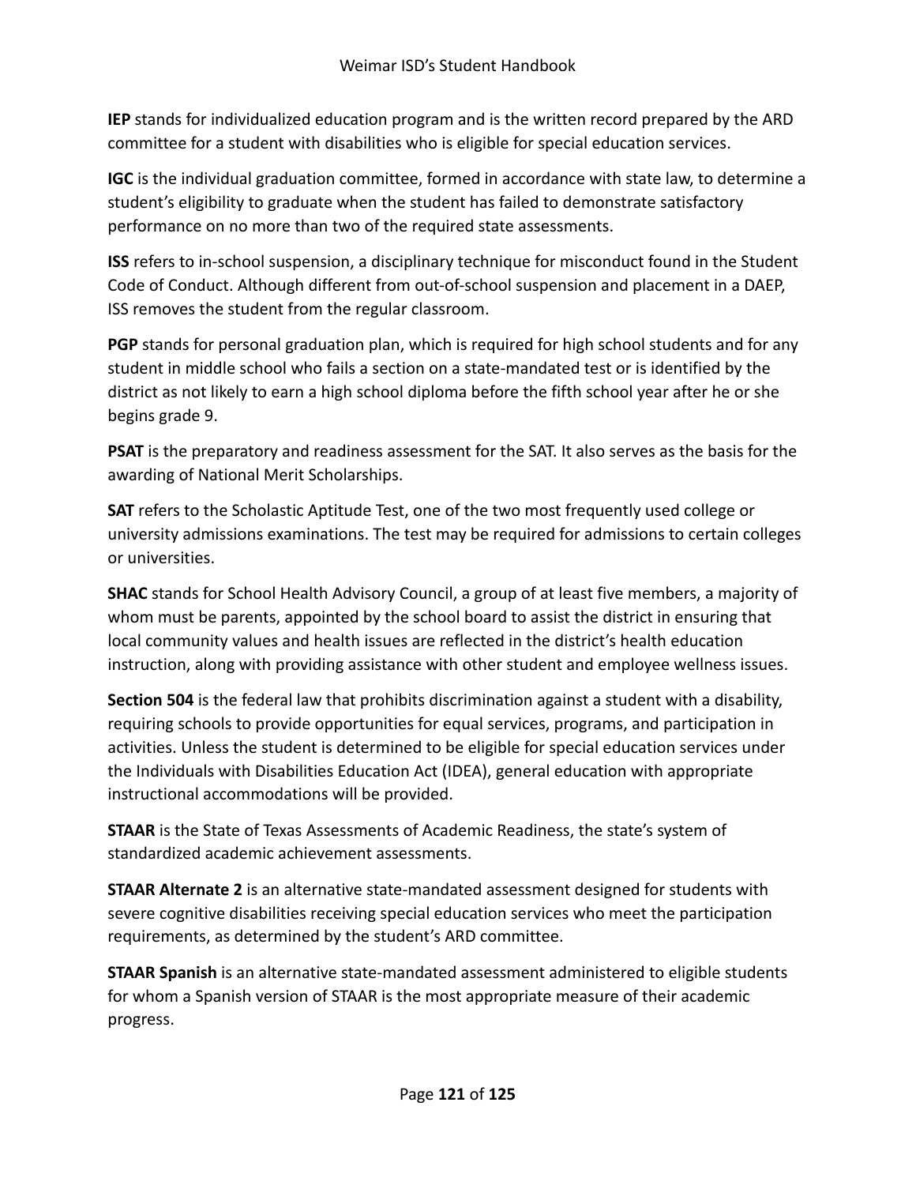**IEP** stands for individualized education program and is the written record prepared by the ARD committee for a student with disabilities who is eligible for special education services.

**IGC** is the individual graduation committee, formed in accordance with state law, to determine a student's eligibility to graduate when the student has failed to demonstrate satisfactory performance on no more than two of the required state assessments.

**ISS** refers to in-school suspension, a disciplinary technique for misconduct found in the Student Code of Conduct. Although different from out-of-school suspension and placement in a DAEP, ISS removes the student from the regular classroom.

**PGP** stands for personal graduation plan, which is required for high school students and for any student in middle school who fails a section on a state-mandated test or is identified by the district as not likely to earn a high school diploma before the fifth school year after he or she begins grade 9.

**PSAT** is the preparatory and readiness assessment for the SAT. It also serves as the basis for the awarding of National Merit Scholarships.

**SAT** refers to the Scholastic Aptitude Test, one of the two most frequently used college or university admissions examinations. The test may be required for admissions to certain colleges or universities.

**SHAC** stands for School Health Advisory Council, a group of at least five members, a majority of whom must be parents, appointed by the school board to assist the district in ensuring that local community values and health issues are reflected in the district's health education instruction, along with providing assistance with other student and employee wellness issues.

**Section 504** is the federal law that prohibits discrimination against a student with a disability, requiring schools to provide opportunities for equal services, programs, and participation in activities. Unless the student is determined to be eligible for special education services under the Individuals with Disabilities Education Act (IDEA), general education with appropriate instructional accommodations will be provided.

**STAAR** is the State of Texas Assessments of Academic Readiness, the state's system of standardized academic achievement assessments.

**STAAR Alternate 2** is an alternative state-mandated assessment designed for students with severe cognitive disabilities receiving special education services who meet the participation requirements, as determined by the student's ARD committee.

**STAAR Spanish** is an alternative state-mandated assessment administered to eligible students for whom a Spanish version of STAAR is the most appropriate measure of their academic progress.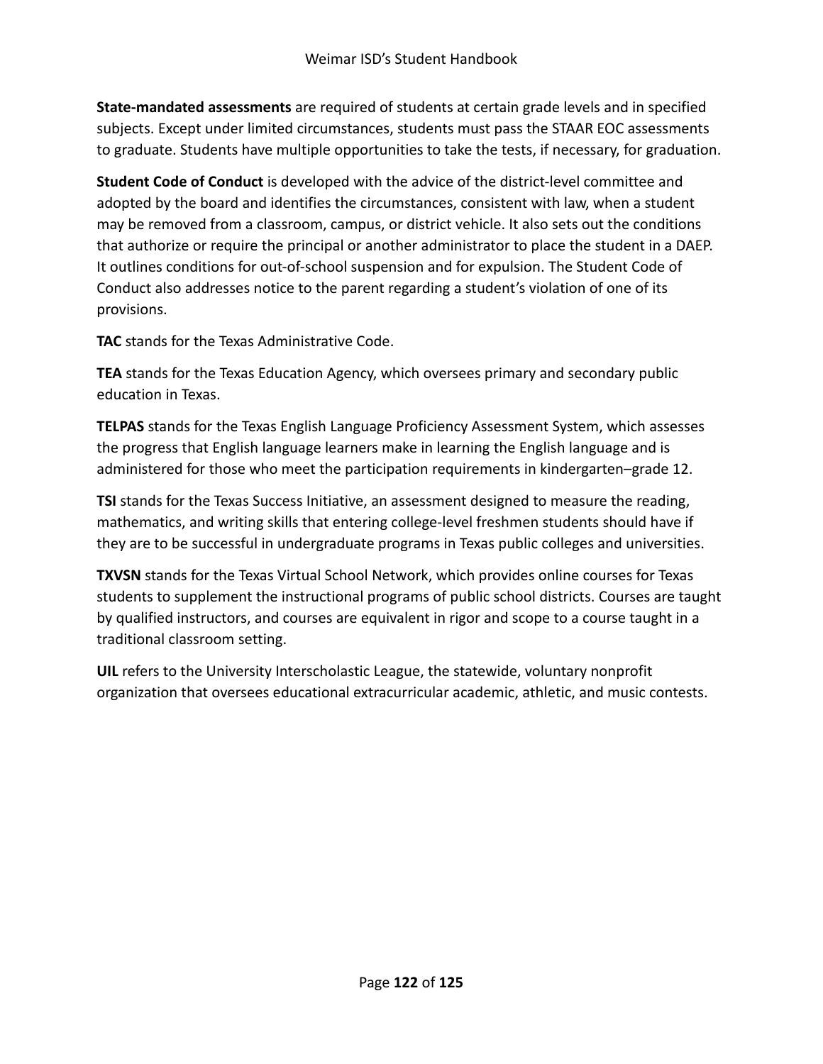**State-mandated assessments** are required of students at certain grade levels and in specified subjects. Except under limited circumstances, students must pass the STAAR EOC assessments to graduate. Students have multiple opportunities to take the tests, if necessary, for graduation.

**Student Code of Conduct** is developed with the advice of the district-level committee and adopted by the board and identifies the circumstances, consistent with law, when a student may be removed from a classroom, campus, or district vehicle. It also sets out the conditions that authorize or require the principal or another administrator to place the student in a DAEP. It outlines conditions for out-of-school suspension and for expulsion. The Student Code of Conduct also addresses notice to the parent regarding a student's violation of one of its provisions.

**TAC** stands for the Texas Administrative Code.

**TEA** stands for the Texas Education Agency, which oversees primary and secondary public education in Texas.

**TELPAS** stands for the Texas English Language Proficiency Assessment System, which assesses the progress that English language learners make in learning the English language and is administered for those who meet the participation requirements in kindergarten–grade 12.

**TSI** stands for the Texas Success Initiative, an assessment designed to measure the reading, mathematics, and writing skills that entering college-level freshmen students should have if they are to be successful in undergraduate programs in Texas public colleges and universities.

**TXVSN** stands for the Texas Virtual School Network, which provides online courses for Texas students to supplement the instructional programs of public school districts. Courses are taught by qualified instructors, and courses are equivalent in rigor and scope to a course taught in a traditional classroom setting.

**UIL** refers to the University Interscholastic League, the statewide, voluntary nonprofit organization that oversees educational extracurricular academic, athletic, and music contests.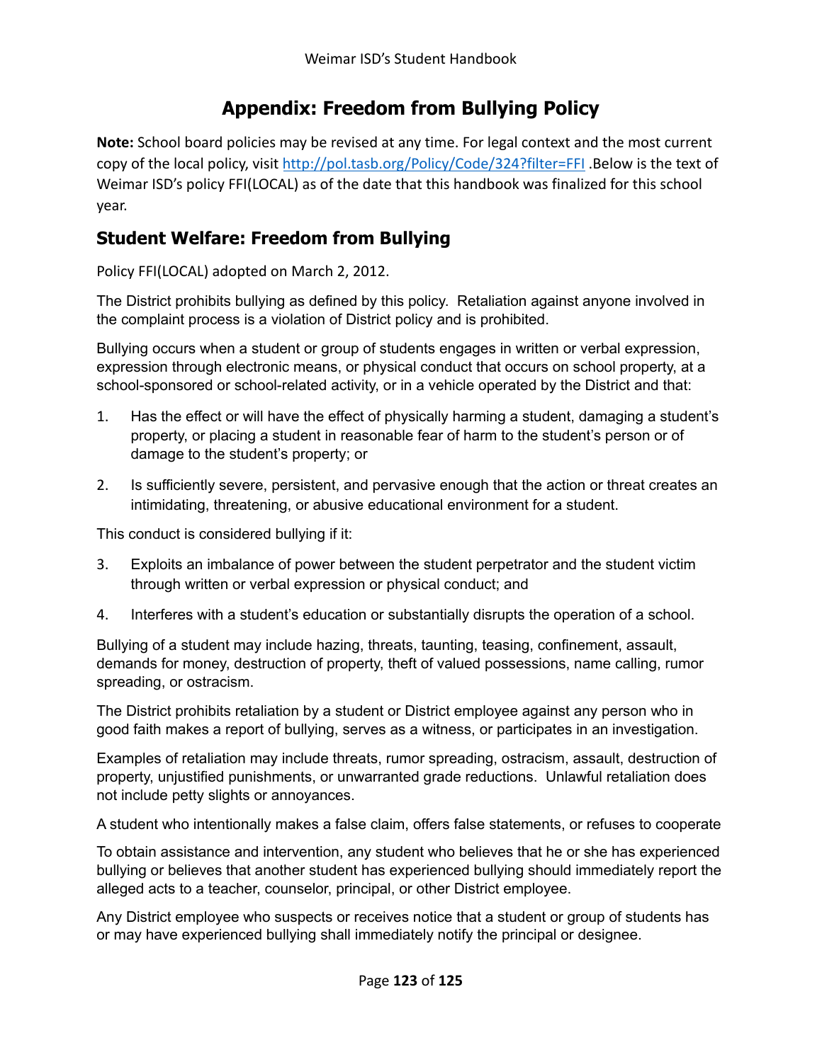# Appendix: Freedom from Bullying Policy

**Note:** School board policies may be revised at any time. For legal context and the most current copy of the local policy, visit http://pol.tasb.org/Policy/Code/324?filter=FFI .Below is the text of Weimar ISD's policy FFI(LOCAL) as of the date that this handbook was finalized for this school year.

## Student Welfare: Freedom from Bullying

Policy FFI(LOCAL) adopted on March 2, 2012.

The District prohibits bullying as defined by this policy. Retaliation against anyone involved in the complaint process is a violation of District policy and is prohibited.

Bullying occurs when a student or group of students engages in written or verbal expression, expression through electronic means, or physical conduct that occurs on school property, at a school-sponsored or school-related activity, or in a vehicle operated by the District and that:

1. Has the effect or will have the effect of physically harming a student, damaging a student's property, or placing a student in reasonable fear of harm to the student's person or of damage to the student's property; or
2. Is sufficiently severe, persistent, and pervasive enough that the action or threat creates an intimidating, threatening, or abusive educational environment for a student.

This conduct is considered bullying if it:

3. Exploits an imbalance of power between the student perpetrator and the student victim through written or verbal expression or physical conduct; and
4. Interferes with a student's education or substantially disrupts the operation of a school.

Bullying of a student may include hazing, threats, taunting, teasing, confinement, assault, demands for money, destruction of property, theft of valued possessions, name calling, rumor spreading, or ostracism.

The District prohibits retaliation by a student or District employee against any person who in good faith makes a report of bullying, serves as a witness, or participates in an investigation.

Examples of retaliation may include threats, rumor spreading, ostracism, assault, destruction of property, unjustified punishments, or unwarranted grade reductions. Unlawful retaliation does not include petty slights or annoyances.

A student who intentionally makes a false claim, offers false statements, or refuses to cooperate

To obtain assistance and intervention, any student who believes that he or she has experienced bullying or believes that another student has experienced bullying should immediately report the alleged acts to a teacher, counselor, principal, or other District employee.

Any District employee who suspects or receives notice that a student or group of students has or may have experienced bullying shall immediately notify the principal or designee.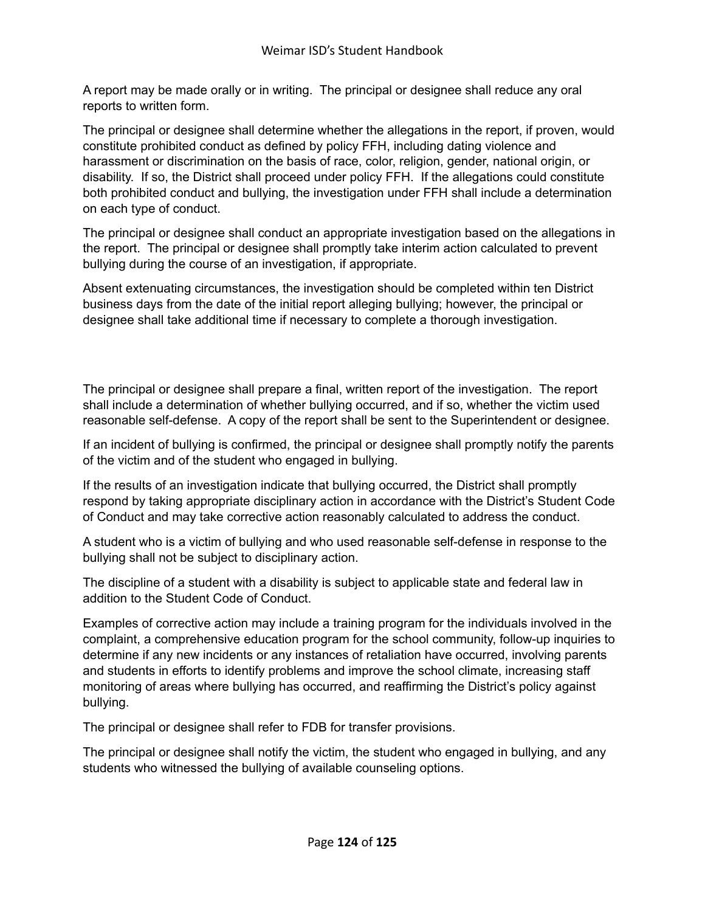A report may be made orally or in writing. The principal or designee shall reduce any oral reports to written form.

The principal or designee shall determine whether the allegations in the report, if proven, would constitute prohibited conduct as defined by policy FFH, including dating violence and harassment or discrimination on the basis of race, color, religion, gender, national origin, or disability. If so, the District shall proceed under policy FFH. If the allegations could constitute both prohibited conduct and bullying, the investigation under FFH shall include a determination on each type of conduct.

The principal or designee shall conduct an appropriate investigation based on the allegations in the report. The principal or designee shall promptly take interim action calculated to prevent bullying during the course of an investigation, if appropriate.

Absent extenuating circumstances, the investigation should be completed within ten District business days from the date of the initial report alleging bullying; however, the principal or designee shall take additional time if necessary to complete a thorough investigation.

The principal or designee shall prepare a final, written report of the investigation. The report shall include a determination of whether bullying occurred, and if so, whether the victim used reasonable self-defense. A copy of the report shall be sent to the Superintendent or designee.

If an incident of bullying is confirmed, the principal or designee shall promptly notify the parents of the victim and of the student who engaged in bullying.

If the results of an investigation indicate that bullying occurred, the District shall promptly respond by taking appropriate disciplinary action in accordance with the District's Student Code of Conduct and may take corrective action reasonably calculated to address the conduct.

A student who is a victim of bullying and who used reasonable self-defense in response to the bullying shall not be subject to disciplinary action.

The discipline of a student with a disability is subject to applicable state and federal law in addition to the Student Code of Conduct.

Examples of corrective action may include a training program for the individuals involved in the complaint, a comprehensive education program for the school community, follow-up inquiries to determine if any new incidents or any instances of retaliation have occurred, involving parents and students in efforts to identify problems and improve the school climate, increasing staff monitoring of areas where bullying has occurred, and reaffirming the District's policy against bullying.

The principal or designee shall refer to FDB for transfer provisions.

The principal or designee shall notify the victim, the student who engaged in bullying, and any students who witnessed the bullying of available counseling options.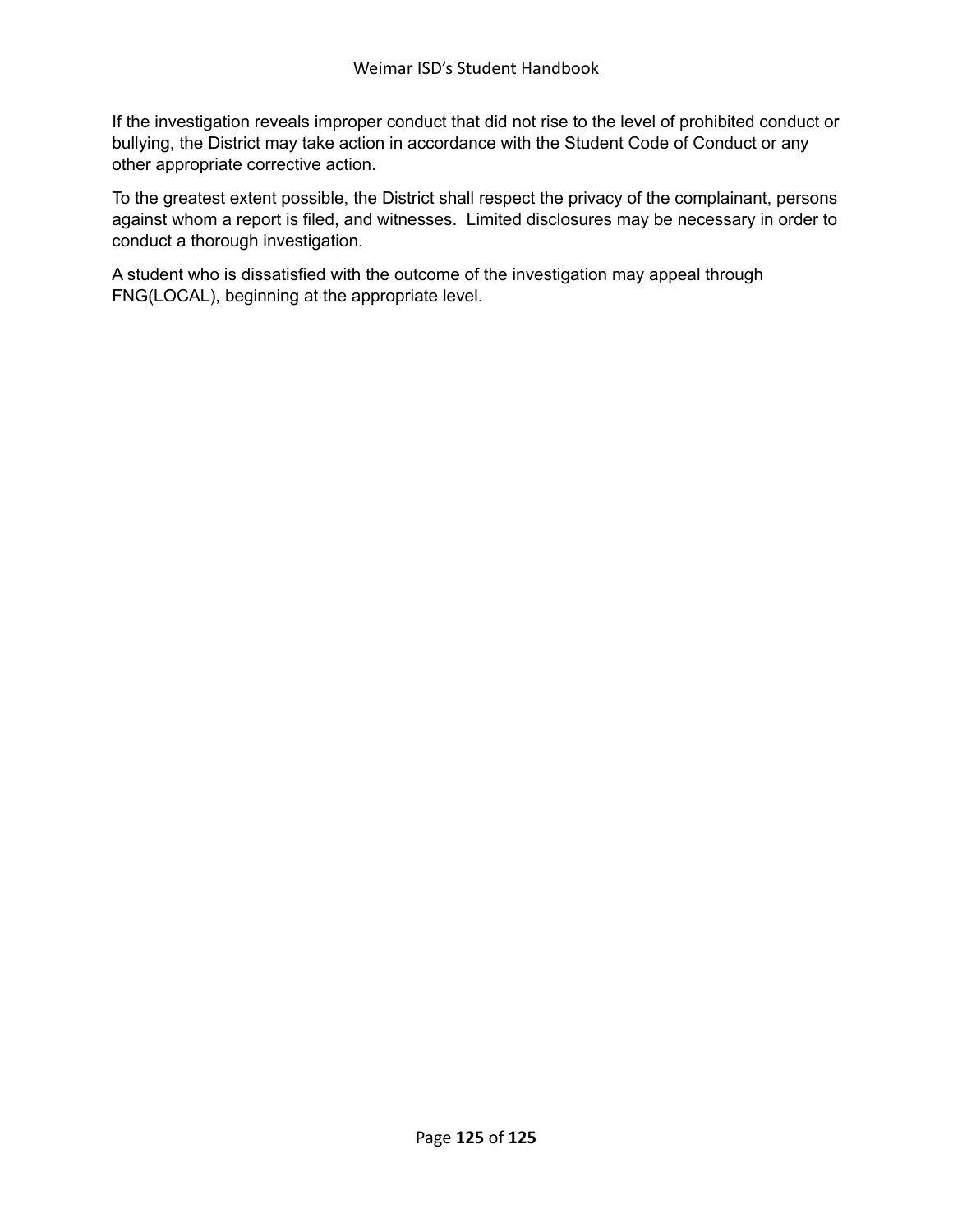If the investigation reveals improper conduct that did not rise to the level of prohibited conduct or bullying, the District may take action in accordance with the Student Code of Conduct or any other appropriate corrective action.

To the greatest extent possible, the District shall respect the privacy of the complainant, persons against whom a report is filed, and witnesses. Limited disclosures may be necessary in order to conduct a thorough investigation.

A student who is dissatisfied with the outcome of the investigation may appeal through FNG(LOCAL), beginning at the appropriate level.